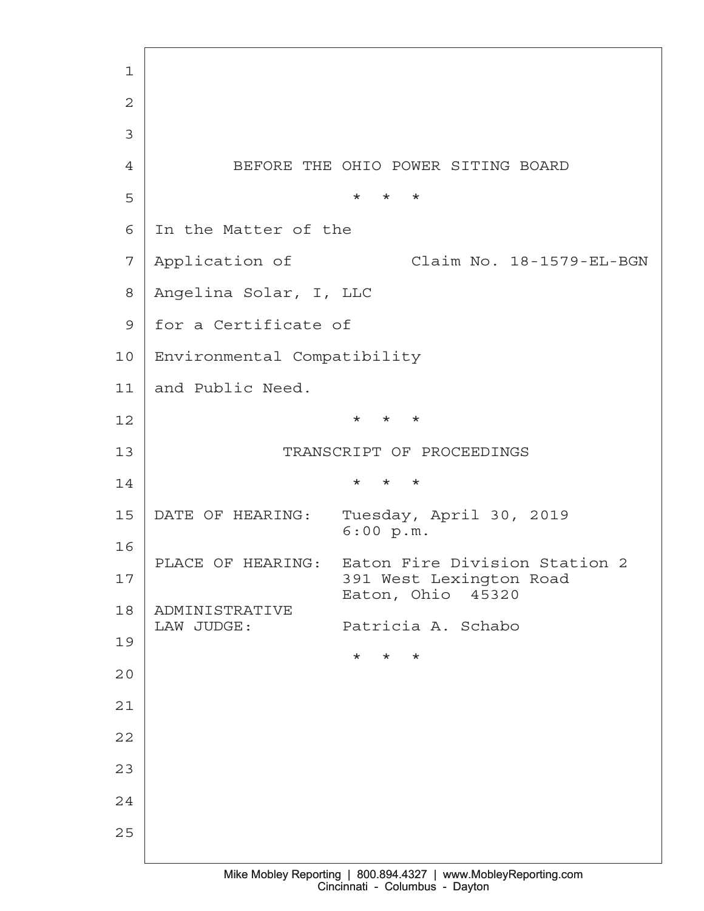BEFORE THE OHIO POWER SITING BOARD

\* \* \*

In the Matter of the Application of Angelina Solar, I, LLC for a Certificate of Environmental Compatibility and Public Need.

Claim No. 18-1579-EL-BGN

\* \* \*

TRANSCRIPT OF PROCEEDINGS

\* \* \*

DATE OF HEARING: Tuesday, April 30, 2019
6:00 p.m.

PLACE OF HEARING: Eaton Fire Division Station 2
391 West Lexington Road
Eaton, Ohio 45320

ADMINISTRATIVE LAW JUDGE: Patricia A. Schabo

\* \* \*

Mike Mobley Reporting | 800.894.4327 | www.MobleyReporting.com
Cincinnati - Columbus - Dayton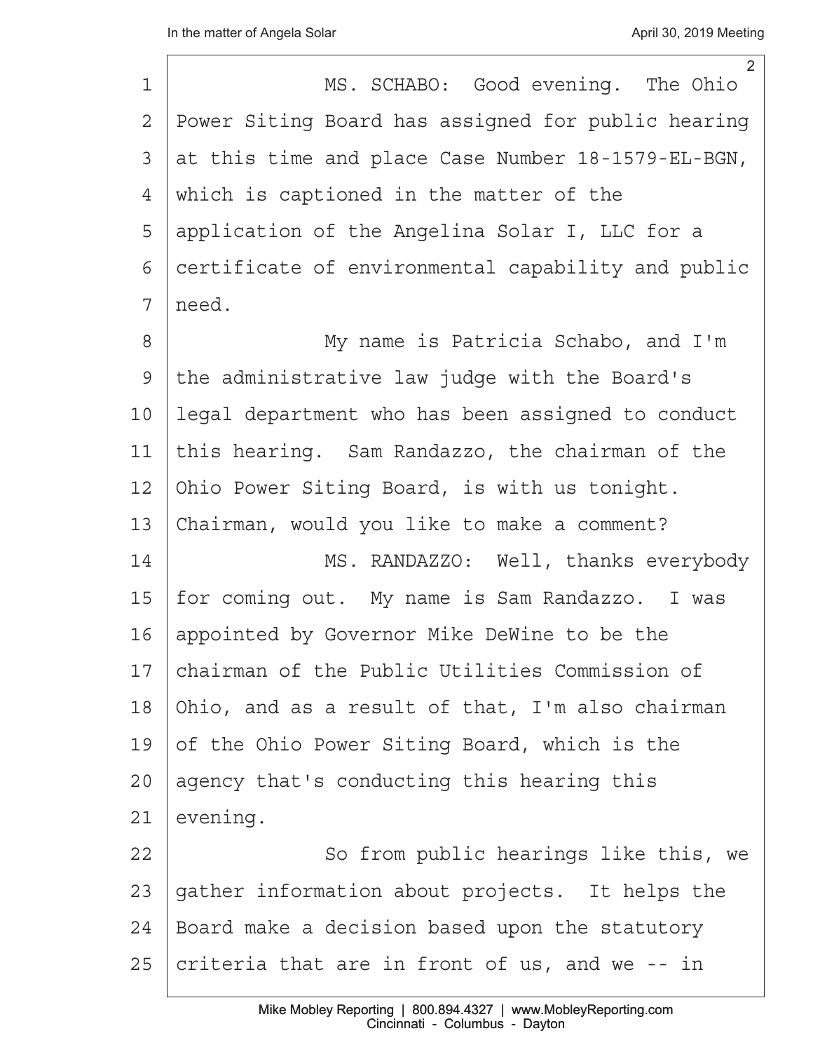MS. SCHABO: Good evening. The Ohio Power Siting Board has assigned for public hearing at this time and place Case Number 18-1579-EL-BGN, which is captioned in the matter of the application of the Angelina Solar I, LLC for a certificate of environmental capability and public need.

My name is Patricia Schabo, and I'm the administrative law judge with the Board's legal department who has been assigned to conduct this hearing. Sam Randazzo, the chairman of the Ohio Power Siting Board, is with us tonight. Chairman, would you like to make a comment?

MS. RANDAZZO: Well, thanks everybody for coming out. My name is Sam Randazzo. I was appointed by Governor Mike DeWine to be the chairman of the Public Utilities Commission of Ohio, and as a result of that, I'm also chairman of the Ohio Power Siting Board, which is the agency that's conducting this hearing this evening.

So from public hearings like this, we gather information about projects. It helps the Board make a decision based upon the statutory criteria that are in front of us, and we -- in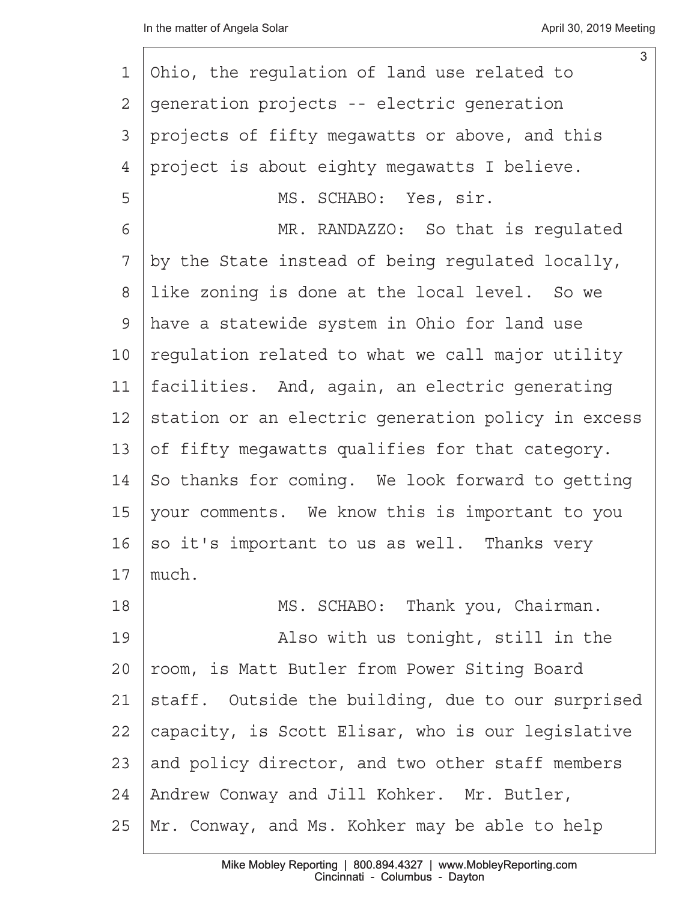Ohio, the regulation of land use related to generation projects -- electric generation projects of fifty megawatts or above, and this project is about eighty megawatts I believe.

MS. SCHABO: Yes, sir.

MR. RANDAZZO: So that is regulated by the State instead of being regulated locally, like zoning is done at the local level. So we have a statewide system in Ohio for land use regulation related to what we call major utility facilities. And, again, an electric generating station or an electric generation policy in excess of fifty megawatts qualifies for that category. So thanks for coming. We look forward to getting your comments. We know this is important to you so it's important to us as well. Thanks very much.

MS. SCHABO: Thank you, Chairman.

Also with us tonight, still in the room, is Matt Butler from Power Siting Board staff. Outside the building, due to our surprised capacity, is Scott Elisar, who is our legislative and policy director, and two other staff members Andrew Conway and Jill Kohker. Mr. Butler, Mr. Conway, and Ms. Kohker may be able to help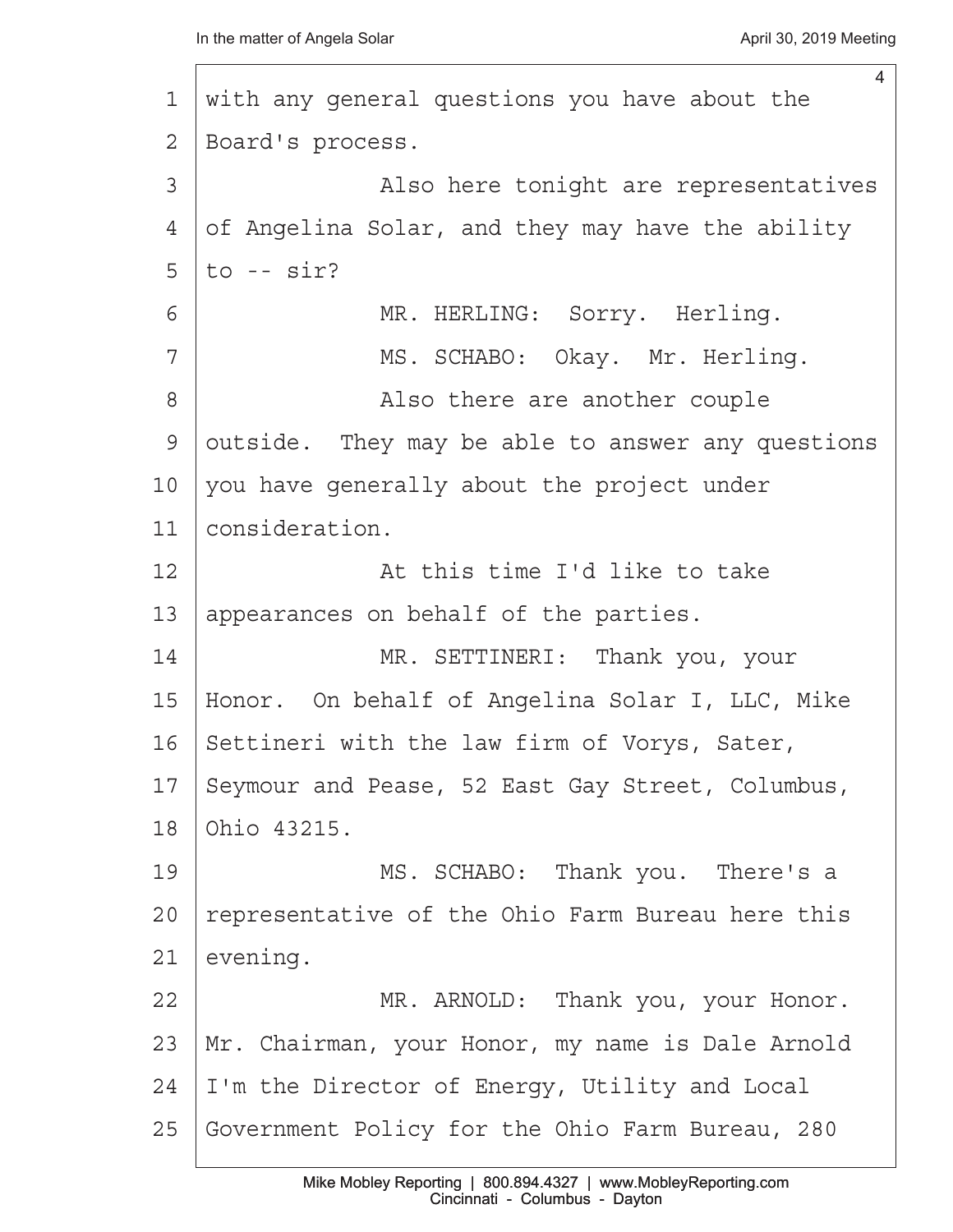with any general questions you have about the Board's process.

Also here tonight are representatives of Angelina Solar, and they may have the ability to -- sir?

MR. HERLING: Sorry. Herling.

MS. SCHABO: Okay. Mr. Herling.

Also there are another couple outside. They may be able to answer any questions you have generally about the project under consideration.

At this time I'd like to take appearances on behalf of the parties.

MR. SETTINERI: Thank you, your Honor. On behalf of Angelina Solar I, LLC, Mike Settineri with the law firm of Vorys, Sater, Seymour and Pease, 52 East Gay Street, Columbus, Ohio 43215.

MS. SCHABO: Thank you. There's a representative of the Ohio Farm Bureau here this evening.

MR. ARNOLD: Thank you, your Honor. Mr. Chairman, your Honor, my name is Dale Arnold I'm the Director of Energy, Utility and Local Government Policy for the Ohio Farm Bureau, 280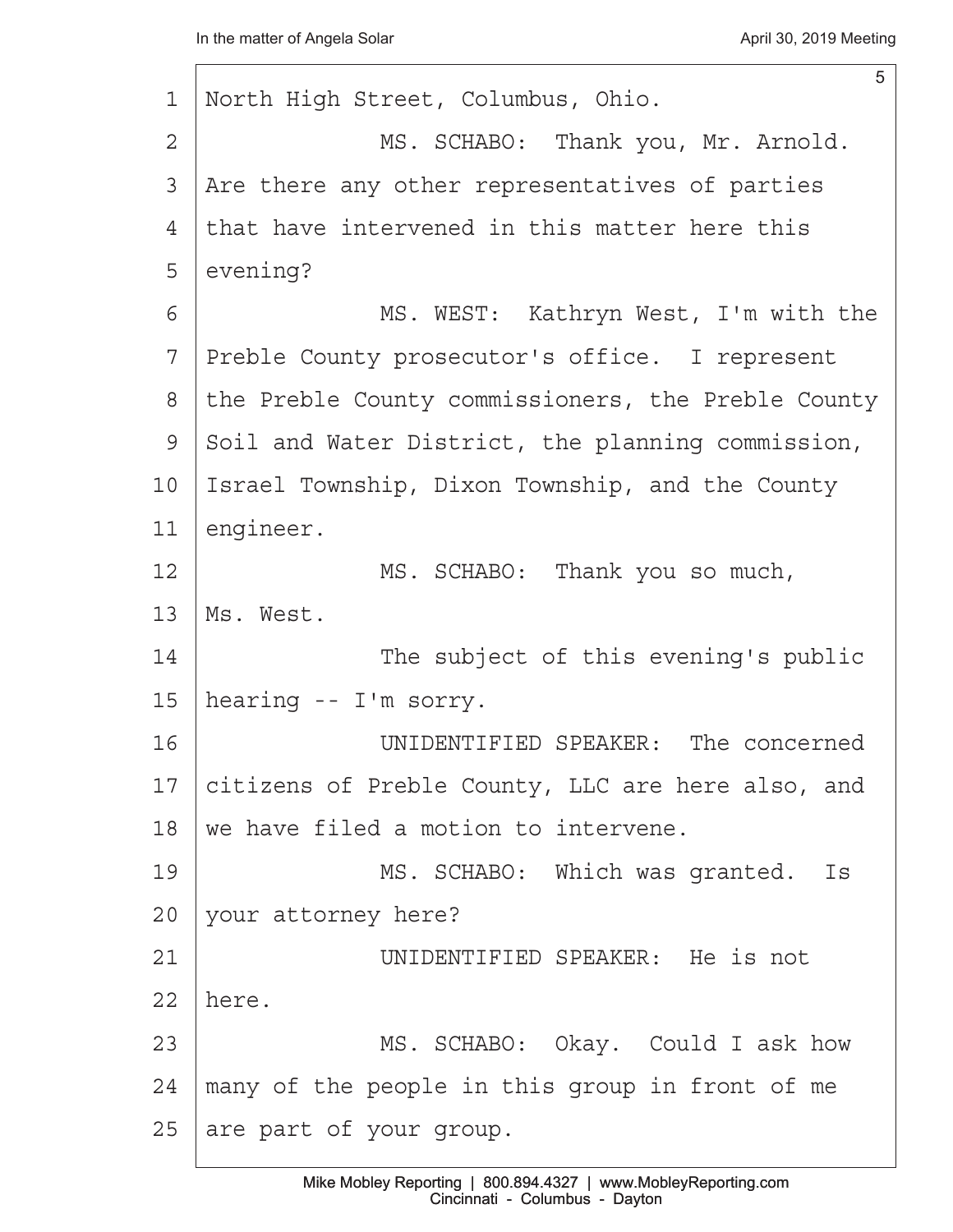North High Street, Columbus, Ohio.

MS. SCHABO: Thank you, Mr. Arnold. Are there any other representatives of parties that have intervened in this matter here this evening?

MS. WEST: Kathryn West, I'm with the Preble County prosecutor's office. I represent the Preble County commissioners, the Preble County Soil and Water District, the planning commission, Israel Township, Dixon Township, and the County engineer.

MS. SCHABO: Thank you so much, Ms. West.

The subject of this evening's public hearing -- I'm sorry.

UNIDENTIFIED SPEAKER: The concerned citizens of Preble County, LLC are here also, and we have filed a motion to intervene.

MS. SCHABO: Which was granted. Is your attorney here?

UNIDENTIFIED SPEAKER: He is not here.

MS. SCHABO: Okay. Could I ask how many of the people in this group in front of me are part of your group.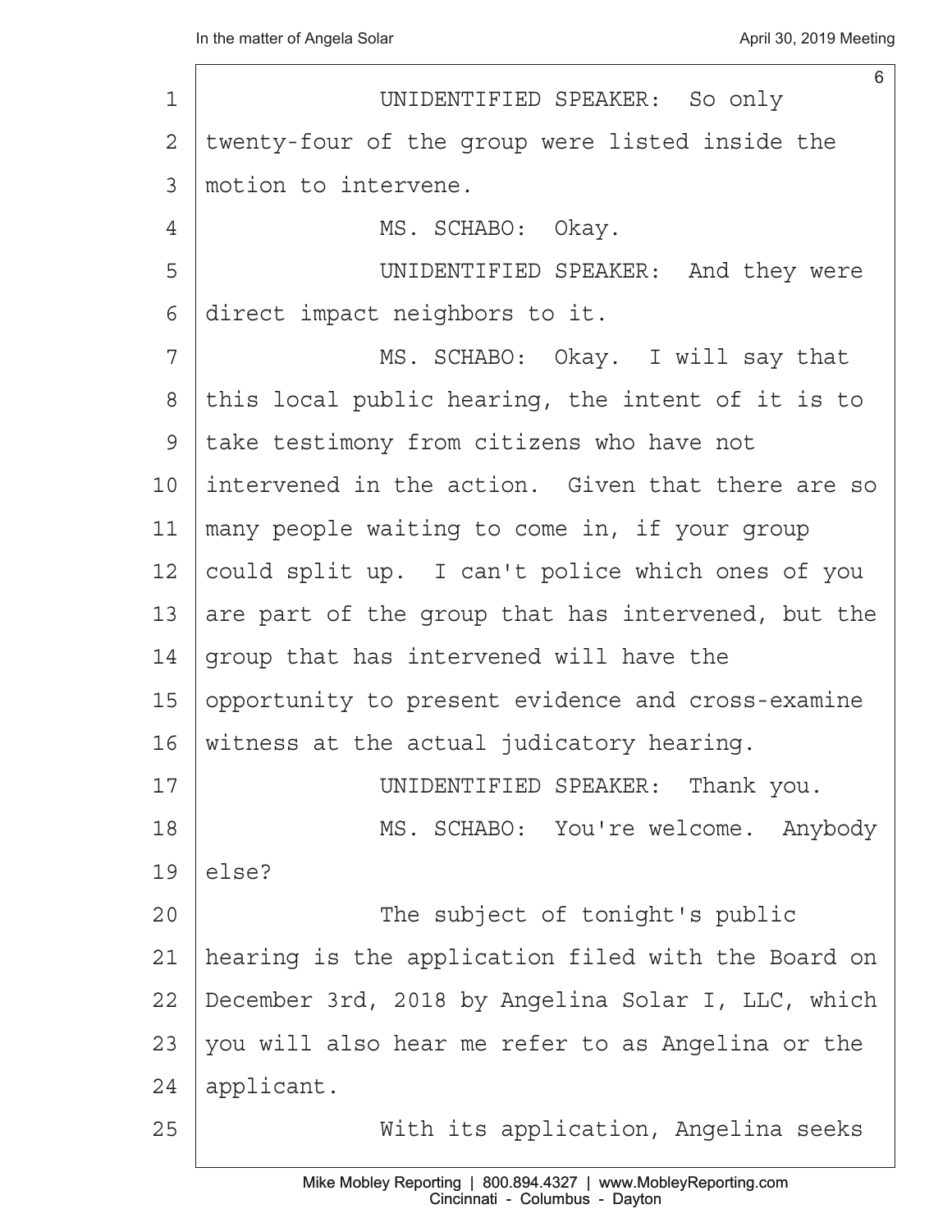UNIDENTIFIED SPEAKER: So only twenty-four of the group were listed inside the motion to intervene.

MS. SCHABO: Okay.

UNIDENTIFIED SPEAKER: And they were direct impact neighbors to it.

MS. SCHABO: Okay. I will say that this local public hearing, the intent of it is to take testimony from citizens who have not intervened in the action. Given that there are so many people waiting to come in, if your group could split up. I can't police which ones of you are part of the group that has intervened, but the group that has intervened will have the opportunity to present evidence and cross-examine witness at the actual judicatory hearing.

UNIDENTIFIED SPEAKER: Thank you.

MS. SCHABO: You're welcome. Anybody else?

The subject of tonight's public hearing is the application filed with the Board on December 3rd, 2018 by Angelina Solar I, LLC, which you will also hear me refer to as Angelina or the applicant.

With its application, Angelina seeks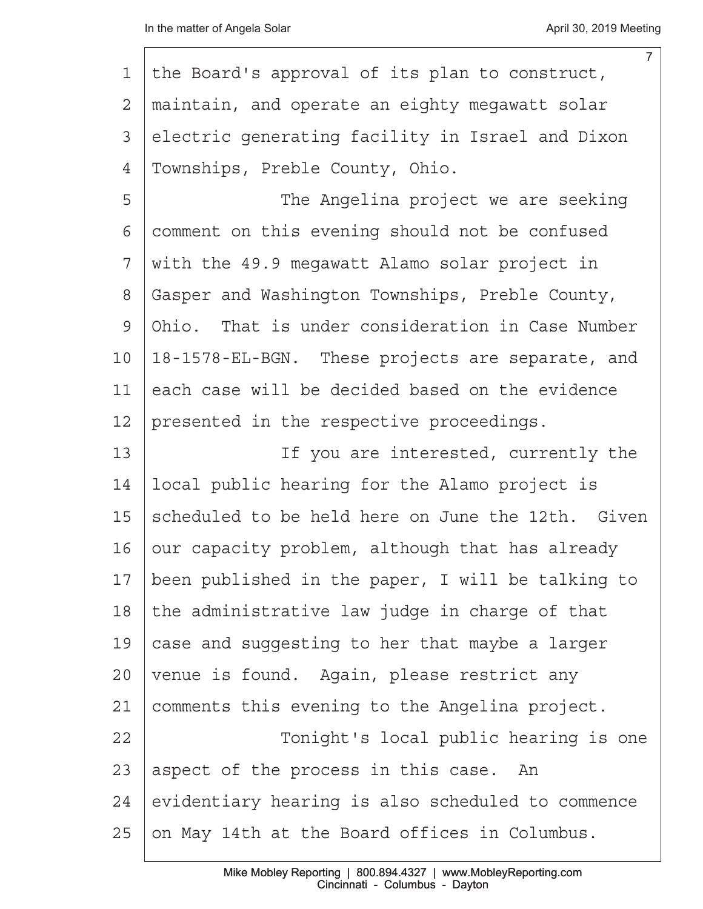the Board's approval of its plan to construct, maintain, and operate an eighty megawatt solar electric generating facility in Israel and Dixon Townships, Preble County, Ohio.

The Angelina project we are seeking comment on this evening should not be confused with the 49.9 megawatt Alamo solar project in Gasper and Washington Townships, Preble County, Ohio. That is under consideration in Case Number 18-1578-EL-BGN. These projects are separate, and each case will be decided based on the evidence presented in the respective proceedings.

If you are interested, currently the local public hearing for the Alamo project is scheduled to be held here on June the 12th. Given our capacity problem, although that has already been published in the paper, I will be talking to the administrative law judge in charge of that case and suggesting to her that maybe a larger venue is found. Again, please restrict any comments this evening to the Angelina project.

Tonight's local public hearing is one aspect of the process in this case. An evidentiary hearing is also scheduled to commence on May 14th at the Board offices in Columbus.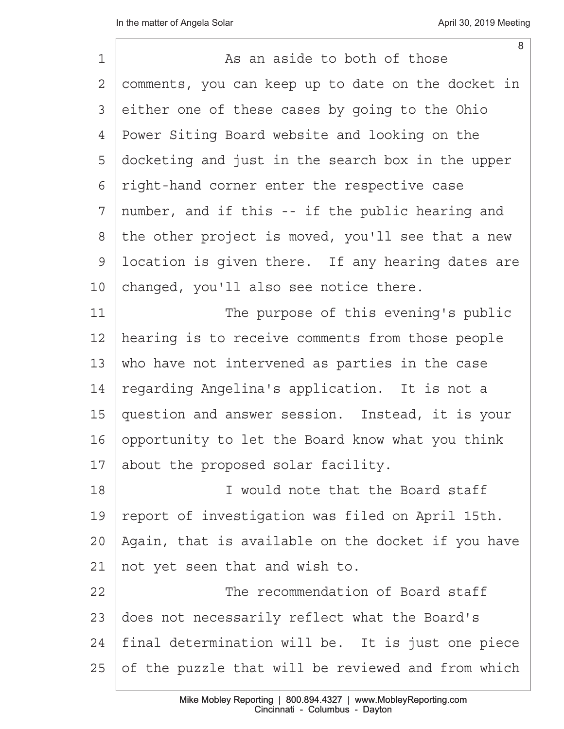As an aside to both of those comments, you can keep up to date on the docket in either one of these cases by going to the Ohio Power Siting Board website and looking on the docketing and just in the search box in the upper right-hand corner enter the respective case number, and if this -- if the public hearing and the other project is moved, you'll see that a new location is given there. If any hearing dates are changed, you'll also see notice there.

The purpose of this evening's public hearing is to receive comments from those people who have not intervened as parties in the case regarding Angelina's application. It is not a question and answer session. Instead, it is your opportunity to let the Board know what you think about the proposed solar facility.

I would note that the Board staff report of investigation was filed on April 15th. Again, that is available on the docket if you have not yet seen that and wish to.

The recommendation of Board staff does not necessarily reflect what the Board's final determination will be. It is just one piece of the puzzle that will be reviewed and from which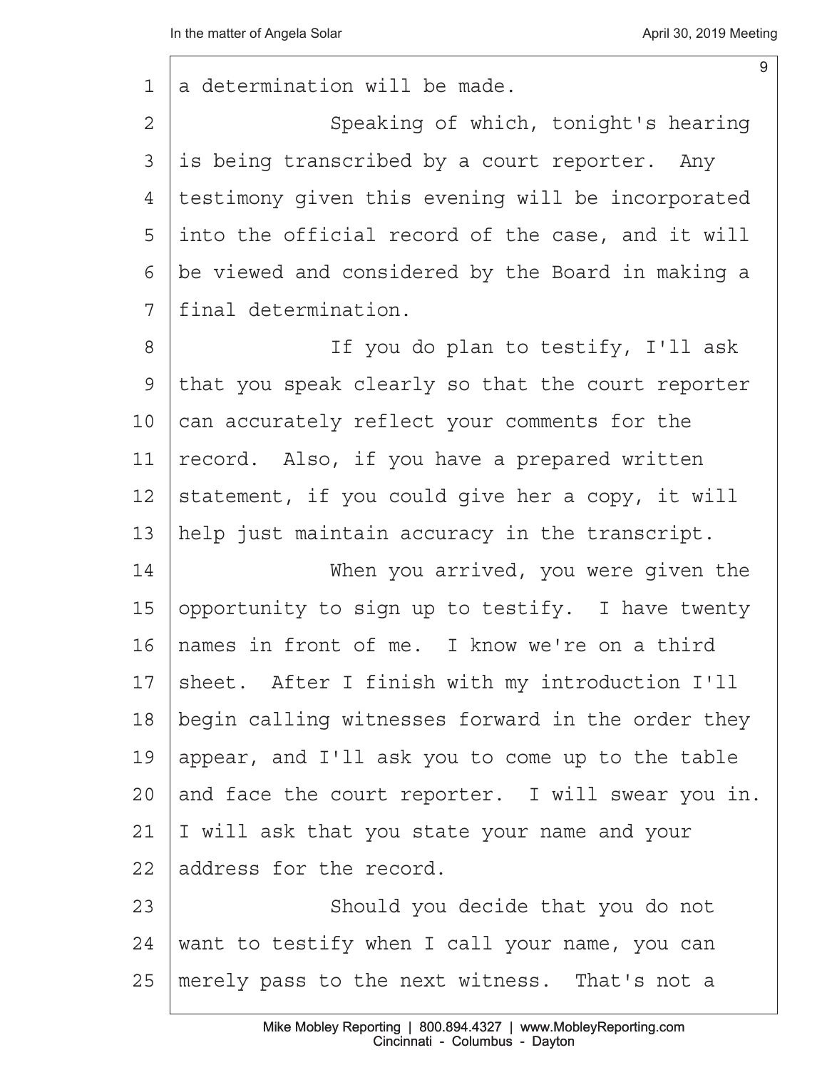a determination will be made.

Speaking of which, tonight's hearing is being transcribed by a court reporter. Any testimony given this evening will be incorporated into the official record of the case, and it will be viewed and considered by the Board in making a final determination.

If you do plan to testify, I'll ask that you speak clearly so that the court reporter can accurately reflect your comments for the record. Also, if you have a prepared written statement, if you could give her a copy, it will help just maintain accuracy in the transcript.

When you arrived, you were given the opportunity to sign up to testify. I have twenty names in front of me. I know we're on a third sheet. After I finish with my introduction I'll begin calling witnesses forward in the order they appear, and I'll ask you to come up to the table and face the court reporter. I will swear you in. I will ask that you state your name and your address for the record.

Should you decide that you do not want to testify when I call your name, you can merely pass to the next witness. That's not a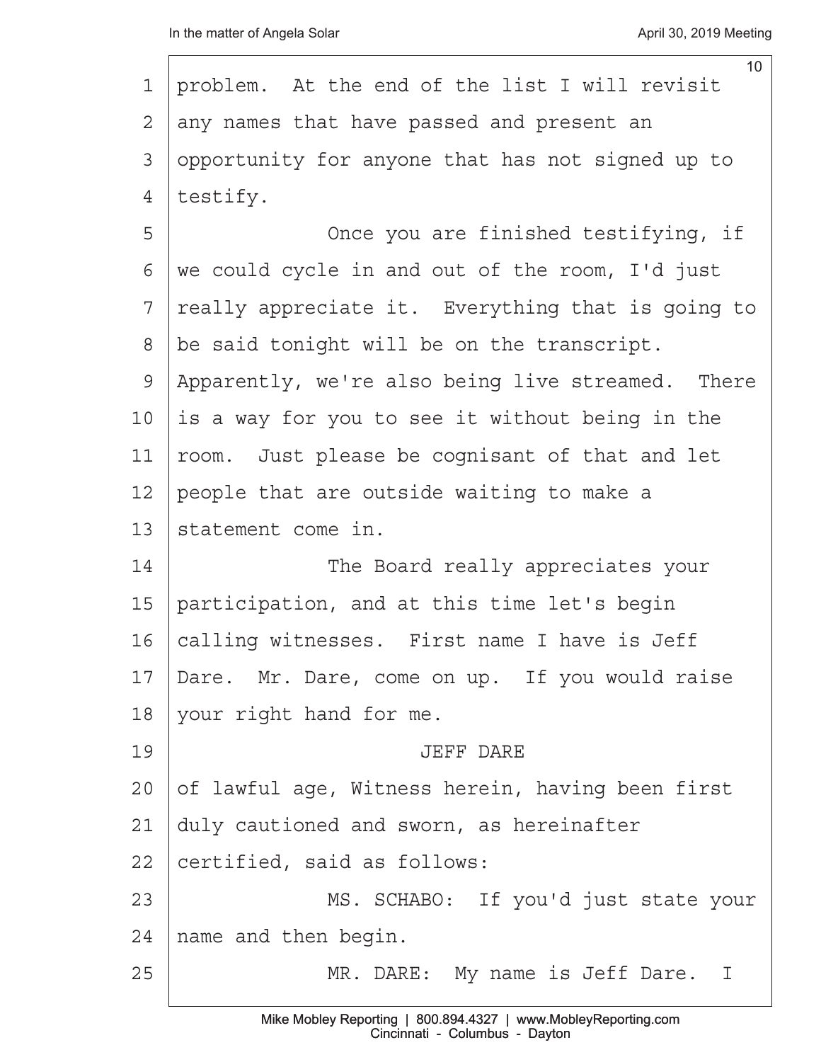problem. At the end of the list I will revisit any names that have passed and present an opportunity for anyone that has not signed up to testify.

Once you are finished testifying, if we could cycle in and out of the room, I'd just really appreciate it. Everything that is going to be said tonight will be on the transcript. Apparently, we're also being live streamed. There is a way for you to see it without being in the room. Just please be cognisant of that and let people that are outside waiting to make a statement come in.

The Board really appreciates your participation, and at this time let's begin calling witnesses. First name I have is Jeff Dare. Mr. Dare, come on up. If you would raise your right hand for me.

JEFF DARE

of lawful age, Witness herein, having been first duly cautioned and sworn, as hereinafter certified, said as follows:

MS. SCHABO: If you'd just state your name and then begin.

MR. DARE: My name is Jeff Dare. I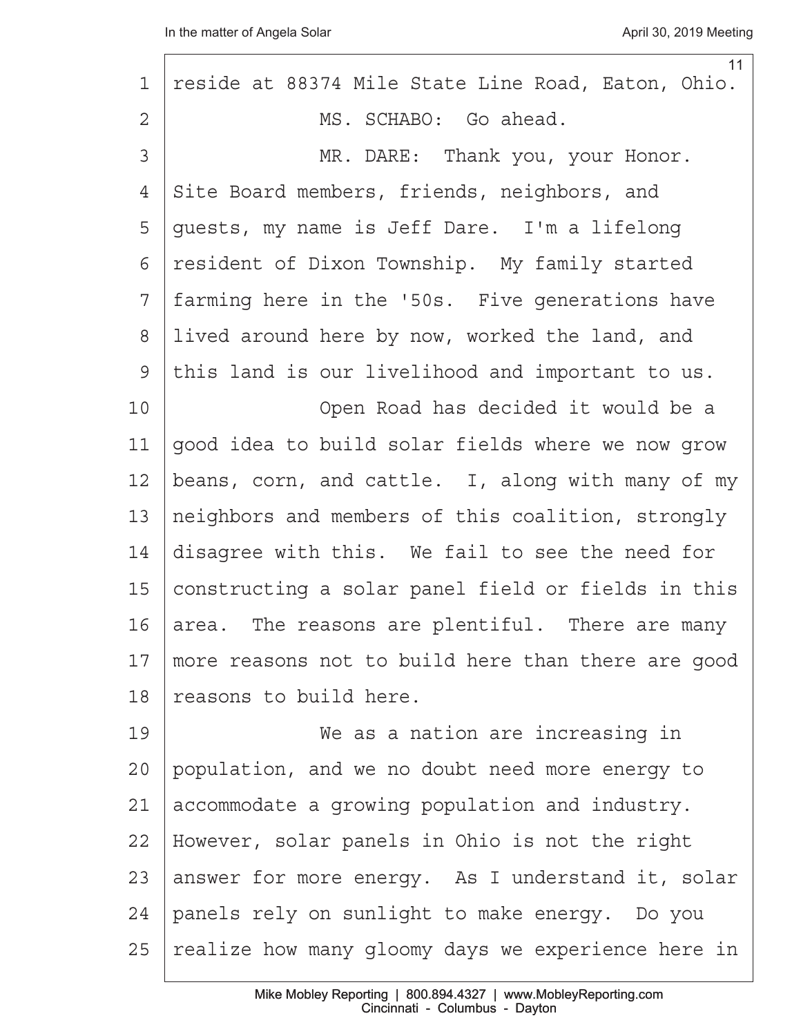reside at 88374 Mile State Line Road, Eaton, Ohio.

MS. SCHABO: Go ahead.

MR. DARE: Thank you, your Honor. Site Board members, friends, neighbors, and guests, my name is Jeff Dare. I'm a lifelong resident of Dixon Township. My family started farming here in the '50s. Five generations have lived around here by now, worked the land, and this land is our livelihood and important to us.

Open Road has decided it would be a good idea to build solar fields where we now grow beans, corn, and cattle. I, along with many of my neighbors and members of this coalition, strongly disagree with this. We fail to see the need for constructing a solar panel field or fields in this area. The reasons are plentiful. There are many more reasons not to build here than there are good reasons to build here.

We as a nation are increasing in population, and we no doubt need more energy to accommodate a growing population and industry. However, solar panels in Ohio is not the right answer for more energy. As I understand it, solar panels rely on sunlight to make energy. Do you realize how many gloomy days we experience here in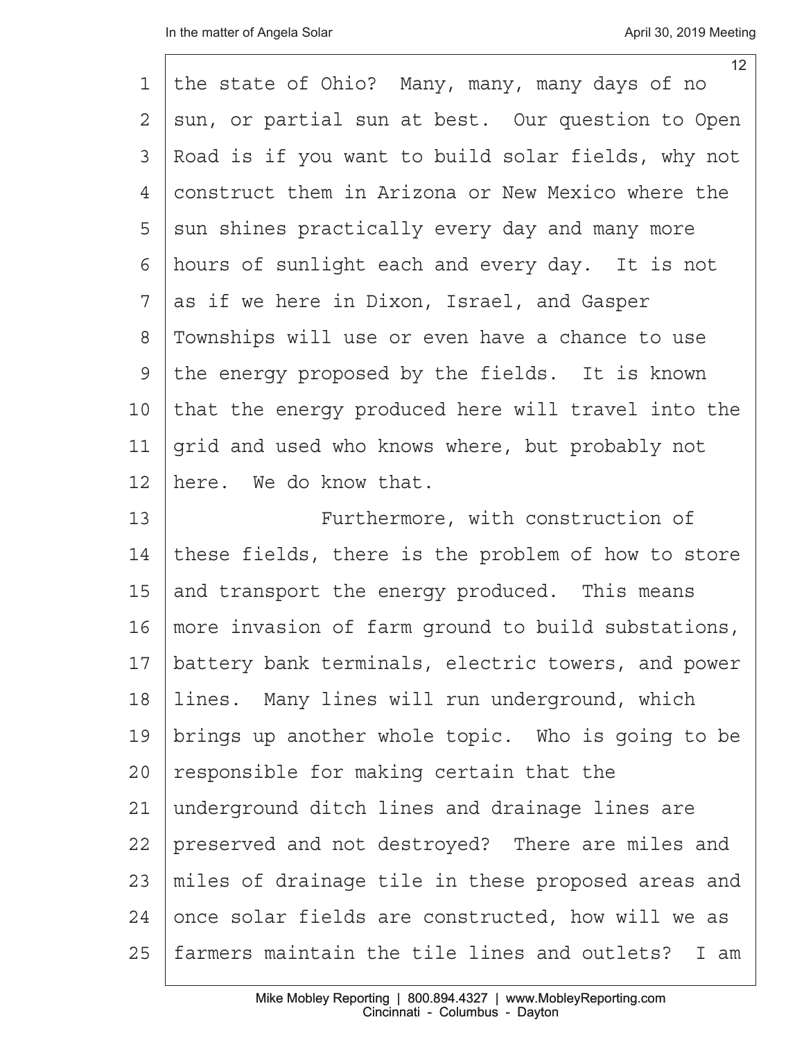the state of Ohio? Many, many, many days of no sun, or partial sun at best. Our question to Open Road is if you want to build solar fields, why not construct them in Arizona or New Mexico where the sun shines practically every day and many more hours of sunlight each and every day. It is not as if we here in Dixon, Israel, and Gasper Townships will use or even have a chance to use the energy proposed by the fields. It is known that the energy produced here will travel into the grid and used who knows where, but probably not here. We do know that.

Furthermore, with construction of these fields, there is the problem of how to store and transport the energy produced. This means more invasion of farm ground to build substations, battery bank terminals, electric towers, and power lines. Many lines will run underground, which brings up another whole topic. Who is going to be responsible for making certain that the underground ditch lines and drainage lines are preserved and not destroyed? There are miles and miles of drainage tile in these proposed areas and once solar fields are constructed, how will we as farmers maintain the tile lines and outlets? I am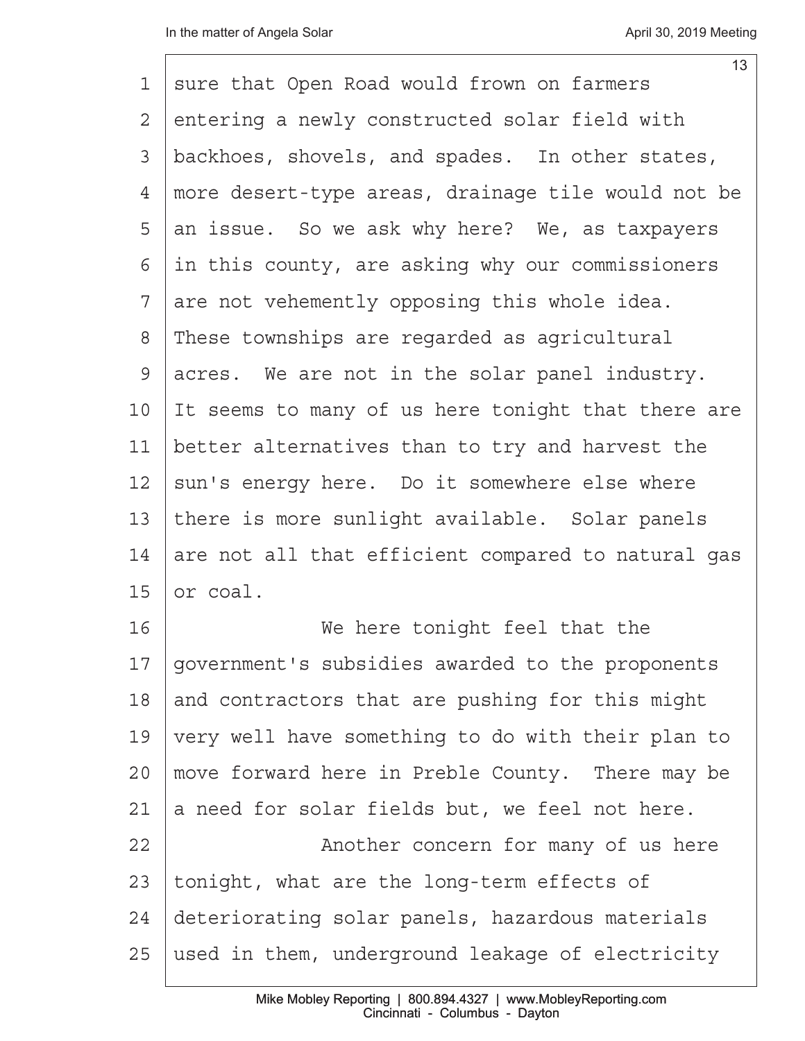sure that Open Road would frown on farmers entering a newly constructed solar field with backhoes, shovels, and spades. In other states, more desert-type areas, drainage tile would not be an issue. So we ask why here? We, as taxpayers in this county, are asking why our commissioners are not vehemently opposing this whole idea. These townships are regarded as agricultural acres. We are not in the solar panel industry. It seems to many of us here tonight that there are better alternatives than to try and harvest the sun's energy here. Do it somewhere else where there is more sunlight available. Solar panels are not all that efficient compared to natural gas or coal.

We here tonight feel that the government's subsidies awarded to the proponents and contractors that are pushing for this might very well have something to do with their plan to move forward here in Preble County. There may be a need for solar fields but, we feel not here.

Another concern for many of us here tonight, what are the long-term effects of deteriorating solar panels, hazardous materials used in them, underground leakage of electricity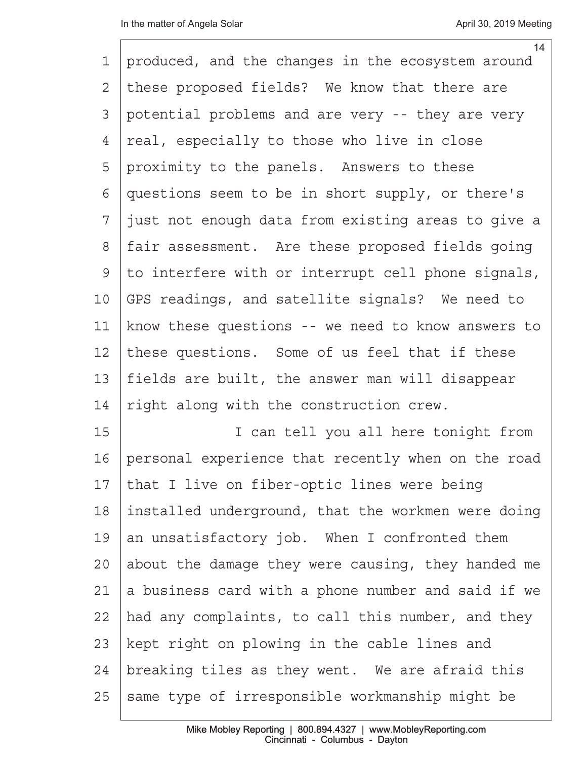produced, and the changes in the ecosystem around these proposed fields? We know that there are potential problems and are very -- they are very real, especially to those who live in close proximity to the panels. Answers to these questions seem to be in short supply, or there's just not enough data from existing areas to give a fair assessment. Are these proposed fields going to interfere with or interrupt cell phone signals, GPS readings, and satellite signals? We need to know these questions -- we need to know answers to these questions. Some of us feel that if these fields are built, the answer man will disappear right along with the construction crew.

I can tell you all here tonight from personal experience that recently when on the road that I live on fiber-optic lines were being installed underground, that the workmen were doing an unsatisfactory job. When I confronted them about the damage they were causing, they handed me a business card with a phone number and said if we had any complaints, to call this number, and they kept right on plowing in the cable lines and breaking tiles as they went. We are afraid this same type of irresponsible workmanship might be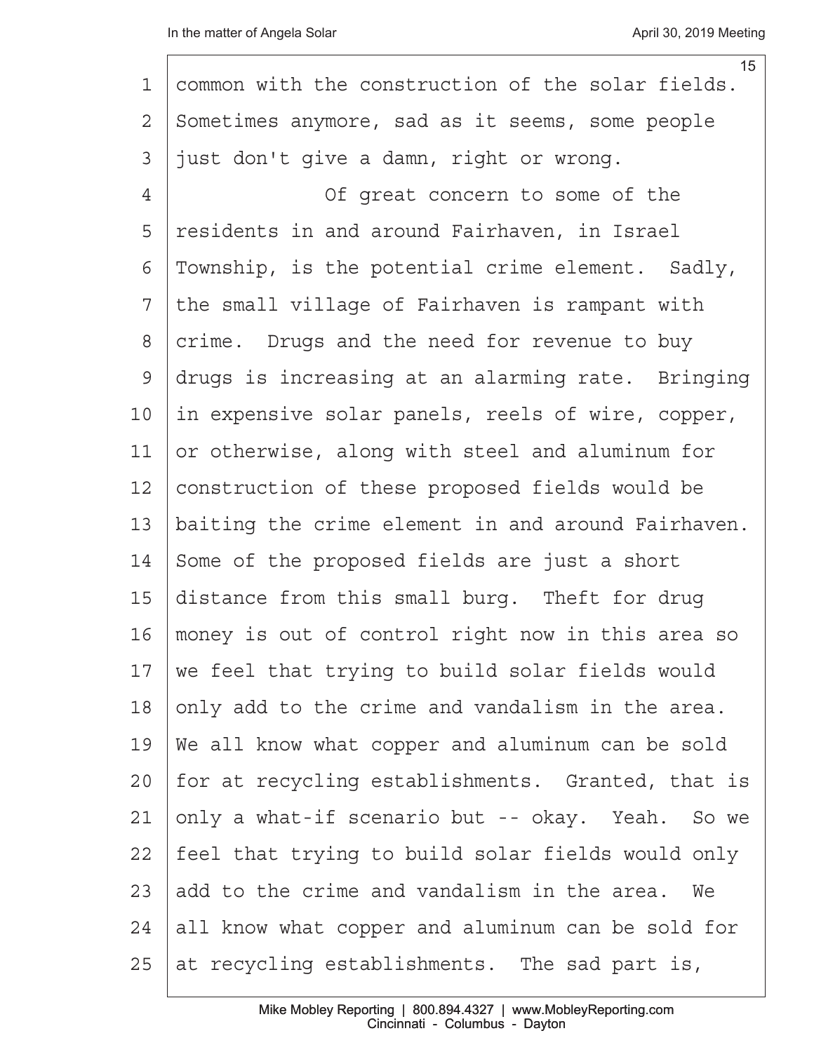common with the construction of the solar fields. Sometimes anymore, sad as it seems, some people just don't give a damn, right or wrong.

Of great concern to some of the residents in and around Fairhaven, in Israel Township, is the potential crime element. Sadly, the small village of Fairhaven is rampant with crime. Drugs and the need for revenue to buy drugs is increasing at an alarming rate. Bringing in expensive solar panels, reels of wire, copper, or otherwise, along with steel and aluminum for construction of these proposed fields would be baiting the crime element in and around Fairhaven. Some of the proposed fields are just a short distance from this small burg. Theft for drug money is out of control right now in this area so we feel that trying to build solar fields would only add to the crime and vandalism in the area. We all know what copper and aluminum can be sold for at recycling establishments. Granted, that is only a what-if scenario but -- okay. Yeah. So we feel that trying to build solar fields would only add to the crime and vandalism in the area. We all know what copper and aluminum can be sold for at recycling establishments. The sad part is,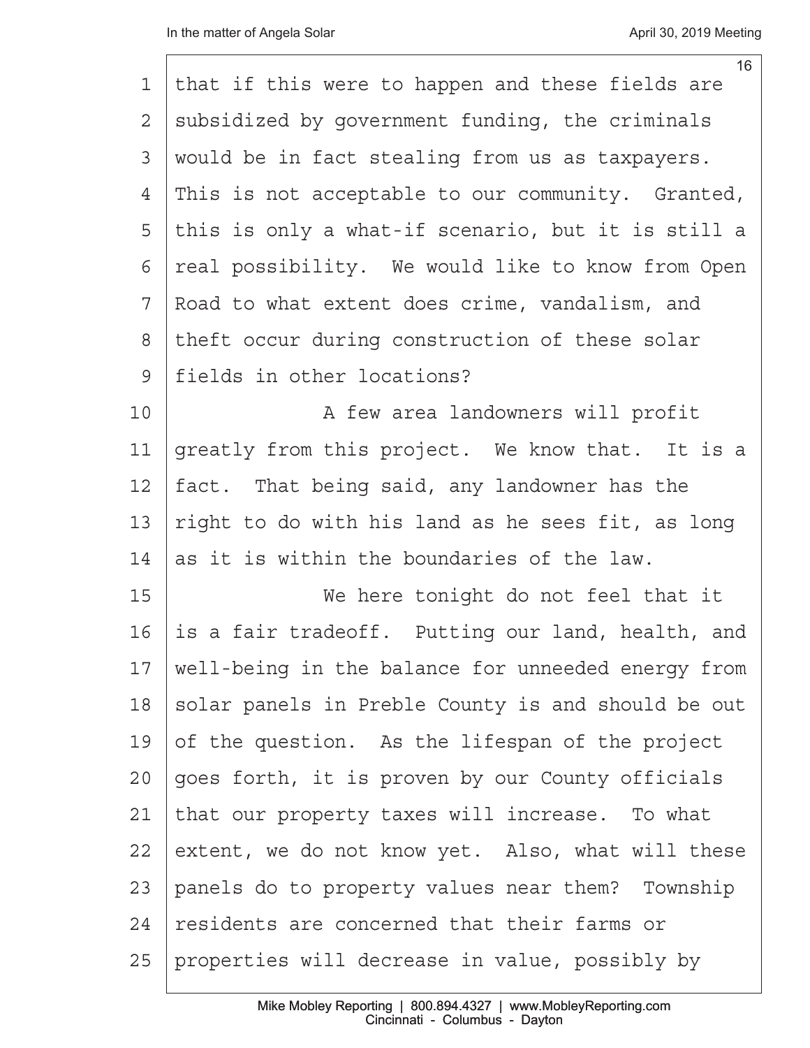that if this were to happen and these fields are subsidized by government funding, the criminals would be in fact stealing from us as taxpayers. This is not acceptable to our community. Granted, this is only a what-if scenario, but it is still a real possibility. We would like to know from Open Road to what extent does crime, vandalism, and theft occur during construction of these solar fields in other locations?

A few area landowners will profit greatly from this project. We know that. It is a fact. That being said, any landowner has the right to do with his land as he sees fit, as long as it is within the boundaries of the law.

We here tonight do not feel that it is a fair tradeoff. Putting our land, health, and well-being in the balance for unneeded energy from solar panels in Preble County is and should be out of the question. As the lifespan of the project goes forth, it is proven by our County officials that our property taxes will increase. To what extent, we do not know yet. Also, what will these panels do to property values near them? Township residents are concerned that their farms or properties will decrease in value, possibly by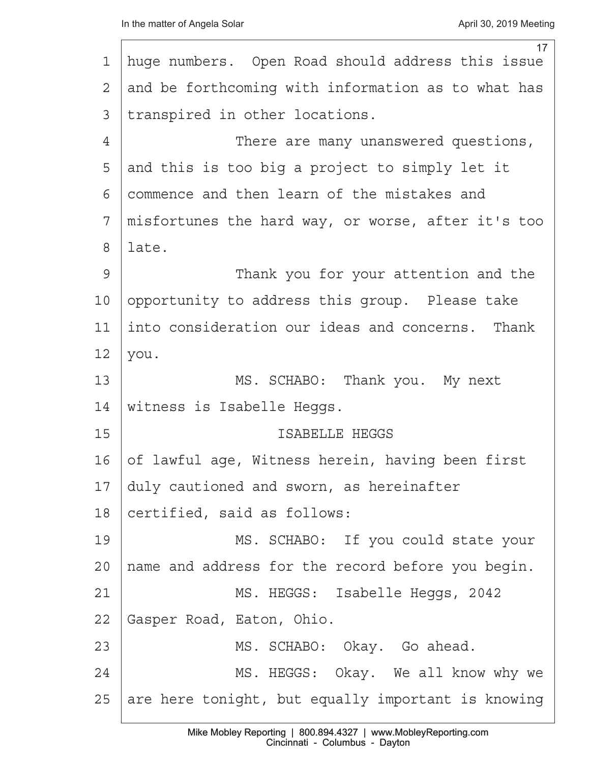huge numbers. Open Road should address this issue and be forthcoming with information as to what has transpired in other locations.

There are many unanswered questions, and this is too big a project to simply let it commence and then learn of the mistakes and misfortunes the hard way, or worse, after it's too late.

Thank you for your attention and the opportunity to address this group. Please take into consideration our ideas and concerns. Thank you.

MS. SCHABO: Thank you. My next witness is Isabelle Heggs.

ISABELLE HEGGS

of lawful age, Witness herein, having been first duly cautioned and sworn, as hereinafter certified, said as follows:

MS. SCHABO: If you could state your name and address for the record before you begin.

MS. HEGGS: Isabelle Heggs, 2042 Gasper Road, Eaton, Ohio.

MS. SCHABO: Okay. Go ahead.

MS. HEGGS: Okay. We all know why we are here tonight, but equally important is knowing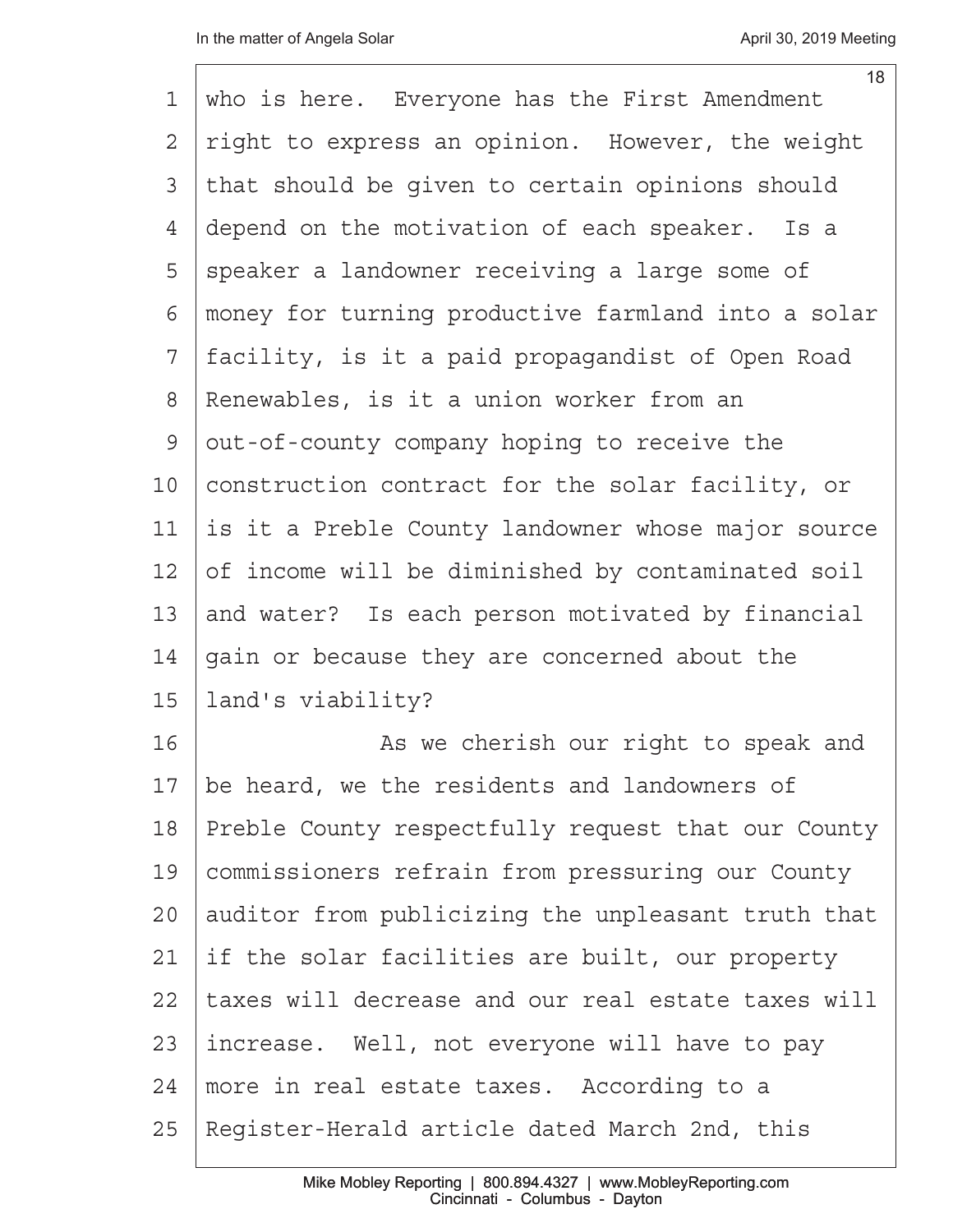who is here. Everyone has the First Amendment right to express an opinion. However, the weight that should be given to certain opinions should depend on the motivation of each speaker. Is a speaker a landowner receiving a large some of money for turning productive farmland into a solar facility, is it a paid propagandist of Open Road Renewables, is it a union worker from an out-of-county company hoping to receive the construction contract for the solar facility, or is it a Preble County landowner whose major source of income will be diminished by contaminated soil and water? Is each person motivated by financial gain or because they are concerned about the land's viability?

As we cherish our right to speak and be heard, we the residents and landowners of Preble County respectfully request that our County commissioners refrain from pressuring our County auditor from publicizing the unpleasant truth that if the solar facilities are built, our property taxes will decrease and our real estate taxes will increase. Well, not everyone will have to pay more in real estate taxes. According to a Register-Herald article dated March 2nd, this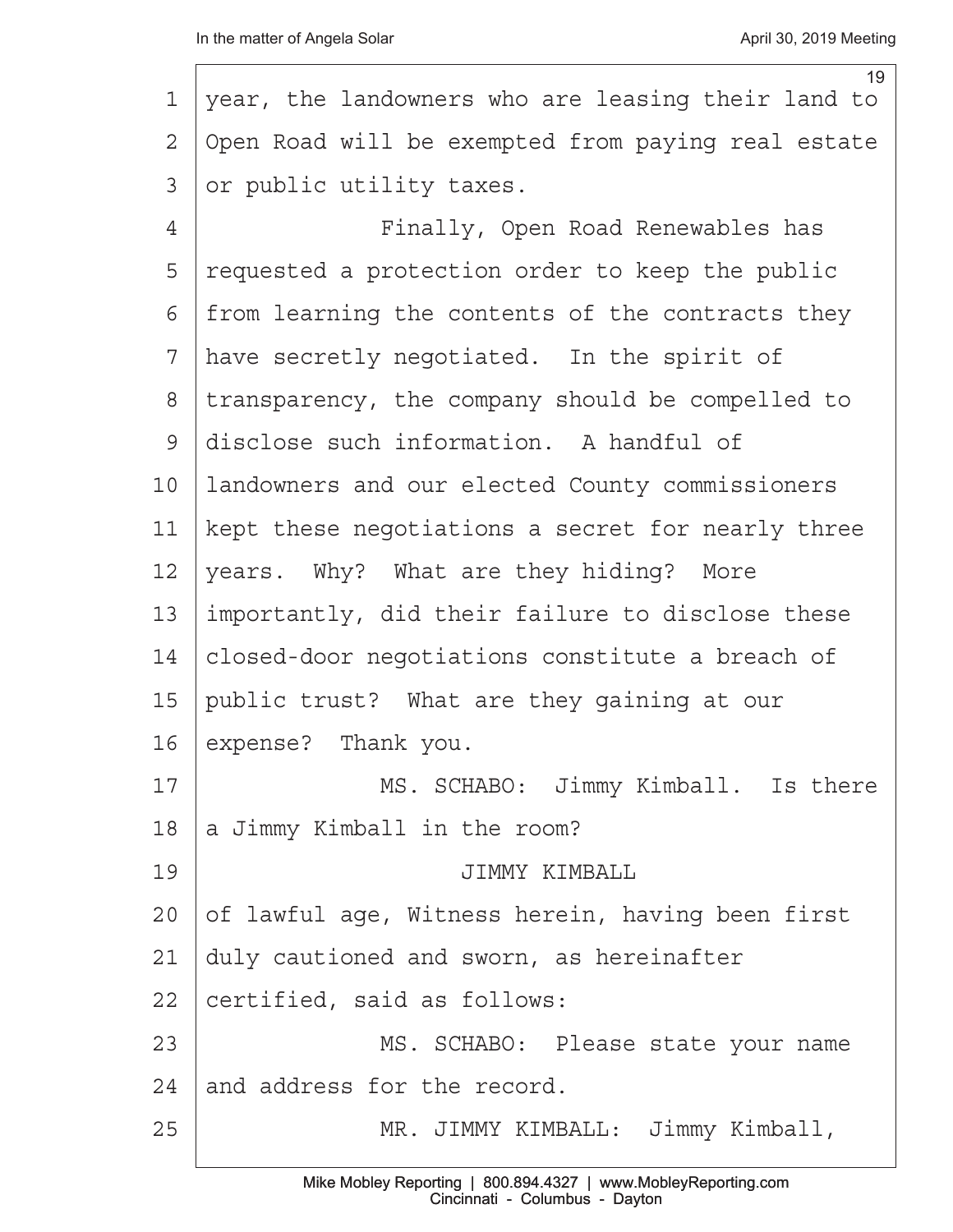year, the landowners who are leasing their land to Open Road will be exempted from paying real estate or public utility taxes.

Finally, Open Road Renewables has requested a protection order to keep the public from learning the contents of the contracts they have secretly negotiated. In the spirit of transparency, the company should be compelled to disclose such information. A handful of landowners and our elected County commissioners kept these negotiations a secret for nearly three years. Why? What are they hiding? More importantly, did their failure to disclose these closed-door negotiations constitute a breach of public trust? What are they gaining at our expense? Thank you.

MS. SCHABO: Jimmy Kimball. Is there a Jimmy Kimball in the room?

JIMMY KIMBALL

of lawful age, Witness herein, having been first duly cautioned and sworn, as hereinafter certified, said as follows:

MS. SCHABO: Please state your name and address for the record.

MR. JIMMY KIMBALL: Jimmy Kimball,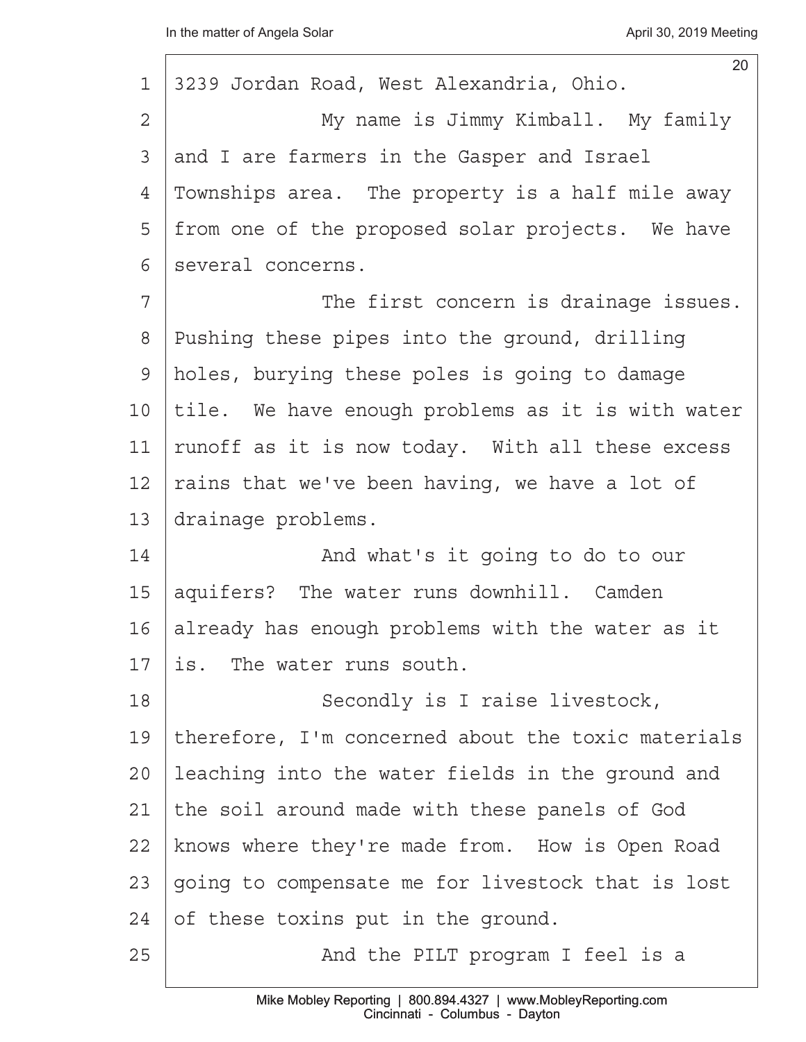3239 Jordan Road, West Alexandria, Ohio.

My name is Jimmy Kimball. My family and I are farmers in the Gasper and Israel Townships area. The property is a half mile away from one of the proposed solar projects. We have several concerns.

The first concern is drainage issues. Pushing these pipes into the ground, drilling holes, burying these poles is going to damage tile. We have enough problems as it is with water runoff as it is now today. With all these excess rains that we've been having, we have a lot of drainage problems.

And what's it going to do to our aquifers? The water runs downhill. Camden already has enough problems with the water as it is. The water runs south.

Secondly is I raise livestock, therefore, I'm concerned about the toxic materials leaching into the water fields in the ground and the soil around made with these panels of God knows where they're made from. How is Open Road going to compensate me for livestock that is lost of these toxins put in the ground.

And the PILT program I feel is a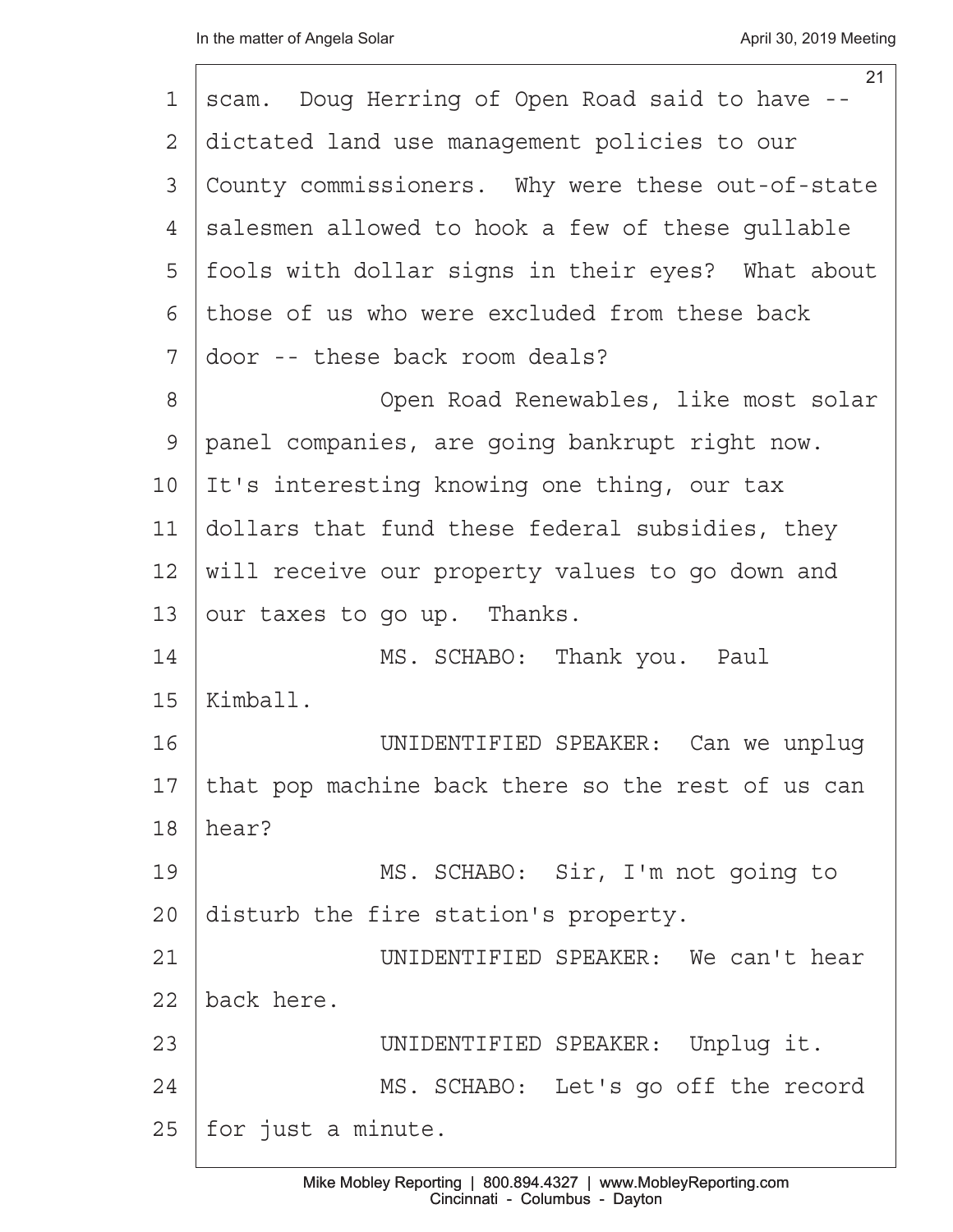scam. Doug Herring of Open Road said to have -- dictated land use management policies to our County commissioners. Why were these out-of-state salesmen allowed to hook a few of these gullable fools with dollar signs in their eyes? What about those of us who were excluded from these back door -- these back room deals?

Open Road Renewables, like most solar panel companies, are going bankrupt right now. It's interesting knowing one thing, our tax dollars that fund these federal subsidies, they will receive our property values to go down and our taxes to go up. Thanks.

MS. SCHABO: Thank you. Paul Kimball.

UNIDENTIFIED SPEAKER: Can we unplug that pop machine back there so the rest of us can hear?

MS. SCHABO: Sir, I'm not going to disturb the fire station's property.

UNIDENTIFIED SPEAKER: We can't hear back here.

UNIDENTIFIED SPEAKER: Unplug it.

MS. SCHABO: Let's go off the record for just a minute.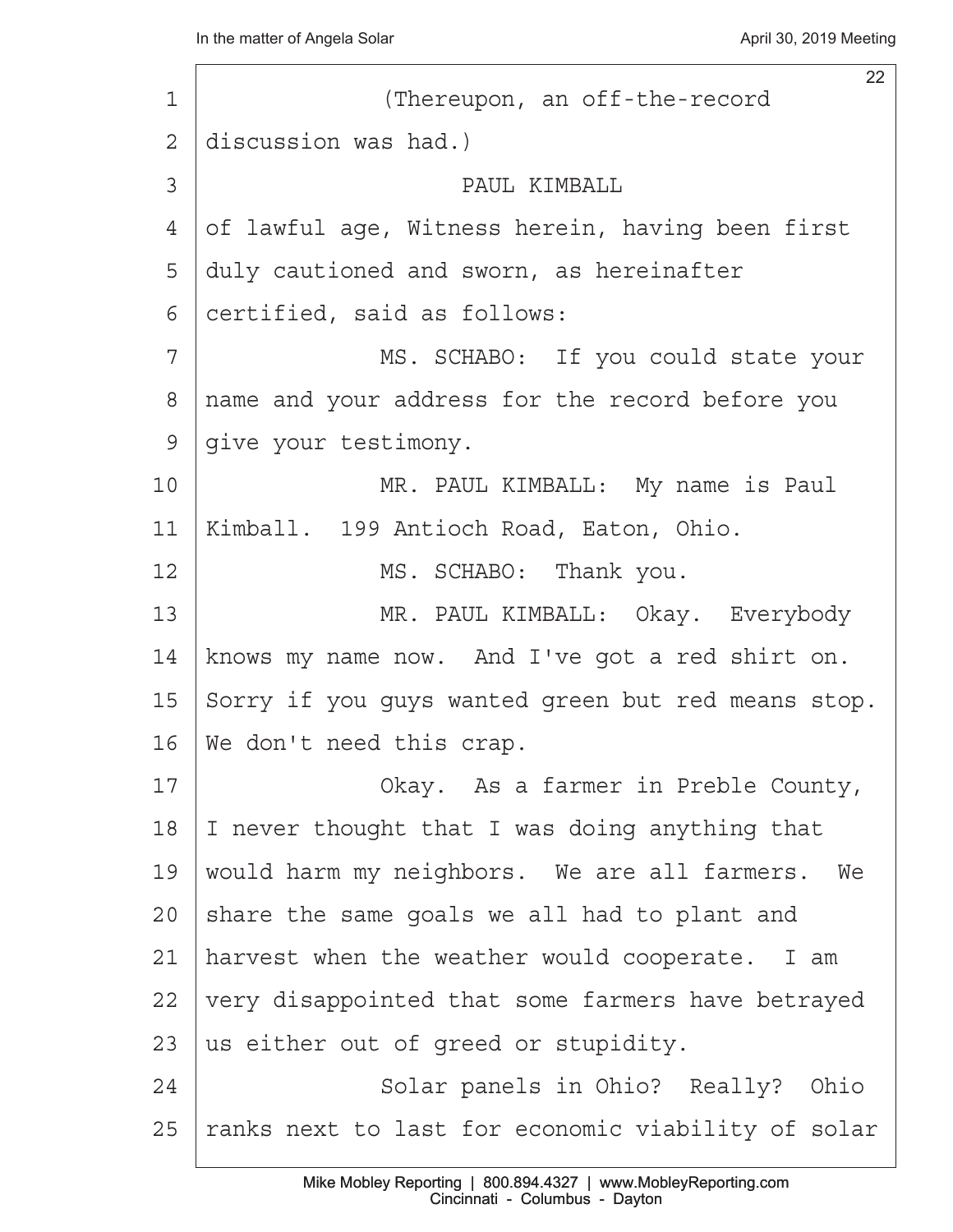(Thereupon, an off-the-record discussion was had.)

PAUL KIMBALL

of lawful age, Witness herein, having been first duly cautioned and sworn, as hereinafter certified, said as follows:

MS. SCHABO: If you could state your name and your address for the record before you give your testimony.

MR. PAUL KIMBALL: My name is Paul Kimball. 199 Antioch Road, Eaton, Ohio.

MS. SCHABO: Thank you.

MR. PAUL KIMBALL: Okay. Everybody knows my name now. And I've got a red shirt on. Sorry if you guys wanted green but red means stop. We don't need this crap.

Okay. As a farmer in Preble County, I never thought that I was doing anything that would harm my neighbors. We are all farmers. We share the same goals we all had to plant and harvest when the weather would cooperate. I am very disappointed that some farmers have betrayed us either out of greed or stupidity.

Solar panels in Ohio? Really? Ohio ranks next to last for economic viability of solar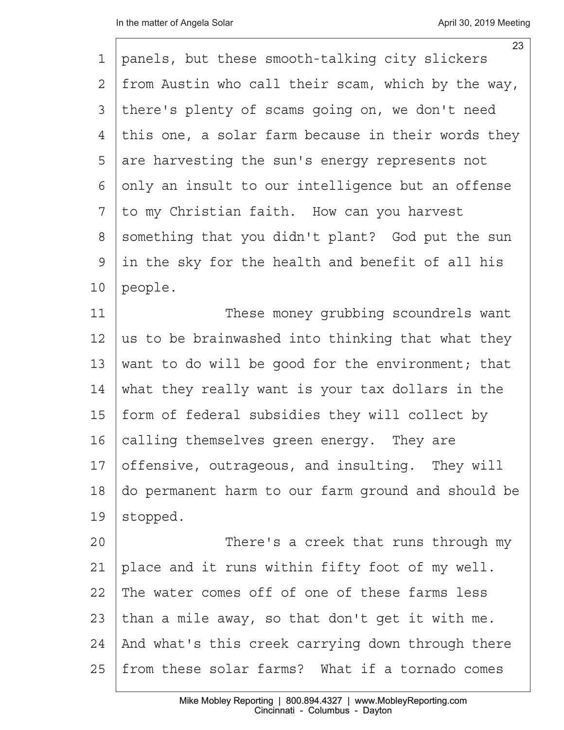panels, but these smooth-talking city slickers from Austin who call their scam, which by the way, there's plenty of scams going on, we don't need this one, a solar farm because in their words they are harvesting the sun's energy represents not only an insult to our intelligence but an offense to my Christian faith. How can you harvest something that you didn't plant? God put the sun in the sky for the health and benefit of all his people.

These money grubbing scoundrels want us to be brainwashed into thinking that what they want to do will be good for the environment; that what they really want is your tax dollars in the form of federal subsidies they will collect by calling themselves green energy. They are offensive, outrageous, and insulting. They will do permanent harm to our farm ground and should be stopped.

There's a creek that runs through my place and it runs within fifty foot of my well. The water comes off of one of these farms less than a mile away, so that don't get it with me. And what's this creek carrying down through there from these solar farms? What if a tornado comes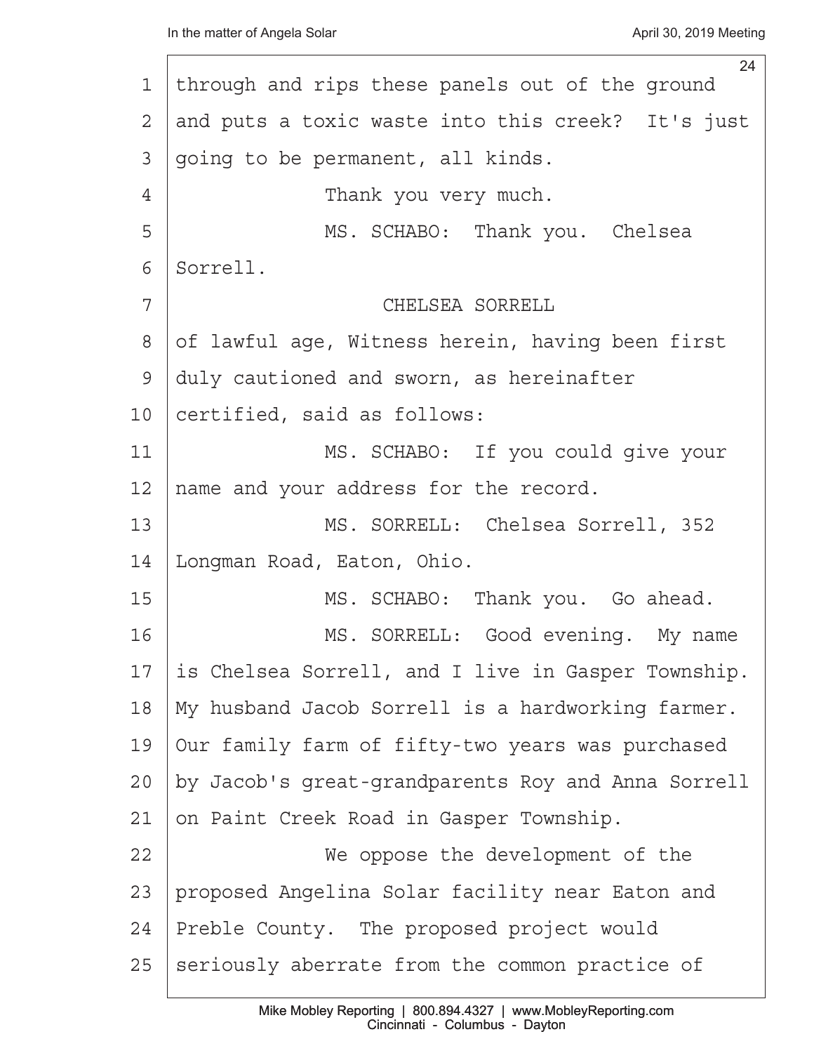through and rips these panels out of the ground and puts a toxic waste into this creek? It's just going to be permanent, all kinds.

Thank you very much.

MS. SCHABO: Thank you. Chelsea Sorrell.

CHELSEA SORRELL

of lawful age, Witness herein, having been first duly cautioned and sworn, as hereinafter certified, said as follows:

MS. SCHABO: If you could give your name and your address for the record.

MS. SORRELL: Chelsea Sorrell, 352 Longman Road, Eaton, Ohio.

MS. SCHABO: Thank you. Go ahead.

MS. SORRELL: Good evening. My name is Chelsea Sorrell, and I live in Gasper Township. My husband Jacob Sorrell is a hardworking farmer. Our family farm of fifty-two years was purchased by Jacob's great-grandparents Roy and Anna Sorrell on Paint Creek Road in Gasper Township.

We oppose the development of the proposed Angelina Solar facility near Eaton and Preble County. The proposed project would seriously aberrate from the common practice of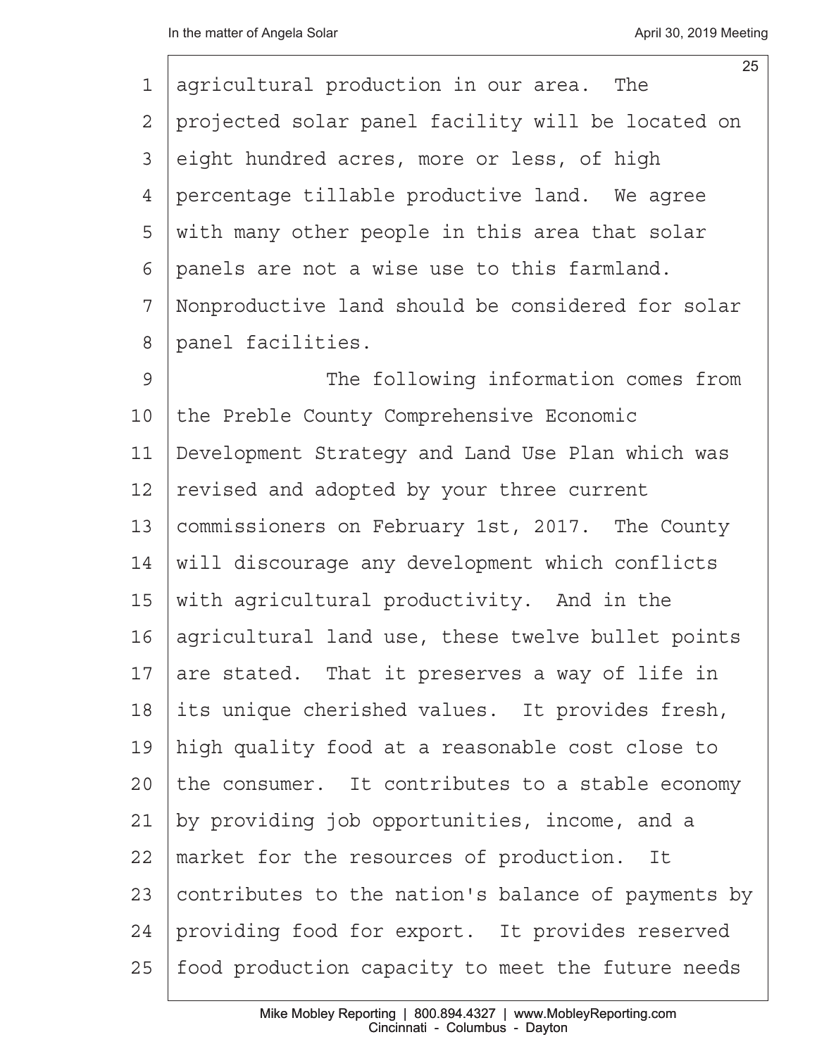agricultural production in our area. The projected solar panel facility will be located on eight hundred acres, more or less, of high percentage tillable productive land. We agree with many other people in this area that solar panels are not a wise use to this farmland. Nonproductive land should be considered for solar panel facilities.

The following information comes from the Preble County Comprehensive Economic Development Strategy and Land Use Plan which was revised and adopted by your three current commissioners on February 1st, 2017. The County will discourage any development which conflicts with agricultural productivity. And in the agricultural land use, these twelve bullet points are stated. That it preserves a way of life in its unique cherished values. It provides fresh, high quality food at a reasonable cost close to the consumer. It contributes to a stable economy by providing job opportunities, income, and a market for the resources of production. It contributes to the nation's balance of payments by providing food for export. It provides reserved food production capacity to meet the future needs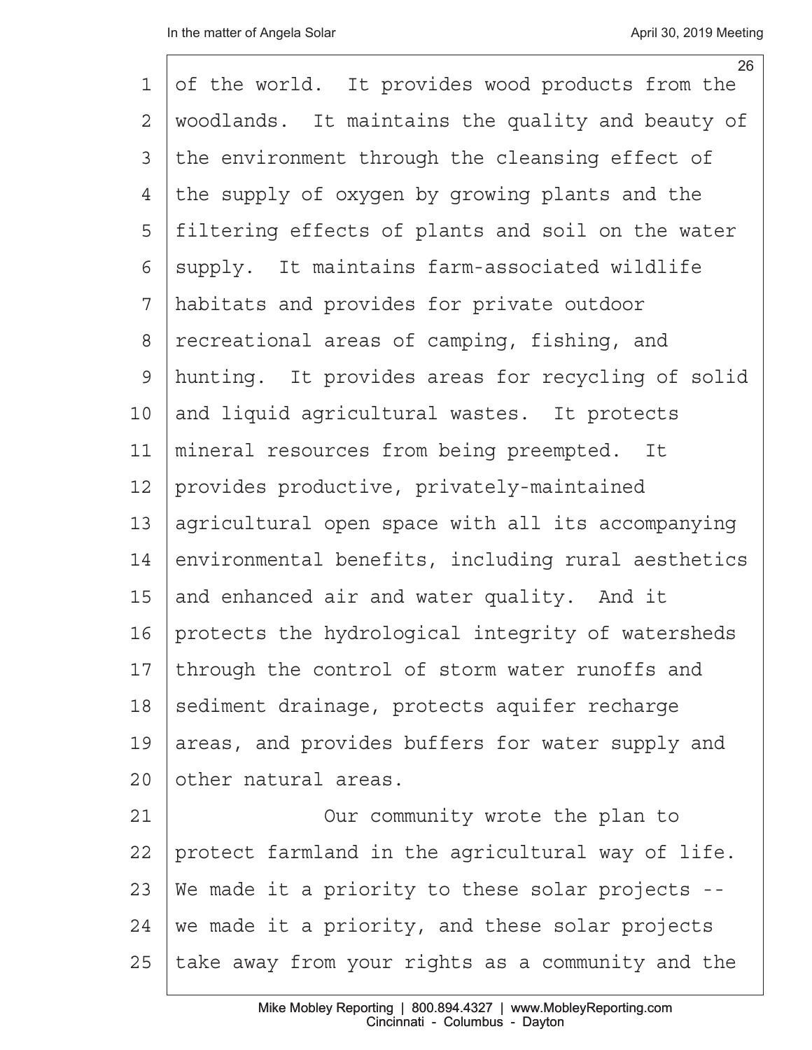of the world. It provides wood products from the woodlands. It maintains the quality and beauty of the environment through the cleansing effect of the supply of oxygen by growing plants and the filtering effects of plants and soil on the water supply. It maintains farm-associated wildlife habitats and provides for private outdoor recreational areas of camping, fishing, and hunting. It provides areas for recycling of solid and liquid agricultural wastes. It protects mineral resources from being preempted. It provides productive, privately-maintained agricultural open space with all its accompanying environmental benefits, including rural aesthetics and enhanced air and water quality. And it protects the hydrological integrity of watersheds through the control of storm water runoffs and sediment drainage, protects aquifer recharge areas, and provides buffers for water supply and other natural areas.

Our community wrote the plan to protect farmland in the agricultural way of life. We made it a priority to these solar projects -- we made it a priority, and these solar projects take away from your rights as a community and the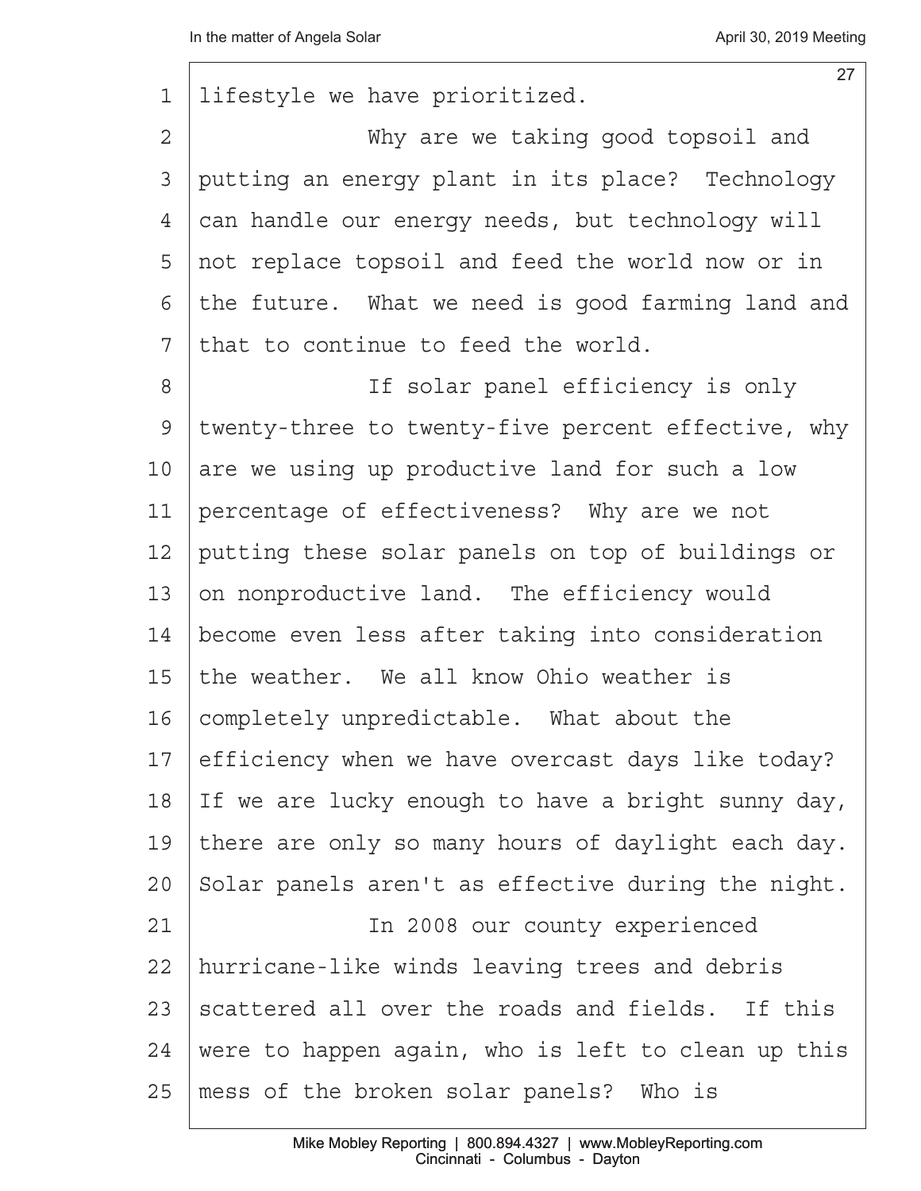lifestyle we have prioritized.

Why are we taking good topsoil and putting an energy plant in its place? Technology can handle our energy needs, but technology will not replace topsoil and feed the world now or in the future. What we need is good farming land and that to continue to feed the world.

If solar panel efficiency is only twenty-three to twenty-five percent effective, why are we using up productive land for such a low percentage of effectiveness? Why are we not putting these solar panels on top of buildings or on nonproductive land. The efficiency would become even less after taking into consideration the weather. We all know Ohio weather is completely unpredictable. What about the efficiency when we have overcast days like today? If we are lucky enough to have a bright sunny day, there are only so many hours of daylight each day. Solar panels aren't as effective during the night.

In 2008 our county experienced hurricane-like winds leaving trees and debris scattered all over the roads and fields. If this were to happen again, who is left to clean up this mess of the broken solar panels? Who is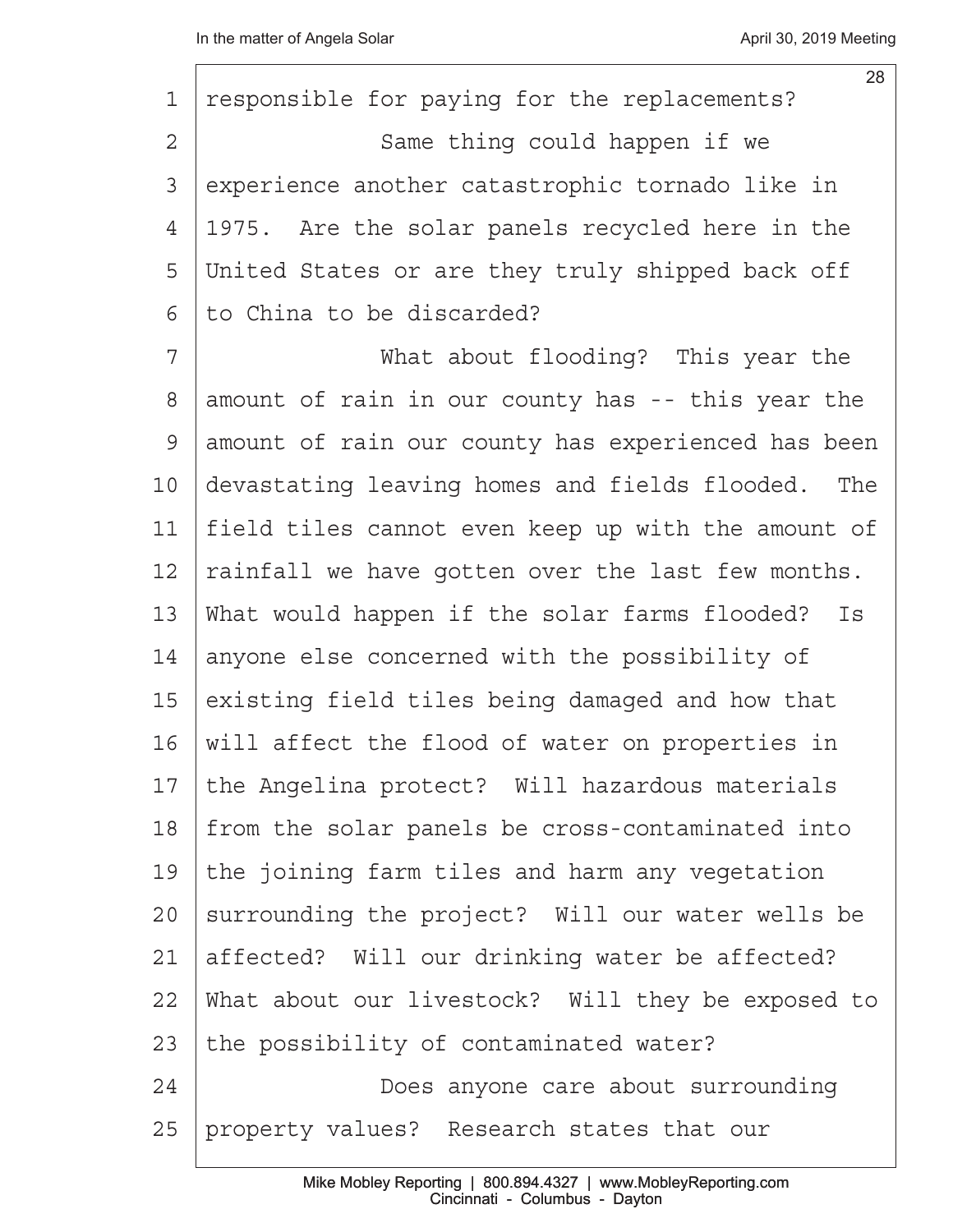responsible for paying for the replacements?

Same thing could happen if we experience another catastrophic tornado like in 1975. Are the solar panels recycled here in the United States or are they truly shipped back off to China to be discarded?

What about flooding? This year the amount of rain in our county has -- this year the amount of rain our county has experienced has been devastating leaving homes and fields flooded. The field tiles cannot even keep up with the amount of rainfall we have gotten over the last few months. What would happen if the solar farms flooded? Is anyone else concerned with the possibility of existing field tiles being damaged and how that will affect the flood of water on properties in the Angelina protect? Will hazardous materials from the solar panels be cross-contaminated into the joining farm tiles and harm any vegetation surrounding the project? Will our water wells be affected? Will our drinking water be affected? What about our livestock? Will they be exposed to the possibility of contaminated water?

Does anyone care about surrounding property values? Research states that our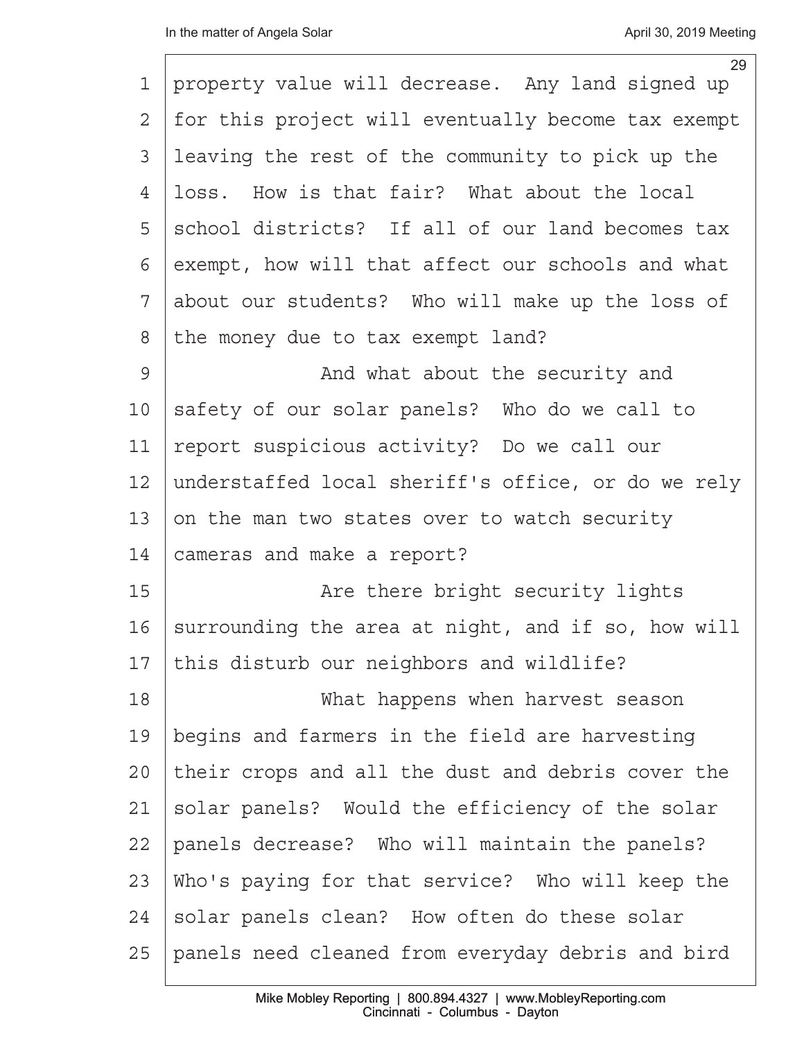property value will decrease. Any land signed up for this project will eventually become tax exempt leaving the rest of the community to pick up the loss. How is that fair? What about the local school districts? If all of our land becomes tax exempt, how will that affect our schools and what about our students? Who will make up the loss of the money due to tax exempt land?

And what about the security and safety of our solar panels? Who do we call to report suspicious activity? Do we call our understaffed local sheriff's office, or do we rely on the man two states over to watch security cameras and make a report?

Are there bright security lights surrounding the area at night, and if so, how will this disturb our neighbors and wildlife?

What happens when harvest season begins and farmers in the field are harvesting their crops and all the dust and debris cover the solar panels? Would the efficiency of the solar panels decrease? Who will maintain the panels? Who's paying for that service? Who will keep the solar panels clean? How often do these solar panels need cleaned from everyday debris and bird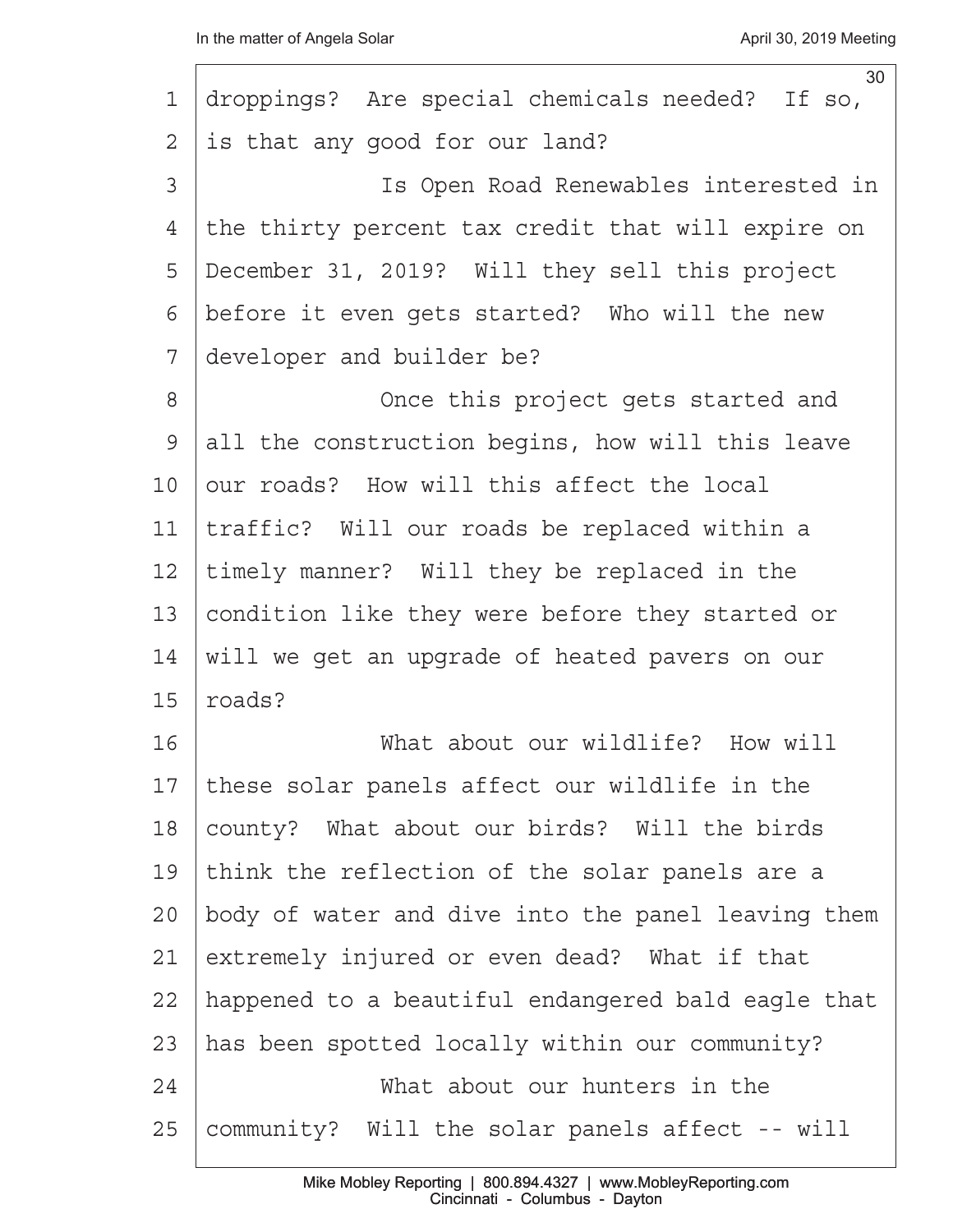droppings? Are special chemicals needed? If so, is that any good for our land?

Is Open Road Renewables interested in the thirty percent tax credit that will expire on December 31, 2019? Will they sell this project before it even gets started? Who will the new developer and builder be?

Once this project gets started and all the construction begins, how will this leave our roads? How will this affect the local traffic? Will our roads be replaced within a timely manner? Will they be replaced in the condition like they were before they started or will we get an upgrade of heated pavers on our roads?

What about our wildlife? How will these solar panels affect our wildlife in the county? What about our birds? Will the birds think the reflection of the solar panels are a body of water and dive into the panel leaving them extremely injured or even dead? What if that happened to a beautiful endangered bald eagle that has been spotted locally within our community?

What about our hunters in the community? Will the solar panels affect -- will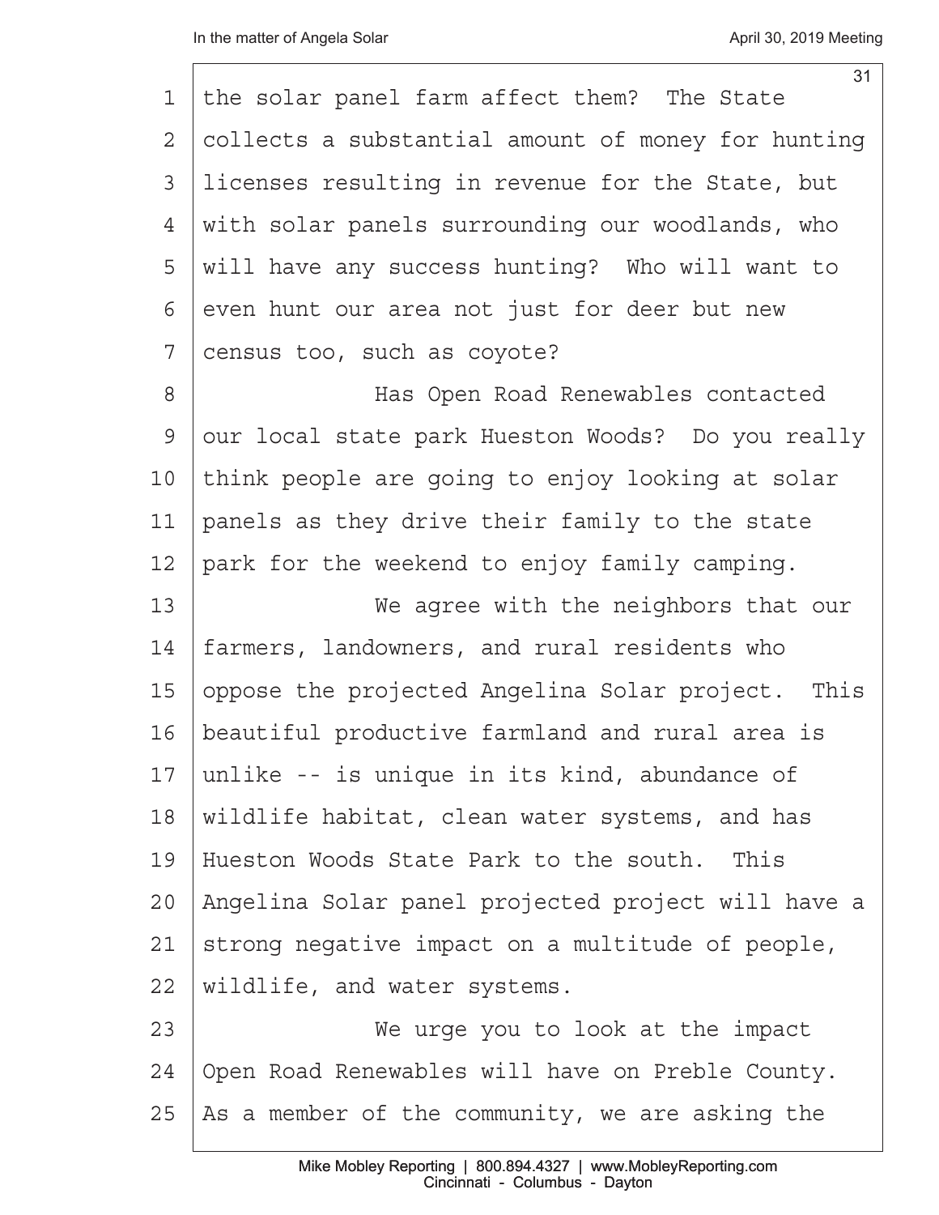the solar panel farm affect them? The State collects a substantial amount of money for hunting licenses resulting in revenue for the State, but with solar panels surrounding our woodlands, who will have any success hunting? Who will want to even hunt our area not just for deer but new census too, such as coyote?

Has Open Road Renewables contacted our local state park Hueston Woods? Do you really think people are going to enjoy looking at solar panels as they drive their family to the state park for the weekend to enjoy family camping.

We agree with the neighbors that our farmers, landowners, and rural residents who oppose the projected Angelina Solar project. This beautiful productive farmland and rural area is unlike -- is unique in its kind, abundance of wildlife habitat, clean water systems, and has Hueston Woods State Park to the south. This Angelina Solar panel projected project will have a strong negative impact on a multitude of people, wildlife, and water systems.

We urge you to look at the impact Open Road Renewables will have on Preble County. As a member of the community, we are asking the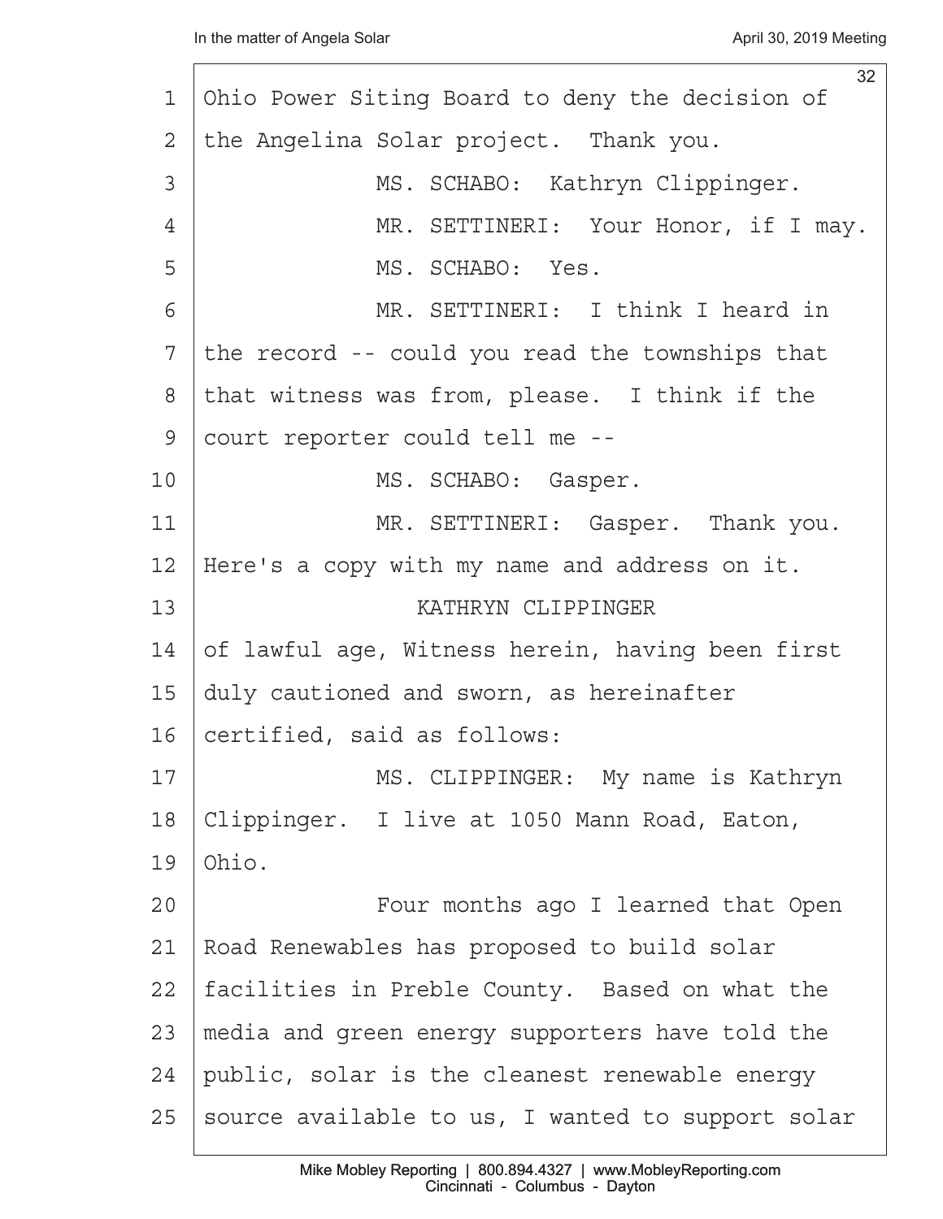Ohio Power Siting Board to deny the decision of the Angelina Solar project. Thank you.

MS. SCHABO: Kathryn Clippinger.

MR. SETTINERI: Your Honor, if I may.

MS. SCHABO: Yes.

MR. SETTINERI: I think I heard in the record -- could you read the townships that that witness was from, please. I think if the court reporter could tell me --

MS. SCHABO: Gasper.

MR. SETTINERI: Gasper. Thank you. Here's a copy with my name and address on it.

KATHRYN CLIPPINGER

of lawful age, Witness herein, having been first duly cautioned and sworn, as hereinafter certified, said as follows:

MS. CLIPPINGER: My name is Kathryn Clippinger. I live at 1050 Mann Road, Eaton, Ohio.

Four months ago I learned that Open Road Renewables has proposed to build solar facilities in Preble County. Based on what the media and green energy supporters have told the public, solar is the cleanest renewable energy source available to us, I wanted to support solar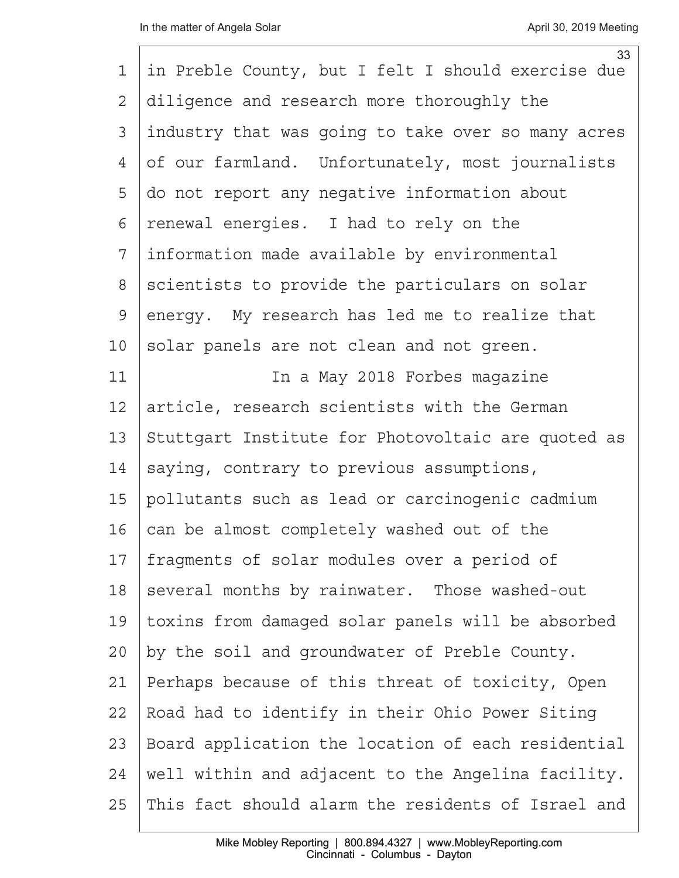in Preble County, but I felt I should exercise due diligence and research more thoroughly the industry that was going to take over so many acres of our farmland. Unfortunately, most journalists do not report any negative information about renewal energies. I had to rely on the information made available by environmental scientists to provide the particulars on solar energy. My research has led me to realize that solar panels are not clean and not green.

In a May 2018 Forbes magazine article, research scientists with the German Stuttgart Institute for Photovoltaic are quoted as saying, contrary to previous assumptions, pollutants such as lead or carcinogenic cadmium can be almost completely washed out of the fragments of solar modules over a period of several months by rainwater. Those washed-out toxins from damaged solar panels will be absorbed by the soil and groundwater of Preble County. Perhaps because of this threat of toxicity, Open Road had to identify in their Ohio Power Siting Board application the location of each residential well within and adjacent to the Angelina facility. This fact should alarm the residents of Israel and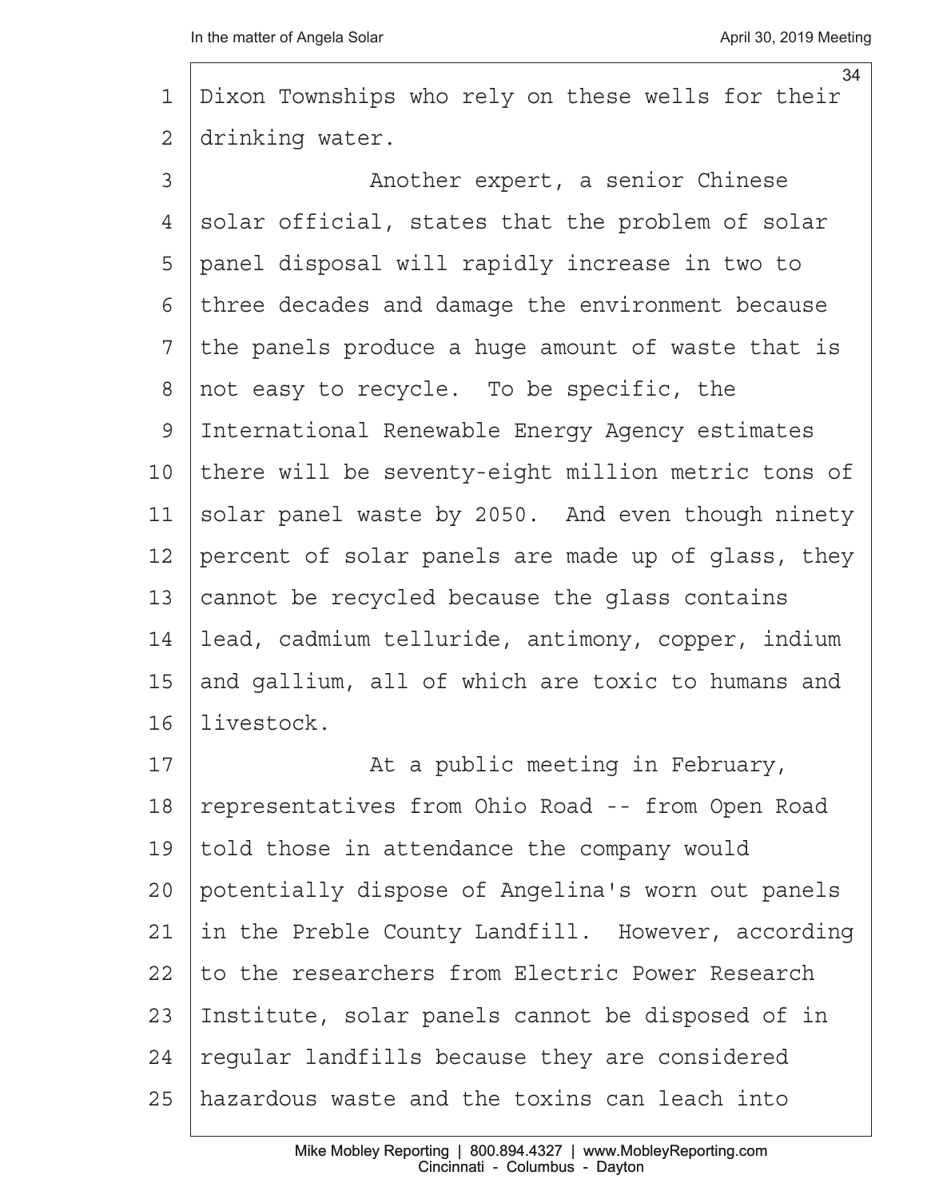Dixon Townships who rely on these wells for their drinking water.

Another expert, a senior Chinese solar official, states that the problem of solar panel disposal will rapidly increase in two to three decades and damage the environment because the panels produce a huge amount of waste that is not easy to recycle. To be specific, the International Renewable Energy Agency estimates there will be seventy-eight million metric tons of solar panel waste by 2050. And even though ninety percent of solar panels are made up of glass, they cannot be recycled because the glass contains lead, cadmium telluride, antimony, copper, indium and gallium, all of which are toxic to humans and livestock.

At a public meeting in February, representatives from Ohio Road -- from Open Road told those in attendance the company would potentially dispose of Angelina's worn out panels in the Preble County Landfill. However, according to the researchers from Electric Power Research Institute, solar panels cannot be disposed of in regular landfills because they are considered hazardous waste and the toxins can leach into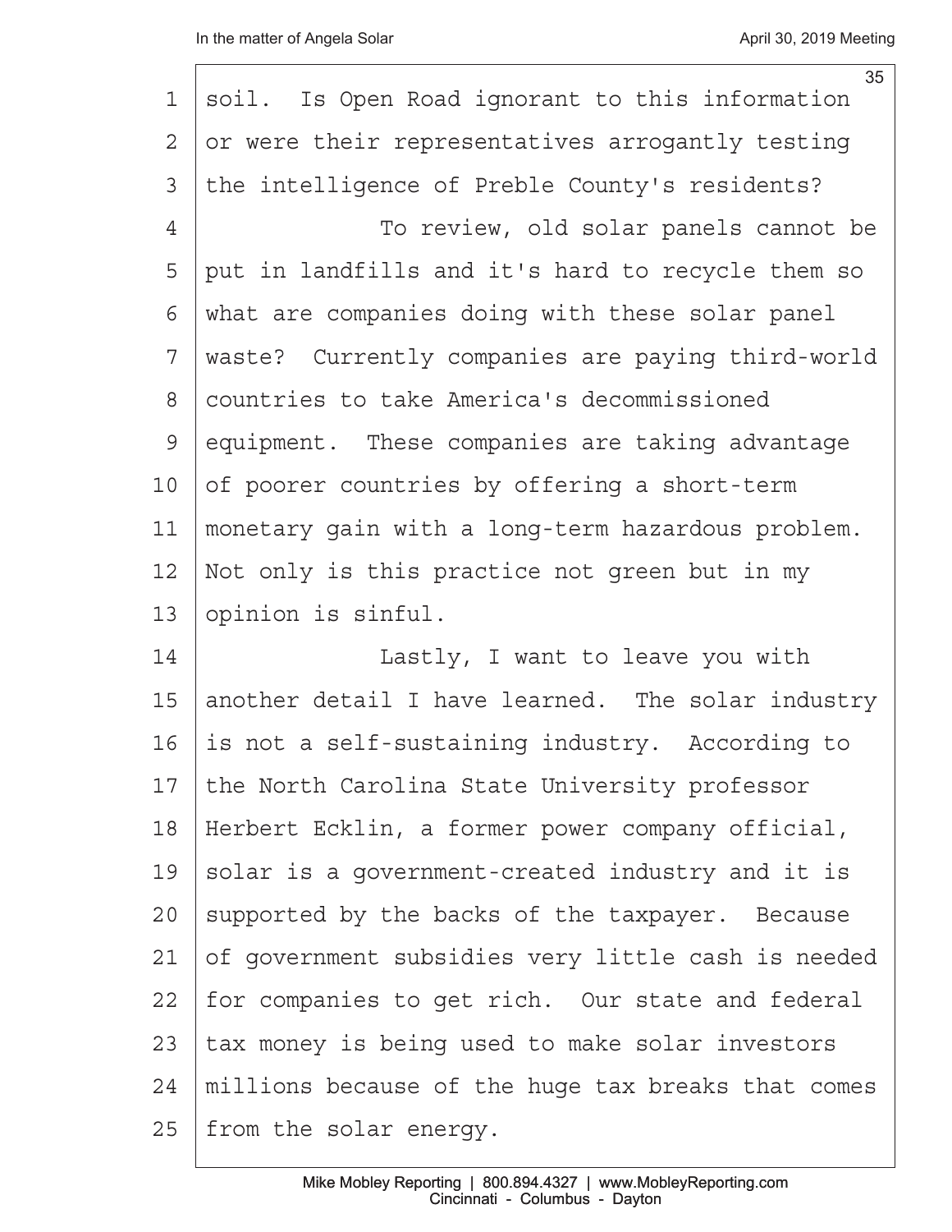soil. Is Open Road ignorant to this information or were their representatives arrogantly testing the intelligence of Preble County's residents?

To review, old solar panels cannot be put in landfills and it's hard to recycle them so what are companies doing with these solar panel waste? Currently companies are paying third-world countries to take America's decommissioned equipment. These companies are taking advantage of poorer countries by offering a short-term monetary gain with a long-term hazardous problem. Not only is this practice not green but in my opinion is sinful.

Lastly, I want to leave you with another detail I have learned. The solar industry is not a self-sustaining industry. According to the North Carolina State University professor Herbert Ecklin, a former power company official, solar is a government-created industry and it is supported by the backs of the taxpayer. Because of government subsidies very little cash is needed for companies to get rich. Our state and federal tax money is being used to make solar investors millions because of the huge tax breaks that comes from the solar energy.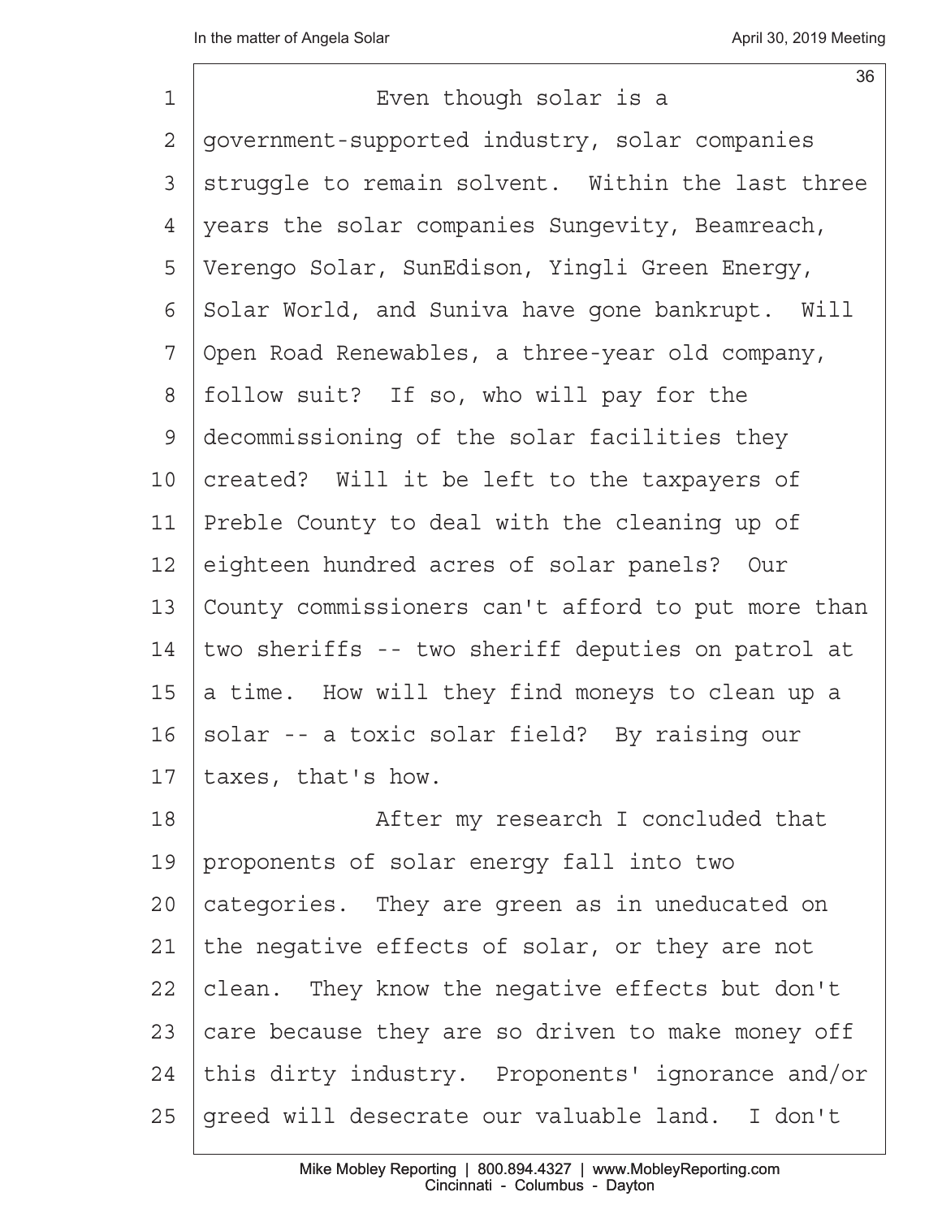Even though solar is a government-supported industry, solar companies struggle to remain solvent. Within the last three years the solar companies Sungevity, Beamreach, Verengo Solar, SunEdison, Yingli Green Energy, Solar World, and Suniva have gone bankrupt. Will Open Road Renewables, a three-year old company, follow suit? If so, who will pay for the decommissioning of the solar facilities they created? Will it be left to the taxpayers of Preble County to deal with the cleaning up of eighteen hundred acres of solar panels? Our County commissioners can't afford to put more than two sheriffs -- two sheriff deputies on patrol at a time. How will they find moneys to clean up a solar -- a toxic solar field? By raising our taxes, that's how.

After my research I concluded that proponents of solar energy fall into two categories. They are green as in uneducated on the negative effects of solar, or they are not clean. They know the negative effects but don't care because they are so driven to make money off this dirty industry. Proponents' ignorance and/or greed will desecrate our valuable land. I don't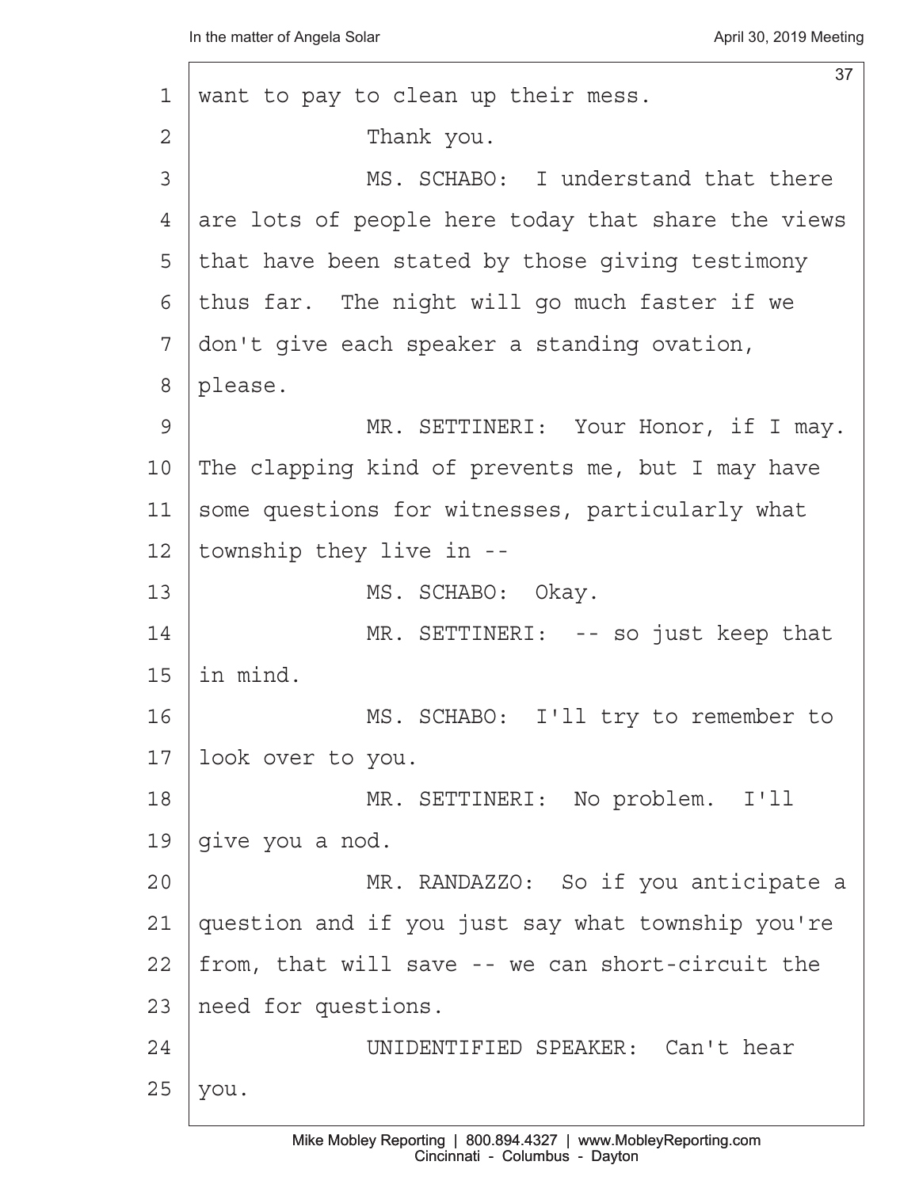want to pay to clean up their mess.

Thank you.

MS. SCHABO: I understand that there are lots of people here today that share the views that have been stated by those giving testimony thus far. The night will go much faster if we don't give each speaker a standing ovation, please.

MR. SETTINERI: Your Honor, if I may. The clapping kind of prevents me, but I may have some questions for witnesses, particularly what township they live in --

MS. SCHABO: Okay.

MR. SETTINERI: -- so just keep that in mind.

MS. SCHABO: I'll try to remember to look over to you.

MR. SETTINERI: No problem. I'll give you a nod.

MR. RANDAZZO: So if you anticipate a question and if you just say what township you're from, that will save -- we can short-circuit the need for questions.

UNIDENTIFIED SPEAKER: Can't hear you.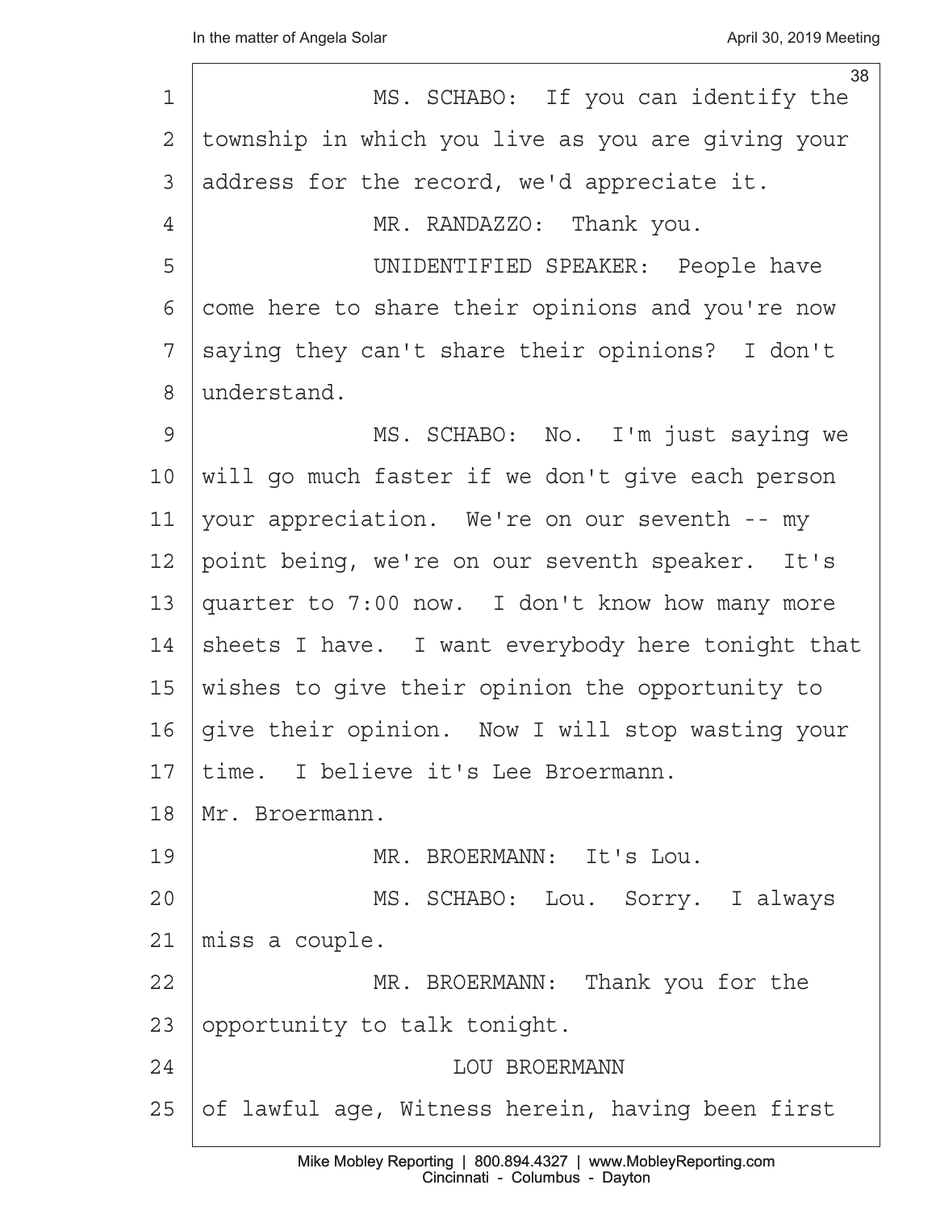MS. SCHABO: If you can identify the township in which you live as you are giving your address for the record, we'd appreciate it.

MR. RANDAZZO: Thank you.

UNIDENTIFIED SPEAKER: People have come here to share their opinions and you're now saying they can't share their opinions? I don't understand.

MS. SCHABO: No. I'm just saying we will go much faster if we don't give each person your appreciation. We're on our seventh -- my point being, we're on our seventh speaker. It's quarter to 7:00 now. I don't know how many more sheets I have. I want everybody here tonight that wishes to give their opinion the opportunity to give their opinion. Now I will stop wasting your time. I believe it's Lee Broermann. Mr. Broermann.

MR. BROERMANN: It's Lou.

MS. SCHABO: Lou. Sorry. I always miss a couple.

MR. BROERMANN: Thank you for the opportunity to talk tonight.

LOU BROERMANN

of lawful age, Witness herein, having been first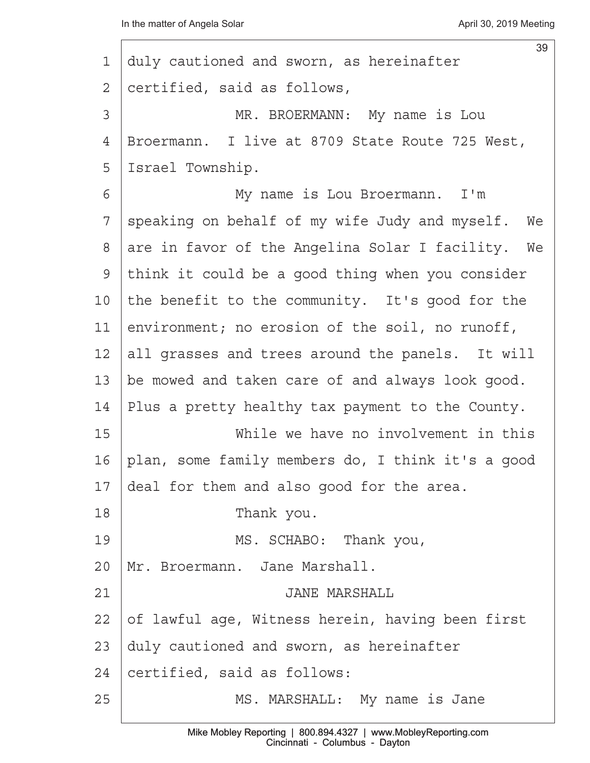duly cautioned and sworn, as hereinafter certified, said as follows,

MR. BROERMANN: My name is Lou Broermann. I live at 8709 State Route 725 West, Israel Township.

My name is Lou Broermann. I'm speaking on behalf of my wife Judy and myself. We are in favor of the Angelina Solar I facility. We think it could be a good thing when you consider the benefit to the community. It's good for the environment; no erosion of the soil, no runoff, all grasses and trees around the panels. It will be mowed and taken care of and always look good. Plus a pretty healthy tax payment to the County.

While we have no involvement in this plan, some family members do, I think it's a good deal for them and also good for the area.

Thank you.

MS. SCHABO: Thank you, Mr. Broermann. Jane Marshall.

JANE MARSHALL

of lawful age, Witness herein, having been first duly cautioned and sworn, as hereinafter certified, said as follows:

MS. MARSHALL: My name is Jane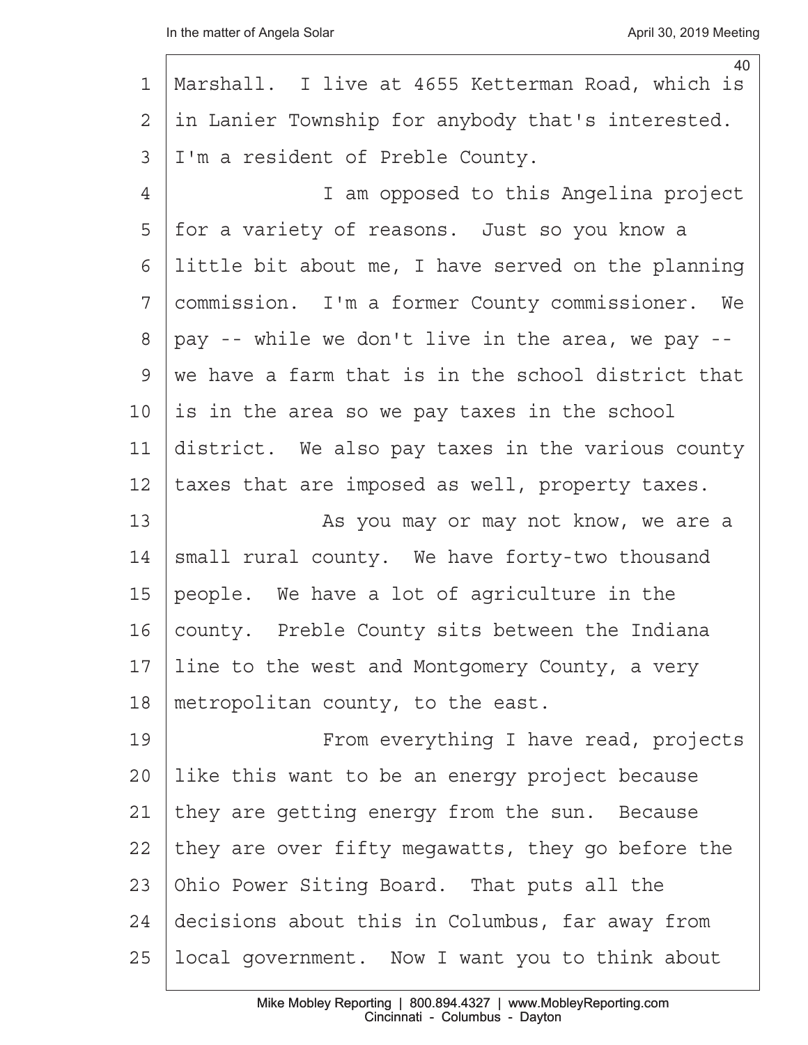Marshall. I live at 4655 Ketterman Road, which is in Lanier Township for anybody that's interested. I'm a resident of Preble County.

I am opposed to this Angelina project for a variety of reasons. Just so you know a little bit about me, I have served on the planning commission. I'm a former County commissioner. We pay -- while we don't live in the area, we pay -- we have a farm that is in the school district that is in the area so we pay taxes in the school district. We also pay taxes in the various county taxes that are imposed as well, property taxes.

As you may or may not know, we are a small rural county. We have forty-two thousand people. We have a lot of agriculture in the county. Preble County sits between the Indiana line to the west and Montgomery County, a very metropolitan county, to the east.

From everything I have read, projects like this want to be an energy project because they are getting energy from the sun. Because they are over fifty megawatts, they go before the Ohio Power Siting Board. That puts all the decisions about this in Columbus, far away from local government. Now I want you to think about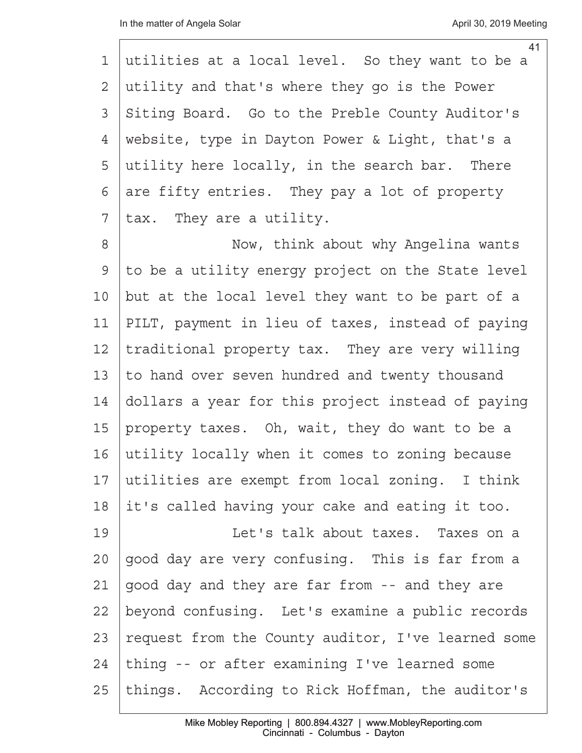utilities at a local level. So they want to be a utility and that's where they go is the Power Siting Board. Go to the Preble County Auditor's website, type in Dayton Power & Light, that's a utility here locally, in the search bar. There are fifty entries. They pay a lot of property tax. They are a utility.

Now, think about why Angelina wants to be a utility energy project on the State level but at the local level they want to be part of a PILT, payment in lieu of taxes, instead of paying traditional property tax. They are very willing to hand over seven hundred and twenty thousand dollars a year for this project instead of paying property taxes. Oh, wait, they do want to be a utility locally when it comes to zoning because utilities are exempt from local zoning. I think it's called having your cake and eating it too.

Let's talk about taxes. Taxes on a good day are very confusing. This is far from a good day and they are far from -- and they are beyond confusing. Let's examine a public records request from the County auditor, I've learned some thing -- or after examining I've learned some things. According to Rick Hoffman, the auditor's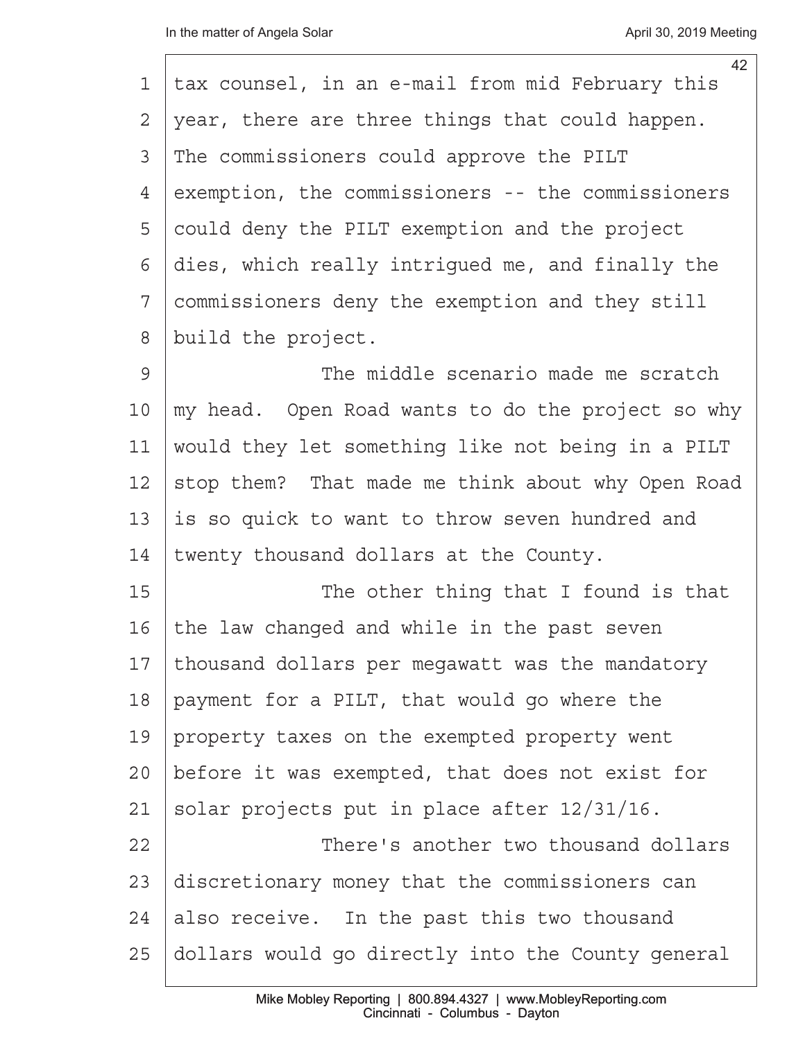tax counsel, in an e-mail from mid February this year, there are three things that could happen. The commissioners could approve the PILT exemption, the commissioners -- the commissioners could deny the PILT exemption and the project dies, which really intrigued me, and finally the commissioners deny the exemption and they still build the project.

The middle scenario made me scratch my head. Open Road wants to do the project so why would they let something like not being in a PILT stop them? That made me think about why Open Road is so quick to want to throw seven hundred and twenty thousand dollars at the County.

The other thing that I found is that the law changed and while in the past seven thousand dollars per megawatt was the mandatory payment for a PILT, that would go where the property taxes on the exempted property went before it was exempted, that does not exist for solar projects put in place after 12/31/16.

There's another two thousand dollars discretionary money that the commissioners can also receive. In the past this two thousand dollars would go directly into the County general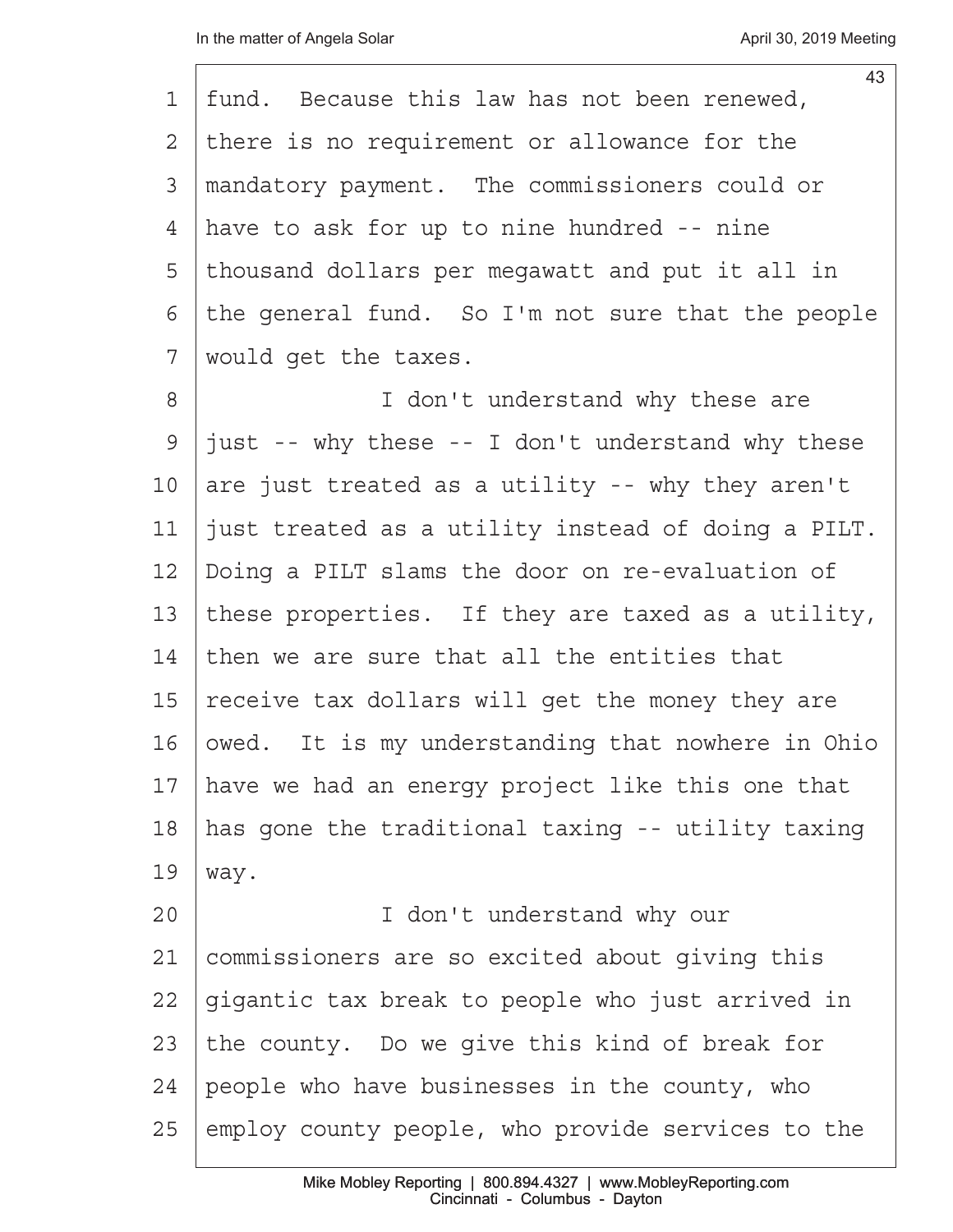fund. Because this law has not been renewed, there is no requirement or allowance for the mandatory payment. The commissioners could or have to ask for up to nine hundred -- nine thousand dollars per megawatt and put it all in the general fund. So I'm not sure that the people would get the taxes.

I don't understand why these are just -- why these -- I don't understand why these are just treated as a utility -- why they aren't just treated as a utility instead of doing a PILT. Doing a PILT slams the door on re-evaluation of these properties. If they are taxed as a utility, then we are sure that all the entities that receive tax dollars will get the money they are owed. It is my understanding that nowhere in Ohio have we had an energy project like this one that has gone the traditional taxing -- utility taxing way.

I don't understand why our commissioners are so excited about giving this gigantic tax break to people who just arrived in the county. Do we give this kind of break for people who have businesses in the county, who employ county people, who provide services to the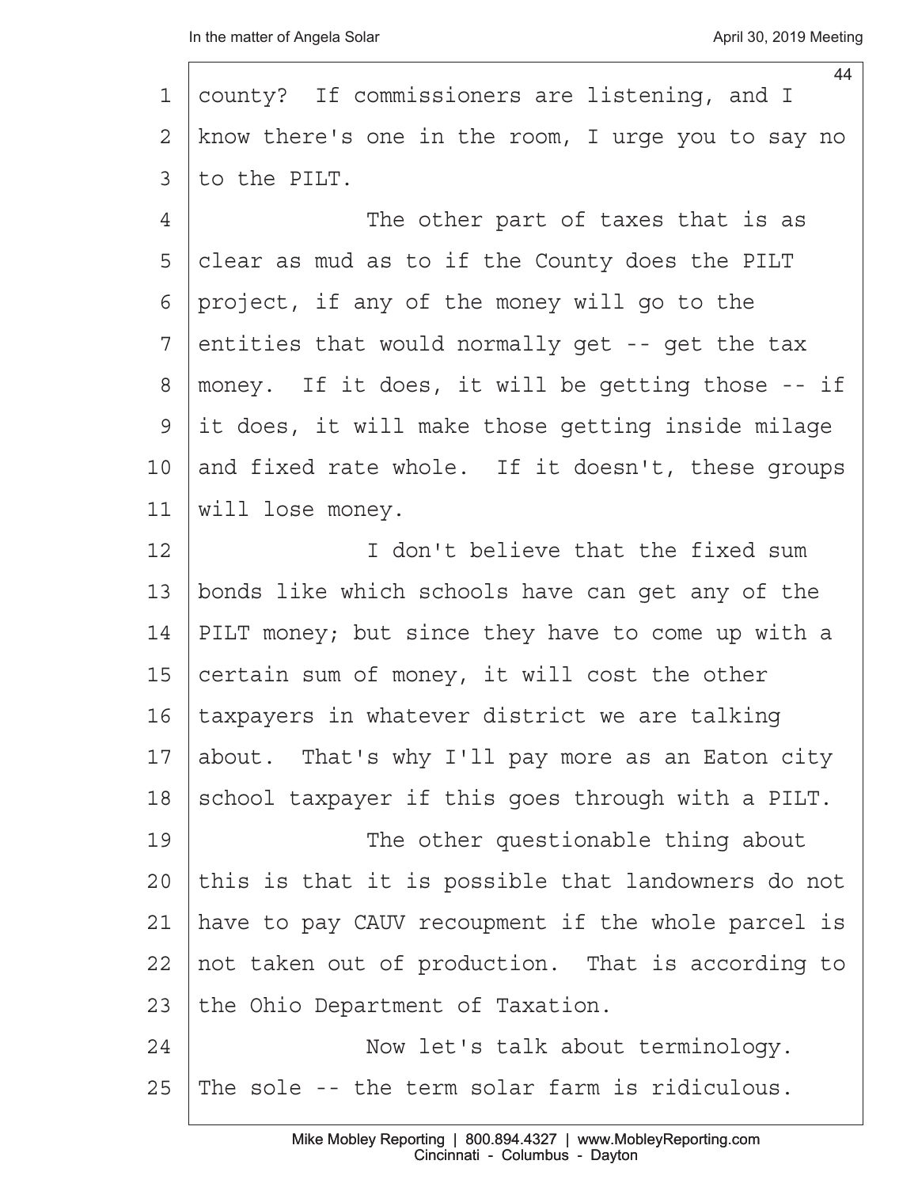county? If commissioners are listening, and I know there's one in the room, I urge you to say no to the PILT.

The other part of taxes that is as clear as mud as to if the County does the PILT project, if any of the money will go to the entities that would normally get -- get the tax money. If it does, it will be getting those -- if it does, it will make those getting inside milage and fixed rate whole. If it doesn't, these groups will lose money.

I don't believe that the fixed sum bonds like which schools have can get any of the PILT money; but since they have to come up with a certain sum of money, it will cost the other taxpayers in whatever district we are talking about. That's why I'll pay more as an Eaton city school taxpayer if this goes through with a PILT.

The other questionable thing about this is that it is possible that landowners do not have to pay CAUV recoupment if the whole parcel is not taken out of production. That is according to the Ohio Department of Taxation.

Now let's talk about terminology. The sole -- the term solar farm is ridiculous.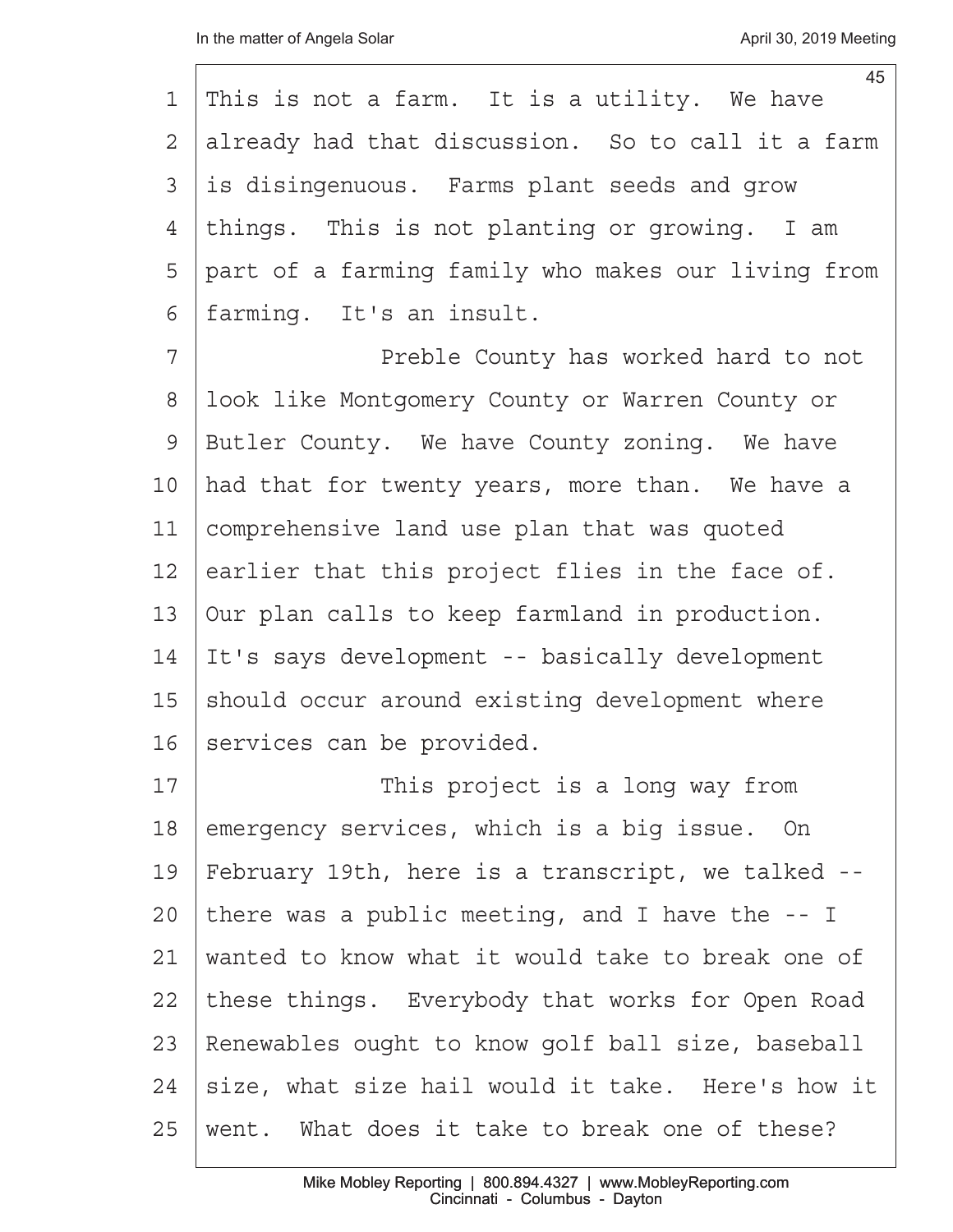This is not a farm. It is a utility. We have already had that discussion. So to call it a farm is disingenuous. Farms plant seeds and grow things. This is not planting or growing. I am part of a farming family who makes our living from farming. It's an insult.

Preble County has worked hard to not look like Montgomery County or Warren County or Butler County. We have County zoning. We have had that for twenty years, more than. We have a comprehensive land use plan that was quoted earlier that this project flies in the face of. Our plan calls to keep farmland in production. It's says development -- basically development should occur around existing development where services can be provided.

This project is a long way from emergency services, which is a big issue. On February 19th, here is a transcript, we talked -- there was a public meeting, and I have the -- I wanted to know what it would take to break one of these things. Everybody that works for Open Road Renewables ought to know golf ball size, baseball size, what size hail would it take. Here's how it went. What does it take to break one of these?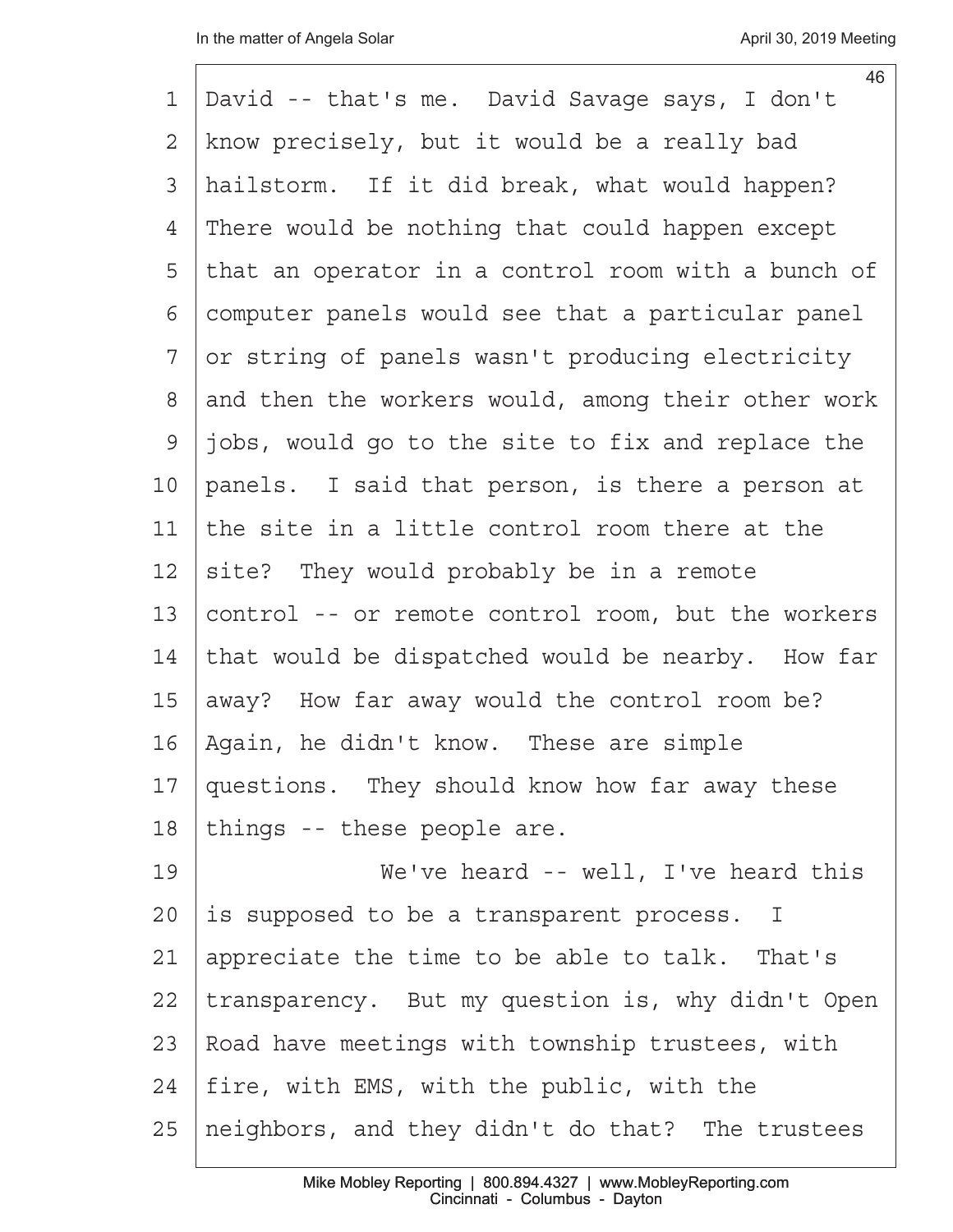David -- that's me. David Savage says, I don't know precisely, but it would be a really bad hailstorm. If it did break, what would happen? There would be nothing that could happen except that an operator in a control room with a bunch of computer panels would see that a particular panel or string of panels wasn't producing electricity and then the workers would, among their other work jobs, would go to the site to fix and replace the panels. I said that person, is there a person at the site in a little control room there at the site? They would probably be in a remote control -- or remote control room, but the workers that would be dispatched would be nearby. How far away? How far away would the control room be? Again, he didn't know. These are simple questions. They should know how far away these things -- these people are.

We've heard -- well, I've heard this is supposed to be a transparent process. I appreciate the time to be able to talk. That's transparency. But my question is, why didn't Open Road have meetings with township trustees, with fire, with EMS, with the public, with the neighbors, and they didn't do that? The trustees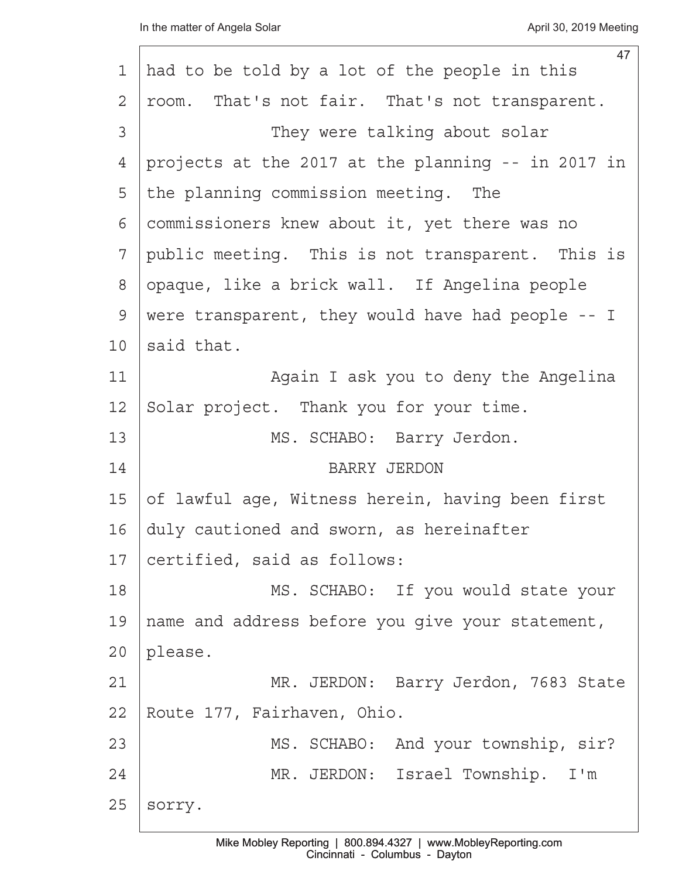had to be told by a lot of the people in this room. That's not fair. That's not transparent.

They were talking about solar projects at the 2017 at the planning -- in 2017 in the planning commission meeting. The commissioners knew about it, yet there was no public meeting. This is not transparent. This is opaque, like a brick wall. If Angelina people were transparent, they would have had people -- I said that.

Again I ask you to deny the Angelina Solar project. Thank you for your time.

MS. SCHABO: Barry Jerdon.

BARRY JERDON

of lawful age, Witness herein, having been first duly cautioned and sworn, as hereinafter certified, said as follows:

MS. SCHABO: If you would state your name and address before you give your statement, please.

MR. JERDON: Barry Jerdon, 7683 State Route 177, Fairhaven, Ohio.

MS. SCHABO: And your township, sir?

MR. JERDON: Israel Township. I'm sorry.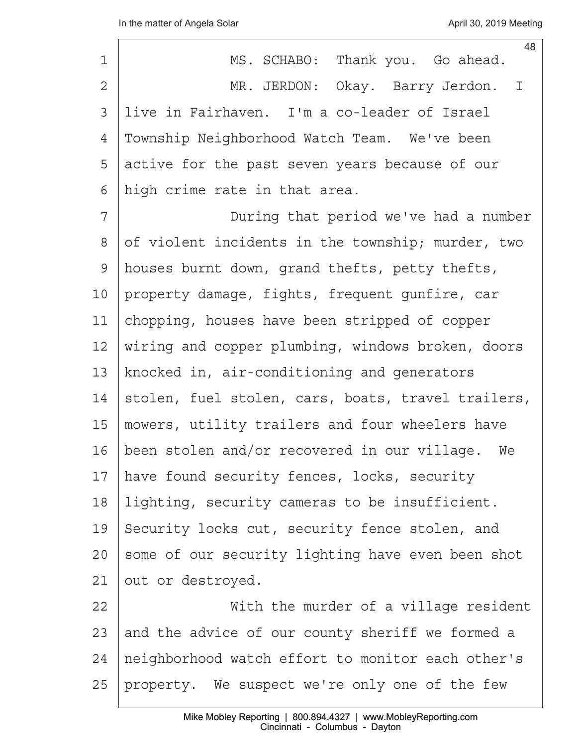MS. SCHABO: Thank you. Go ahead.

MR. JERDON: Okay. Barry Jerdon. I live in Fairhaven. I'm a co-leader of Israel Township Neighborhood Watch Team. We've been active for the past seven years because of our high crime rate in that area.

During that period we've had a number of violent incidents in the township; murder, two houses burnt down, grand thefts, petty thefts, property damage, fights, frequent gunfire, car chopping, houses have been stripped of copper wiring and copper plumbing, windows broken, doors knocked in, air-conditioning and generators stolen, fuel stolen, cars, boats, travel trailers, mowers, utility trailers and four wheelers have been stolen and/or recovered in our village. We have found security fences, locks, security lighting, security cameras to be insufficient. Security locks cut, security fence stolen, and some of our security lighting have even been shot out or destroyed.

With the murder of a village resident and the advice of our county sheriff we formed a neighborhood watch effort to monitor each other's property. We suspect we're only one of the few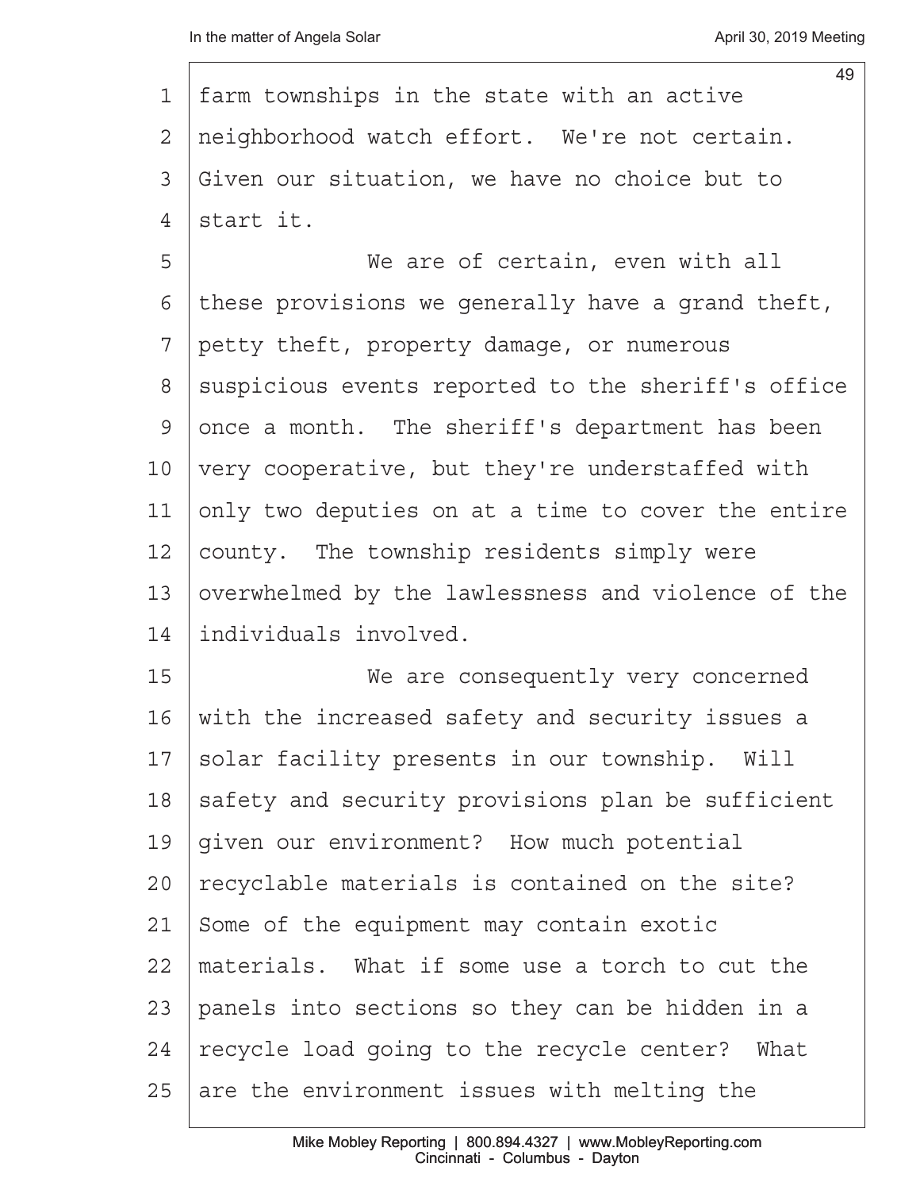farm townships in the state with an active neighborhood watch effort. We're not certain. Given our situation, we have no choice but to start it.

We are of certain, even with all these provisions we generally have a grand theft, petty theft, property damage, or numerous suspicious events reported to the sheriff's office once a month. The sheriff's department has been very cooperative, but they're understaffed with only two deputies on at a time to cover the entire county. The township residents simply were overwhelmed by the lawlessness and violence of the individuals involved.

We are consequently very concerned with the increased safety and security issues a solar facility presents in our township. Will safety and security provisions plan be sufficient given our environment? How much potential recyclable materials is contained on the site? Some of the equipment may contain exotic materials. What if some use a torch to cut the panels into sections so they can be hidden in a recycle load going to the recycle center? What are the environment issues with melting the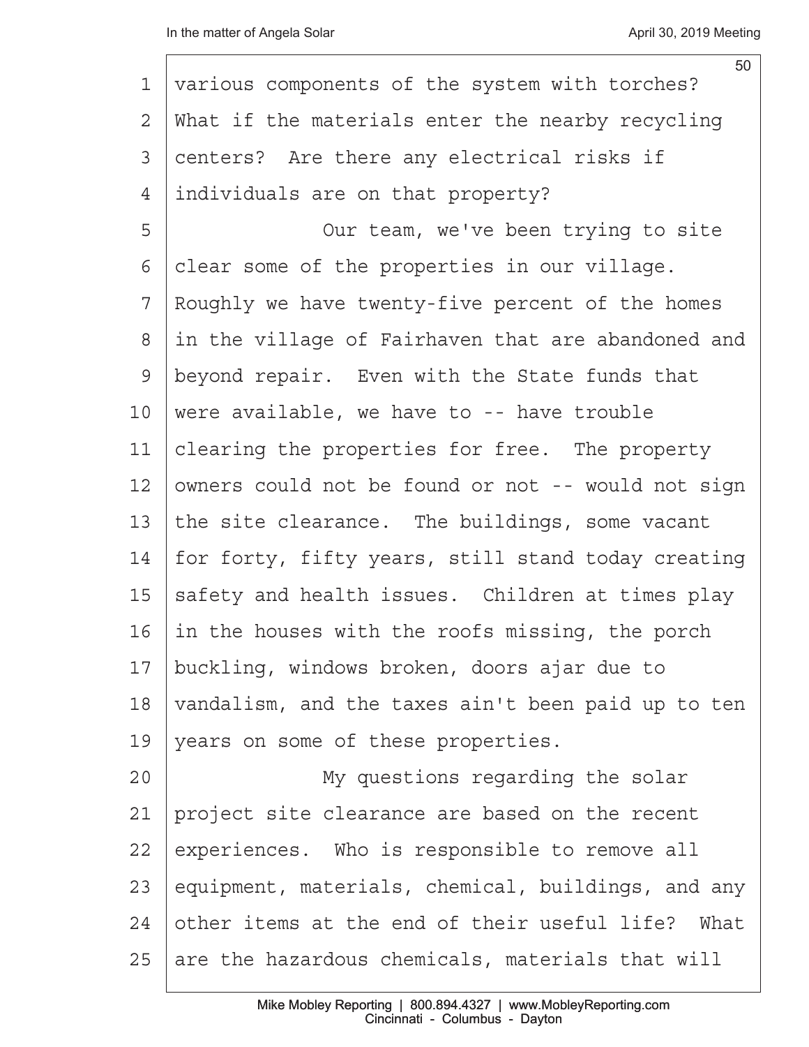various components of the system with torches? What if the materials enter the nearby recycling centers? Are there any electrical risks if individuals are on that property?

Our team, we've been trying to site clear some of the properties in our village. Roughly we have twenty-five percent of the homes in the village of Fairhaven that are abandoned and beyond repair. Even with the State funds that were available, we have to -- have trouble clearing the properties for free. The property owners could not be found or not -- would not sign the site clearance. The buildings, some vacant for forty, fifty years, still stand today creating safety and health issues. Children at times play in the houses with the roofs missing, the porch buckling, windows broken, doors ajar due to vandalism, and the taxes ain't been paid up to ten years on some of these properties.

My questions regarding the solar project site clearance are based on the recent experiences. Who is responsible to remove all equipment, materials, chemical, buildings, and any other items at the end of their useful life? What are the hazardous chemicals, materials that will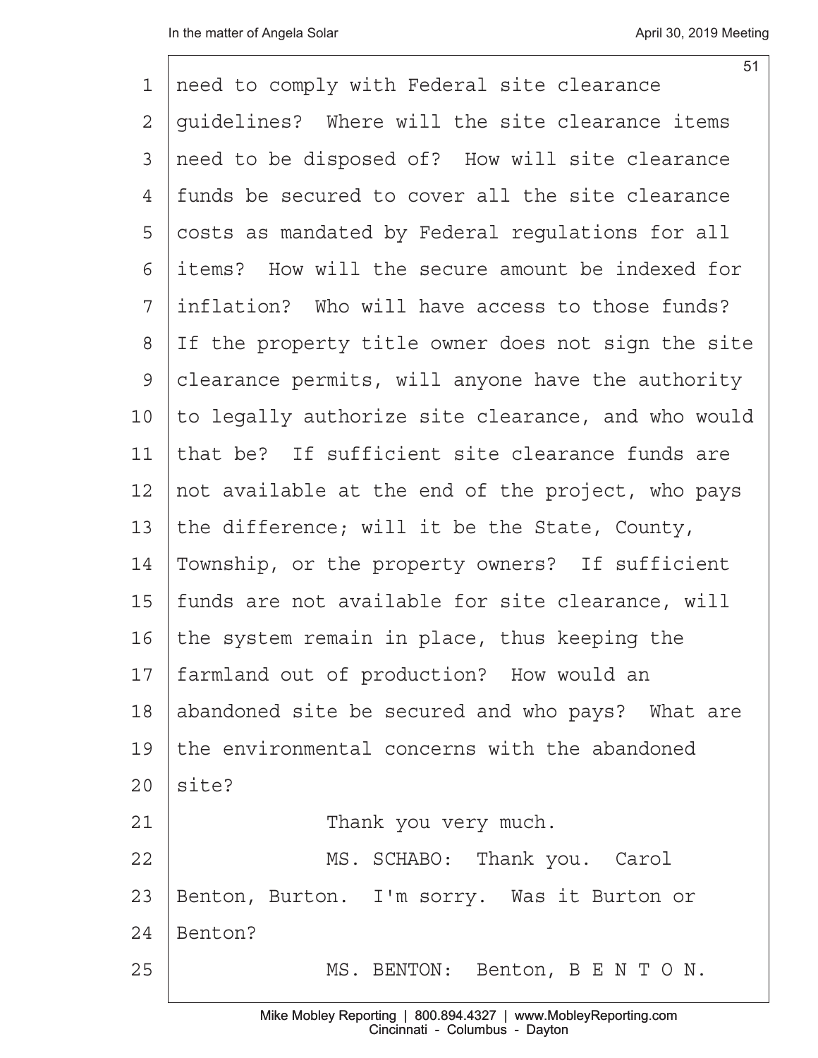need to comply with Federal site clearance guidelines? Where will the site clearance items need to be disposed of? How will site clearance funds be secured to cover all the site clearance costs as mandated by Federal regulations for all items? How will the secure amount be indexed for inflation? Who will have access to those funds? If the property title owner does not sign the site clearance permits, will anyone have the authority to legally authorize site clearance, and who would that be? If sufficient site clearance funds are not available at the end of the project, who pays the difference; will it be the State, County, Township, or the property owners? If sufficient funds are not available for site clearance, will the system remain in place, thus keeping the farmland out of production? How would an abandoned site be secured and who pays? What are the environmental concerns with the abandoned site?

Thank you very much.

MS. SCHABO: Thank you. Carol Benton, Burton. I'm sorry. Was it Burton or Benton?

MS. BENTON: Benton, B E N T O N.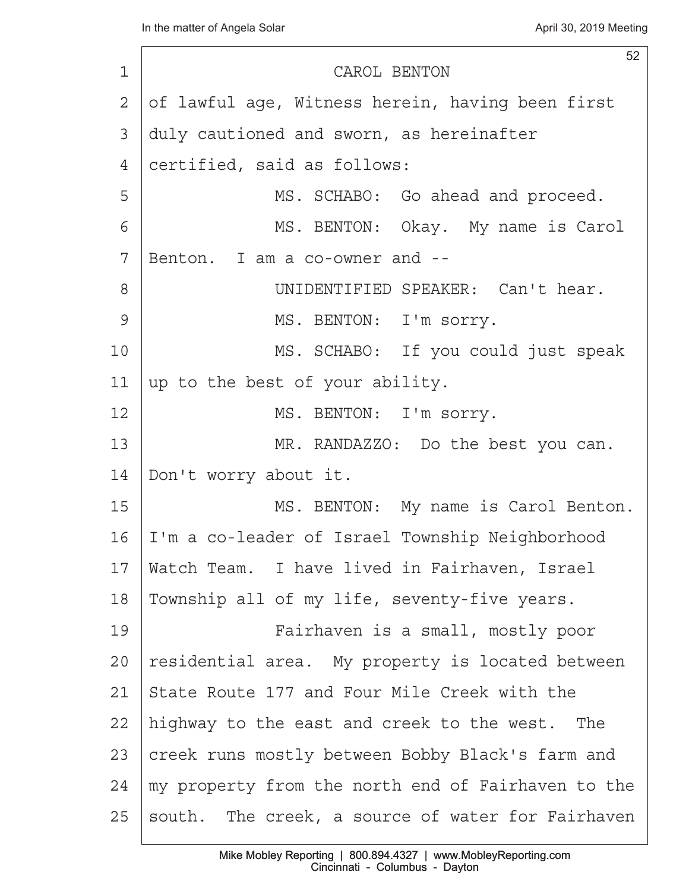CAROL BENTON

of lawful age, Witness herein, having been first duly cautioned and sworn, as hereinafter certified, said as follows:

MS. SCHABO: Go ahead and proceed.

MS. BENTON: Okay. My name is Carol Benton. I am a co-owner and --

UNIDENTIFIED SPEAKER: Can't hear.

MS. BENTON: I'm sorry.

MS. SCHABO: If you could just speak up to the best of your ability.

MS. BENTON: I'm sorry.

MR. RANDAZZO: Do the best you can. Don't worry about it.

MS. BENTON: My name is Carol Benton. I'm a co-leader of Israel Township Neighborhood Watch Team. I have lived in Fairhaven, Israel Township all of my life, seventy-five years.

Fairhaven is a small, mostly poor residential area. My property is located between State Route 177 and Four Mile Creek with the highway to the east and creek to the west. The creek runs mostly between Bobby Black's farm and my property from the north end of Fairhaven to the south. The creek, a source of water for Fairhaven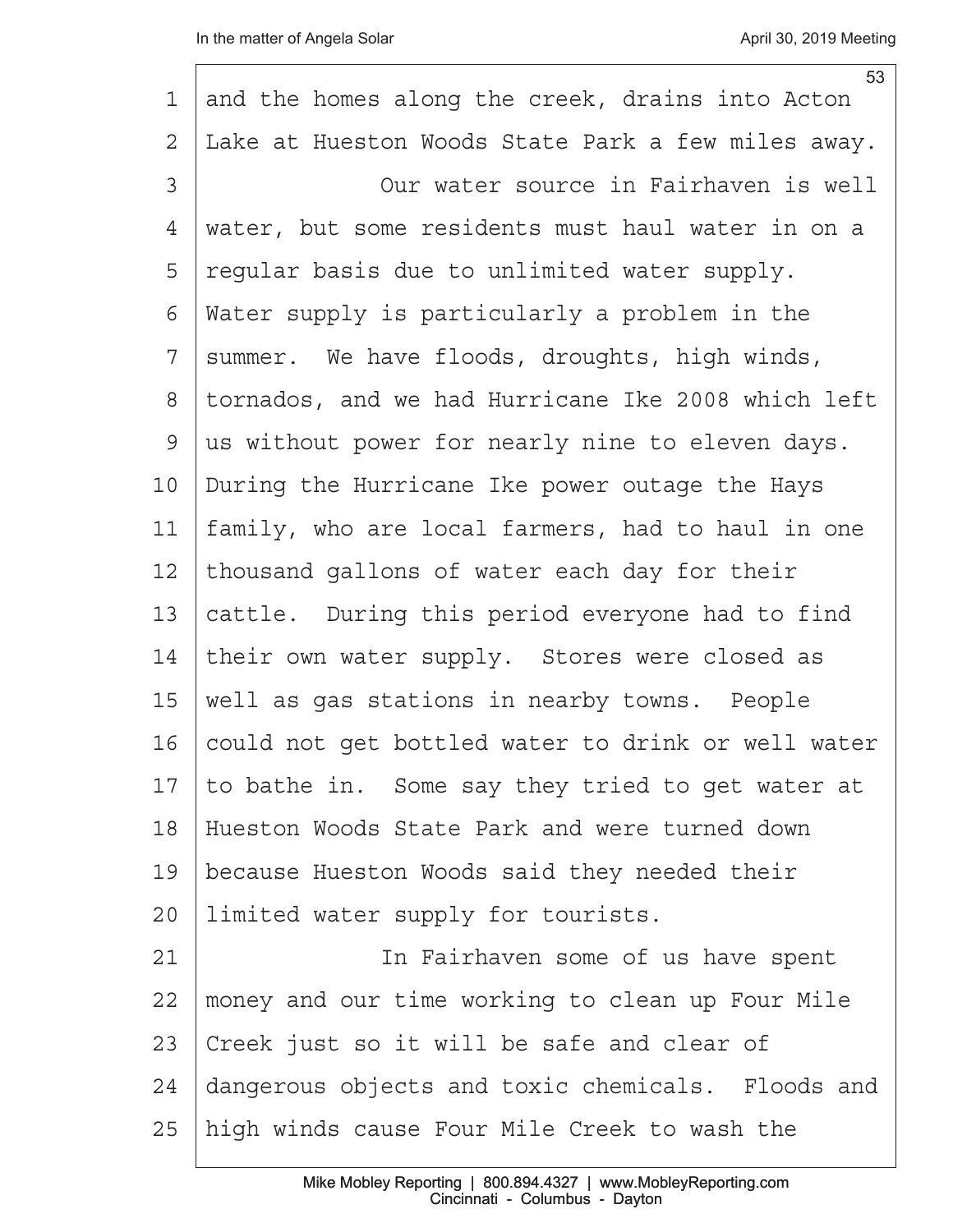and the homes along the creek, drains into Acton Lake at Hueston Woods State Park a few miles away.

Our water source in Fairhaven is well water, but some residents must haul water in on a regular basis due to unlimited water supply. Water supply is particularly a problem in the summer. We have floods, droughts, high winds, tornados, and we had Hurricane Ike 2008 which left us without power for nearly nine to eleven days. During the Hurricane Ike power outage the Hays family, who are local farmers, had to haul in one thousand gallons of water each day for their cattle. During this period everyone had to find their own water supply. Stores were closed as well as gas stations in nearby towns. People could not get bottled water to drink or well water to bathe in. Some say they tried to get water at Hueston Woods State Park and were turned down because Hueston Woods said they needed their limited water supply for tourists.

In Fairhaven some of us have spent money and our time working to clean up Four Mile Creek just so it will be safe and clear of dangerous objects and toxic chemicals. Floods and high winds cause Four Mile Creek to wash the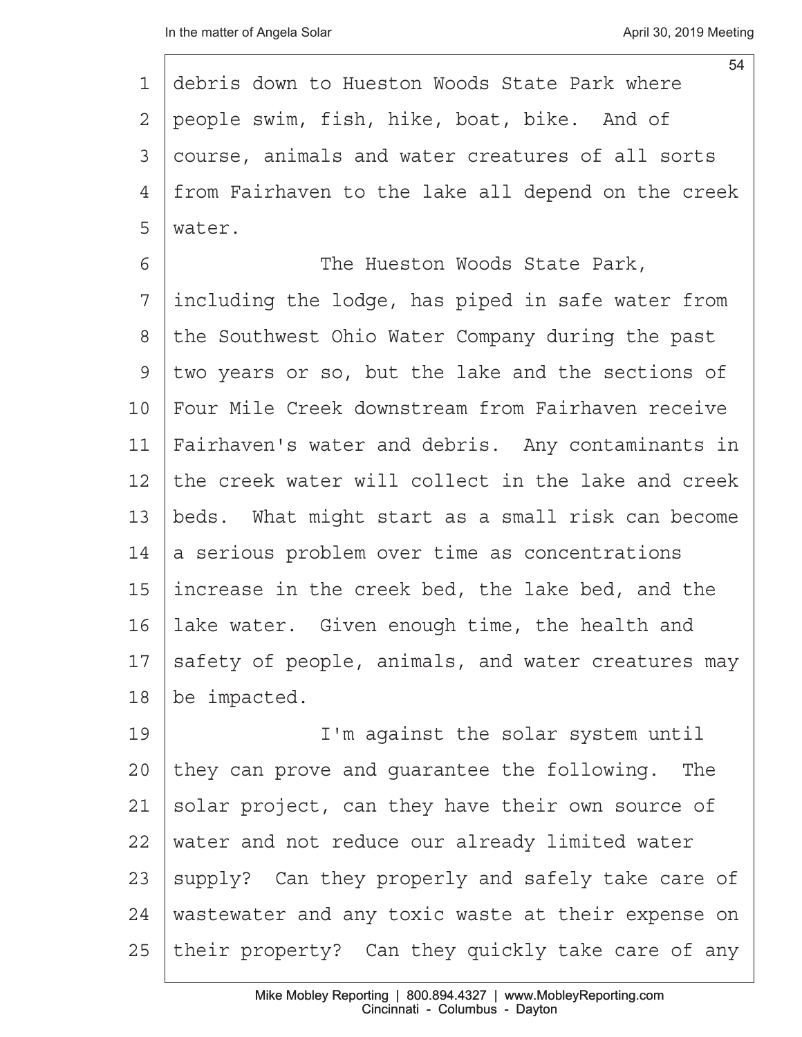debris down to Hueston Woods State Park where people swim, fish, hike, boat, bike. And of course, animals and water creatures of all sorts from Fairhaven to the lake all depend on the creek water.

The Hueston Woods State Park, including the lodge, has piped in safe water from the Southwest Ohio Water Company during the past two years or so, but the lake and the sections of Four Mile Creek downstream from Fairhaven receive Fairhaven's water and debris. Any contaminants in the creek water will collect in the lake and creek beds. What might start as a small risk can become a serious problem over time as concentrations increase in the creek bed, the lake bed, and the lake water. Given enough time, the health and safety of people, animals, and water creatures may be impacted.

I'm against the solar system until they can prove and guarantee the following. The solar project, can they have their own source of water and not reduce our already limited water supply? Can they properly and safely take care of wastewater and any toxic waste at their expense on their property? Can they quickly take care of any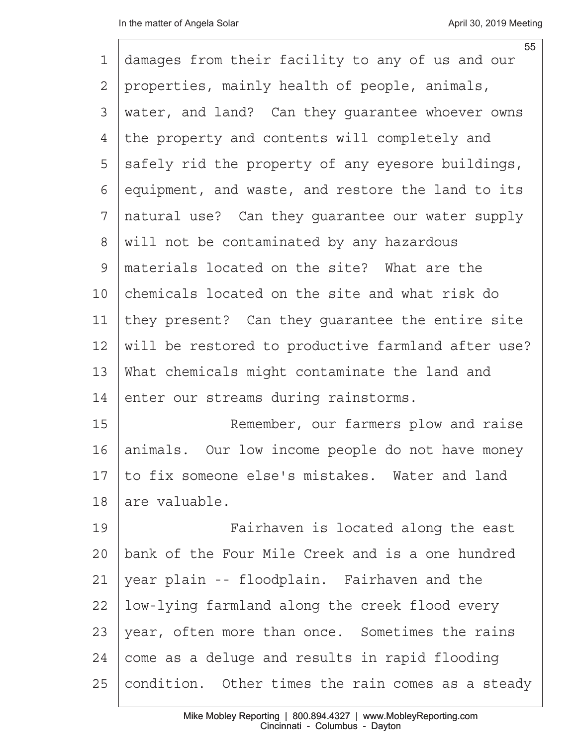damages from their facility to any of us and our properties, mainly health of people, animals, water, and land? Can they guarantee whoever owns the property and contents will completely and safely rid the property of any eyesore buildings, equipment, and waste, and restore the land to its natural use? Can they guarantee our water supply will not be contaminated by any hazardous materials located on the site? What are the chemicals located on the site and what risk do they present? Can they guarantee the entire site will be restored to productive farmland after use? What chemicals might contaminate the land and enter our streams during rainstorms.

Remember, our farmers plow and raise animals. Our low income people do not have money to fix someone else's mistakes. Water and land are valuable.

Fairhaven is located along the east bank of the Four Mile Creek and is a one hundred year plain -- floodplain. Fairhaven and the low-lying farmland along the creek flood every year, often more than once. Sometimes the rains come as a deluge and results in rapid flooding condition. Other times the rain comes as a steady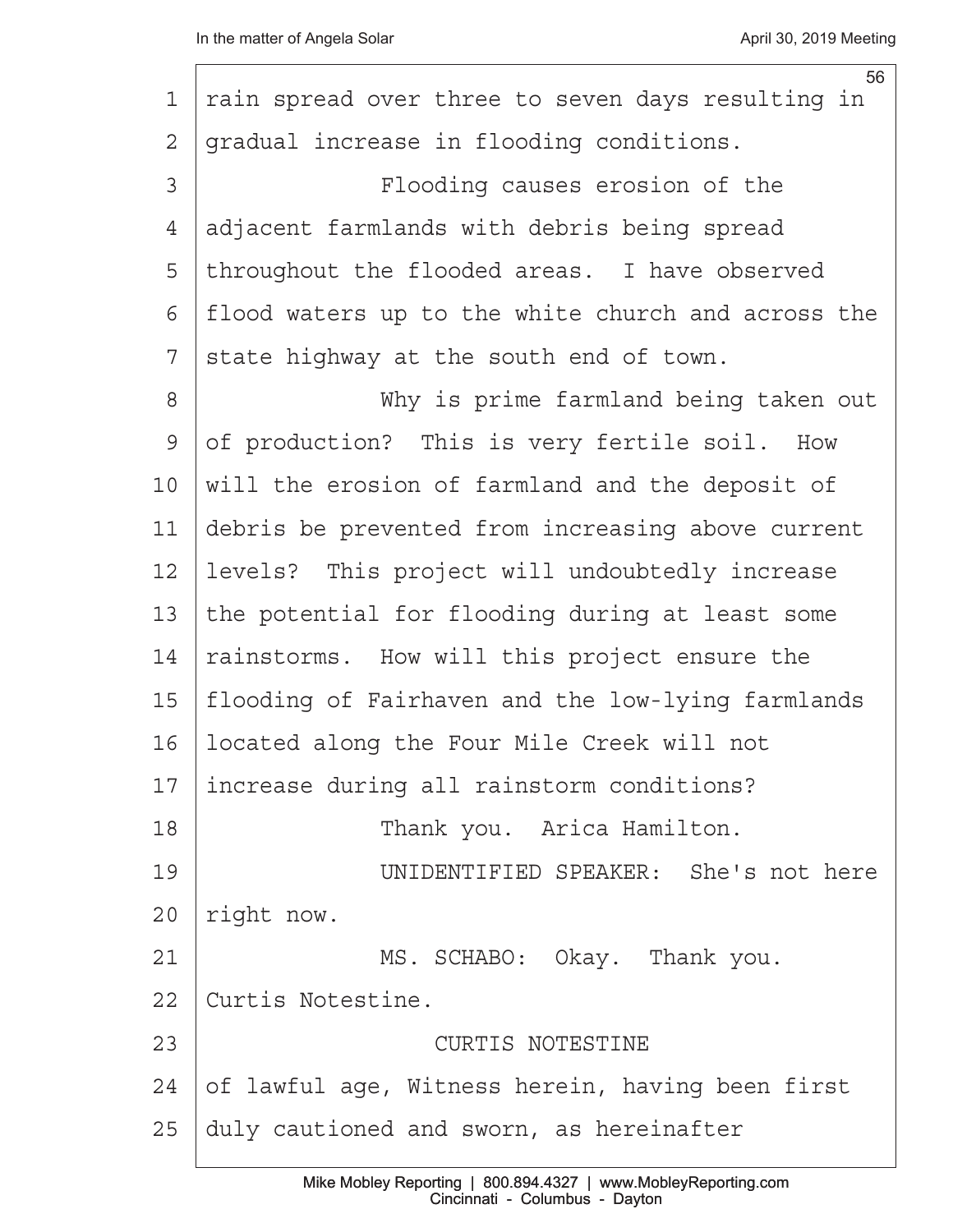rain spread over three to seven days resulting in gradual increase in flooding conditions.

Flooding causes erosion of the adjacent farmlands with debris being spread throughout the flooded areas. I have observed flood waters up to the white church and across the state highway at the south end of town.

Why is prime farmland being taken out of production? This is very fertile soil. How will the erosion of farmland and the deposit of debris be prevented from increasing above current levels? This project will undoubtedly increase the potential for flooding during at least some rainstorms. How will this project ensure the flooding of Fairhaven and the low-lying farmlands located along the Four Mile Creek will not increase during all rainstorm conditions?

Thank you. Arica Hamilton.

UNIDENTIFIED SPEAKER: She's not here right now.

MS. SCHABO: Okay. Thank you. Curtis Notestine.

CURTIS NOTESTINE

of lawful age, Witness herein, having been first duly cautioned and sworn, as hereinafter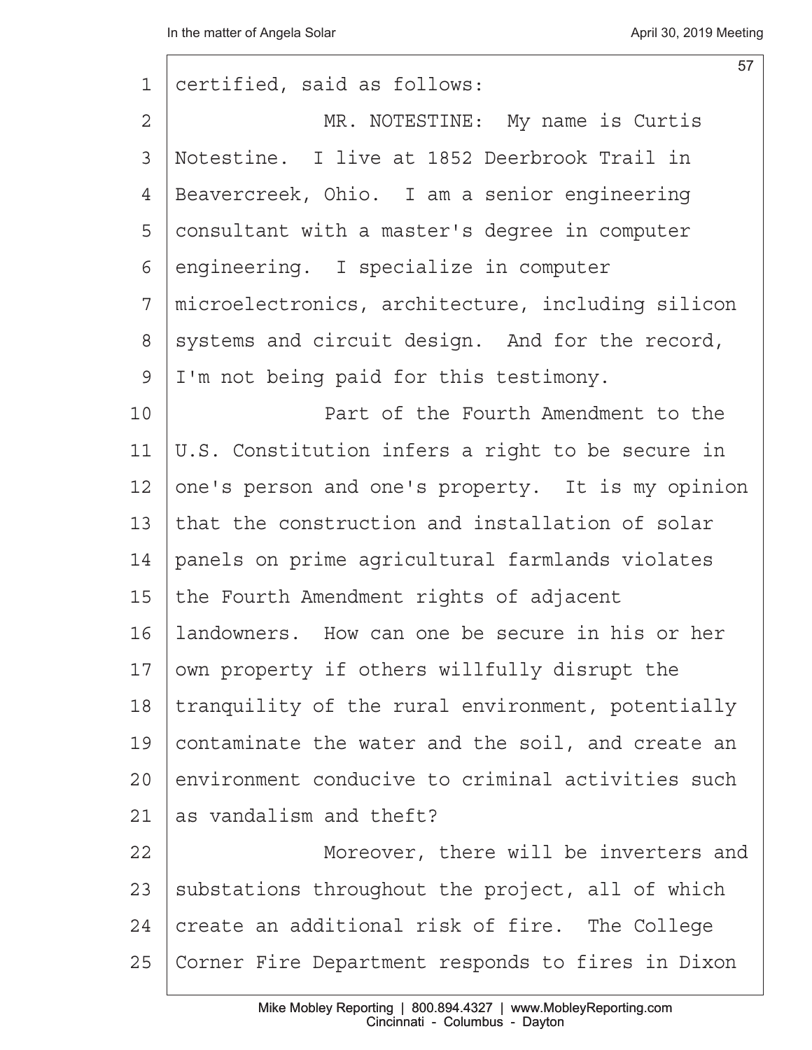certified, said as follows:

MR. NOTESTINE: My name is Curtis Notestine. I live at 1852 Deerbrook Trail in Beavercreek, Ohio. I am a senior engineering consultant with a master's degree in computer engineering. I specialize in computer microelectronics, architecture, including silicon systems and circuit design. And for the record, I'm not being paid for this testimony.

Part of the Fourth Amendment to the U.S. Constitution infers a right to be secure in one's person and one's property. It is my opinion that the construction and installation of solar panels on prime agricultural farmlands violates the Fourth Amendment rights of adjacent landowners. How can one be secure in his or her own property if others willfully disrupt the tranquility of the rural environment, potentially contaminate the water and the soil, and create an environment conducive to criminal activities such as vandalism and theft?

Moreover, there will be inverters and substations throughout the project, all of which create an additional risk of fire. The College Corner Fire Department responds to fires in Dixon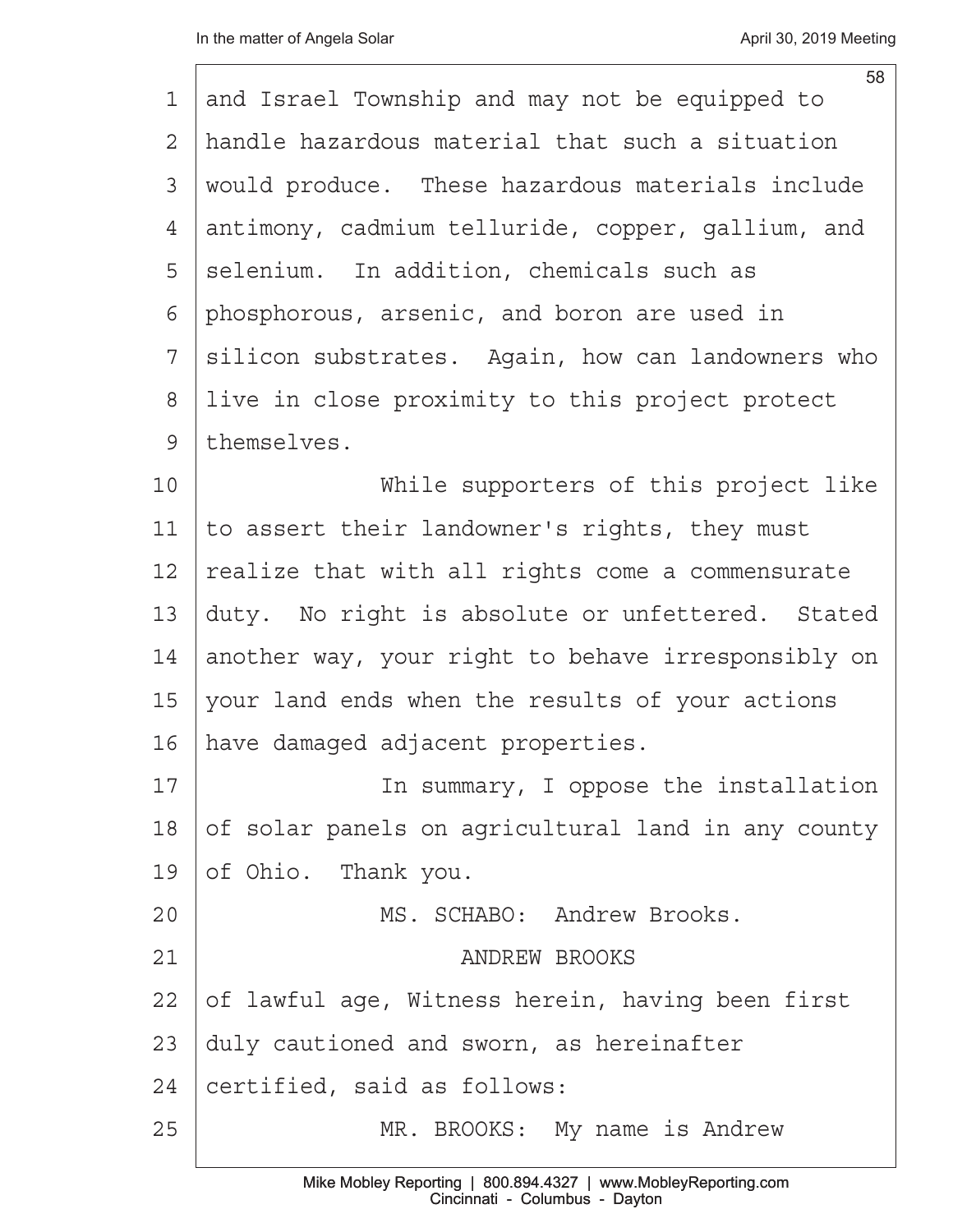and Israel Township and may not be equipped to handle hazardous material that such a situation would produce. These hazardous materials include antimony, cadmium telluride, copper, gallium, and selenium. In addition, chemicals such as phosphorous, arsenic, and boron are used in silicon substrates. Again, how can landowners who live in close proximity to this project protect themselves.

While supporters of this project like to assert their landowner's rights, they must realize that with all rights come a commensurate duty. No right is absolute or unfettered. Stated another way, your right to behave irresponsibly on your land ends when the results of your actions have damaged adjacent properties.

In summary, I oppose the installation of solar panels on agricultural land in any county of Ohio. Thank you.

MS. SCHABO: Andrew Brooks.

ANDREW BROOKS

of lawful age, Witness herein, having been first duly cautioned and sworn, as hereinafter certified, said as follows:

MR. BROOKS: My name is Andrew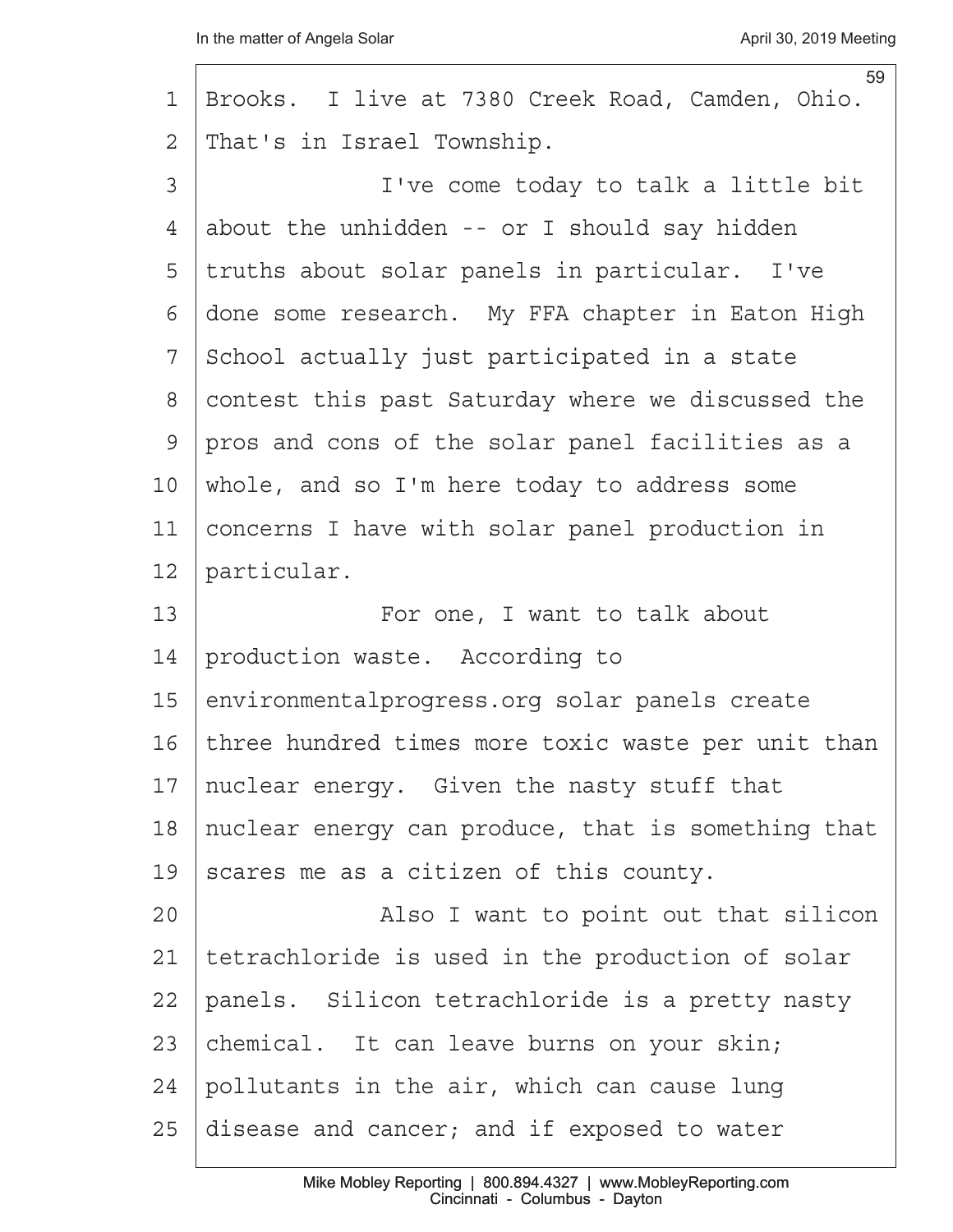Brooks. I live at 7380 Creek Road, Camden, Ohio. That's in Israel Township.

I've come today to talk a little bit about the unhidden -- or I should say hidden truths about solar panels in particular. I've done some research. My FFA chapter in Eaton High School actually just participated in a state contest this past Saturday where we discussed the pros and cons of the solar panel facilities as a whole, and so I'm here today to address some concerns I have with solar panel production in particular.

For one, I want to talk about production waste. According to environmentalprogress.org solar panels create three hundred times more toxic waste per unit than nuclear energy. Given the nasty stuff that nuclear energy can produce, that is something that scares me as a citizen of this county.

Also I want to point out that silicon tetrachloride is used in the production of solar panels. Silicon tetrachloride is a pretty nasty chemical. It can leave burns on your skin; pollutants in the air, which can cause lung disease and cancer; and if exposed to water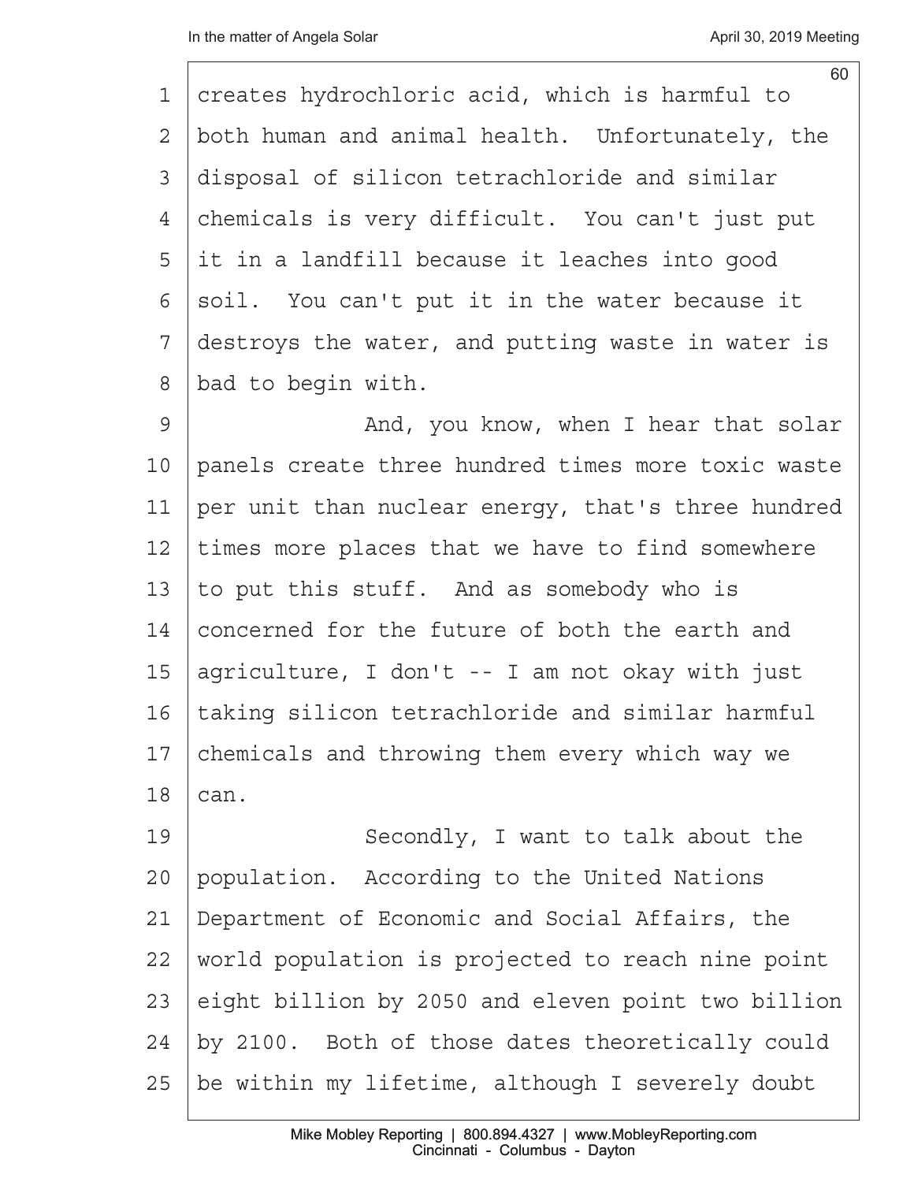creates hydrochloric acid, which is harmful to both human and animal health. Unfortunately, the disposal of silicon tetrachloride and similar chemicals is very difficult. You can't just put it in a landfill because it leaches into good soil. You can't put it in the water because it destroys the water, and putting waste in water is bad to begin with.

And, you know, when I hear that solar panels create three hundred times more toxic waste per unit than nuclear energy, that's three hundred times more places that we have to find somewhere to put this stuff. And as somebody who is concerned for the future of both the earth and agriculture, I don't -- I am not okay with just taking silicon tetrachloride and similar harmful chemicals and throwing them every which way we can.

Secondly, I want to talk about the population. According to the United Nations Department of Economic and Social Affairs, the world population is projected to reach nine point eight billion by 2050 and eleven point two billion by 2100. Both of those dates theoretically could be within my lifetime, although I severely doubt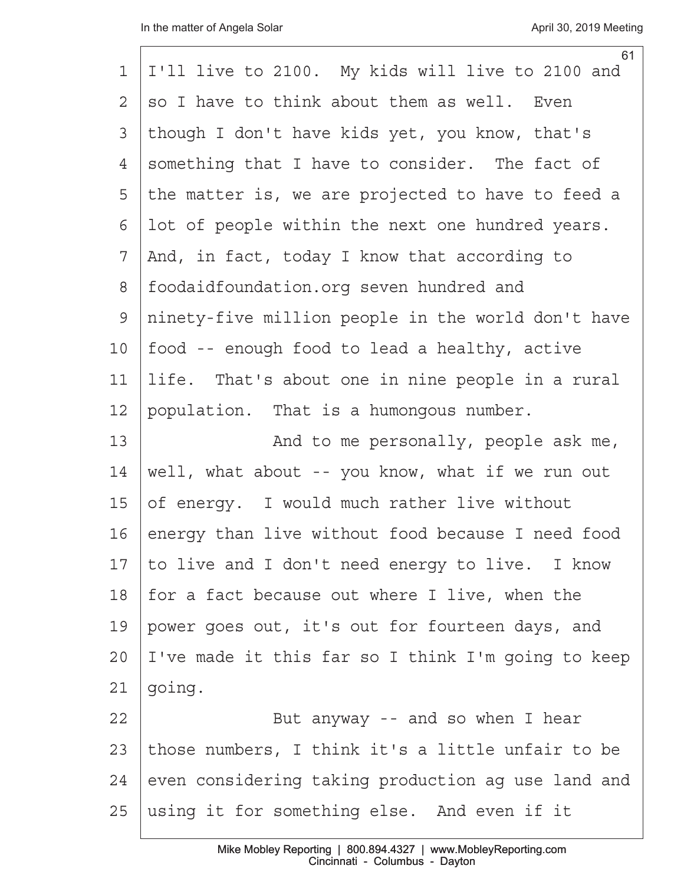I'll live to 2100. My kids will live to 2100 and so I have to think about them as well. Even though I don't have kids yet, you know, that's something that I have to consider. The fact of the matter is, we are projected to have to feed a lot of people within the next one hundred years. And, in fact, today I know that according to foodaidfoundation.org seven hundred and ninety-five million people in the world don't have food -- enough food to lead a healthy, active life. That's about one in nine people in a rural population. That is a humongous number.

And to me personally, people ask me, well, what about -- you know, what if we run out of energy. I would much rather live without energy than live without food because I need food to live and I don't need energy to live. I know for a fact because out where I live, when the power goes out, it's out for fourteen days, and I've made it this far so I think I'm going to keep going.

But anyway -- and so when I hear those numbers, I think it's a little unfair to be even considering taking production ag use land and using it for something else. And even if it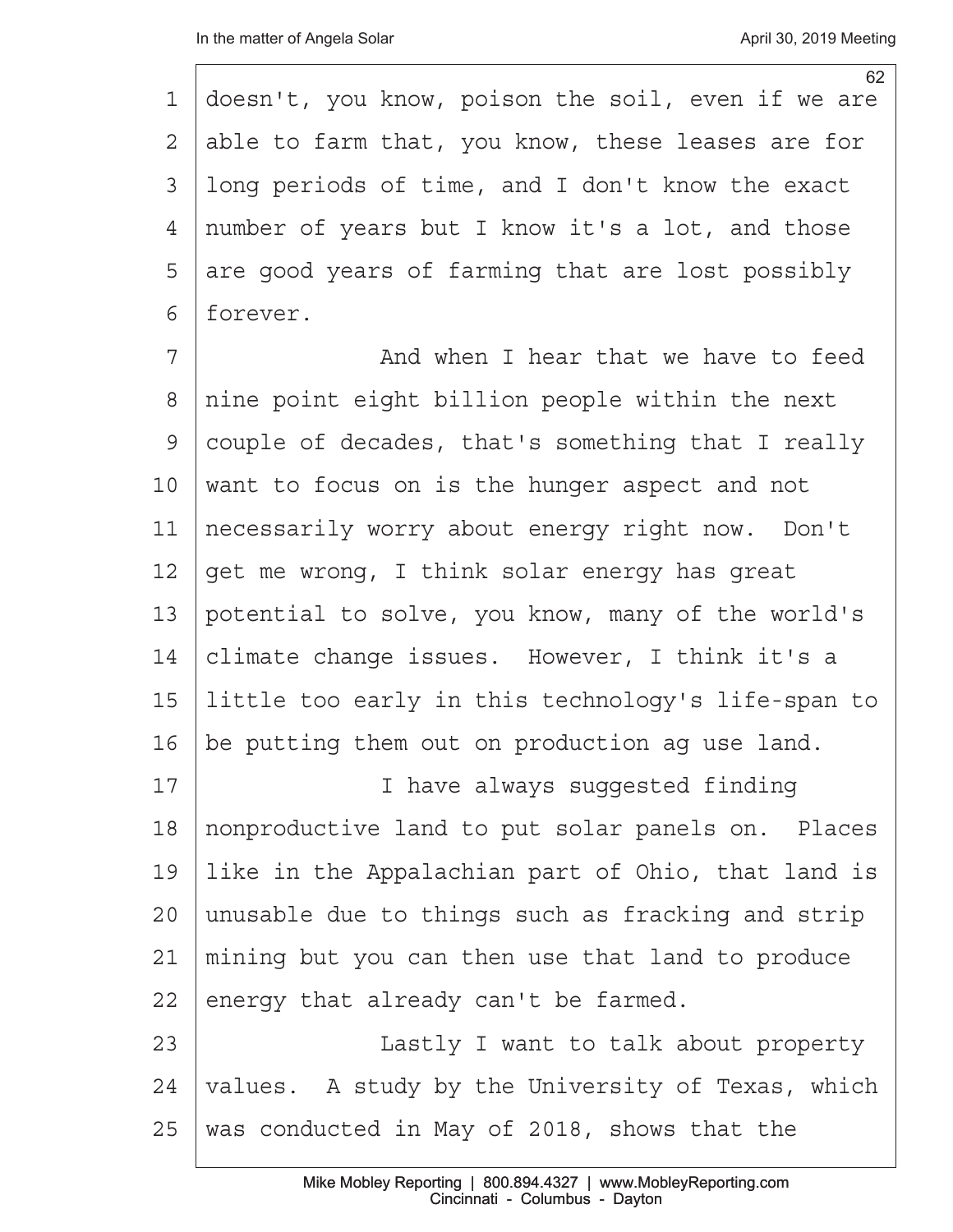doesn't, you know, poison the soil, even if we are able to farm that, you know, these leases are for long periods of time, and I don't know the exact number of years but I know it's a lot, and those are good years of farming that are lost possibly forever.

And when I hear that we have to feed nine point eight billion people within the next couple of decades, that's something that I really want to focus on is the hunger aspect and not necessarily worry about energy right now. Don't get me wrong, I think solar energy has great potential to solve, you know, many of the world's climate change issues. However, I think it's a little too early in this technology's life-span to be putting them out on production ag use land.

I have always suggested finding nonproductive land to put solar panels on. Places like in the Appalachian part of Ohio, that land is unusable due to things such as fracking and strip mining but you can then use that land to produce energy that already can't be farmed.

Lastly I want to talk about property values. A study by the University of Texas, which was conducted in May of 2018, shows that the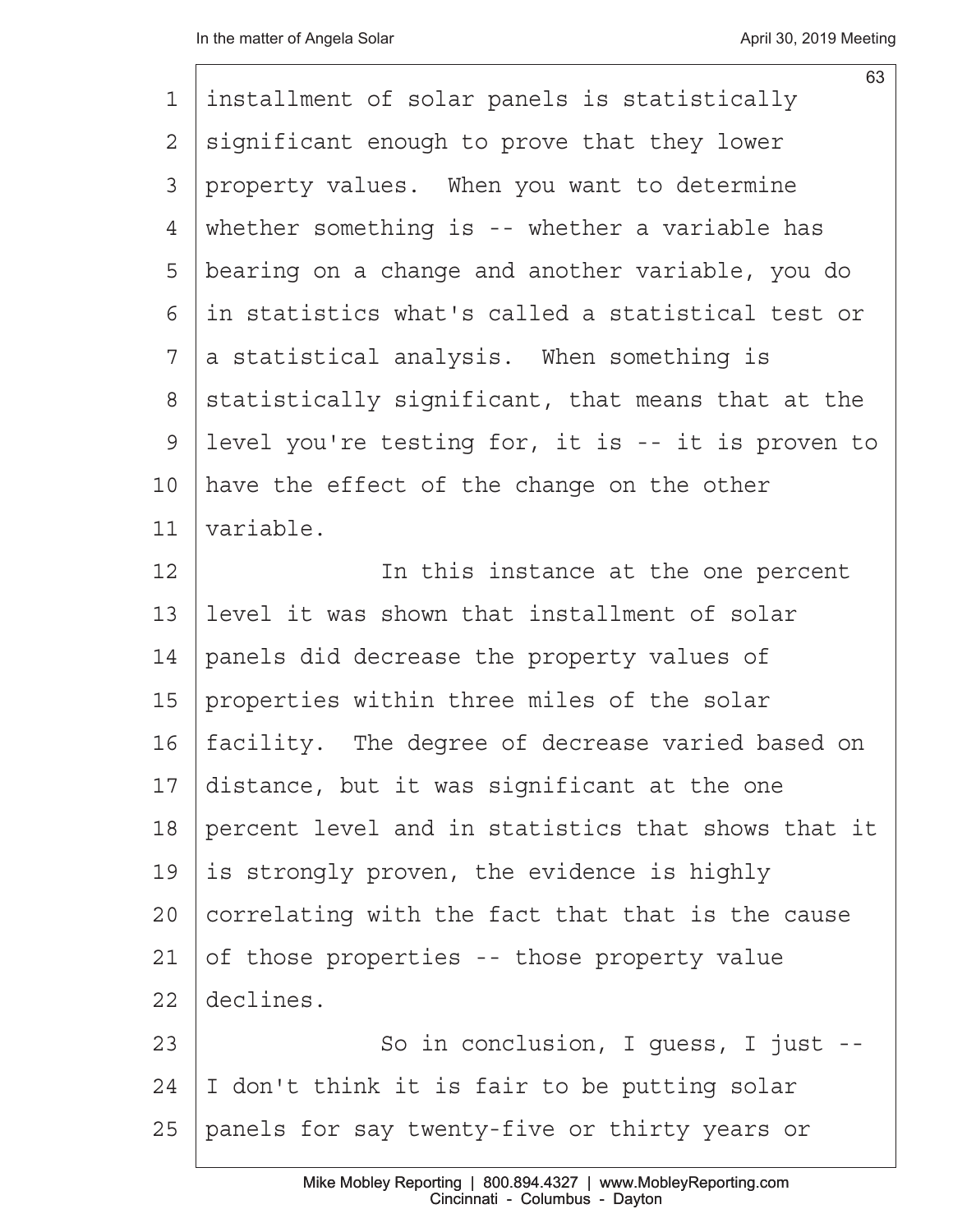installment of solar panels is statistically significant enough to prove that they lower property values. When you want to determine whether something is -- whether a variable has bearing on a change and another variable, you do in statistics what's called a statistical test or a statistical analysis. When something is statistically significant, that means that at the level you're testing for, it is -- it is proven to have the effect of the change on the other variable.

In this instance at the one percent level it was shown that installment of solar panels did decrease the property values of properties within three miles of the solar facility. The degree of decrease varied based on distance, but it was significant at the one percent level and in statistics that shows that it is strongly proven, the evidence is highly correlating with the fact that that is the cause of those properties -- those property value declines.

So in conclusion, I guess, I just -- I don't think it is fair to be putting solar panels for say twenty-five or thirty years or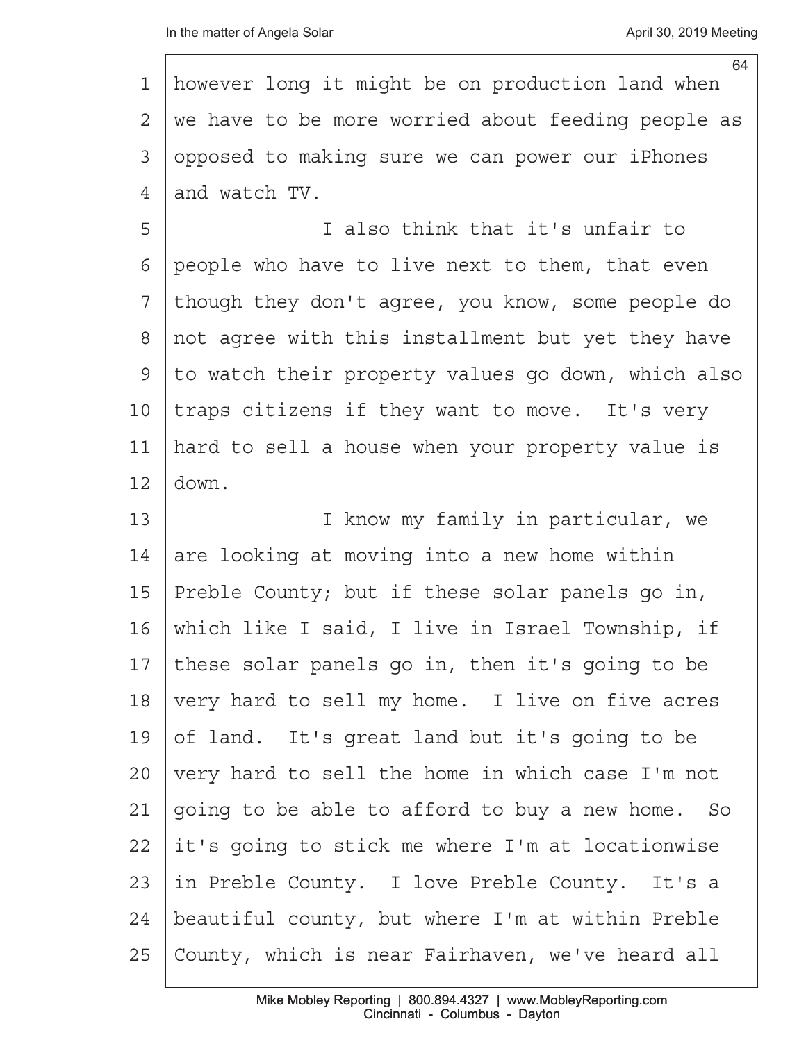however long it might be on production land when we have to be more worried about feeding people as opposed to making sure we can power our iPhones and watch TV.

I also think that it's unfair to people who have to live next to them, that even though they don't agree, you know, some people do not agree with this installment but yet they have to watch their property values go down, which also traps citizens if they want to move. It's very hard to sell a house when your property value is down.

I know my family in particular, we are looking at moving into a new home within Preble County; but if these solar panels go in, which like I said, I live in Israel Township, if these solar panels go in, then it's going to be very hard to sell my home. I live on five acres of land. It's great land but it's going to be very hard to sell the home in which case I'm not going to be able to afford to buy a new home. So it's going to stick me where I'm at locationwise in Preble County. I love Preble County. It's a beautiful county, but where I'm at within Preble County, which is near Fairhaven, we've heard all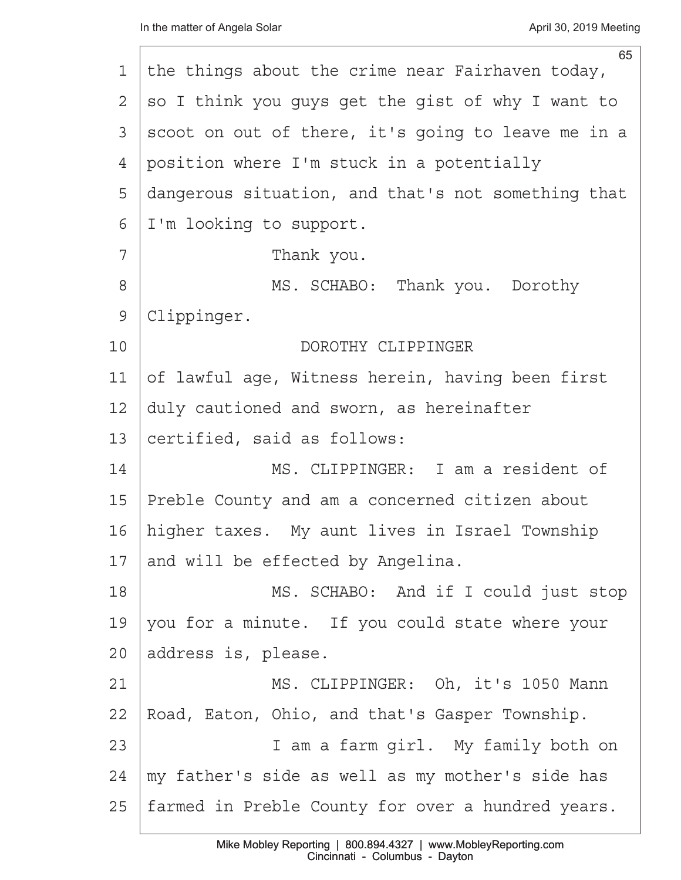the things about the crime near Fairhaven today, so I think you guys get the gist of why I want to scoot on out of there, it's going to leave me in a position where I'm stuck in a potentially dangerous situation, and that's not something that I'm looking to support.

Thank you.

MS. SCHABO: Thank you. Dorothy Clippinger.

DOROTHY CLIPPINGER

of lawful age, Witness herein, having been first duly cautioned and sworn, as hereinafter certified, said as follows:

MS. CLIPPINGER: I am a resident of Preble County and am a concerned citizen about higher taxes. My aunt lives in Israel Township and will be effected by Angelina.

MS. SCHABO: And if I could just stop you for a minute. If you could state where your address is, please.

MS. CLIPPINGER: Oh, it's 1050 Mann Road, Eaton, Ohio, and that's Gasper Township.

I am a farm girl. My family both on my father's side as well as my mother's side has farmed in Preble County for over a hundred years.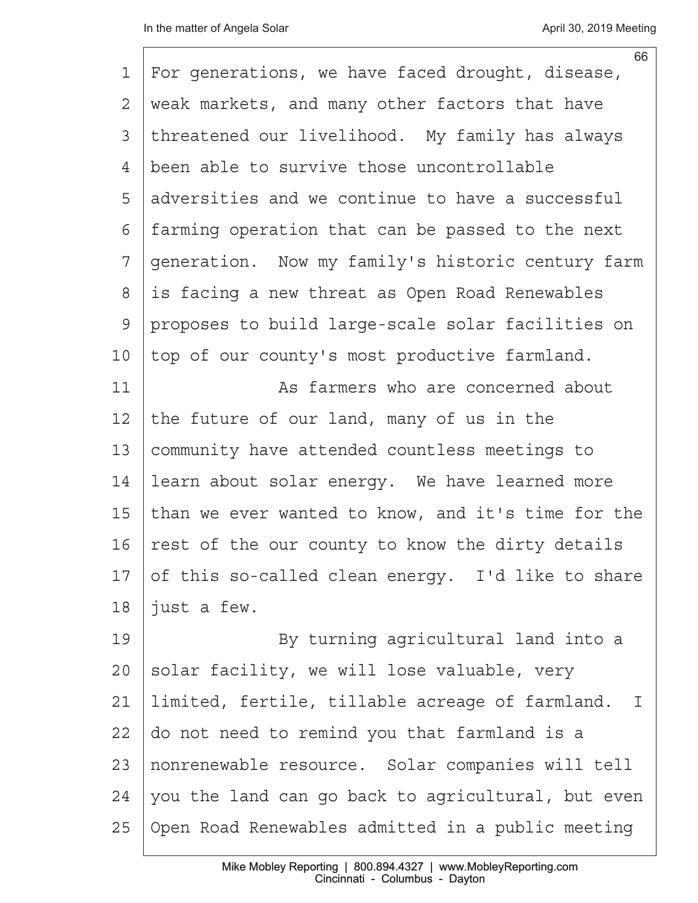For generations, we have faced drought, disease, weak markets, and many other factors that have threatened our livelihood. My family has always been able to survive those uncontrollable adversities and we continue to have a successful farming operation that can be passed to the next generation. Now my family's historic century farm is facing a new threat as Open Road Renewables proposes to build large-scale solar facilities on top of our county's most productive farmland.

As farmers who are concerned about the future of our land, many of us in the community have attended countless meetings to learn about solar energy. We have learned more than we ever wanted to know, and it's time for the rest of the our county to know the dirty details of this so-called clean energy. I'd like to share just a few.

By turning agricultural land into a solar facility, we will lose valuable, very limited, fertile, tillable acreage of farmland. I do not need to remind you that farmland is a nonrenewable resource. Solar companies will tell you the land can go back to agricultural, but even Open Road Renewables admitted in a public meeting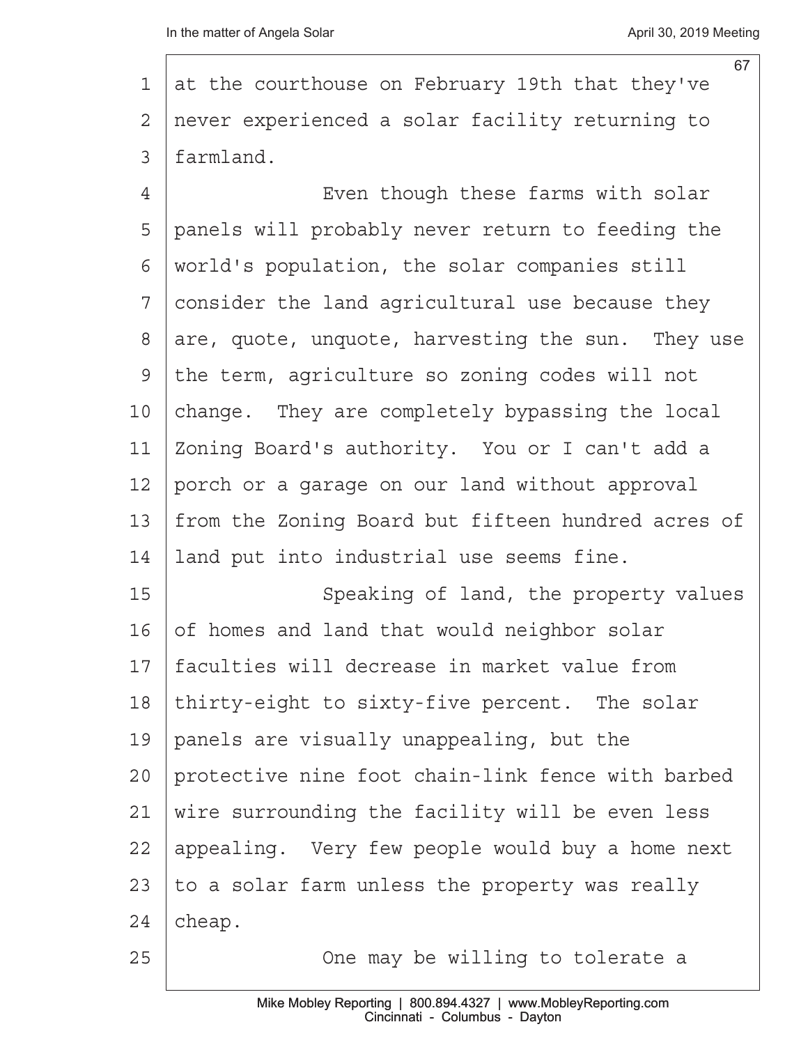at the courthouse on February 19th that they've never experienced a solar facility returning to farmland.

Even though these farms with solar panels will probably never return to feeding the world's population, the solar companies still consider the land agricultural use because they are, quote, unquote, harvesting the sun. They use the term, agriculture so zoning codes will not change. They are completely bypassing the local Zoning Board's authority. You or I can't add a porch or a garage on our land without approval from the Zoning Board but fifteen hundred acres of land put into industrial use seems fine.

Speaking of land, the property values of homes and land that would neighbor solar faculties will decrease in market value from thirty-eight to sixty-five percent. The solar panels are visually unappealing, but the protective nine foot chain-link fence with barbed wire surrounding the facility will be even less appealing. Very few people would buy a home next to a solar farm unless the property was really cheap.

One may be willing to tolerate a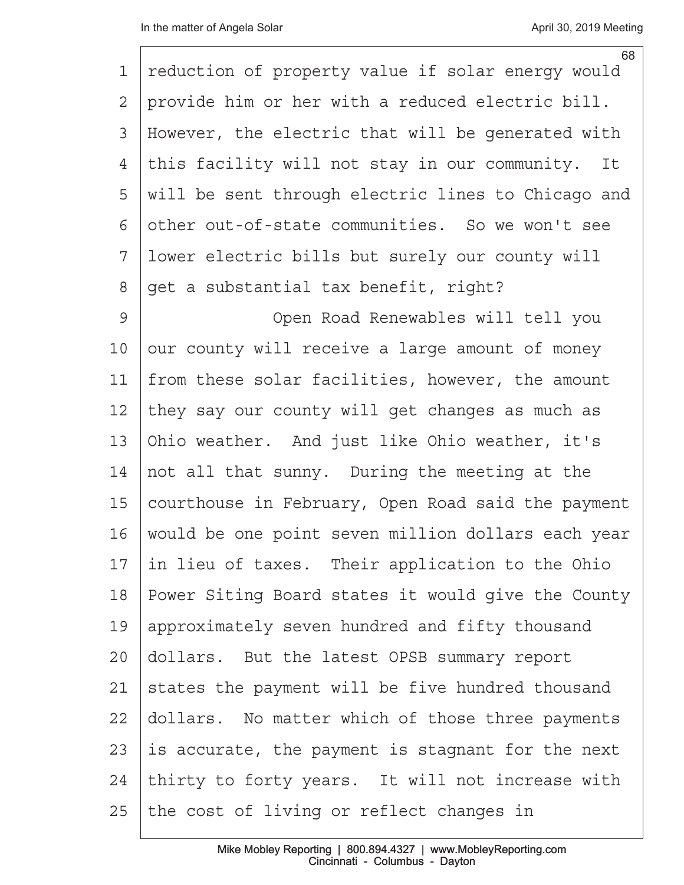reduction of property value if solar energy would provide him or her with a reduced electric bill. However, the electric that will be generated with this facility will not stay in our community. It will be sent through electric lines to Chicago and other out-of-state communities. So we won't see lower electric bills but surely our county will get a substantial tax benefit, right?

Open Road Renewables will tell you our county will receive a large amount of money from these solar facilities, however, the amount they say our county will get changes as much as Ohio weather. And just like Ohio weather, it's not all that sunny. During the meeting at the courthouse in February, Open Road said the payment would be one point seven million dollars each year in lieu of taxes. Their application to the Ohio Power Siting Board states it would give the County approximately seven hundred and fifty thousand dollars. But the latest OPSB summary report states the payment will be five hundred thousand dollars. No matter which of those three payments is accurate, the payment is stagnant for the next thirty to forty years. It will not increase with the cost of living or reflect changes in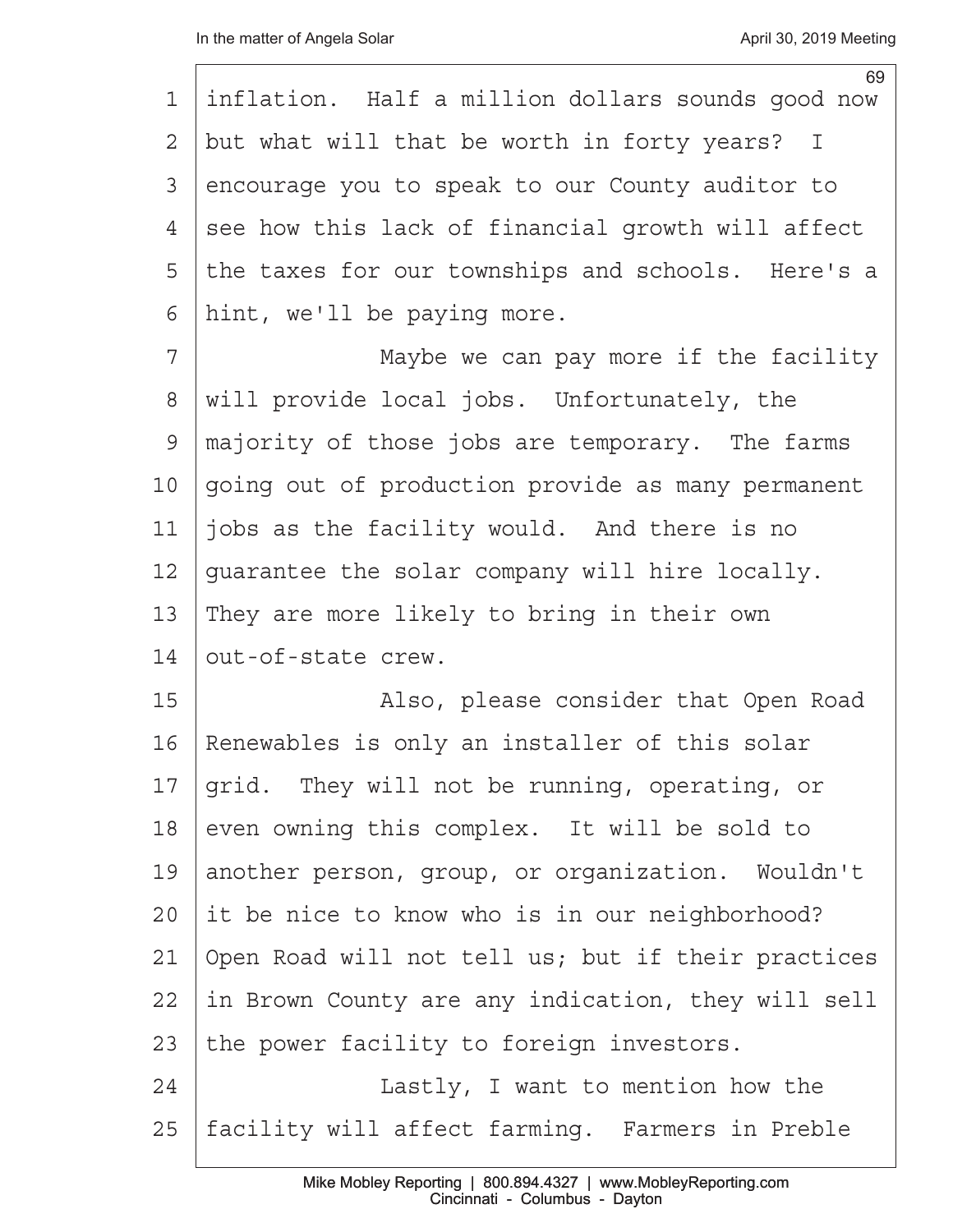inflation. Half a million dollars sounds good now but what will that be worth in forty years? I encourage you to speak to our County auditor to see how this lack of financial growth will affect the taxes for our townships and schools. Here's a hint, we'll be paying more.

Maybe we can pay more if the facility will provide local jobs. Unfortunately, the majority of those jobs are temporary. The farms going out of production provide as many permanent jobs as the facility would. And there is no guarantee the solar company will hire locally. They are more likely to bring in their own out-of-state crew.

Also, please consider that Open Road Renewables is only an installer of this solar grid. They will not be running, operating, or even owning this complex. It will be sold to another person, group, or organization. Wouldn't it be nice to know who is in our neighborhood? Open Road will not tell us; but if their practices in Brown County are any indication, they will sell the power facility to foreign investors.

Lastly, I want to mention how the facility will affect farming. Farmers in Preble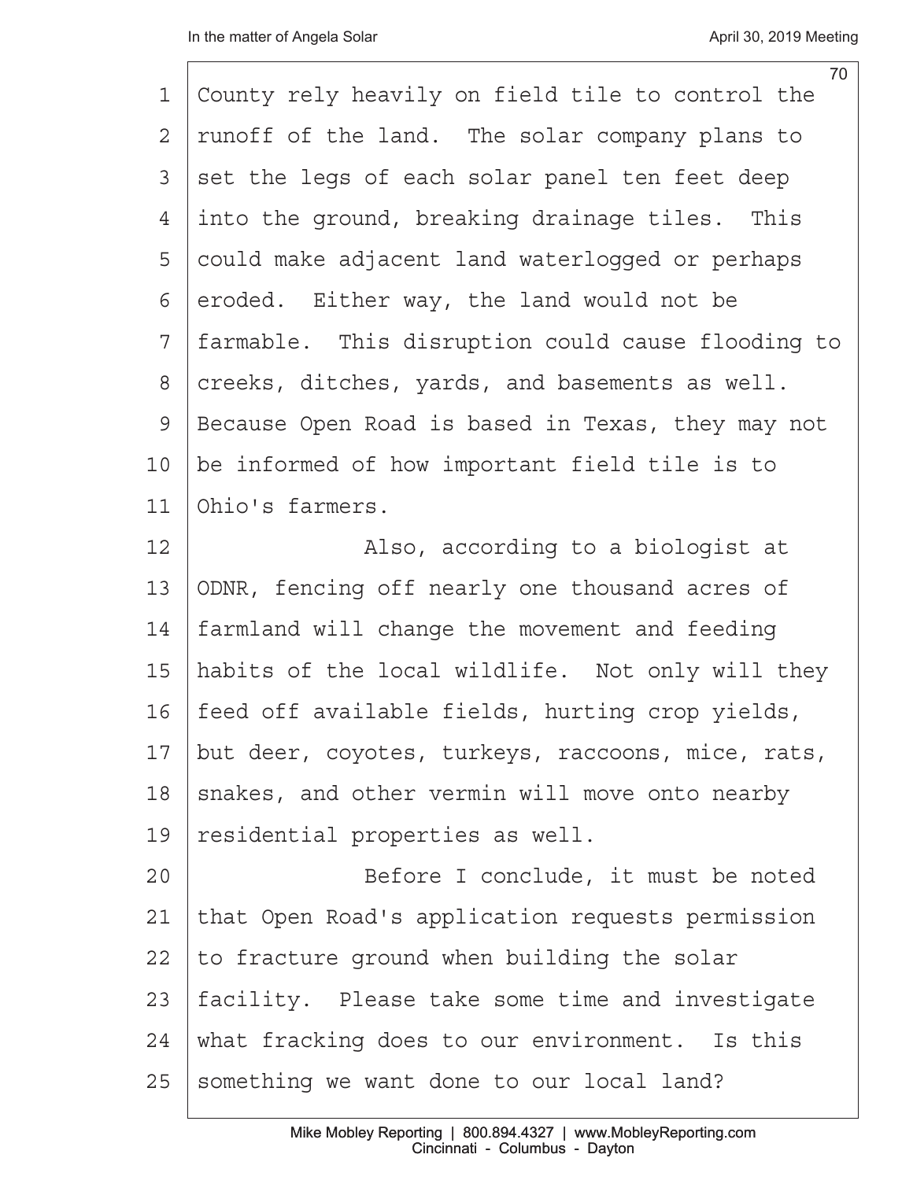County rely heavily on field tile to control the runoff of the land. The solar company plans to set the legs of each solar panel ten feet deep into the ground, breaking drainage tiles. This could make adjacent land waterlogged or perhaps eroded. Either way, the land would not be farmable. This disruption could cause flooding to creeks, ditches, yards, and basements as well. Because Open Road is based in Texas, they may not be informed of how important field tile is to Ohio's farmers.

Also, according to a biologist at ODNR, fencing off nearly one thousand acres of farmland will change the movement and feeding habits of the local wildlife. Not only will they feed off available fields, hurting crop yields, but deer, coyotes, turkeys, raccoons, mice, rats, snakes, and other vermin will move onto nearby residential properties as well.

Before I conclude, it must be noted that Open Road's application requests permission to fracture ground when building the solar facility. Please take some time and investigate what fracking does to our environment. Is this something we want done to our local land?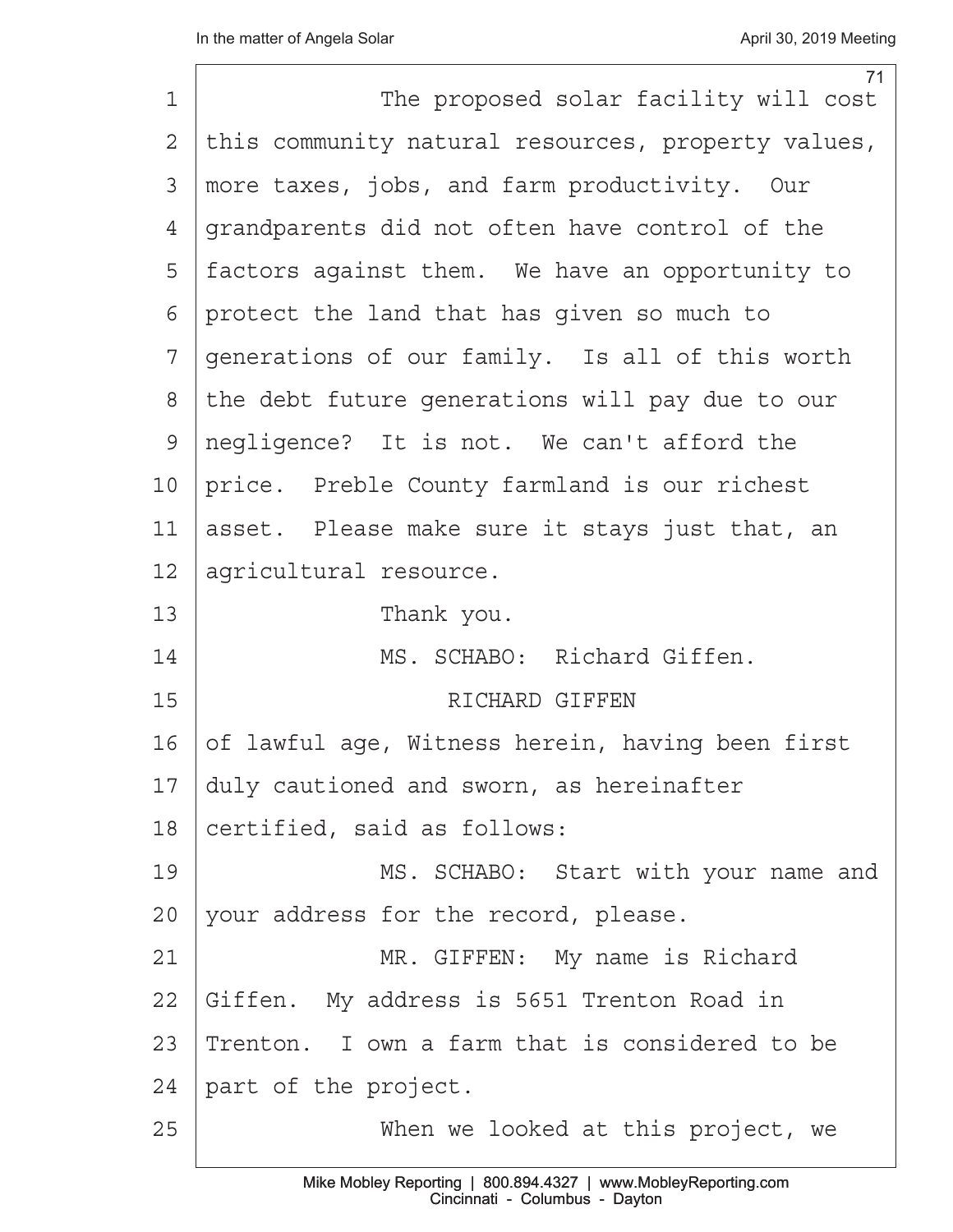The proposed solar facility will cost this community natural resources, property values, more taxes, jobs, and farm productivity. Our grandparents did not often have control of the factors against them. We have an opportunity to protect the land that has given so much to generations of our family. Is all of this worth the debt future generations will pay due to our negligence? It is not. We can't afford the price. Preble County farmland is our richest asset. Please make sure it stays just that, an agricultural resource.

Thank you.

MS. SCHABO: Richard Giffen.

RICHARD GIFFEN

of lawful age, Witness herein, having been first duly cautioned and sworn, as hereinafter certified, said as follows:

MS. SCHABO: Start with your name and your address for the record, please.

MR. GIFFEN: My name is Richard Giffen. My address is 5651 Trenton Road in Trenton. I own a farm that is considered to be part of the project.

When we looked at this project, we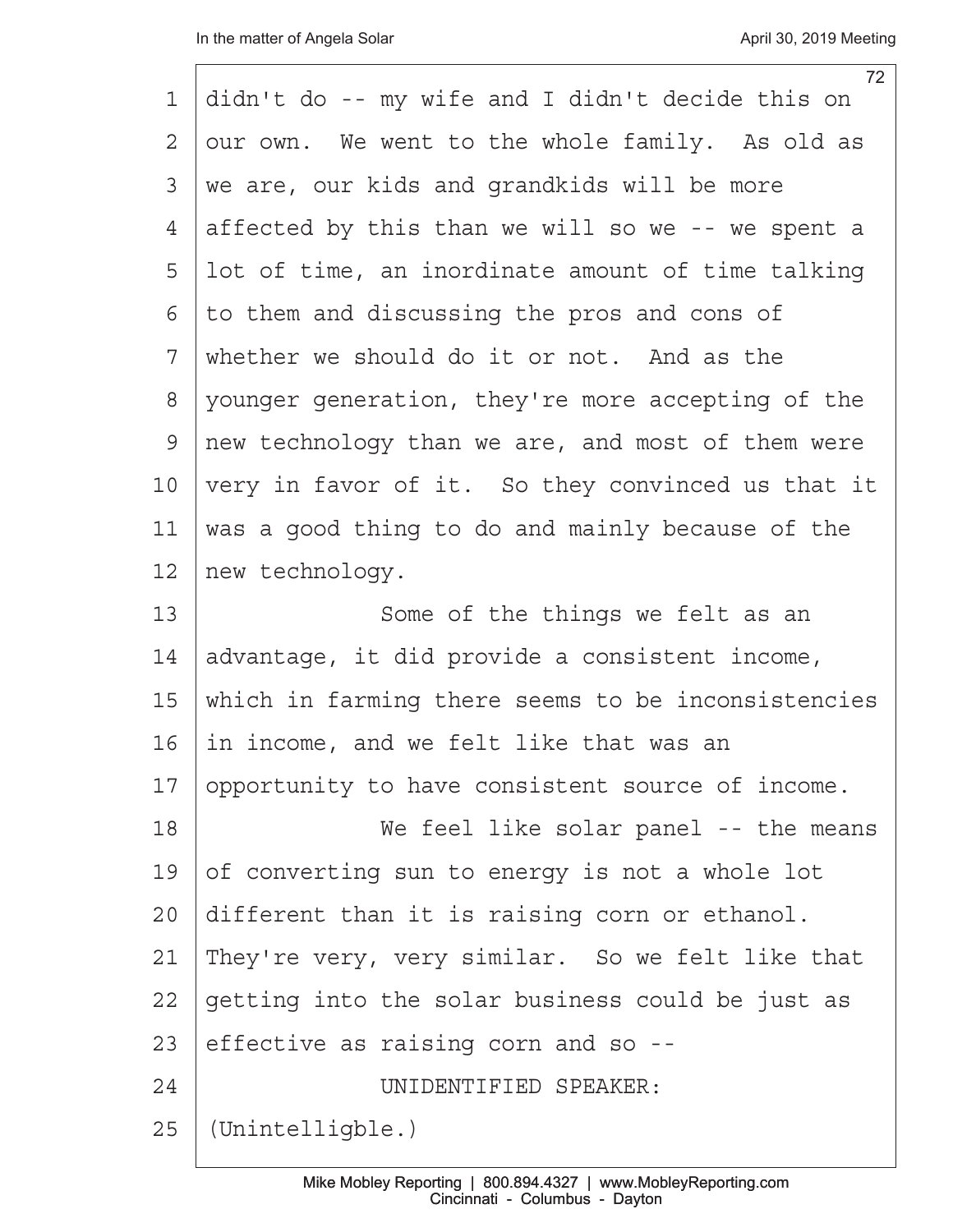didn't do -- my wife and I didn't decide this on our own. We went to the whole family. As old as we are, our kids and grandkids will be more affected by this than we will so we -- we spent a lot of time, an inordinate amount of time talking to them and discussing the pros and cons of whether we should do it or not. And as the younger generation, they're more accepting of the new technology than we are, and most of them were very in favor of it. So they convinced us that it was a good thing to do and mainly because of the new technology.

Some of the things we felt as an advantage, it did provide a consistent income, which in farming there seems to be inconsistencies in income, and we felt like that was an opportunity to have consistent source of income.

We feel like solar panel -- the means of converting sun to energy is not a whole lot different than it is raising corn or ethanol. They're very, very similar. So we felt like that getting into the solar business could be just as effective as raising corn and so --

UNIDENTIFIED SPEAKER: (Unintelligble.)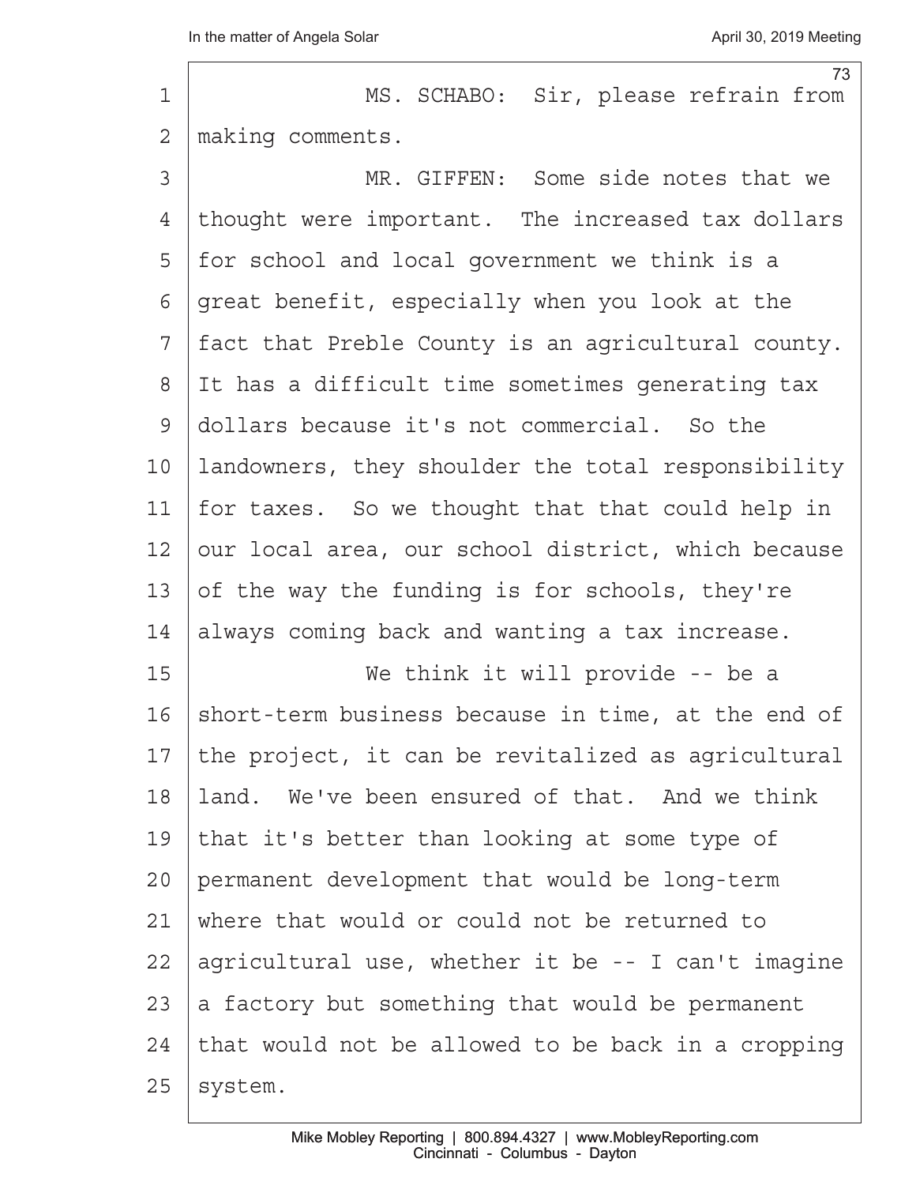MS. SCHABO: Sir, please refrain from making comments.

MR. GIFFEN: Some side notes that we thought were important. The increased tax dollars for school and local government we think is a great benefit, especially when you look at the fact that Preble County is an agricultural county. It has a difficult time sometimes generating tax dollars because it's not commercial. So the landowners, they shoulder the total responsibility for taxes. So we thought that that could help in our local area, our school district, which because of the way the funding is for schools, they're always coming back and wanting a tax increase.

We think it will provide -- be a short-term business because in time, at the end of the project, it can be revitalized as agricultural land. We've been ensured of that. And we think that it's better than looking at some type of permanent development that would be long-term where that would or could not be returned to agricultural use, whether it be -- I can't imagine a factory but something that would be permanent that would not be allowed to be back in a cropping system.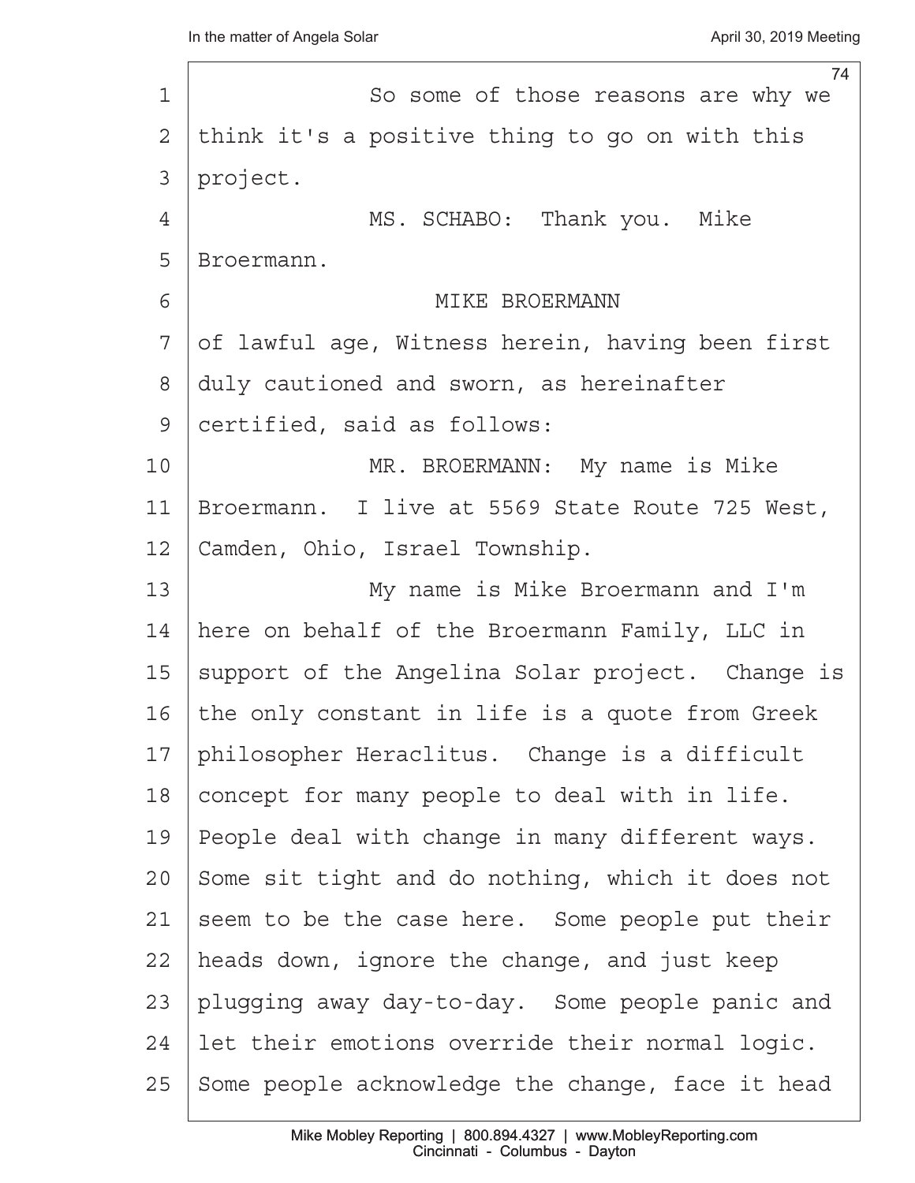So some of those reasons are why we think it's a positive thing to go on with this project.

MS. SCHABO: Thank you. Mike Broermann.

MIKE BROERMANN

of lawful age, Witness herein, having been first duly cautioned and sworn, as hereinafter certified, said as follows:

MR. BROERMANN: My name is Mike Broermann. I live at 5569 State Route 725 West, Camden, Ohio, Israel Township.

My name is Mike Broermann and I'm here on behalf of the Broermann Family, LLC in support of the Angelina Solar project. Change is the only constant in life is a quote from Greek philosopher Heraclitus. Change is a difficult concept for many people to deal with in life. People deal with change in many different ways. Some sit tight and do nothing, which it does not seem to be the case here. Some people put their heads down, ignore the change, and just keep plugging away day-to-day. Some people panic and let their emotions override their normal logic. Some people acknowledge the change, face it head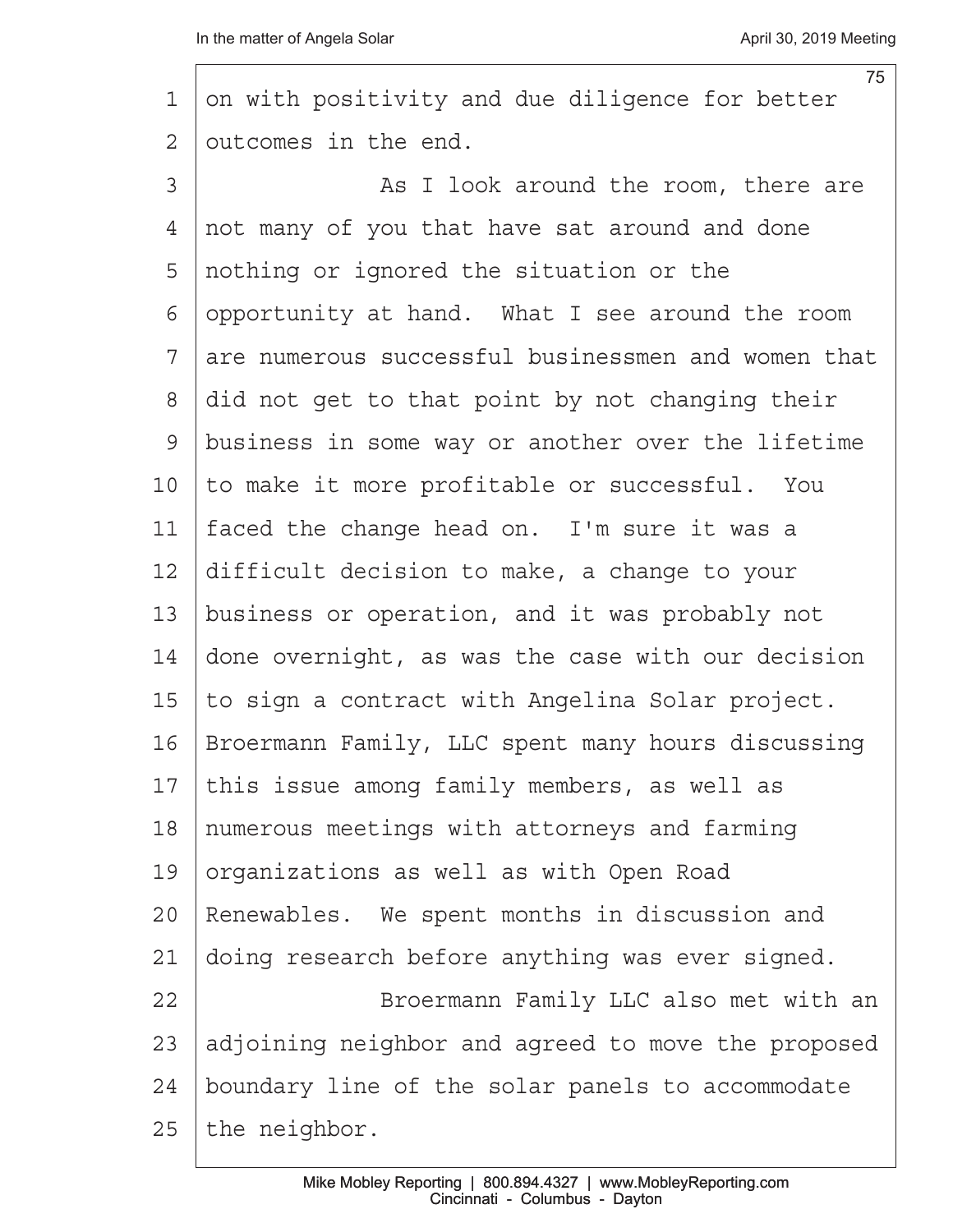on with positivity and due diligence for better outcomes in the end.

As I look around the room, there are not many of you that have sat around and done nothing or ignored the situation or the opportunity at hand. What I see around the room are numerous successful businessmen and women that did not get to that point by not changing their business in some way or another over the lifetime to make it more profitable or successful. You faced the change head on. I'm sure it was a difficult decision to make, a change to your business or operation, and it was probably not done overnight, as was the case with our decision to sign a contract with Angelina Solar project. Broermann Family, LLC spent many hours discussing this issue among family members, as well as numerous meetings with attorneys and farming organizations as well as with Open Road Renewables. We spent months in discussion and doing research before anything was ever signed.

Broermann Family LLC also met with an adjoining neighbor and agreed to move the proposed boundary line of the solar panels to accommodate the neighbor.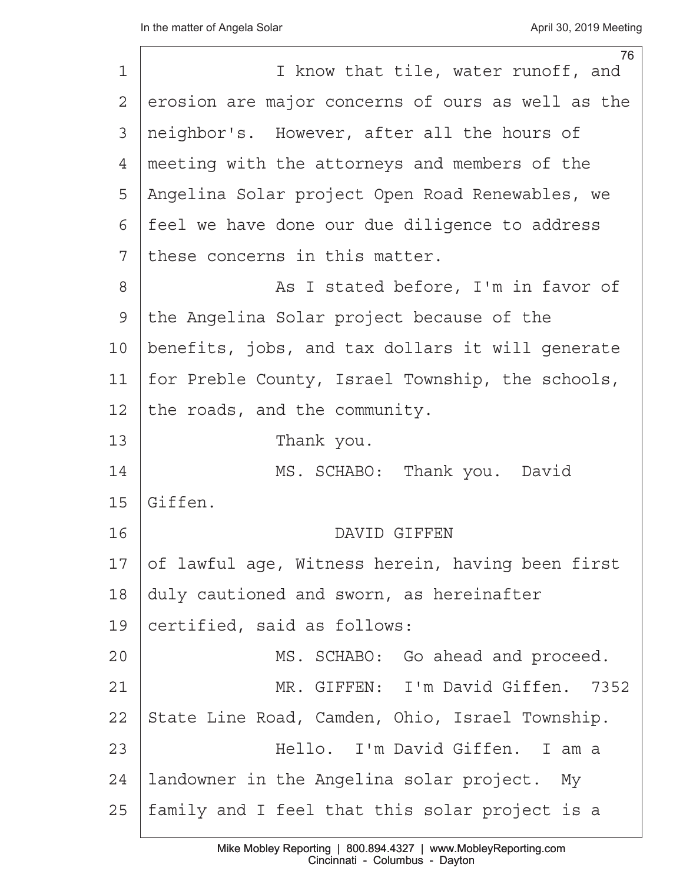I know that tile, water runoff, and erosion are major concerns of ours as well as the neighbor's. However, after all the hours of meeting with the attorneys and members of the Angelina Solar project Open Road Renewables, we feel we have done our due diligence to address these concerns in this matter.

As I stated before, I'm in favor of the Angelina Solar project because of the benefits, jobs, and tax dollars it will generate for Preble County, Israel Township, the schools, the roads, and the community.

Thank you.

MS. SCHABO: Thank you. David Giffen.

DAVID GIFFEN

of lawful age, Witness herein, having been first duly cautioned and sworn, as hereinafter certified, said as follows:

MS. SCHABO: Go ahead and proceed.

MR. GIFFEN: I'm David Giffen. 7352 State Line Road, Camden, Ohio, Israel Township.

Hello. I'm David Giffen. I am a landowner in the Angelina solar project. My family and I feel that this solar project is a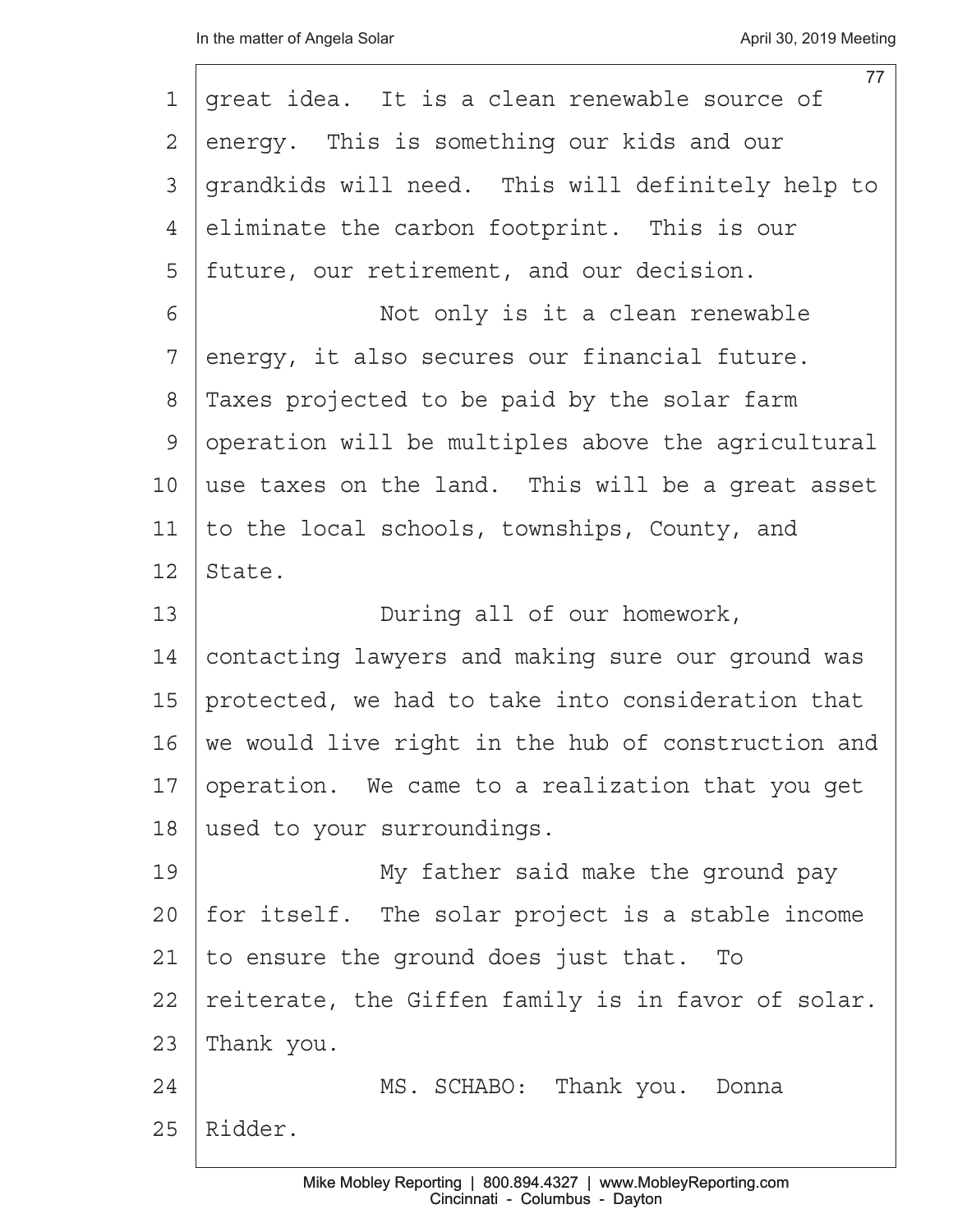great idea. It is a clean renewable source of energy. This is something our kids and our grandkids will need. This will definitely help to eliminate the carbon footprint. This is our future, our retirement, and our decision.

Not only is it a clean renewable energy, it also secures our financial future. Taxes projected to be paid by the solar farm operation will be multiples above the agricultural use taxes on the land. This will be a great asset to the local schools, townships, County, and State.

During all of our homework, contacting lawyers and making sure our ground was protected, we had to take into consideration that we would live right in the hub of construction and operation. We came to a realization that you get used to your surroundings.

My father said make the ground pay for itself. The solar project is a stable income to ensure the ground does just that. To reiterate, the Giffen family is in favor of solar. Thank you.

MS. SCHABO: Thank you. Donna Ridder.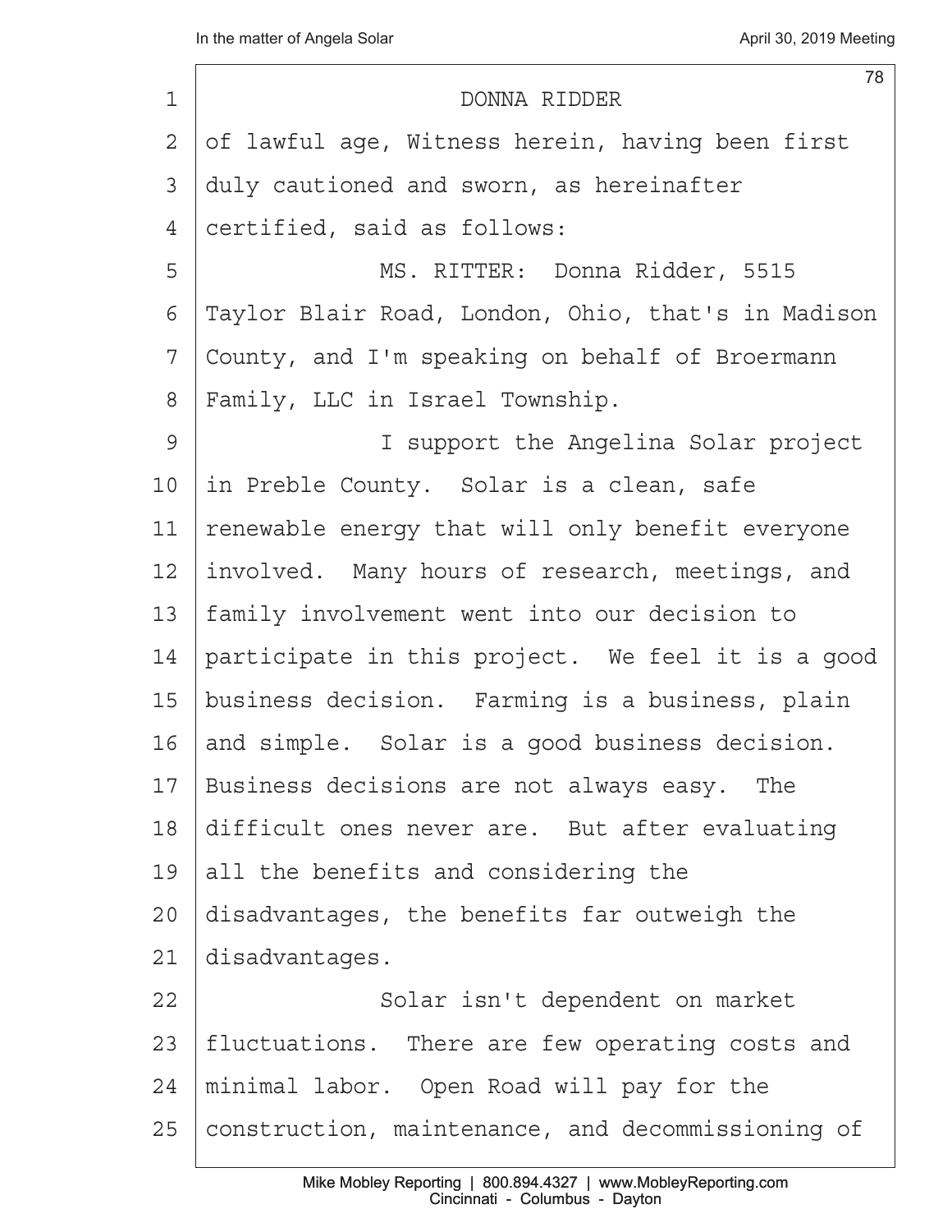DONNA RIDDER

of lawful age, Witness herein, having been first duly cautioned and sworn, as hereinafter certified, said as follows:

MS. RITTER: Donna Ridder, 5515 Taylor Blair Road, London, Ohio, that's in Madison County, and I'm speaking on behalf of Broermann Family, LLC in Israel Township.

I support the Angelina Solar project in Preble County. Solar is a clean, safe renewable energy that will only benefit everyone involved. Many hours of research, meetings, and family involvement went into our decision to participate in this project. We feel it is a good business decision. Farming is a business, plain and simple. Solar is a good business decision. Business decisions are not always easy. The difficult ones never are. But after evaluating all the benefits and considering the disadvantages, the benefits far outweigh the disadvantages.

Solar isn't dependent on market fluctuations. There are few operating costs and minimal labor. Open Road will pay for the construction, maintenance, and decommissioning of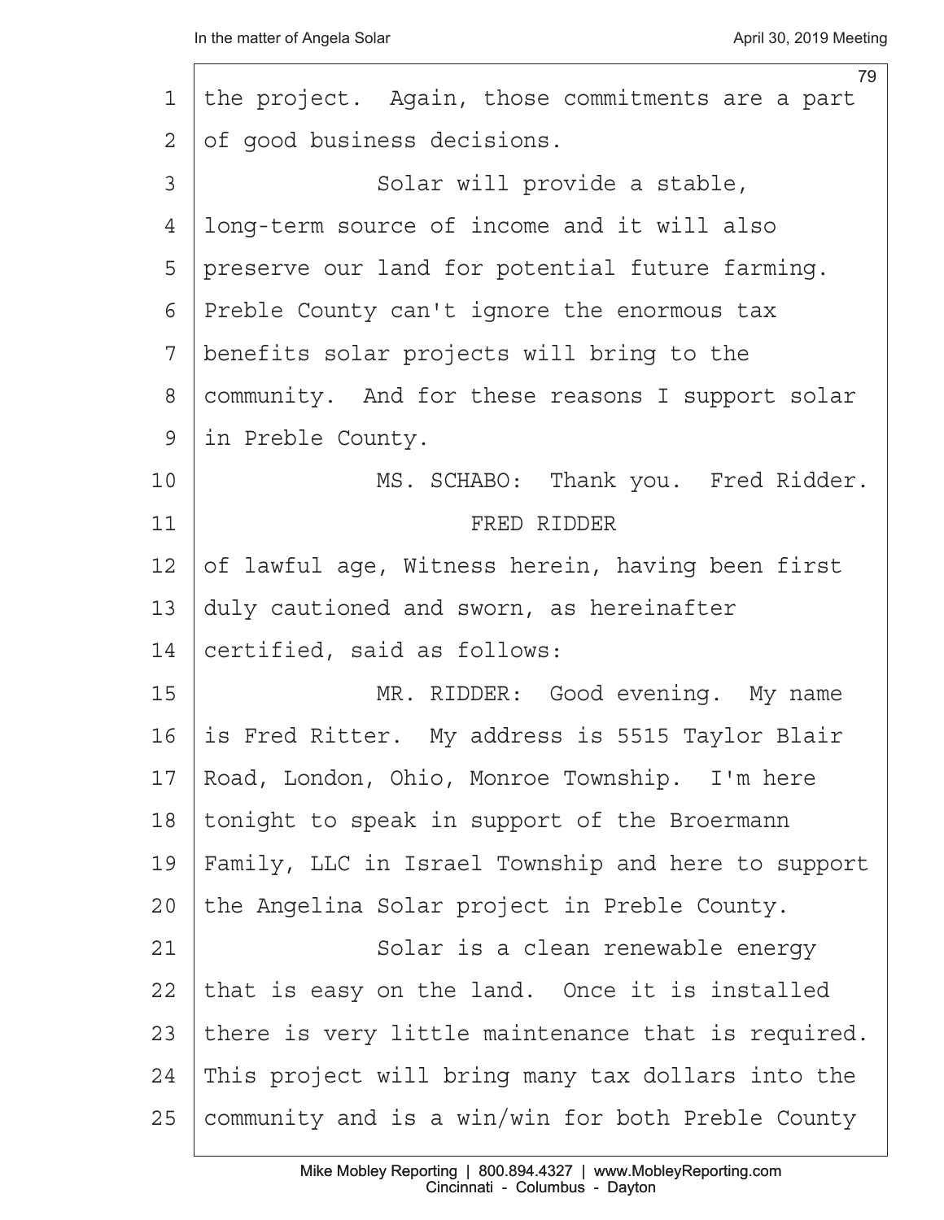the project. Again, those commitments are a part of good business decisions.

Solar will provide a stable, long-term source of income and it will also preserve our land for potential future farming. Preble County can't ignore the enormous tax benefits solar projects will bring to the community. And for these reasons I support solar in Preble County.

MS. SCHABO: Thank you. Fred Ridder.

FRED RIDDER

of lawful age, Witness herein, having been first duly cautioned and sworn, as hereinafter certified, said as follows:

MR. RIDDER: Good evening. My name is Fred Ritter. My address is 5515 Taylor Blair Road, London, Ohio, Monroe Township. I'm here tonight to speak in support of the Broermann Family, LLC in Israel Township and here to support the Angelina Solar project in Preble County.

Solar is a clean renewable energy that is easy on the land. Once it is installed there is very little maintenance that is required. This project will bring many tax dollars into the community and is a win/win for both Preble County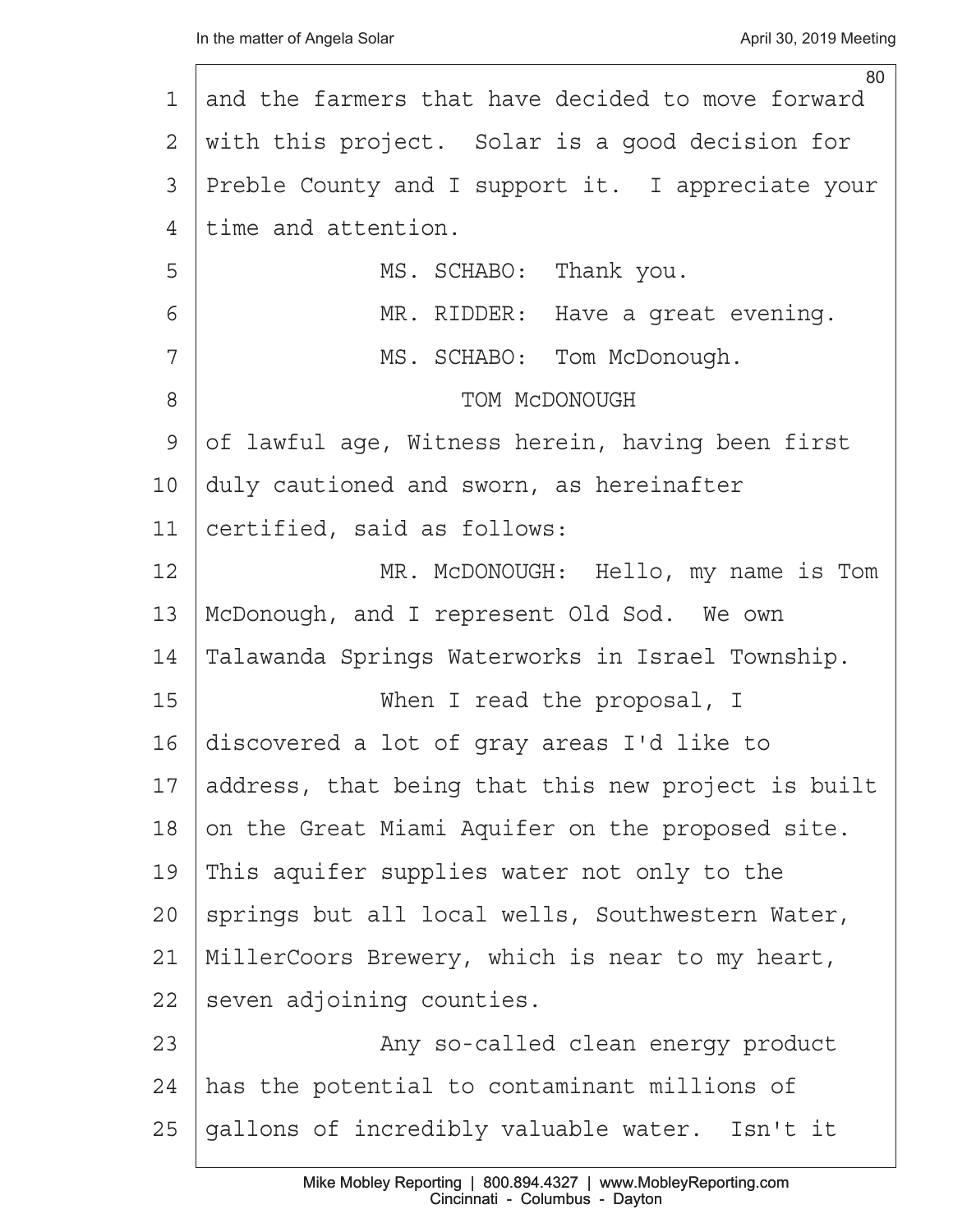and the farmers that have decided to move forward with this project. Solar is a good decision for Preble County and I support it. I appreciate your time and attention.

MS. SCHABO: Thank you.

MR. RIDDER: Have a great evening.

MS. SCHABO: Tom McDonough.

TOM McDONOUGH

of lawful age, Witness herein, having been first duly cautioned and sworn, as hereinafter certified, said as follows:

MR. McDONOUGH: Hello, my name is Tom McDonough, and I represent Old Sod. We own Talawanda Springs Waterworks in Israel Township.

When I read the proposal, I discovered a lot of gray areas I'd like to address, that being that this new project is built on the Great Miami Aquifer on the proposed site. This aquifer supplies water not only to the springs but all local wells, Southwestern Water, MillerCoors Brewery, which is near to my heart, seven adjoining counties.

Any so-called clean energy product has the potential to contaminant millions of gallons of incredibly valuable water. Isn't it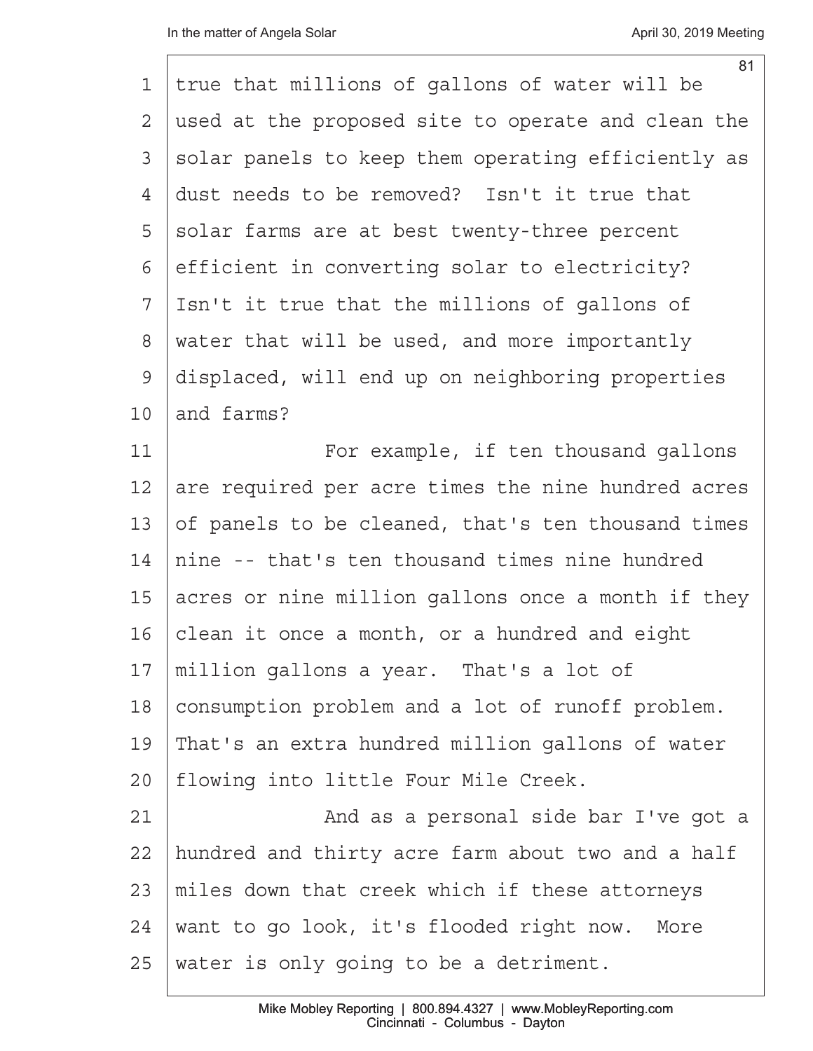true that millions of gallons of water will be used at the proposed site to operate and clean the solar panels to keep them operating efficiently as dust needs to be removed? Isn't it true that solar farms are at best twenty-three percent efficient in converting solar to electricity? Isn't it true that the millions of gallons of water that will be used, and more importantly displaced, will end up on neighboring properties and farms?

For example, if ten thousand gallons are required per acre times the nine hundred acres of panels to be cleaned, that's ten thousand times nine -- that's ten thousand times nine hundred acres or nine million gallons once a month if they clean it once a month, or a hundred and eight million gallons a year. That's a lot of consumption problem and a lot of runoff problem. That's an extra hundred million gallons of water flowing into little Four Mile Creek.

And as a personal side bar I've got a hundred and thirty acre farm about two and a half miles down that creek which if these attorneys want to go look, it's flooded right now. More water is only going to be a detriment.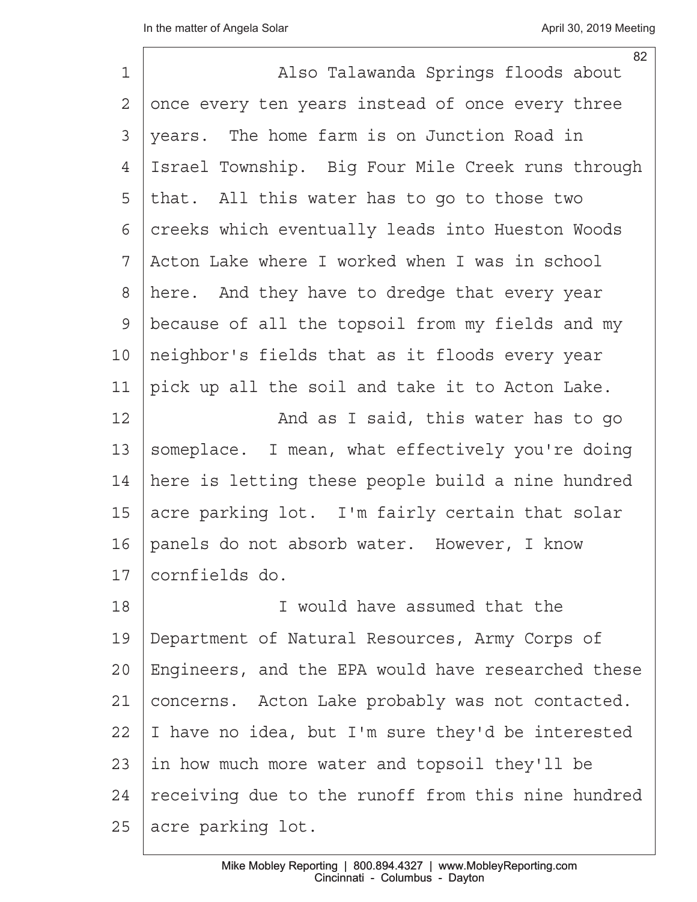Also Talawanda Springs floods about once every ten years instead of once every three years. The home farm is on Junction Road in Israel Township. Big Four Mile Creek runs through that. All this water has to go to those two creeks which eventually leads into Hueston Woods Acton Lake where I worked when I was in school here. And they have to dredge that every year because of all the topsoil from my fields and my neighbor's fields that as it floods every year pick up all the soil and take it to Acton Lake.

And as I said, this water has to go someplace. I mean, what effectively you're doing here is letting these people build a nine hundred acre parking lot. I'm fairly certain that solar panels do not absorb water. However, I know cornfields do.

I would have assumed that the Department of Natural Resources, Army Corps of Engineers, and the EPA would have researched these concerns. Acton Lake probably was not contacted. I have no idea, but I'm sure they'd be interested in how much more water and topsoil they'll be receiving due to the runoff from this nine hundred acre parking lot.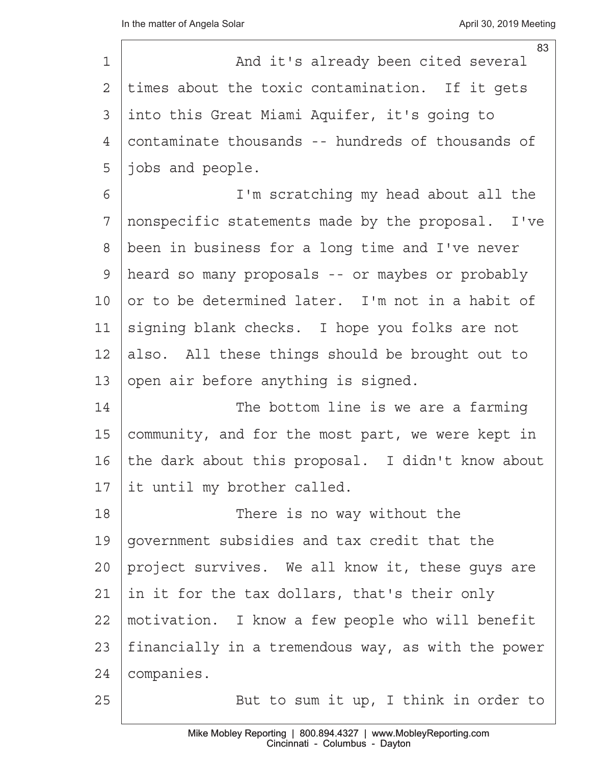And it's already been cited several times about the toxic contamination. If it gets into this Great Miami Aquifer, it's going to contaminate thousands -- hundreds of thousands of jobs and people.

I'm scratching my head about all the nonspecific statements made by the proposal. I've been in business for a long time and I've never heard so many proposals -- or maybes or probably or to be determined later. I'm not in a habit of signing blank checks. I hope you folks are not also. All these things should be brought out to open air before anything is signed.

The bottom line is we are a farming community, and for the most part, we were kept in the dark about this proposal. I didn't know about it until my brother called.

There is no way without the government subsidies and tax credit that the project survives. We all know it, these guys are in it for the tax dollars, that's their only motivation. I know a few people who will benefit financially in a tremendous way, as with the power companies.

But to sum it up, I think in order to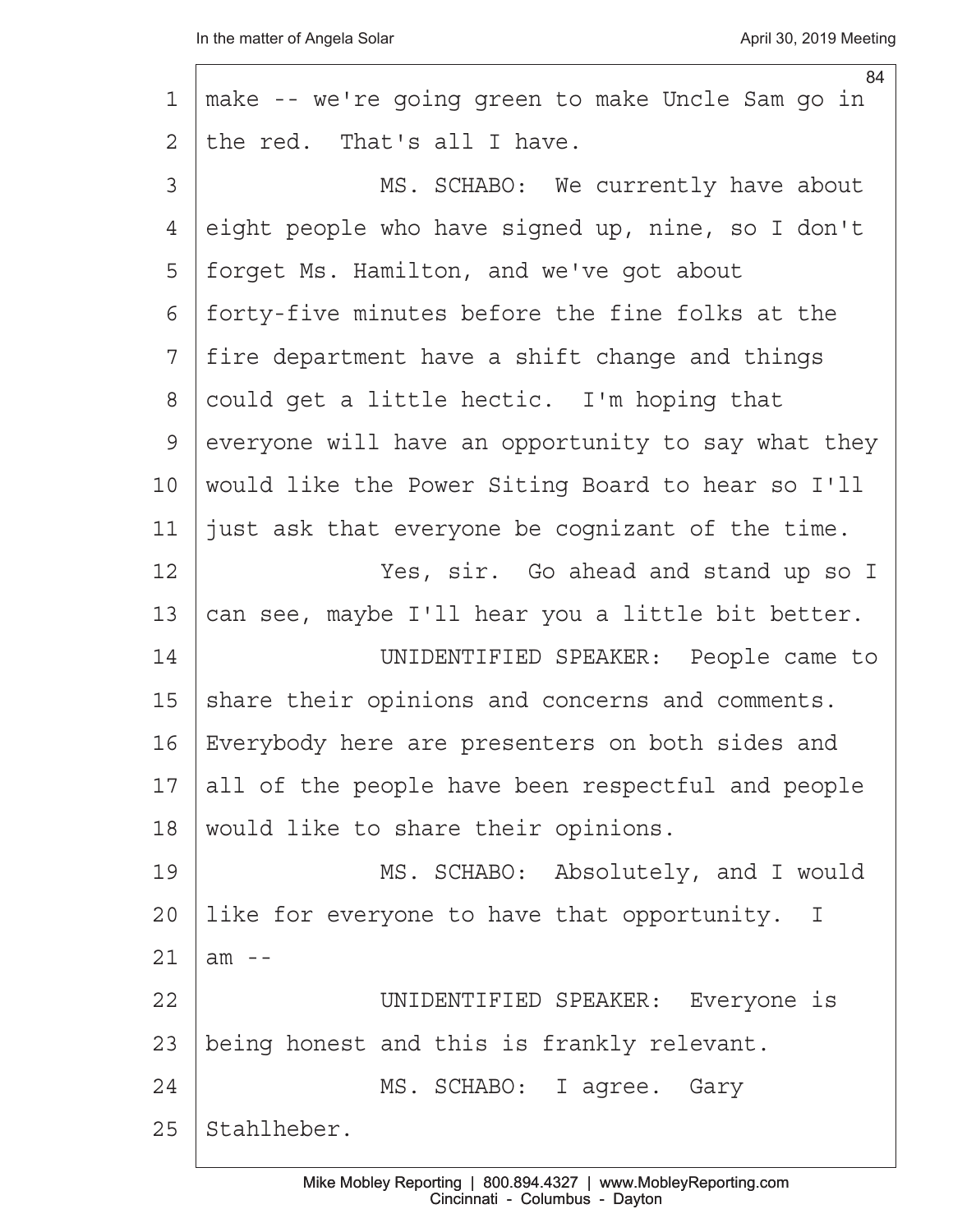make -- we're going green to make Uncle Sam go in the red. That's all I have.

MS. SCHABO: We currently have about eight people who have signed up, nine, so I don't forget Ms. Hamilton, and we've got about forty-five minutes before the fine folks at the fire department have a shift change and things could get a little hectic. I'm hoping that everyone will have an opportunity to say what they would like the Power Siting Board to hear so I'll just ask that everyone be cognizant of the time.

Yes, sir. Go ahead and stand up so I can see, maybe I'll hear you a little bit better.

UNIDENTIFIED SPEAKER: People came to share their opinions and concerns and comments. Everybody here are presenters on both sides and all of the people have been respectful and people would like to share their opinions.

MS. SCHABO: Absolutely, and I would like for everyone to have that opportunity. I am --

UNIDENTIFIED SPEAKER: Everyone is being honest and this is frankly relevant.

MS. SCHABO: I agree. Gary Stahlheber.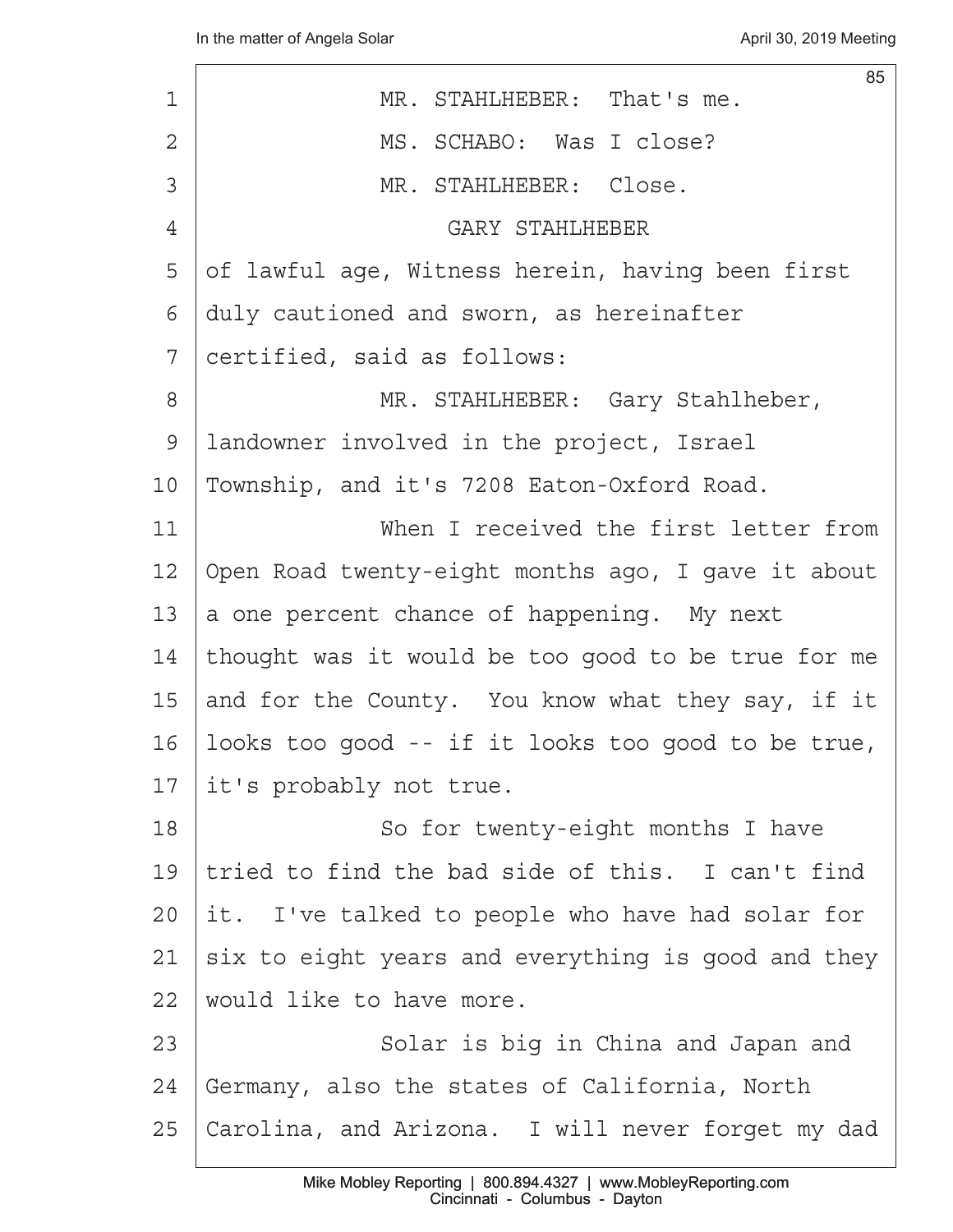MR. STAHLHEBER: That's me.

MS. SCHABO: Was I close?

MR. STAHLHEBER: Close.

GARY STAHLHEBER

of lawful age, Witness herein, having been first duly cautioned and sworn, as hereinafter certified, said as follows:

MR. STAHLHEBER: Gary Stahlheber, landowner involved in the project, Israel Township, and it's 7208 Eaton-Oxford Road.

When I received the first letter from Open Road twenty-eight months ago, I gave it about a one percent chance of happening. My next thought was it would be too good to be true for me and for the County. You know what they say, if it looks too good -- if it looks too good to be true, it's probably not true.

So for twenty-eight months I have tried to find the bad side of this. I can't find it. I've talked to people who have had solar for six to eight years and everything is good and they would like to have more.

Solar is big in China and Japan and Germany, also the states of California, North Carolina, and Arizona. I will never forget my dad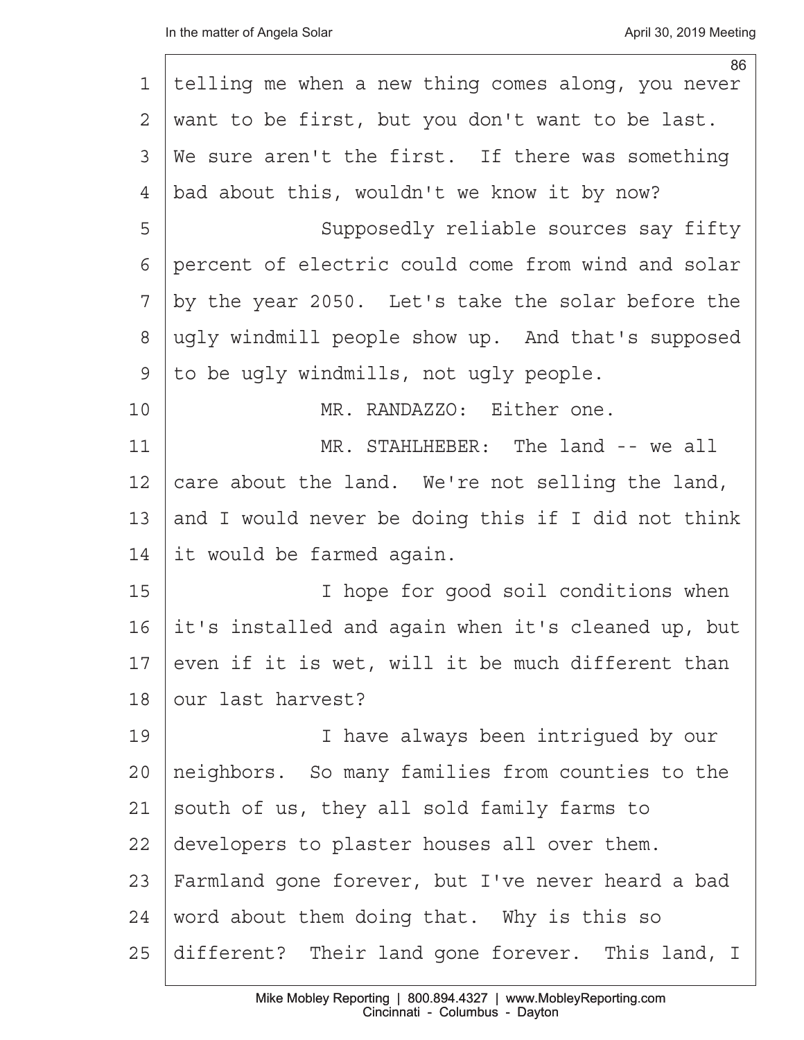telling me when a new thing comes along, you never want to be first, but you don't want to be last. We sure aren't the first. If there was something bad about this, wouldn't we know it by now?

Supposedly reliable sources say fifty percent of electric could come from wind and solar by the year 2050. Let's take the solar before the ugly windmill people show up. And that's supposed to be ugly windmills, not ugly people.

MR. RANDAZZO: Either one.

MR. STAHLHEBER: The land -- we all care about the land. We're not selling the land, and I would never be doing this if I did not think it would be farmed again.

I hope for good soil conditions when it's installed and again when it's cleaned up, but even if it is wet, will it be much different than our last harvest?

I have always been intrigued by our neighbors. So many families from counties to the south of us, they all sold family farms to developers to plaster houses all over them. Farmland gone forever, but I've never heard a bad word about them doing that. Why is this so different? Their land gone forever. This land, I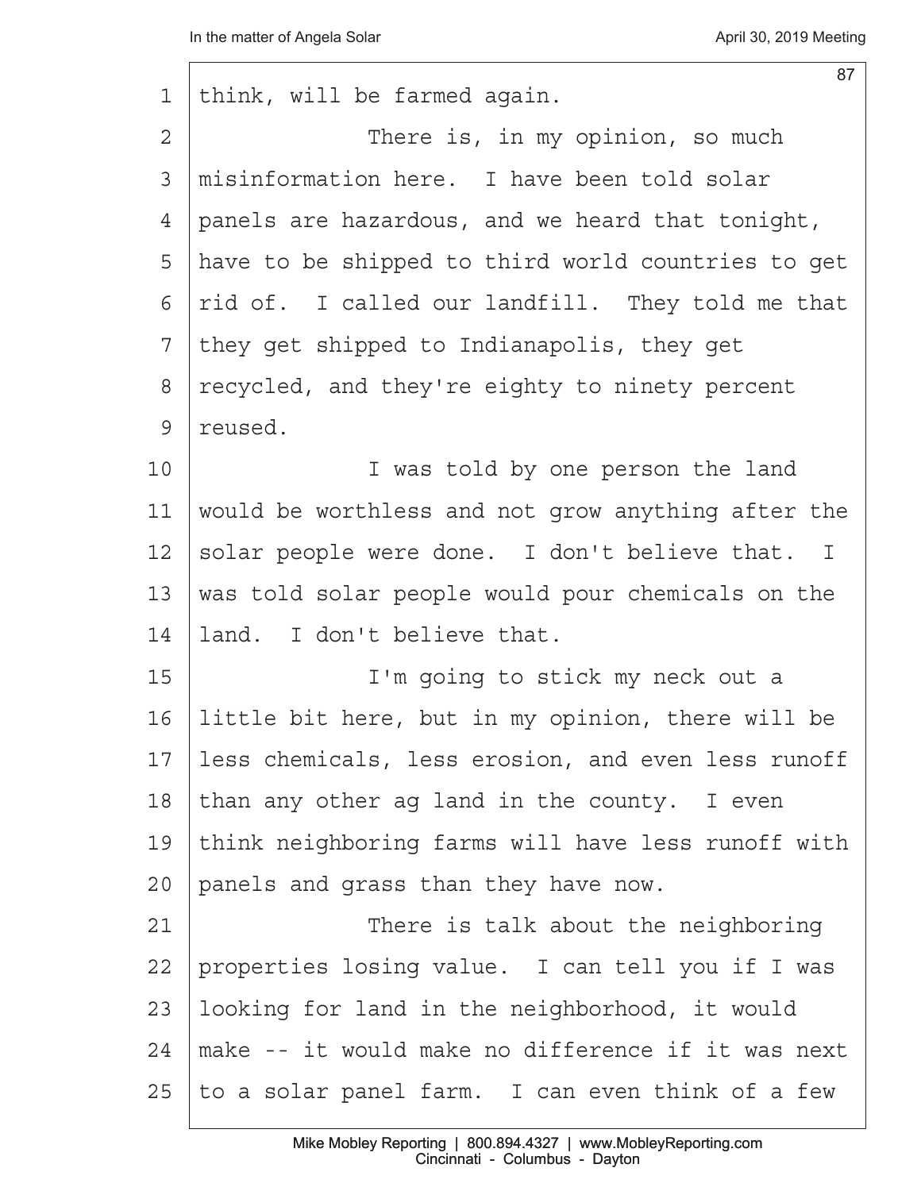think, will be farmed again.

There is, in my opinion, so much misinformation here. I have been told solar panels are hazardous, and we heard that tonight, have to be shipped to third world countries to get rid of. I called our landfill. They told me that they get shipped to Indianapolis, they get recycled, and they're eighty to ninety percent reused.

I was told by one person the land would be worthless and not grow anything after the solar people were done. I don't believe that. I was told solar people would pour chemicals on the land. I don't believe that.

I'm going to stick my neck out a little bit here, but in my opinion, there will be less chemicals, less erosion, and even less runoff than any other ag land in the county. I even think neighboring farms will have less runoff with panels and grass than they have now.

There is talk about the neighboring properties losing value. I can tell you if I was looking for land in the neighborhood, it would make -- it would make no difference if it was next to a solar panel farm. I can even think of a few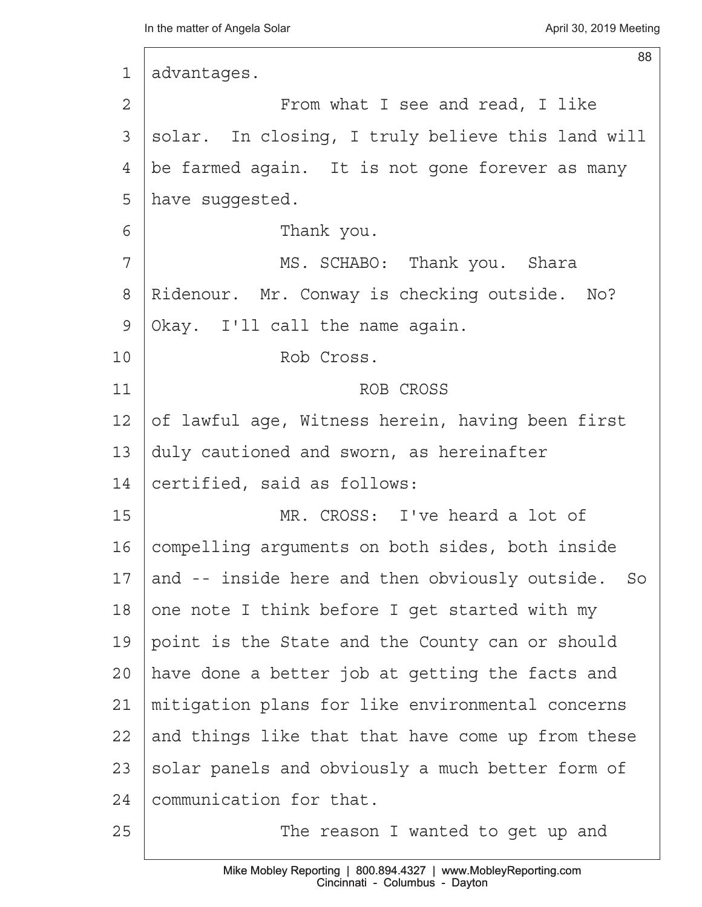advantages.

From what I see and read, I like solar. In closing, I truly believe this land will be farmed again. It is not gone forever as many have suggested.

Thank you.

MS. SCHABO: Thank you. Shara Ridenour. Mr. Conway is checking outside. No? Okay. I'll call the name again.

Rob Cross.

ROB CROSS

of lawful age, Witness herein, having been first duly cautioned and sworn, as hereinafter certified, said as follows:

MR. CROSS: I've heard a lot of compelling arguments on both sides, both inside and -- inside here and then obviously outside. So one note I think before I get started with my point is the State and the County can or should have done a better job at getting the facts and mitigation plans for like environmental concerns and things like that that have come up from these solar panels and obviously a much better form of communication for that.

The reason I wanted to get up and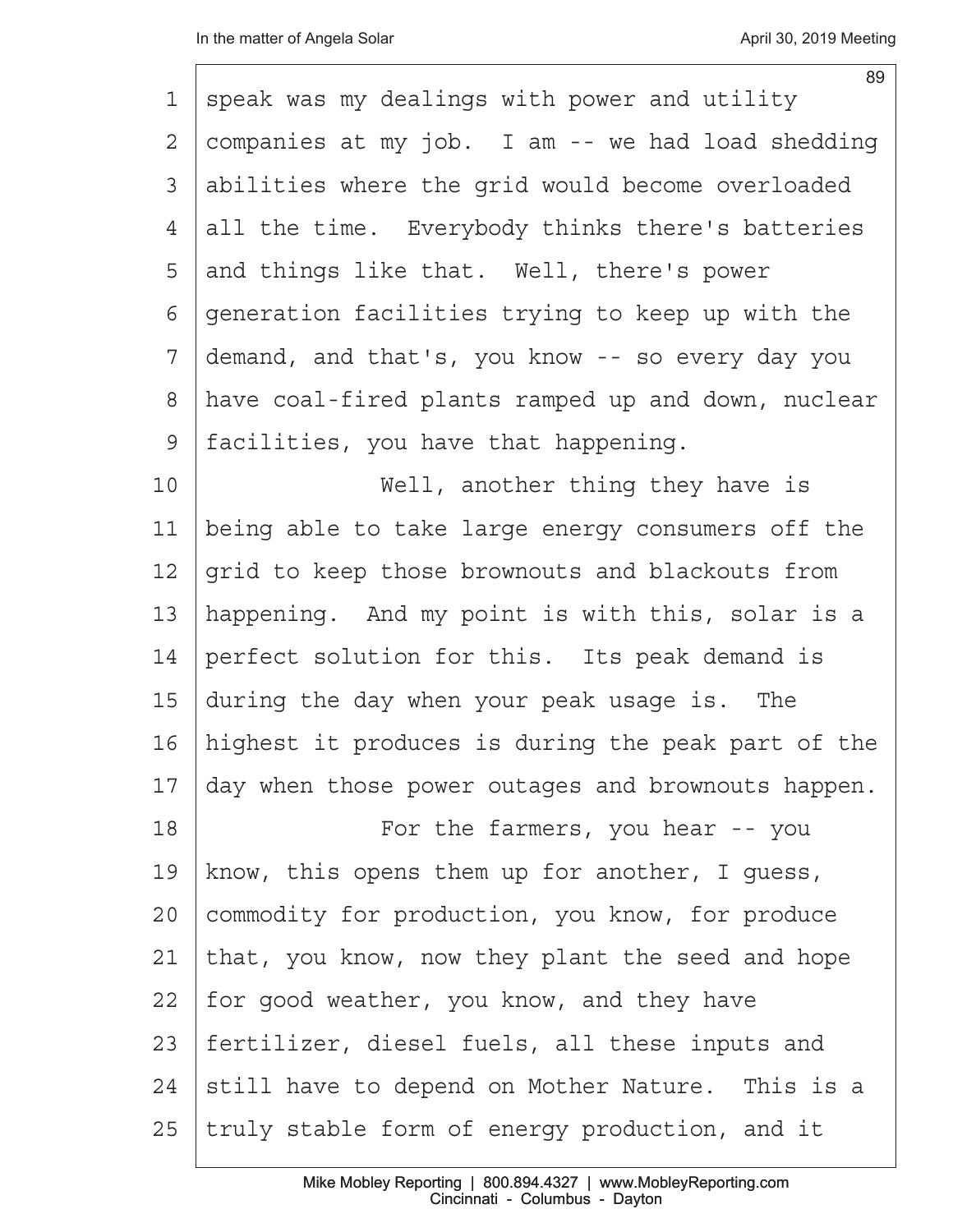speak was my dealings with power and utility companies at my job. I am -- we had load shedding abilities where the grid would become overloaded all the time. Everybody thinks there's batteries and things like that. Well, there's power generation facilities trying to keep up with the demand, and that's, you know -- so every day you have coal-fired plants ramped up and down, nuclear facilities, you have that happening.

Well, another thing they have is being able to take large energy consumers off the grid to keep those brownouts and blackouts from happening. And my point is with this, solar is a perfect solution for this. Its peak demand is during the day when your peak usage is. The highest it produces is during the peak part of the day when those power outages and brownouts happen.

For the farmers, you hear -- you know, this opens them up for another, I guess, commodity for production, you know, for produce that, you know, now they plant the seed and hope for good weather, you know, and they have fertilizer, diesel fuels, all these inputs and still have to depend on Mother Nature. This is a truly stable form of energy production, and it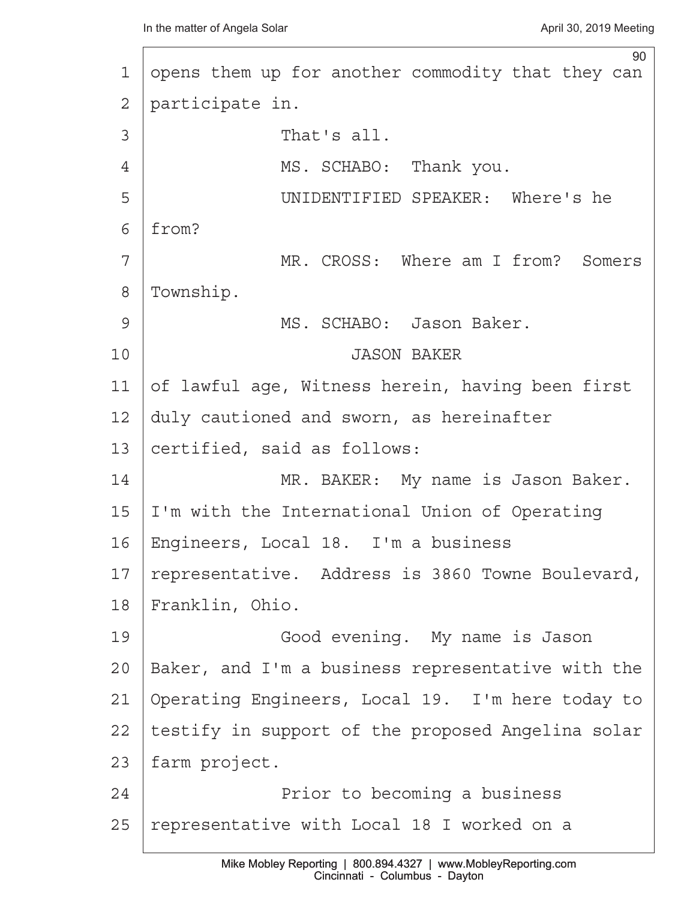opens them up for another commodity that they can participate in.

That's all.

MS. SCHABO: Thank you.

UNIDENTIFIED SPEAKER: Where's he from?

MR. CROSS: Where am I from? Somers Township.

MS. SCHABO: Jason Baker.

JASON BAKER

of lawful age, Witness herein, having been first duly cautioned and sworn, as hereinafter certified, said as follows:

MR. BAKER: My name is Jason Baker. I'm with the International Union of Operating Engineers, Local 18. I'm a business representative. Address is 3860 Towne Boulevard, Franklin, Ohio.

Good evening. My name is Jason Baker, and I'm a business representative with the Operating Engineers, Local 19. I'm here today to testify in support of the proposed Angelina solar farm project.

Prior to becoming a business representative with Local 18 I worked on a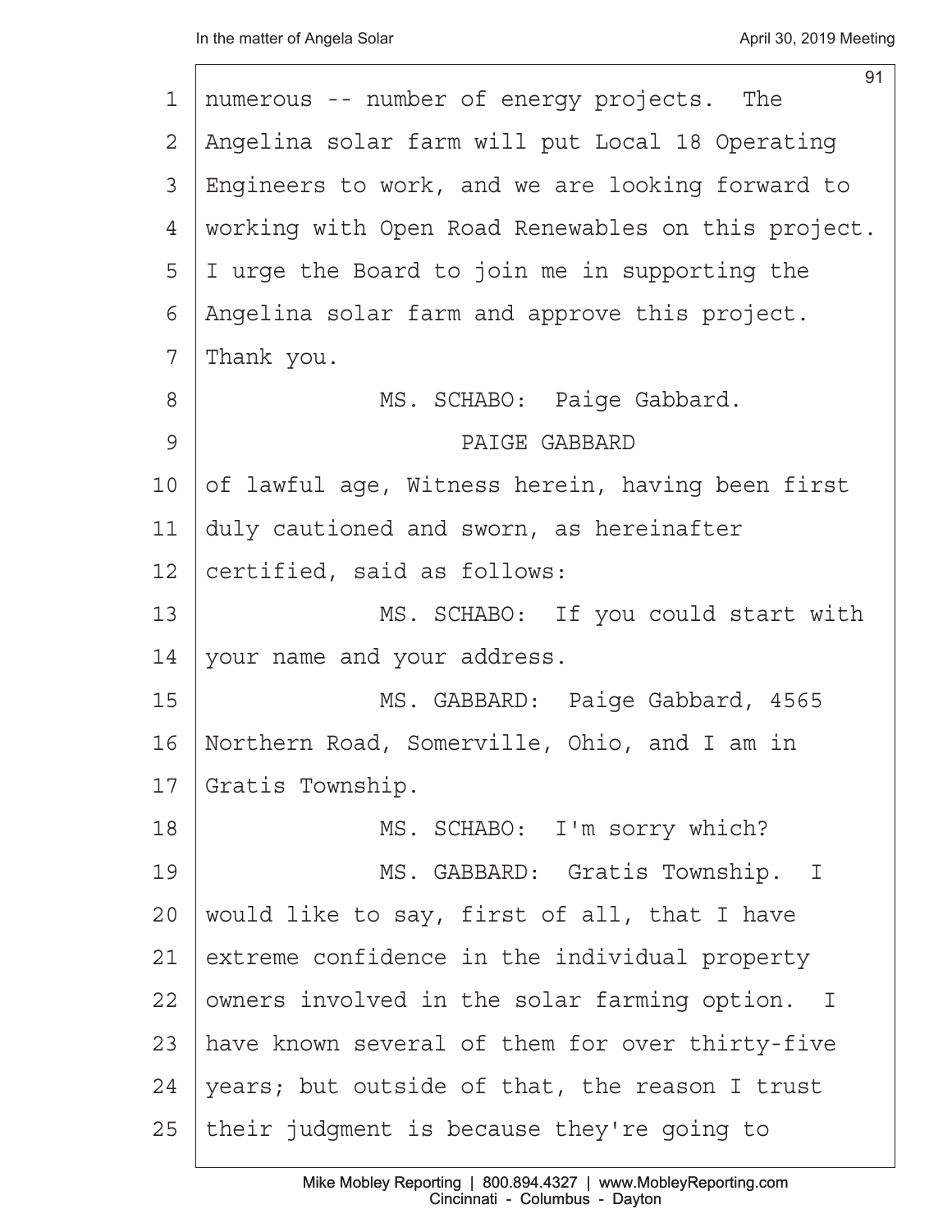numerous -- number of energy projects. The Angelina solar farm will put Local 18 Operating Engineers to work, and we are looking forward to working with Open Road Renewables on this project. I urge the Board to join me in supporting the Angelina solar farm and approve this project. Thank you.

MS. SCHABO: Paige Gabbard.

PAIGE GABBARD

of lawful age, Witness herein, having been first duly cautioned and sworn, as hereinafter certified, said as follows:

MS. SCHABO: If you could start with your name and your address.

MS. GABBARD: Paige Gabbard, 4565 Northern Road, Somerville, Ohio, and I am in Gratis Township.

MS. SCHABO: I'm sorry which?

MS. GABBARD: Gratis Township. I would like to say, first of all, that I have extreme confidence in the individual property owners involved in the solar farming option. I have known several of them for over thirty-five years; but outside of that, the reason I trust their judgment is because they're going to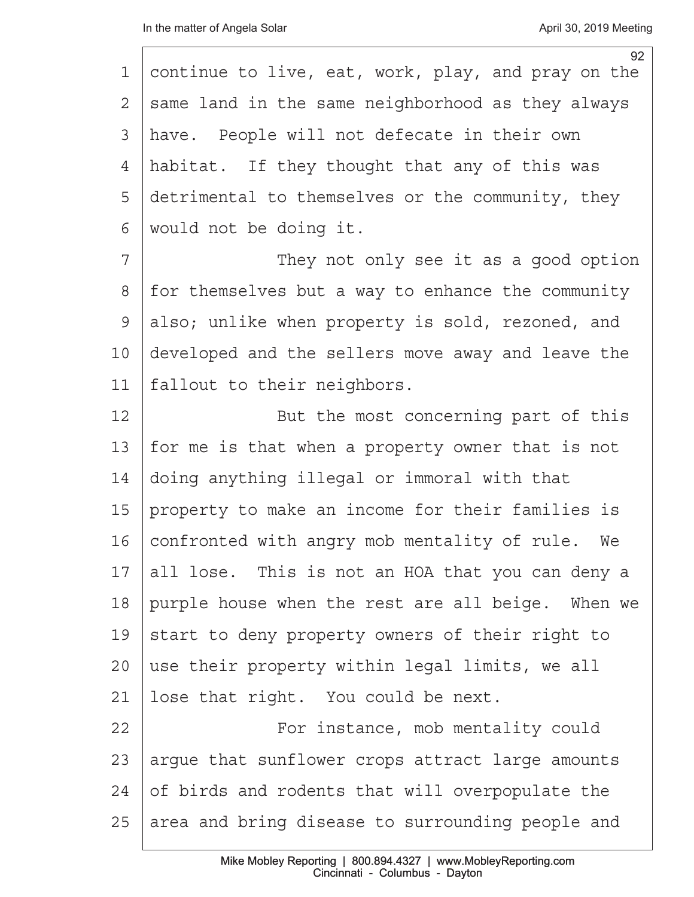continue to live, eat, work, play, and pray on the same land in the same neighborhood as they always have. People will not defecate in their own habitat. If they thought that any of this was detrimental to themselves or the community, they would not be doing it.

They not only see it as a good option for themselves but a way to enhance the community also; unlike when property is sold, rezoned, and developed and the sellers move away and leave the fallout to their neighbors.

But the most concerning part of this for me is that when a property owner that is not doing anything illegal or immoral with that property to make an income for their families is confronted with angry mob mentality of rule. We all lose. This is not an HOA that you can deny a purple house when the rest are all beige. When we start to deny property owners of their right to use their property within legal limits, we all lose that right. You could be next.

For instance, mob mentality could argue that sunflower crops attract large amounts of birds and rodents that will overpopulate the area and bring disease to surrounding people and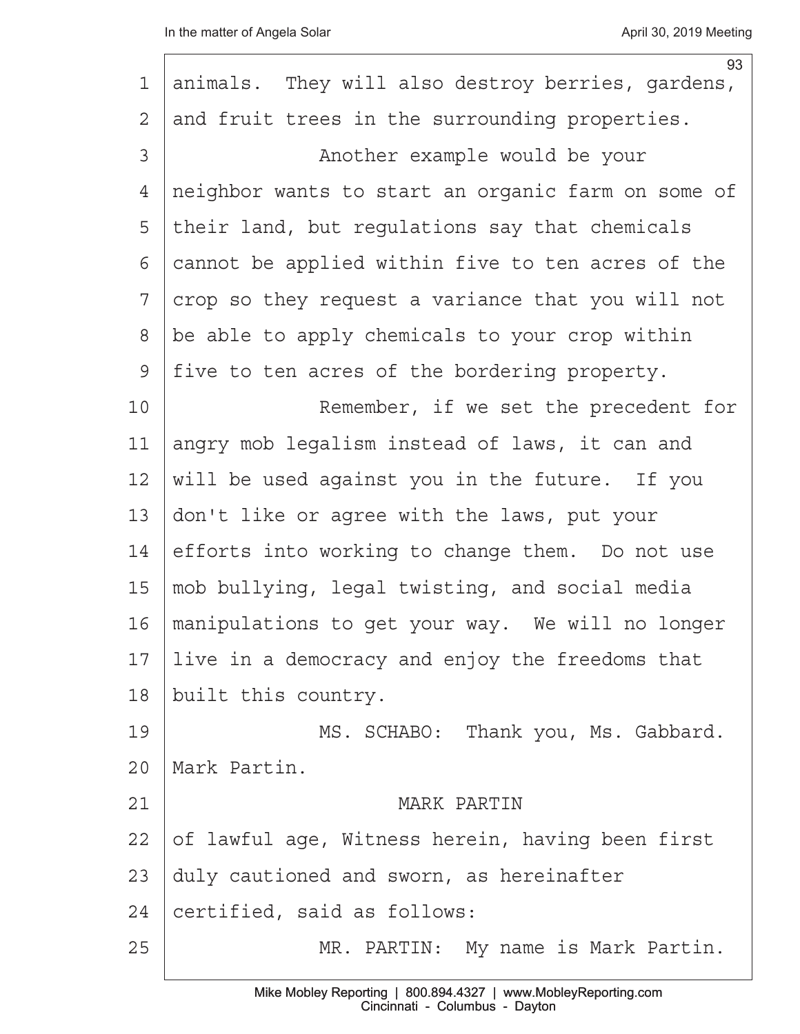animals. They will also destroy berries, gardens, and fruit trees in the surrounding properties.

Another example would be your neighbor wants to start an organic farm on some of their land, but regulations say that chemicals cannot be applied within five to ten acres of the crop so they request a variance that you will not be able to apply chemicals to your crop within five to ten acres of the bordering property.

Remember, if we set the precedent for angry mob legalism instead of laws, it can and will be used against you in the future. If you don't like or agree with the laws, put your efforts into working to change them. Do not use mob bullying, legal twisting, and social media manipulations to get your way. We will no longer live in a democracy and enjoy the freedoms that built this country.

MS. SCHABO: Thank you, Ms. Gabbard. Mark Partin.

MARK PARTIN

of lawful age, Witness herein, having been first duly cautioned and sworn, as hereinafter certified, said as follows:

MR. PARTIN: My name is Mark Partin.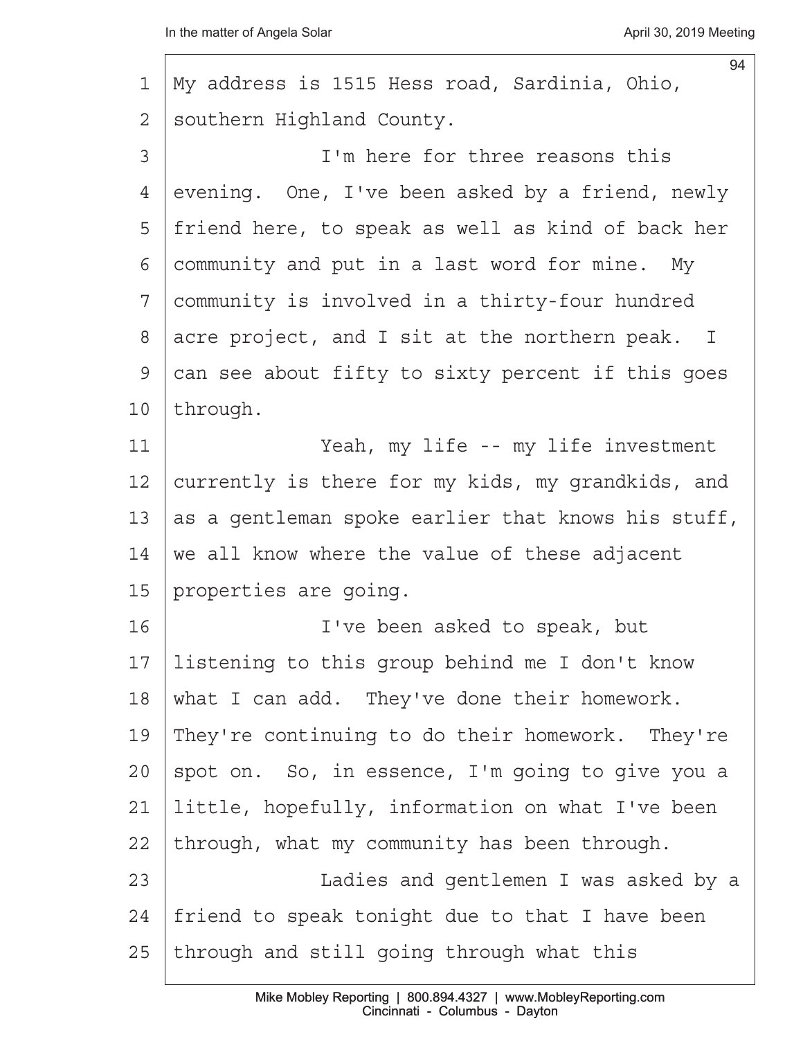My address is 1515 Hess road, Sardinia, Ohio, southern Highland County.

I'm here for three reasons this evening. One, I've been asked by a friend, newly friend here, to speak as well as kind of back her community and put in a last word for mine. My community is involved in a thirty-four hundred acre project, and I sit at the northern peak. I can see about fifty to sixty percent if this goes through.

Yeah, my life -- my life investment currently is there for my kids, my grandkids, and as a gentleman spoke earlier that knows his stuff, we all know where the value of these adjacent properties are going.

I've been asked to speak, but listening to this group behind me I don't know what I can add. They've done their homework. They're continuing to do their homework. They're spot on. So, in essence, I'm going to give you a little, hopefully, information on what I've been through, what my community has been through.

Ladies and gentlemen I was asked by a friend to speak tonight due to that I have been through and still going through what this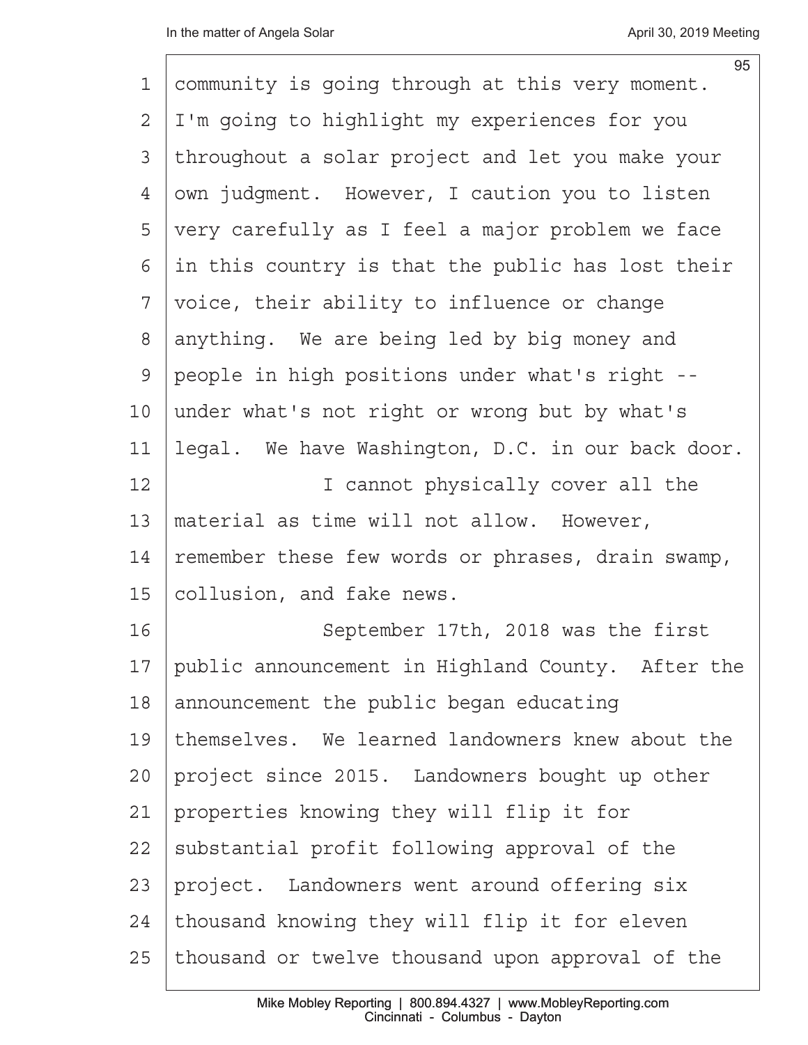community is going through at this very moment. I'm going to highlight my experiences for you throughout a solar project and let you make your own judgment. However, I caution you to listen very carefully as I feel a major problem we face in this country is that the public has lost their voice, their ability to influence or change anything. We are being led by big money and people in high positions under what's right -- under what's not right or wrong but by what's legal. We have Washington, D.C. in our back door.

I cannot physically cover all the material as time will not allow. However, remember these few words or phrases, drain swamp, collusion, and fake news.

September 17th, 2018 was the first public announcement in Highland County. After the announcement the public began educating themselves. We learned landowners knew about the project since 2015. Landowners bought up other properties knowing they will flip it for substantial profit following approval of the project. Landowners went around offering six thousand knowing they will flip it for eleven thousand or twelve thousand upon approval of the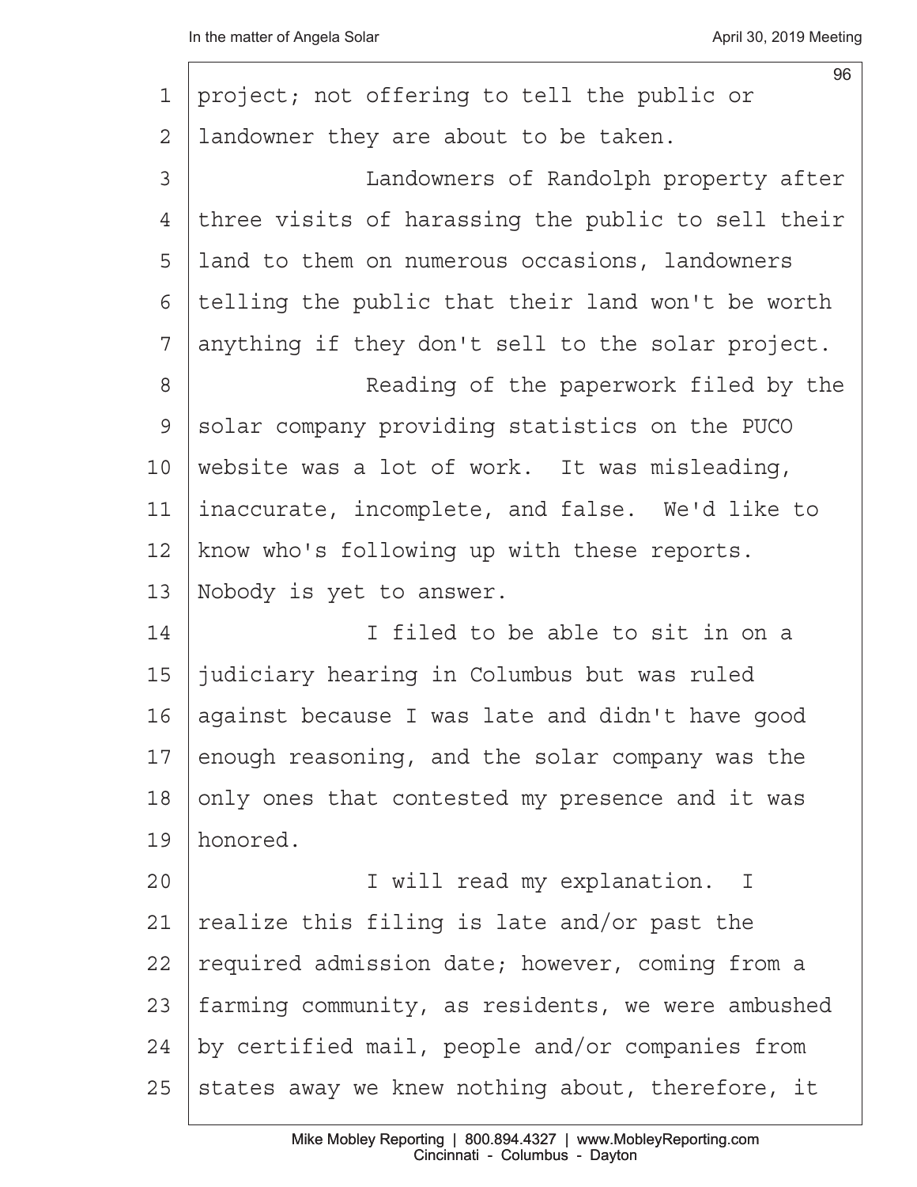project; not offering to tell the public or landowner they are about to be taken.

Landowners of Randolph property after three visits of harassing the public to sell their land to them on numerous occasions, landowners telling the public that their land won't be worth anything if they don't sell to the solar project.

Reading of the paperwork filed by the solar company providing statistics on the PUCO website was a lot of work. It was misleading, inaccurate, incomplete, and false. We'd like to know who's following up with these reports. Nobody is yet to answer.

I filed to be able to sit in on a judiciary hearing in Columbus but was ruled against because I was late and didn't have good enough reasoning, and the solar company was the only ones that contested my presence and it was honored.

I will read my explanation. I realize this filing is late and/or past the required admission date; however, coming from a farming community, as residents, we were ambushed by certified mail, people and/or companies from states away we knew nothing about, therefore, it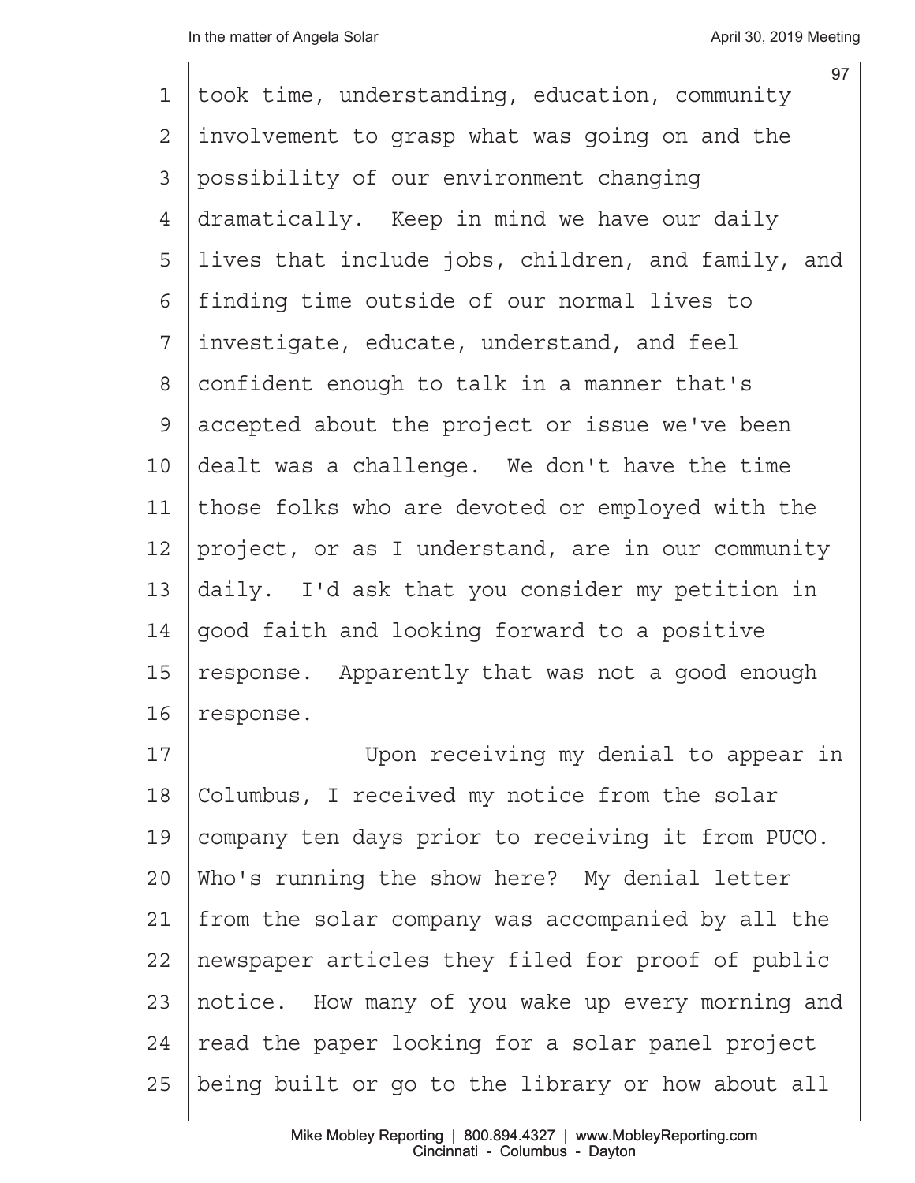took time, understanding, education, community involvement to grasp what was going on and the possibility of our environment changing dramatically. Keep in mind we have our daily lives that include jobs, children, and family, and finding time outside of our normal lives to investigate, educate, understand, and feel confident enough to talk in a manner that's accepted about the project or issue we've been dealt was a challenge. We don't have the time those folks who are devoted or employed with the project, or as I understand, are in our community daily. I'd ask that you consider my petition in good faith and looking forward to a positive response. Apparently that was not a good enough response.

Upon receiving my denial to appear in Columbus, I received my notice from the solar company ten days prior to receiving it from PUCO. Who's running the show here? My denial letter from the solar company was accompanied by all the newspaper articles they filed for proof of public notice. How many of you wake up every morning and read the paper looking for a solar panel project being built or go to the library or how about all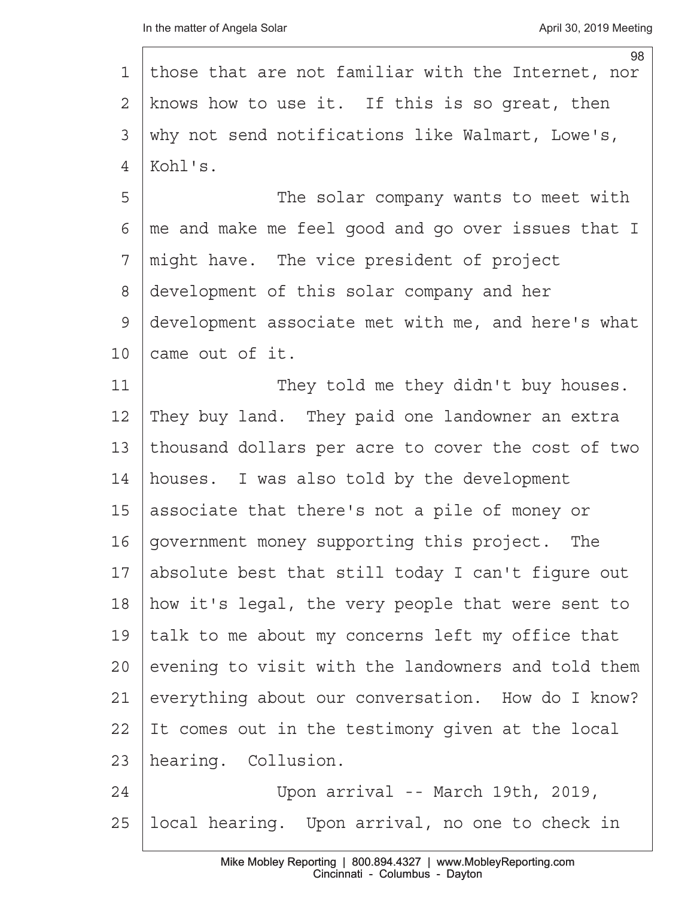those that are not familiar with the Internet, nor knows how to use it. If this is so great, then why not send notifications like Walmart, Lowe's, Kohl's.

The solar company wants to meet with me and make me feel good and go over issues that I might have. The vice president of project development of this solar company and her development associate met with me, and here's what came out of it.

They told me they didn't buy houses. They buy land. They paid one landowner an extra thousand dollars per acre to cover the cost of two houses. I was also told by the development associate that there's not a pile of money or government money supporting this project. The absolute best that still today I can't figure out how it's legal, the very people that were sent to talk to me about my concerns left my office that evening to visit with the landowners and told them everything about our conversation. How do I know? It comes out in the testimony given at the local hearing. Collusion.

Upon arrival -- March 19th, 2019, local hearing. Upon arrival, no one to check in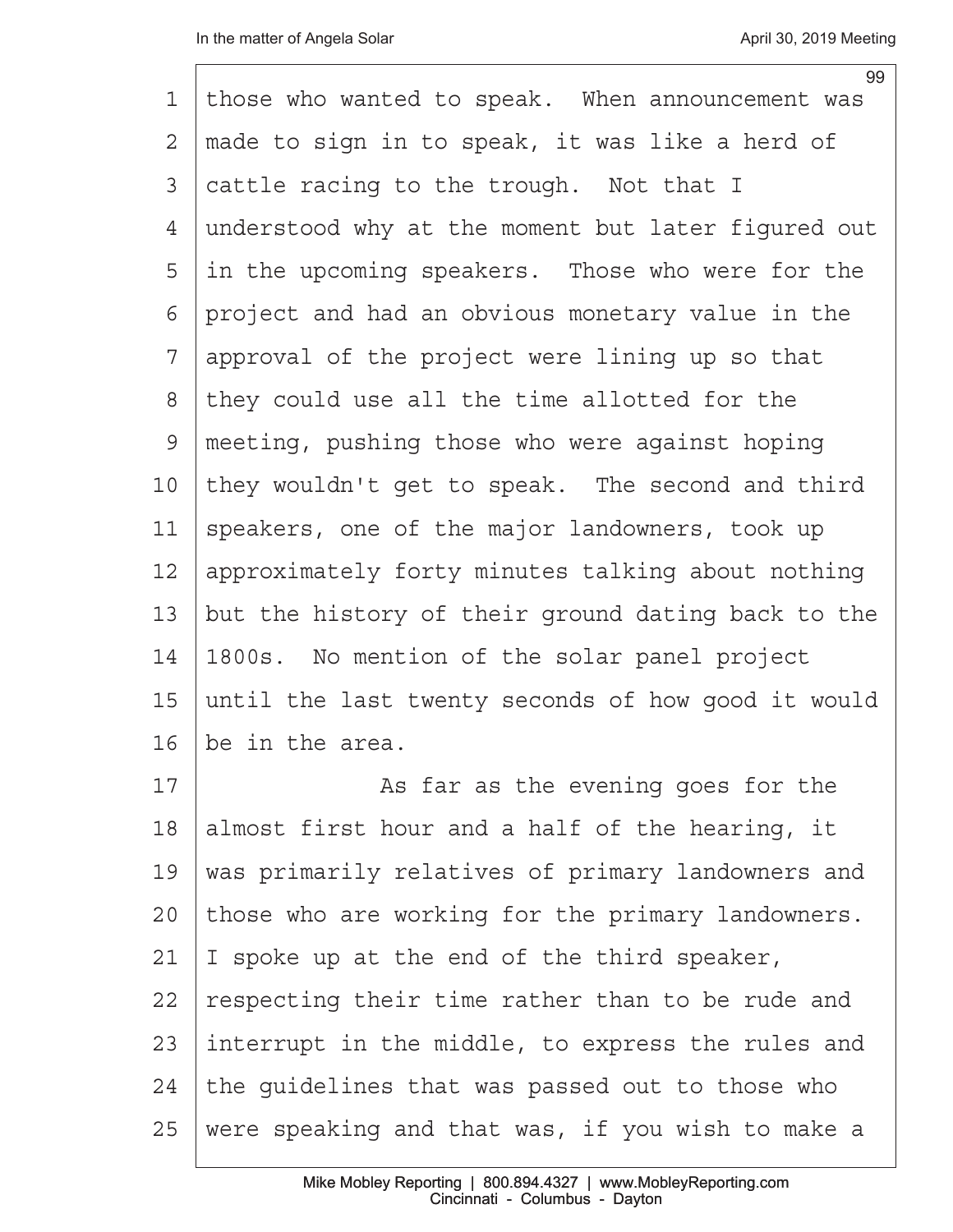those who wanted to speak. When announcement was made to sign in to speak, it was like a herd of cattle racing to the trough. Not that I understood why at the moment but later figured out in the upcoming speakers. Those who were for the project and had an obvious monetary value in the approval of the project were lining up so that they could use all the time allotted for the meeting, pushing those who were against hoping they wouldn't get to speak. The second and third speakers, one of the major landowners, took up approximately forty minutes talking about nothing but the history of their ground dating back to the 1800s. No mention of the solar panel project until the last twenty seconds of how good it would be in the area.

As far as the evening goes for the almost first hour and a half of the hearing, it was primarily relatives of primary landowners and those who are working for the primary landowners. I spoke up at the end of the third speaker, respecting their time rather than to be rude and interrupt in the middle, to express the rules and the guidelines that was passed out to those who were speaking and that was, if you wish to make a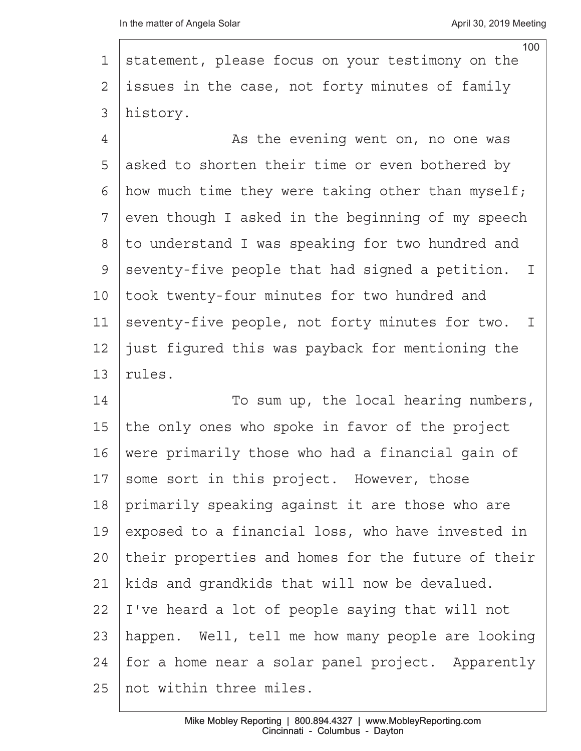statement, please focus on your testimony on the issues in the case, not forty minutes of family history.

As the evening went on, no one was asked to shorten their time or even bothered by how much time they were taking other than myself; even though I asked in the beginning of my speech to understand I was speaking for two hundred and seventy-five people that had signed a petition. I took twenty-four minutes for two hundred and seventy-five people, not forty minutes for two. I just figured this was payback for mentioning the rules.

To sum up, the local hearing numbers, the only ones who spoke in favor of the project were primarily those who had a financial gain of some sort in this project. However, those primarily speaking against it are those who are exposed to a financial loss, who have invested in their properties and homes for the future of their kids and grandkids that will now be devalued. I've heard a lot of people saying that will not happen. Well, tell me how many people are looking for a home near a solar panel project. Apparently not within three miles.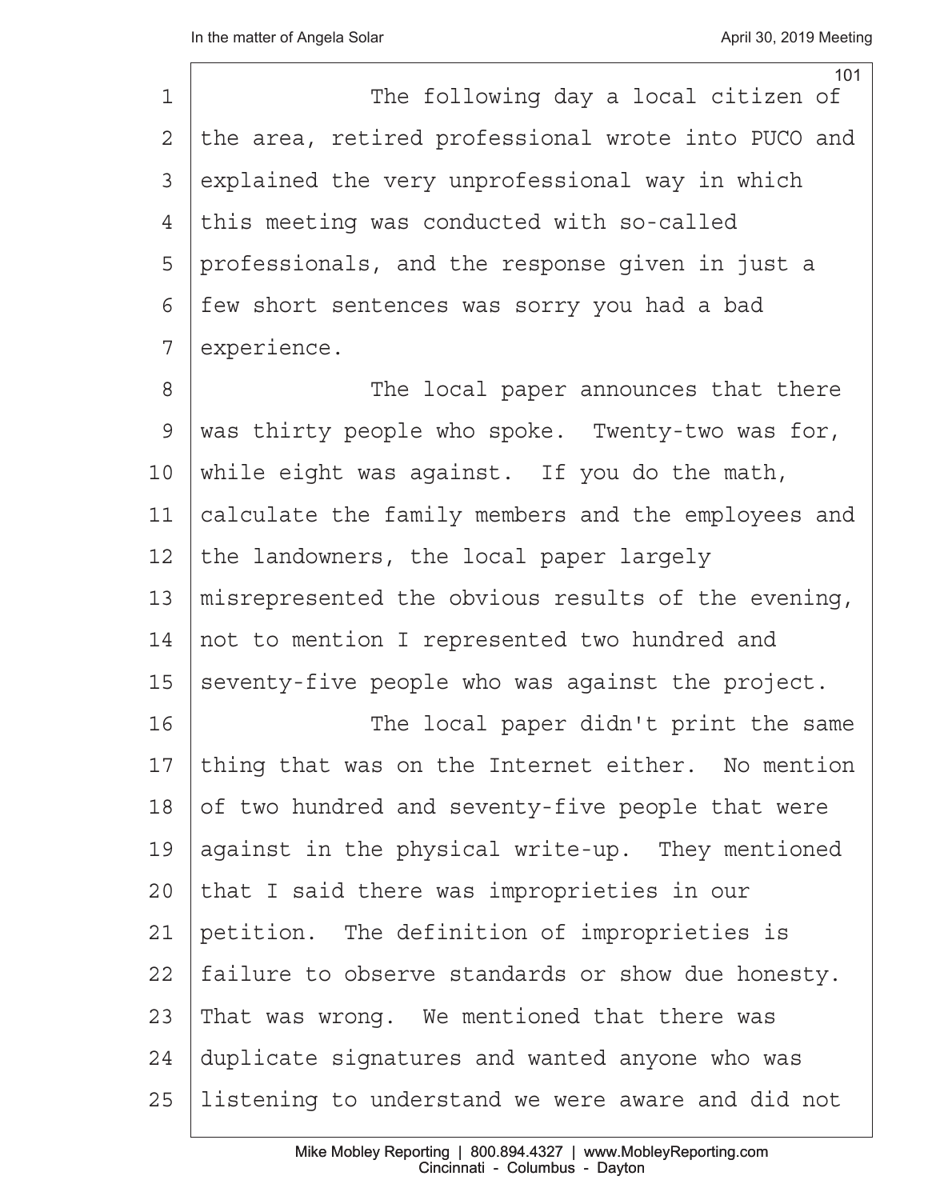The following day a local citizen of the area, retired professional wrote into PUCO and explained the very unprofessional way in which this meeting was conducted with so-called professionals, and the response given in just a few short sentences was sorry you had a bad experience.

The local paper announces that there was thirty people who spoke. Twenty-two was for, while eight was against. If you do the math, calculate the family members and the employees and the landowners, the local paper largely misrepresented the obvious results of the evening, not to mention I represented two hundred and seventy-five people who was against the project.

The local paper didn't print the same thing that was on the Internet either. No mention of two hundred and seventy-five people that were against in the physical write-up. They mentioned that I said there was improprieties in our petition. The definition of improprieties is failure to observe standards or show due honesty. That was wrong. We mentioned that there was duplicate signatures and wanted anyone who was listening to understand we were aware and did not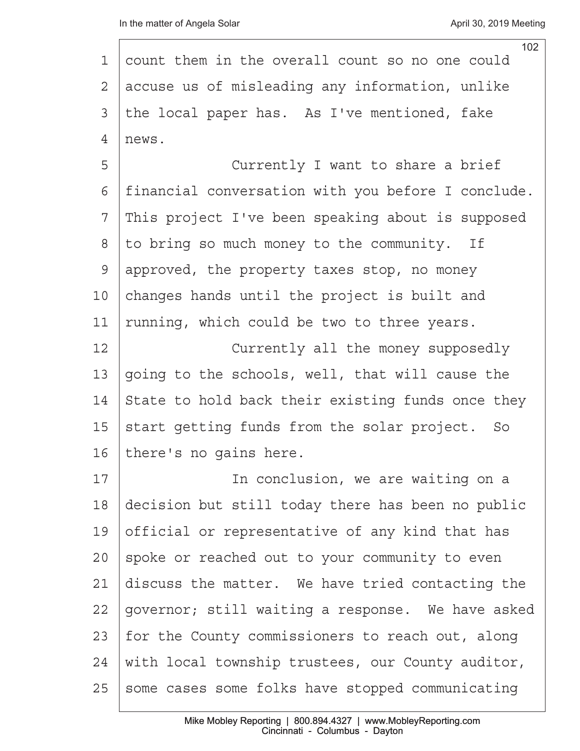count them in the overall count so no one could accuse us of misleading any information, unlike the local paper has. As I've mentioned, fake news.

Currently I want to share a brief financial conversation with you before I conclude. This project I've been speaking about is supposed to bring so much money to the community. If approved, the property taxes stop, no money changes hands until the project is built and running, which could be two to three years.

Currently all the money supposedly going to the schools, well, that will cause the State to hold back their existing funds once they start getting funds from the solar project. So there's no gains here.

In conclusion, we are waiting on a decision but still today there has been no public official or representative of any kind that has spoke or reached out to your community to even discuss the matter. We have tried contacting the governor; still waiting a response. We have asked for the County commissioners to reach out, along with local township trustees, our County auditor, some cases some folks have stopped communicating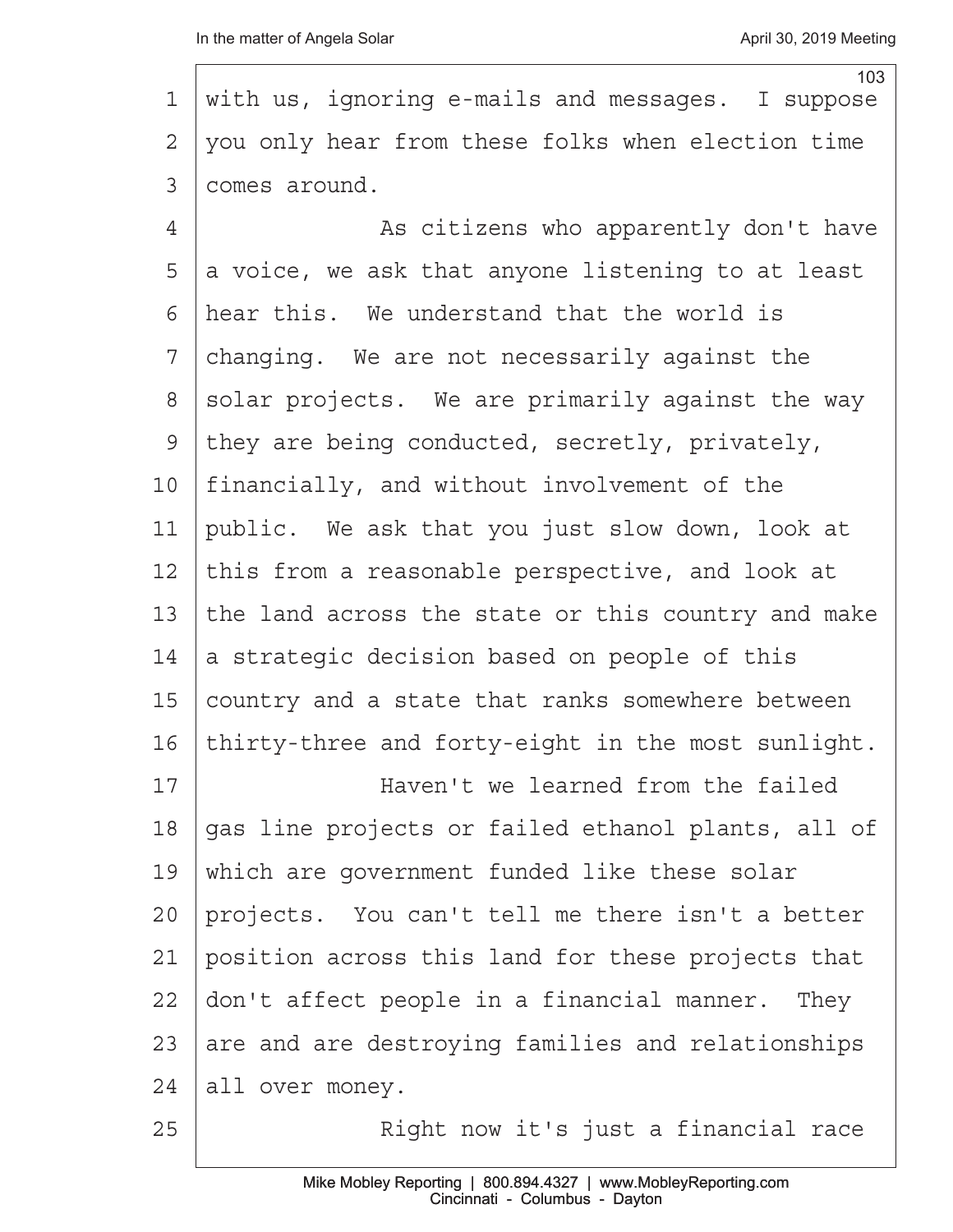with us, ignoring e-mails and messages. I suppose you only hear from these folks when election time comes around.

As citizens who apparently don't have a voice, we ask that anyone listening to at least hear this. We understand that the world is changing. We are not necessarily against the solar projects. We are primarily against the way they are being conducted, secretly, privately, financially, and without involvement of the public. We ask that you just slow down, look at this from a reasonable perspective, and look at the land across the state or this country and make a strategic decision based on people of this country and a state that ranks somewhere between thirty-three and forty-eight in the most sunlight.

Haven't we learned from the failed gas line projects or failed ethanol plants, all of which are government funded like these solar projects. You can't tell me there isn't a better position across this land for these projects that don't affect people in a financial manner. They are and are destroying families and relationships all over money.

Right now it's just a financial race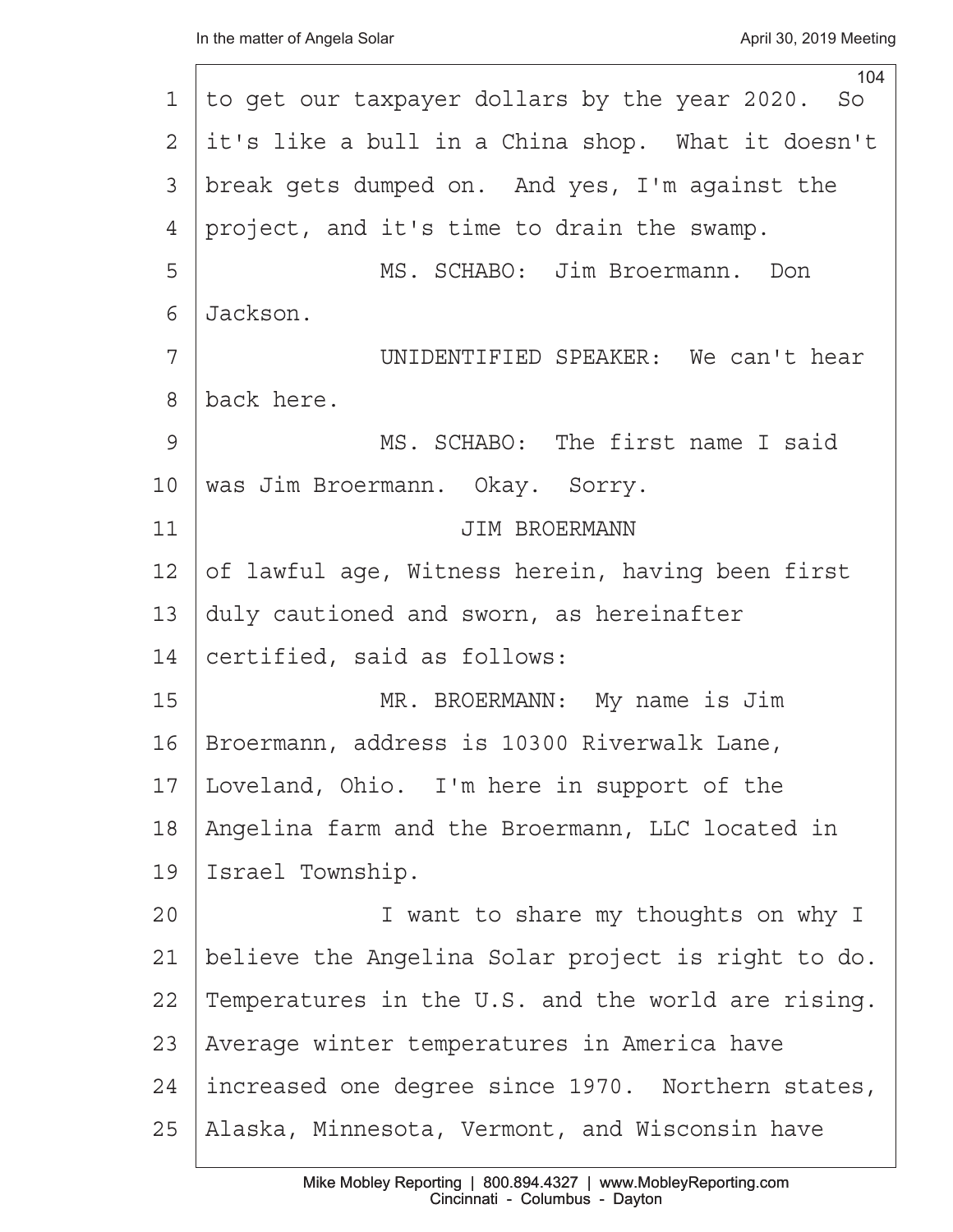to get our taxpayer dollars by the year 2020. So it's like a bull in a China shop. What it doesn't break gets dumped on. And yes, I'm against the project, and it's time to drain the swamp.

MS. SCHABO: Jim Broermann. Don Jackson.

UNIDENTIFIED SPEAKER: We can't hear back here.

MS. SCHABO: The first name I said was Jim Broermann. Okay. Sorry.

JIM BROERMANN

of lawful age, Witness herein, having been first duly cautioned and sworn, as hereinafter certified, said as follows:

MR. BROERMANN: My name is Jim Broermann, address is 10300 Riverwalk Lane, Loveland, Ohio. I'm here in support of the Angelina farm and the Broermann, LLC located in Israel Township.

I want to share my thoughts on why I believe the Angelina Solar project is right to do. Temperatures in the U.S. and the world are rising. Average winter temperatures in America have increased one degree since 1970. Northern states, Alaska, Minnesota, Vermont, and Wisconsin have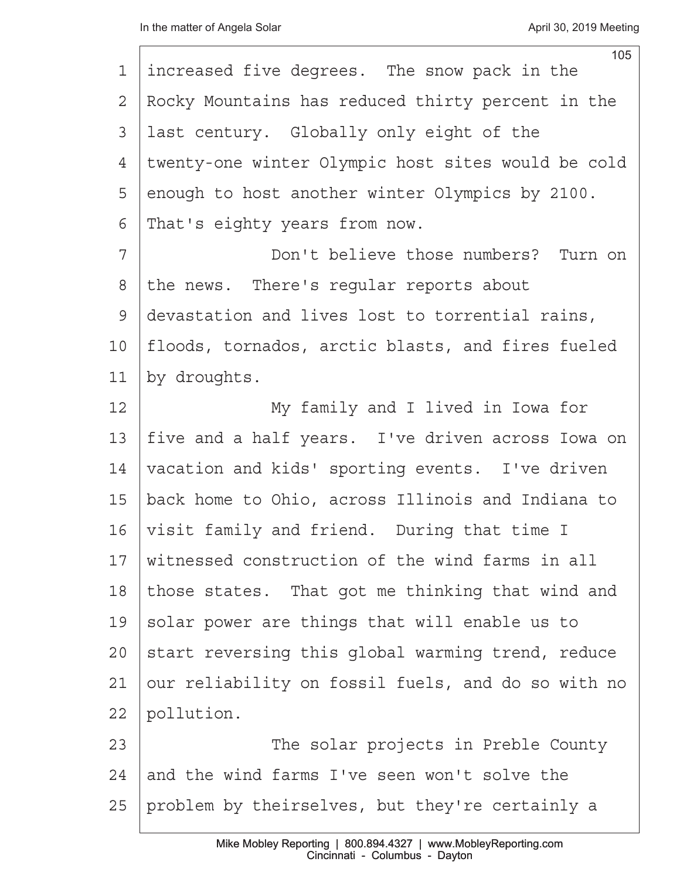increased five degrees. The snow pack in the Rocky Mountains has reduced thirty percent in the last century. Globally only eight of the twenty-one winter Olympic host sites would be cold enough to host another winter Olympics by 2100. That's eighty years from now.

Don't believe those numbers? Turn on the news. There's regular reports about devastation and lives lost to torrential rains, floods, tornados, arctic blasts, and fires fueled by droughts.

My family and I lived in Iowa for five and a half years. I've driven across Iowa on vacation and kids' sporting events. I've driven back home to Ohio, across Illinois and Indiana to visit family and friend. During that time I witnessed construction of the wind farms in all those states. That got me thinking that wind and solar power are things that will enable us to start reversing this global warming trend, reduce our reliability on fossil fuels, and do so with no pollution.

The solar projects in Preble County and the wind farms I've seen won't solve the problem by theirselves, but they're certainly a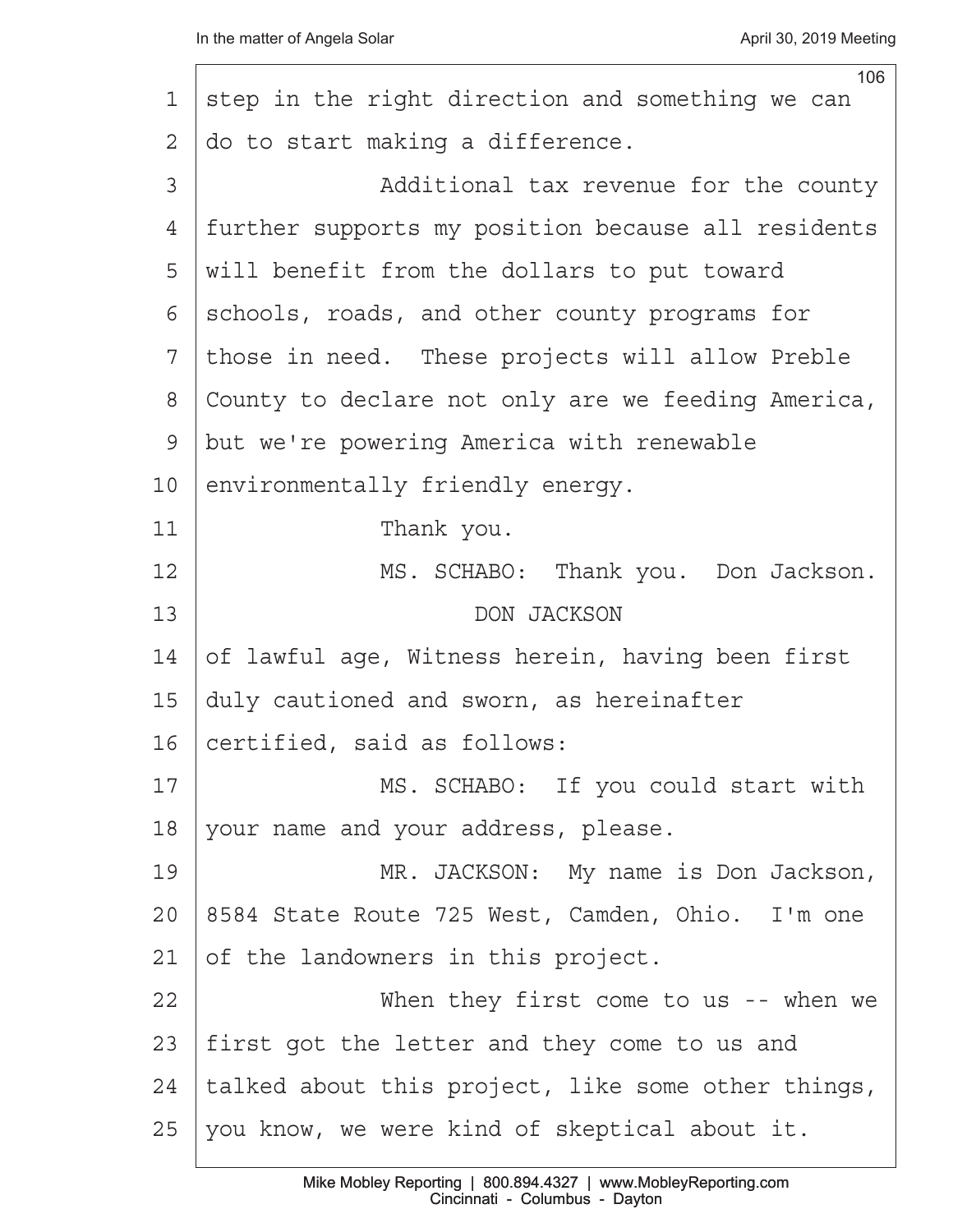step in the right direction and something we can do to start making a difference.

Additional tax revenue for the county further supports my position because all residents will benefit from the dollars to put toward schools, roads, and other county programs for those in need. These projects will allow Preble County to declare not only are we feeding America, but we're powering America with renewable environmentally friendly energy.

Thank you.

MS. SCHABO: Thank you. Don Jackson.

DON JACKSON

of lawful age, Witness herein, having been first duly cautioned and sworn, as hereinafter certified, said as follows:

MS. SCHABO: If you could start with your name and your address, please.

MR. JACKSON: My name is Don Jackson, 8584 State Route 725 West, Camden, Ohio. I'm one of the landowners in this project.

When they first come to us -- when we first got the letter and they come to us and talked about this project, like some other things, you know, we were kind of skeptical about it.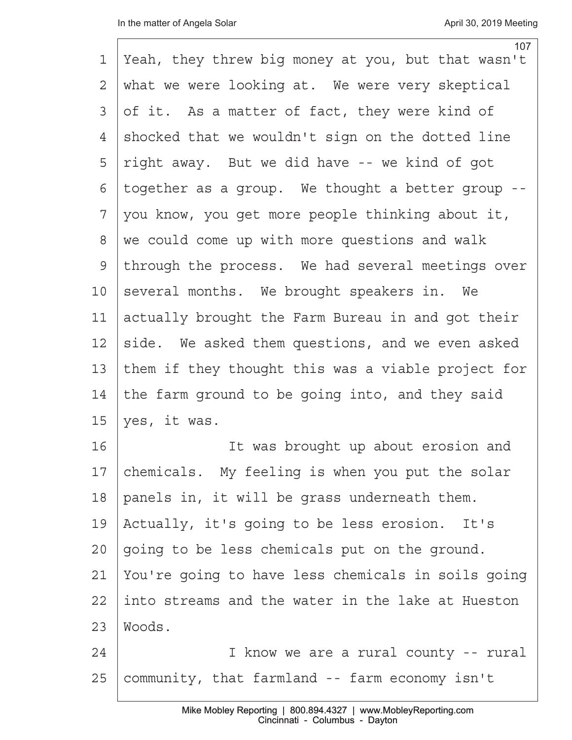Yeah, they threw big money at you, but that wasn't what we were looking at. We were very skeptical of it. As a matter of fact, they were kind of shocked that we wouldn't sign on the dotted line right away. But we did have -- we kind of got together as a group. We thought a better group -- you know, you get more people thinking about it, we could come up with more questions and walk through the process. We had several meetings over several months. We brought speakers in. We actually brought the Farm Bureau in and got their side. We asked them questions, and we even asked them if they thought this was a viable project for the farm ground to be going into, and they said yes, it was.

It was brought up about erosion and chemicals. My feeling is when you put the solar panels in, it will be grass underneath them. Actually, it's going to be less erosion. It's going to be less chemicals put on the ground. You're going to have less chemicals in soils going into streams and the water in the lake at Hueston Woods.

I know we are a rural county -- rural community, that farmland -- farm economy isn't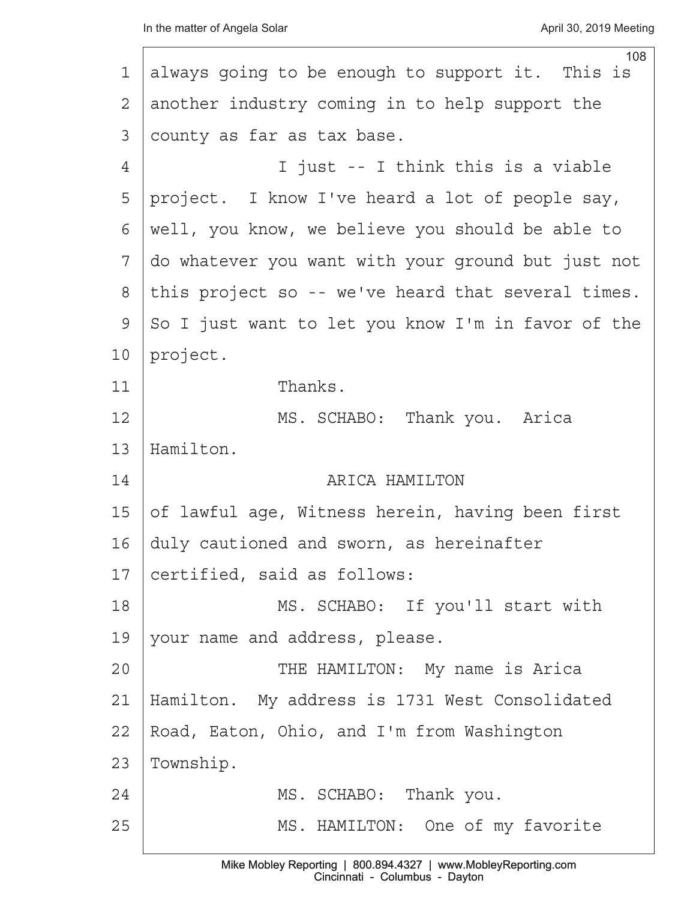always going to be enough to support it. This is another industry coming in to help support the county as far as tax base.

I just -- I think this is a viable project. I know I've heard a lot of people say, well, you know, we believe you should be able to do whatever you want with your ground but just not this project so -- we've heard that several times. So I just want to let you know I'm in favor of the project.

Thanks.

MS. SCHABO: Thank you. Arica Hamilton.

ARICA HAMILTON

of lawful age, Witness herein, having been first duly cautioned and sworn, as hereinafter certified, said as follows:

MS. SCHABO: If you'll start with your name and address, please.

THE HAMILTON: My name is Arica Hamilton. My address is 1731 West Consolidated Road, Eaton, Ohio, and I'm from Washington Township.

MS. SCHABO: Thank you.

MS. HAMILTON: One of my favorite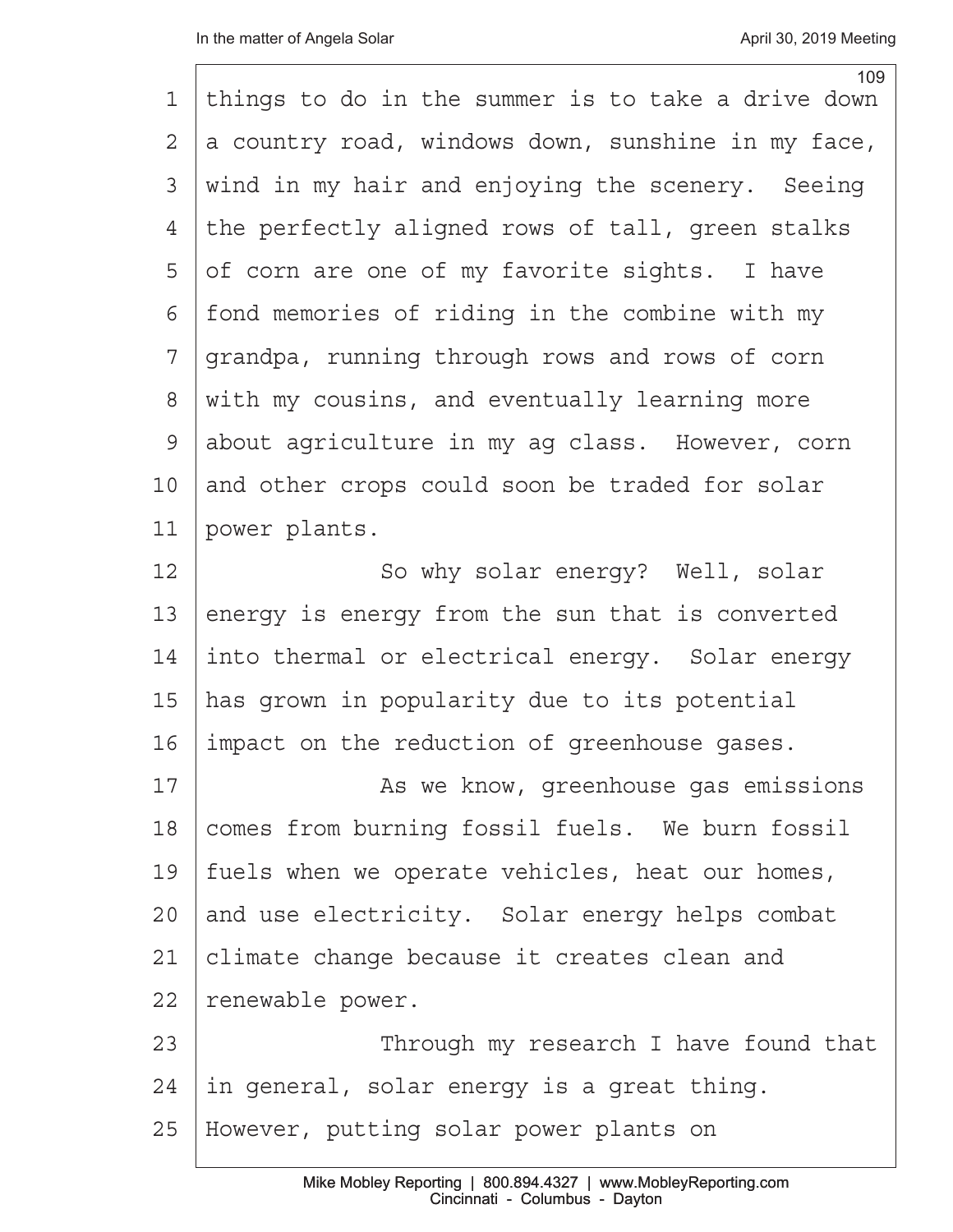things to do in the summer is to take a drive down a country road, windows down, sunshine in my face, wind in my hair and enjoying the scenery. Seeing the perfectly aligned rows of tall, green stalks of corn are one of my favorite sights. I have fond memories of riding in the combine with my grandpa, running through rows and rows of corn with my cousins, and eventually learning more about agriculture in my ag class. However, corn and other crops could soon be traded for solar power plants.

So why solar energy? Well, solar energy is energy from the sun that is converted into thermal or electrical energy. Solar energy has grown in popularity due to its potential impact on the reduction of greenhouse gases.

As we know, greenhouse gas emissions comes from burning fossil fuels. We burn fossil fuels when we operate vehicles, heat our homes, and use electricity. Solar energy helps combat climate change because it creates clean and renewable power.

Through my research I have found that in general, solar energy is a great thing. However, putting solar power plants on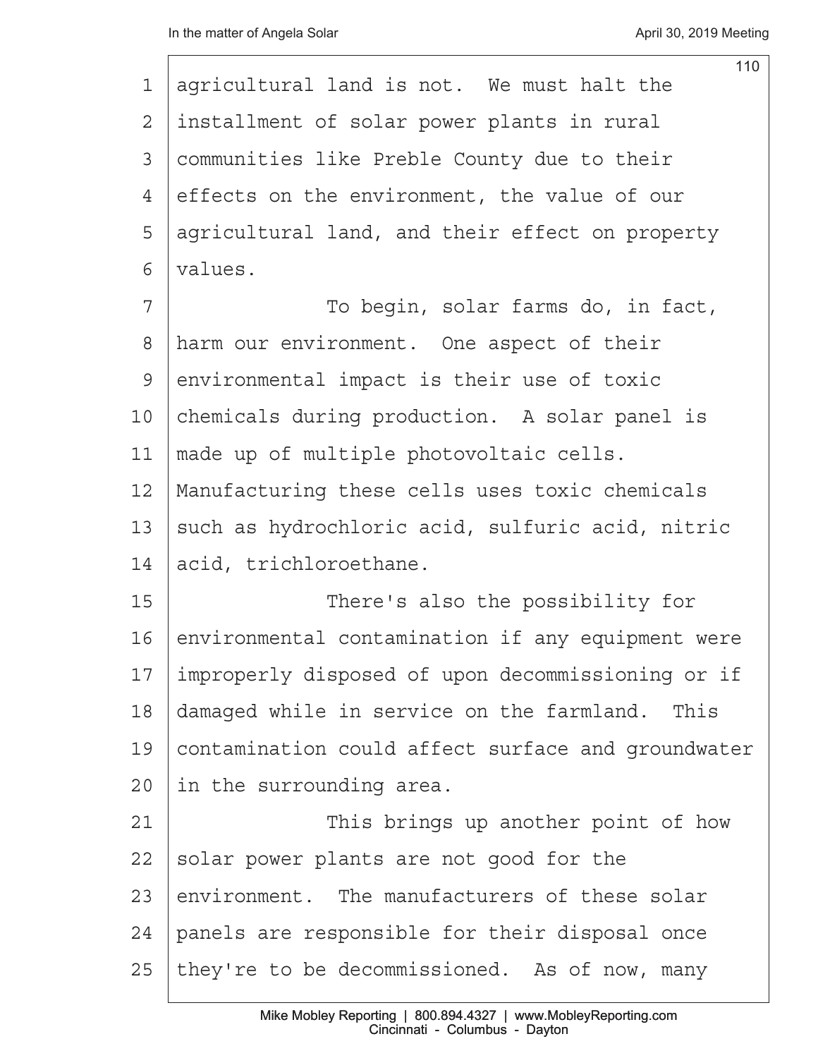agricultural land is not. We must halt the installment of solar power plants in rural communities like Preble County due to their effects on the environment, the value of our agricultural land, and their effect on property values.

To begin, solar farms do, in fact, harm our environment. One aspect of their environmental impact is their use of toxic chemicals during production. A solar panel is made up of multiple photovoltaic cells. Manufacturing these cells uses toxic chemicals such as hydrochloric acid, sulfuric acid, nitric acid, trichloroethane.

There's also the possibility for environmental contamination if any equipment were improperly disposed of upon decommissioning or if damaged while in service on the farmland. This contamination could affect surface and groundwater in the surrounding area.

This brings up another point of how solar power plants are not good for the environment. The manufacturers of these solar panels are responsible for their disposal once they're to be decommissioned. As of now, many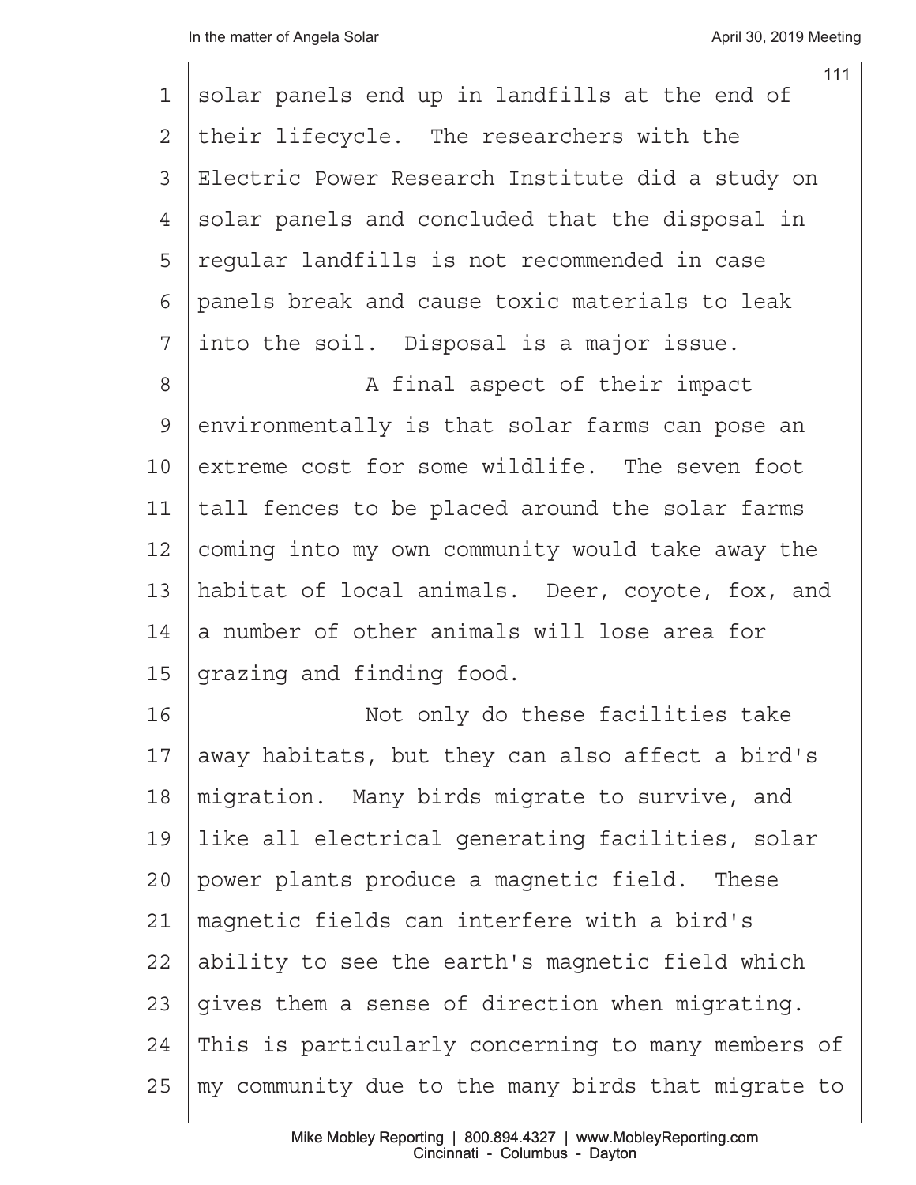solar panels end up in landfills at the end of their lifecycle. The researchers with the Electric Power Research Institute did a study on solar panels and concluded that the disposal in regular landfills is not recommended in case panels break and cause toxic materials to leak into the soil. Disposal is a major issue.

A final aspect of their impact environmentally is that solar farms can pose an extreme cost for some wildlife. The seven foot tall fences to be placed around the solar farms coming into my own community would take away the habitat of local animals. Deer, coyote, fox, and a number of other animals will lose area for grazing and finding food.

Not only do these facilities take away habitats, but they can also affect a bird's migration. Many birds migrate to survive, and like all electrical generating facilities, solar power plants produce a magnetic field. These magnetic fields can interfere with a bird's ability to see the earth's magnetic field which gives them a sense of direction when migrating. This is particularly concerning to many members of my community due to the many birds that migrate to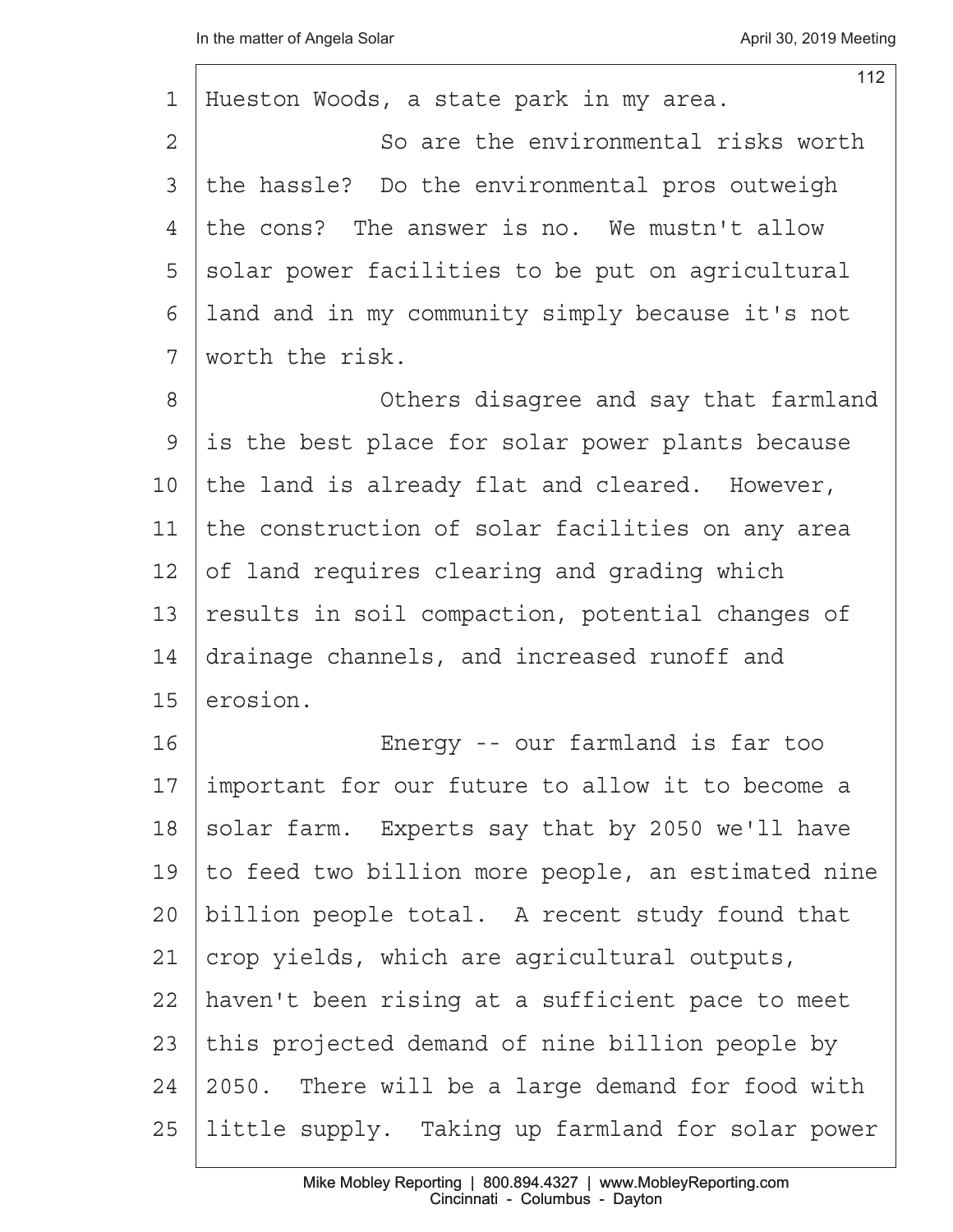Hueston Woods, a state park in my area.

So are the environmental risks worth the hassle? Do the environmental pros outweigh the cons? The answer is no. We mustn't allow solar power facilities to be put on agricultural land and in my community simply because it's not worth the risk.

Others disagree and say that farmland is the best place for solar power plants because the land is already flat and cleared. However, the construction of solar facilities on any area of land requires clearing and grading which results in soil compaction, potential changes of drainage channels, and increased runoff and erosion.

Energy -- our farmland is far too important for our future to allow it to become a solar farm. Experts say that by 2050 we'll have to feed two billion more people, an estimated nine billion people total. A recent study found that crop yields, which are agricultural outputs, haven't been rising at a sufficient pace to meet this projected demand of nine billion people by 2050. There will be a large demand for food with little supply. Taking up farmland for solar power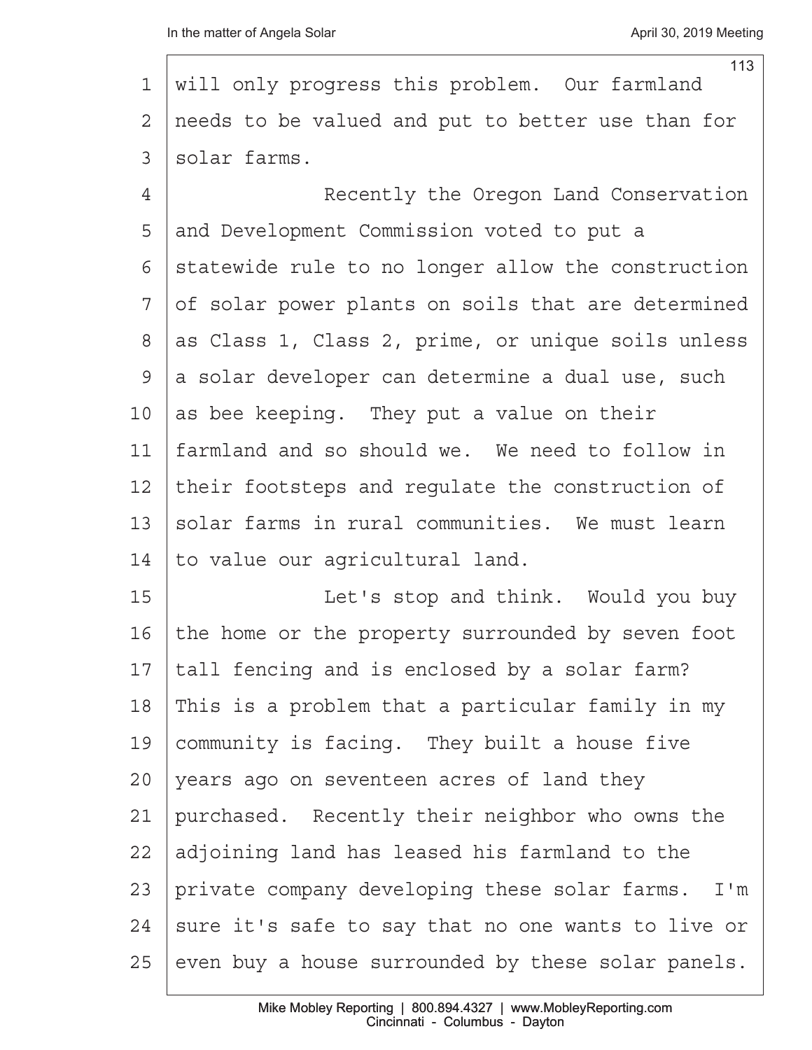will only progress this problem. Our farmland needs to be valued and put to better use than for solar farms.

Recently the Oregon Land Conservation and Development Commission voted to put a statewide rule to no longer allow the construction of solar power plants on soils that are determined as Class 1, Class 2, prime, or unique soils unless a solar developer can determine a dual use, such as bee keeping. They put a value on their farmland and so should we. We need to follow in their footsteps and regulate the construction of solar farms in rural communities. We must learn to value our agricultural land.

Let's stop and think. Would you buy the home or the property surrounded by seven foot tall fencing and is enclosed by a solar farm? This is a problem that a particular family in my community is facing. They built a house five years ago on seventeen acres of land they purchased. Recently their neighbor who owns the adjoining land has leased his farmland to the private company developing these solar farms. I'm sure it's safe to say that no one wants to live or even buy a house surrounded by these solar panels.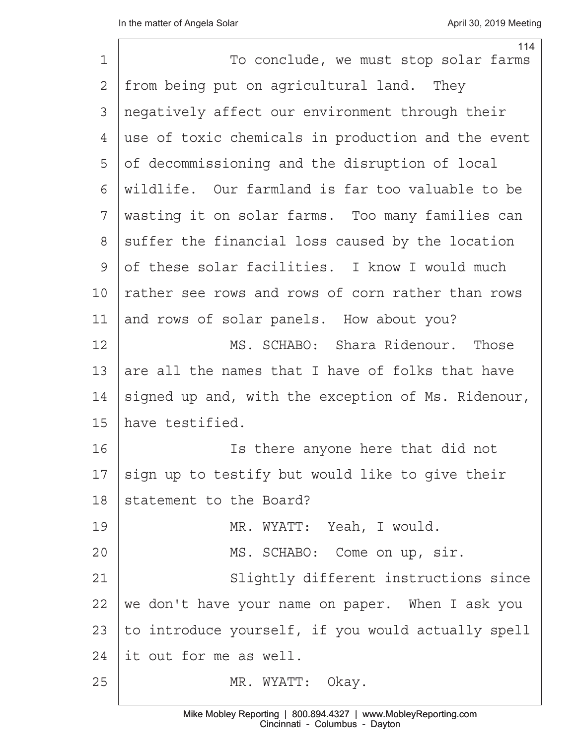To conclude, we must stop solar farms from being put on agricultural land. They negatively affect our environment through their use of toxic chemicals in production and the event of decommissioning and the disruption of local wildlife. Our farmland is far too valuable to be wasting it on solar farms. Too many families can suffer the financial loss caused by the location of these solar facilities. I know I would much rather see rows and rows of corn rather than rows and rows of solar panels. How about you?

MS. SCHABO: Shara Ridenour. Those are all the names that I have of folks that have signed up and, with the exception of Ms. Ridenour, have testified.

Is there anyone here that did not sign up to testify but would like to give their statement to the Board?

MR. WYATT: Yeah, I would.

MS. SCHABO: Come on up, sir.

Slightly different instructions since we don't have your name on paper. When I ask you to introduce yourself, if you would actually spell it out for me as well.

MR. WYATT: Okay.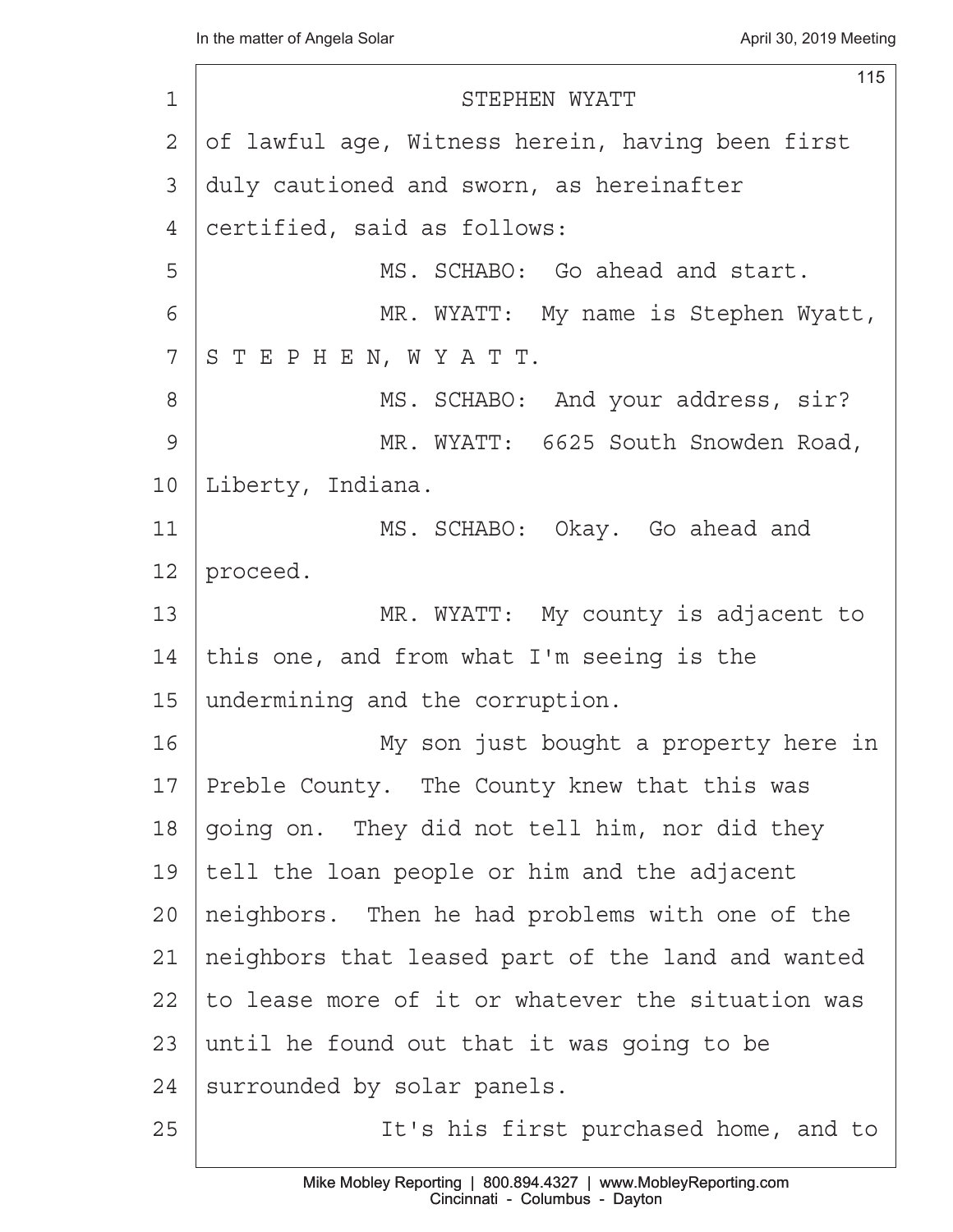STEPHEN WYATT

of lawful age, Witness herein, having been first duly cautioned and sworn, as hereinafter certified, said as follows:

MS. SCHABO: Go ahead and start.

MR. WYATT: My name is Stephen Wyatt, S T E P H E N, W Y A T T.

MS. SCHABO: And your address, sir?

MR. WYATT: 6625 South Snowden Road, Liberty, Indiana.

MS. SCHABO: Okay. Go ahead and proceed.

MR. WYATT: My county is adjacent to this one, and from what I'm seeing is the undermining and the corruption.

My son just bought a property here in Preble County. The County knew that this was going on. They did not tell him, nor did they tell the loan people or him and the adjacent neighbors. Then he had problems with one of the neighbors that leased part of the land and wanted to lease more of it or whatever the situation was until he found out that it was going to be surrounded by solar panels.

It's his first purchased home, and to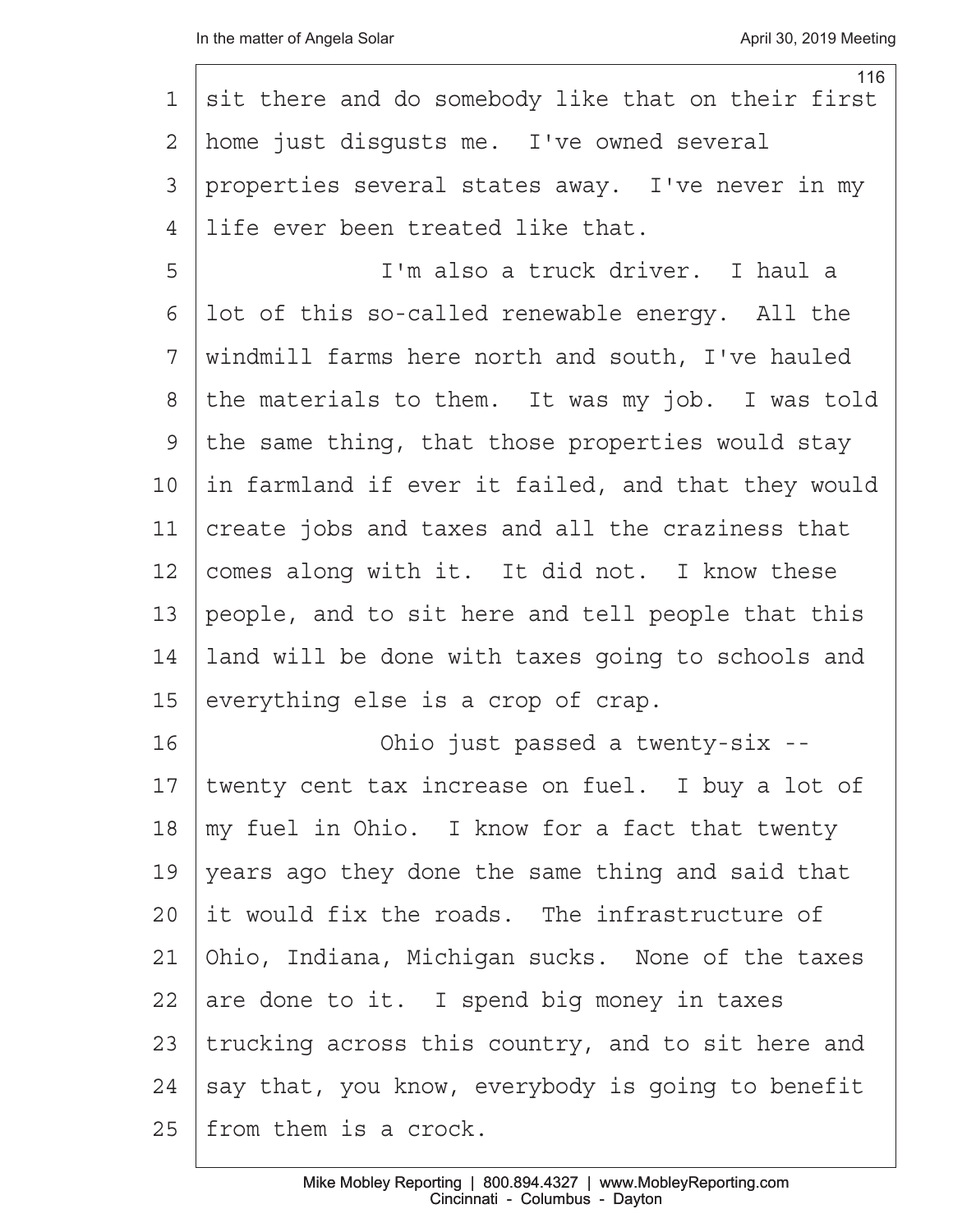sit there and do somebody like that on their first home just disgusts me. I've owned several properties several states away. I've never in my life ever been treated like that.

I'm also a truck driver. I haul a lot of this so-called renewable energy. All the windmill farms here north and south, I've hauled the materials to them. It was my job. I was told the same thing, that those properties would stay in farmland if ever it failed, and that they would create jobs and taxes and all the craziness that comes along with it. It did not. I know these people, and to sit here and tell people that this land will be done with taxes going to schools and everything else is a crop of crap.

Ohio just passed a twenty-six -- twenty cent tax increase on fuel. I buy a lot of my fuel in Ohio. I know for a fact that twenty years ago they done the same thing and said that it would fix the roads. The infrastructure of Ohio, Indiana, Michigan sucks. None of the taxes are done to it. I spend big money in taxes trucking across this country, and to sit here and say that, you know, everybody is going to benefit from them is a crock.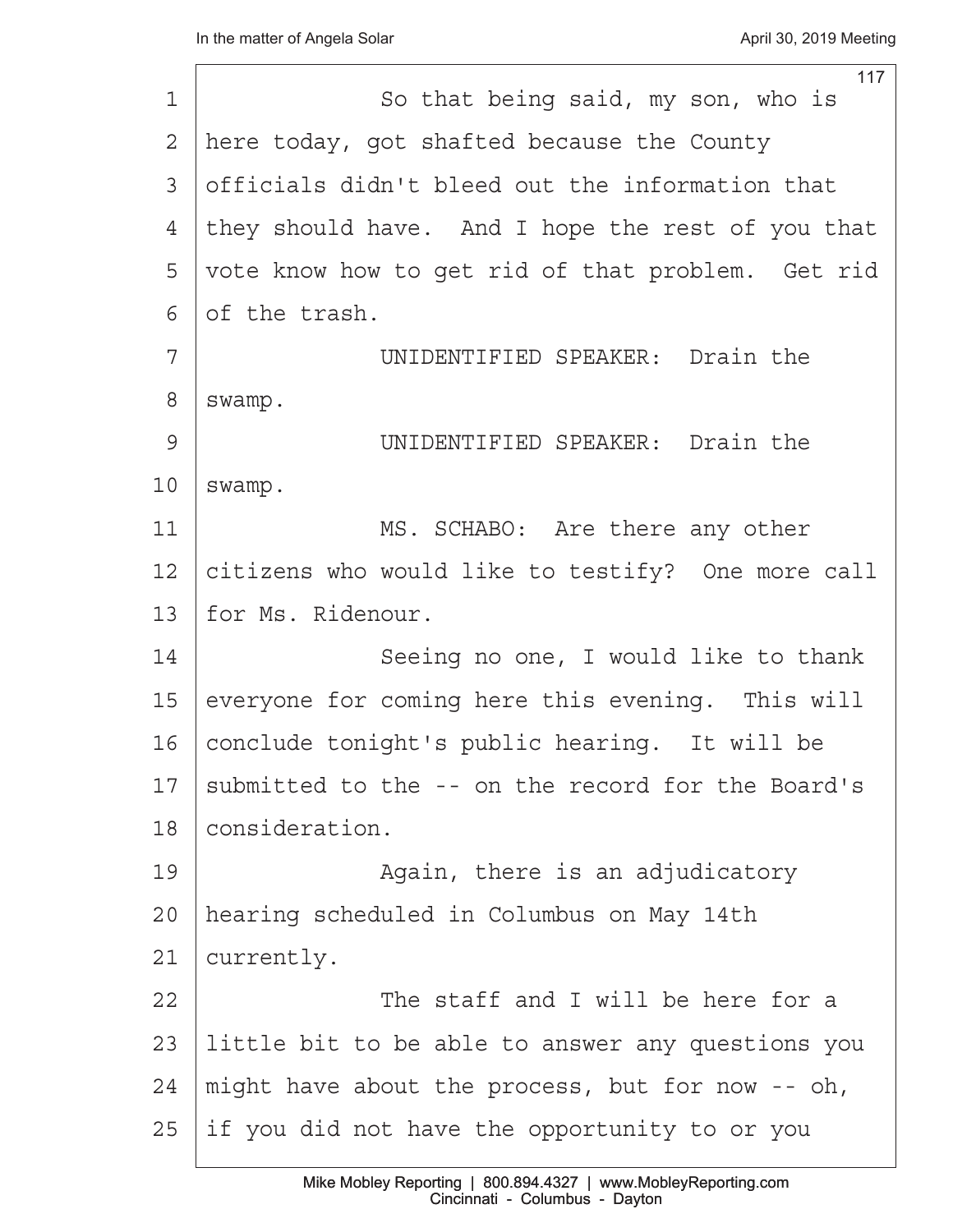So that being said, my son, who is here today, got shafted because the County officials didn't bleed out the information that they should have. And I hope the rest of you that vote know how to get rid of that problem. Get rid of the trash.

UNIDENTIFIED SPEAKER: Drain the swamp.

UNIDENTIFIED SPEAKER: Drain the swamp.

MS. SCHABO: Are there any other citizens who would like to testify? One more call for Ms. Ridenour.

Seeing no one, I would like to thank everyone for coming here this evening. This will conclude tonight's public hearing. It will be submitted to the -- on the record for the Board's consideration.

Again, there is an adjudicatory hearing scheduled in Columbus on May 14th currently.

The staff and I will be here for a little bit to be able to answer any questions you might have about the process, but for now -- oh, if you did not have the opportunity to or you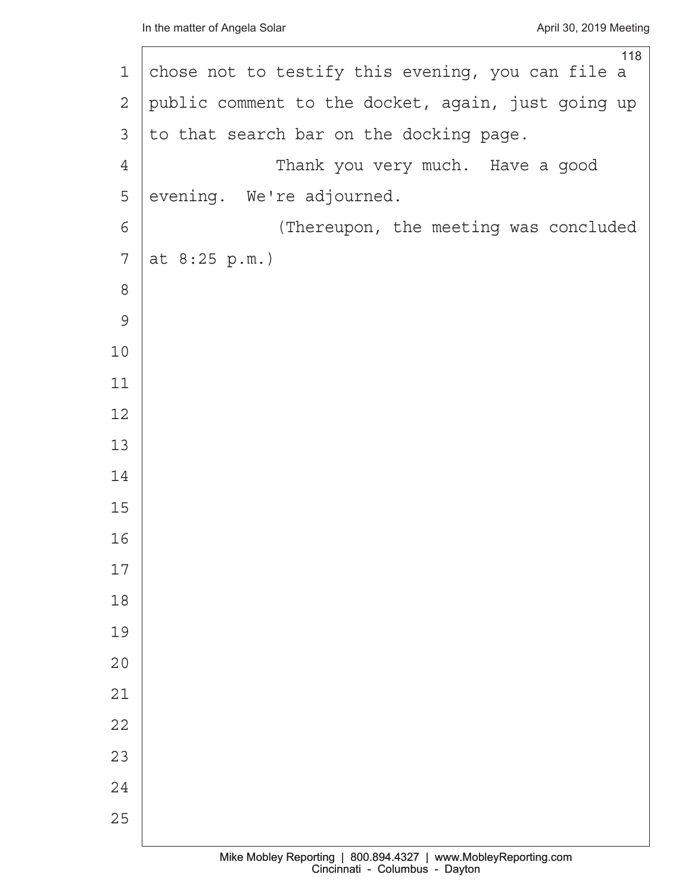chose not to testify this evening, you can file a public comment to the docket, again, just going up to that search bar on the docking page.

Thank you very much. Have a good evening. We're adjourned.

(Thereupon, the meeting was concluded at 8:25 p.m.)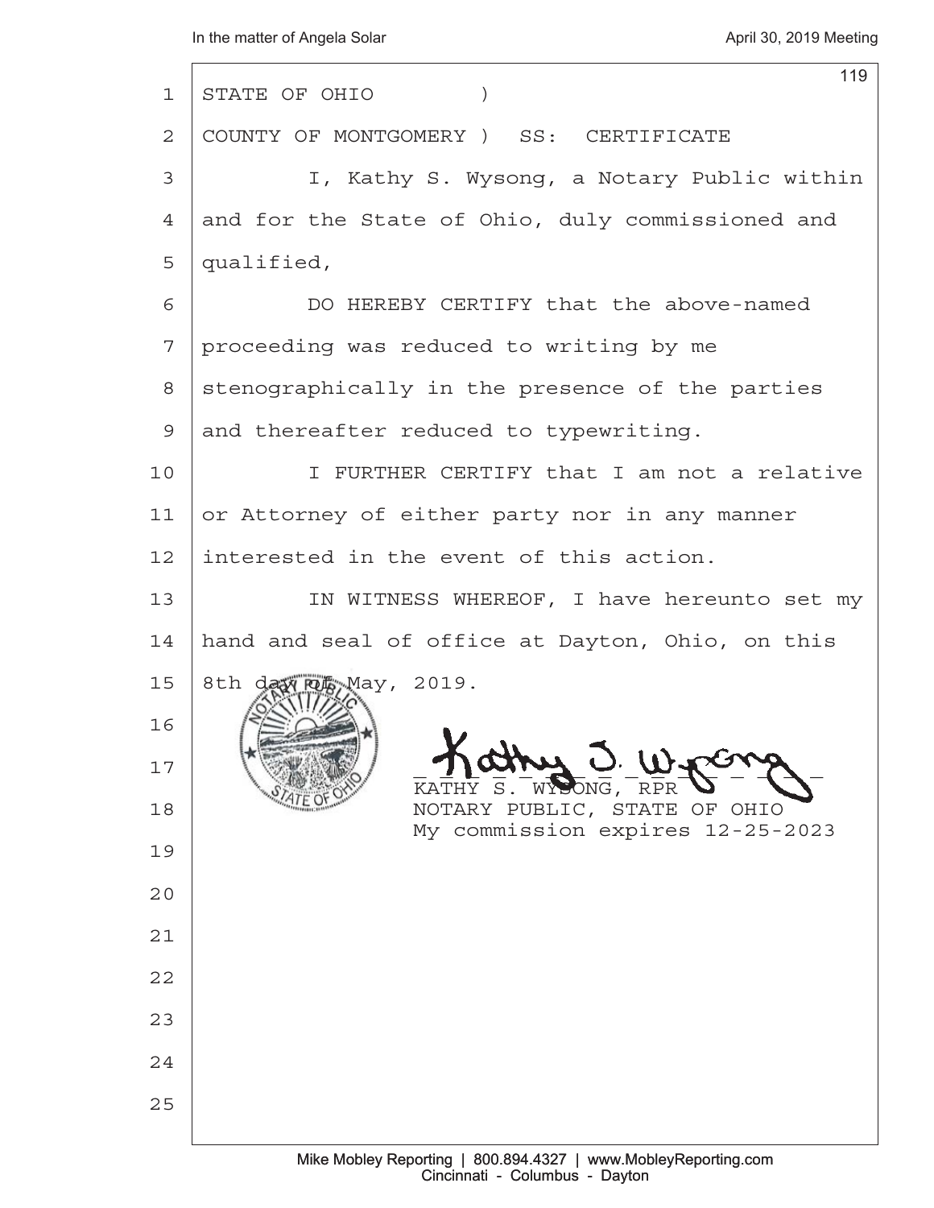STATE OF OHIO )

COUNTY OF MONTGOMERY ) SS: CERTIFICATE

I, Kathy S. Wysong, a Notary Public within and for the State of Ohio, duly commissioned and qualified,

DO HEREBY CERTIFY that the above-named proceeding was reduced to writing by me stenographically in the presence of the parties and thereafter reduced to typewriting.

I FURTHER CERTIFY that I am not a relative or Attorney of either party nor in any manner interested in the event of this action.

IN WITNESS WHEREOF, I have hereunto set my hand and seal of office at Dayton, Ohio, on this 8th day of May, 2019.

KATHY S. WYSONG, RPR
NOTARY PUBLIC, STATE OF OHIO
My commission expires 12-25-2023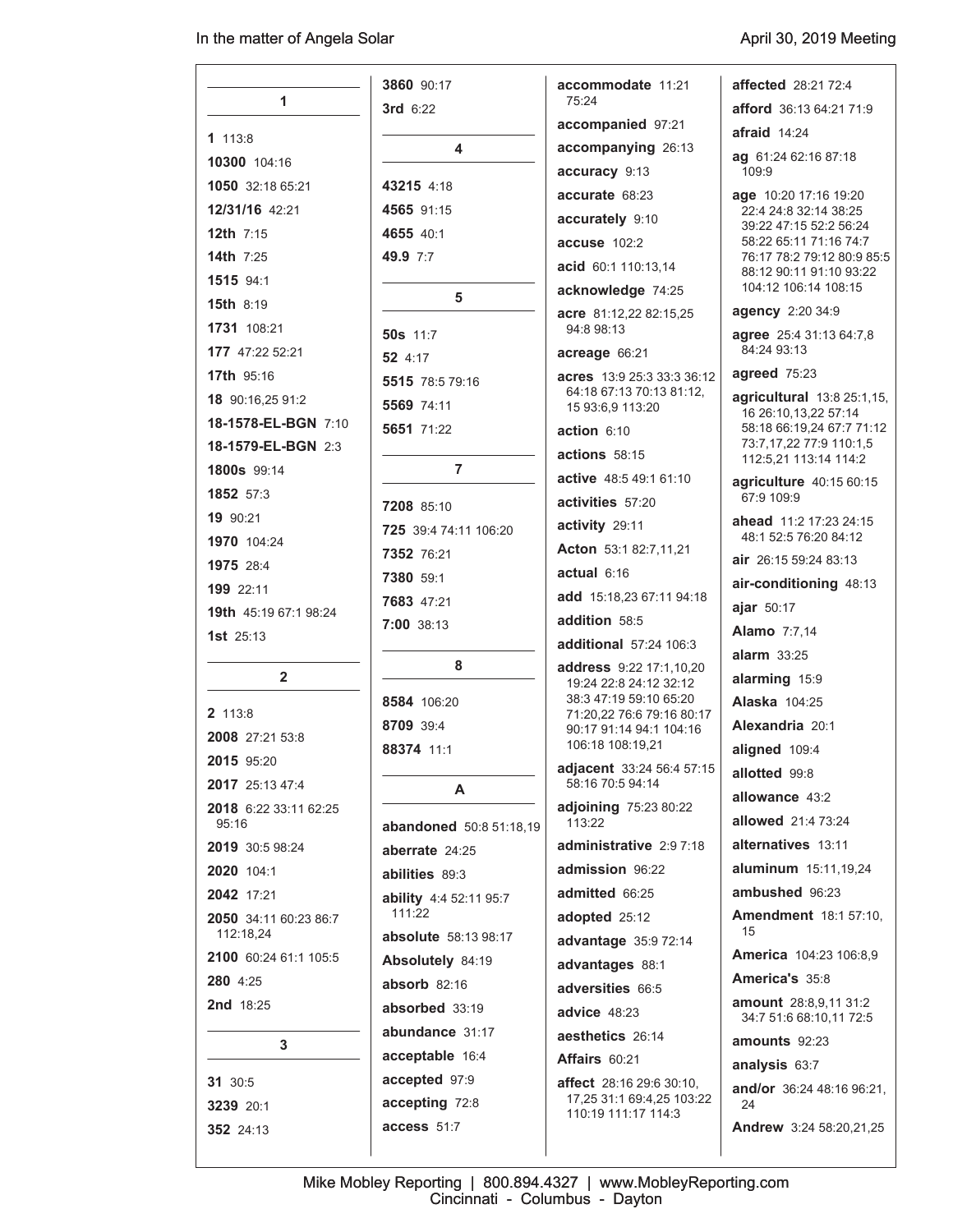## 1

**1** 113:8

**10300** 104:16

**1050** 32:18 65:21

**12/31/16** 42:21

**12th** 7:15

**14th** 7:25

**1515** 94:1

**15th** 8:19

**1731** 108:21

**177** 47:22 52:21

**17th** 95:16

**18** 90:16,25 91:2

**18-1578-EL-BGN** 7:10

**18-1579-EL-BGN** 2:3

**1800s** 99:14

**1852** 57:3

**19** 90:21

**1970** 104:24

**1975** 28:4

**199** 22:11

**19th** 45:19 67:1 98:24

**1st** 25:13

## 2

**2** 113:8

**2008** 27:21 53:8

**2015** 95:20

**2017** 25:13 47:4

**2018** 6:22 33:11 62:25 95:16

**2019** 30:5 98:24

**2020** 104:1

**2042** 17:21

**2050** 34:11 60:23 86:7 112:18,24

**2100** 60:24 61:1 105:5

**280** 4:25

**2nd** 18:25

## 3

**31** 30:5

**3239** 20:1

**352** 24:13

**3860** 90:17

**3rd** 6:22

## 4

**43215** 4:18

**4565** 91:15

**4655** 40:1

**49.9** 7:7

## 5

**50s** 11:7

**52** 4:17

**5515** 78:5 79:16

**5569** 74:11

**5651** 71:22

## 7

**7208** 85:10

**725** 39:4 74:11 106:20

**7352** 76:21

**7380** 59:1

**7683** 47:21

**7:00** 38:13

## 8

**8584** 106:20

**8709** 39:4

**88374** 11:1

## A

**abandoned** 50:8 51:18,19

**aberrate** 24:25

**abilities** 89:3

**ability** 4:4 52:11 95:7 111:22

**absolute** 58:13 98:17

**Absolutely** 84:19

**absorb** 82:16

**absorbed** 33:19

**abundance** 31:17

**acceptable** 16:4

**accepted** 97:9

**accepting** 72:8

**access** 51:7

**accommodate** 11:21 75:24

**accompanied** 97:21

**accompanying** 26:13

**accuracy** 9:13

**accurate** 68:23

**accurately** 9:10

**accuse** 102:2

**acid** 60:1 110:13,14

**acknowledge** 74:25

**acre** 81:12,22 82:15,25 94:8 98:13

**acreage** 66:21

**acres** 13:9 25:3 33:3 36:12 64:18 67:13 70:13 81:12, 15 93:6,9 113:20

**action** 6:10

**actions** 58:15

**active** 48:5 49:1 61:10

**activities** 57:20

**activity** 29:11

**Acton** 53:1 82:7,11,21

**actual** 6:16

**add** 15:18,23 67:11 94:18

**addition** 58:5

**additional** 57:24 106:3

**address** 9:22 17:1,10,20 19:24 22:8 24:12 32:12 38:3 47:19 59:10 65:20 71:20,22 76:6 79:16 80:17 90:17 91:14 94:1 104:16 106:18 108:19,21

**adjacent** 33:24 56:4 57:15 58:16 70:5 94:14

**adjoining** 75:23 80:22 113:22

**administrative** 2:9 7:18

**admission** 96:22

**admitted** 66:25

**adopted** 25:12

**advantage** 35:9 72:14

**advantages** 88:1

**adversities** 66:5

**advice** 48:23

**aesthetics** 26:14

**Affairs** 60:21

**affect** 28:16 29:6 30:10, 17,25 31:1 69:4,25 103:22 110:19 111:17 114:3

**affected** 28:21 72:4

**afford** 36:13 64:21 71:9

**afraid** 14:24

**ag** 61:24 62:16 87:18 109:9

**age** 10:20 17:16 19:20 22:4 24:8 32:14 38:25 39:22 47:15 52:2 56:24 58:22 65:11 71:16 74:7 76:17 78:2 79:12 80:9 85:5 88:12 90:11 91:10 93:22 104:12 106:14 108:15

**agency** 2:20 34:9

**agree** 25:4 31:13 64:7,8 84:24 93:13

**agreed** 75:23

**agricultural** 13:8 25:1,15, 16 26:10,13,22 57:14 58:18 66:19,24 67:7 71:12 73:7,17,22 77:9 110:1,5 112:5,21 113:14 114:2

**agriculture** 40:15 60:15 67:9 109:9

**ahead** 11:2 17:23 24:15 48:1 52:5 76:20 84:12

**air** 26:15 59:24 83:13

**air-conditioning** 48:13

**ajar** 50:17

**Alamo** 7:7,14

**alarm** 33:25

**alarming** 15:9

**Alaska** 104:25

**Alexandria** 20:1

**aligned** 109:4

**allotted** 99:8

**allowance** 43:2

**allowed** 21:4 73:24

**alternatives** 13:11

**aluminum** 15:11,19,24

**ambushed** 96:23

**Amendment** 18:1 57:10, 15

**America** 104:23 106:8,9

**America's** 35:8

**amount** 28:8,9,11 31:2 34:7 51:6 68:10,11 72:5

**amounts** 92:23

**analysis** 63:7

**and/or** 36:24 48:16 96:21, 24

**Andrew** 3:24 58:20,21,25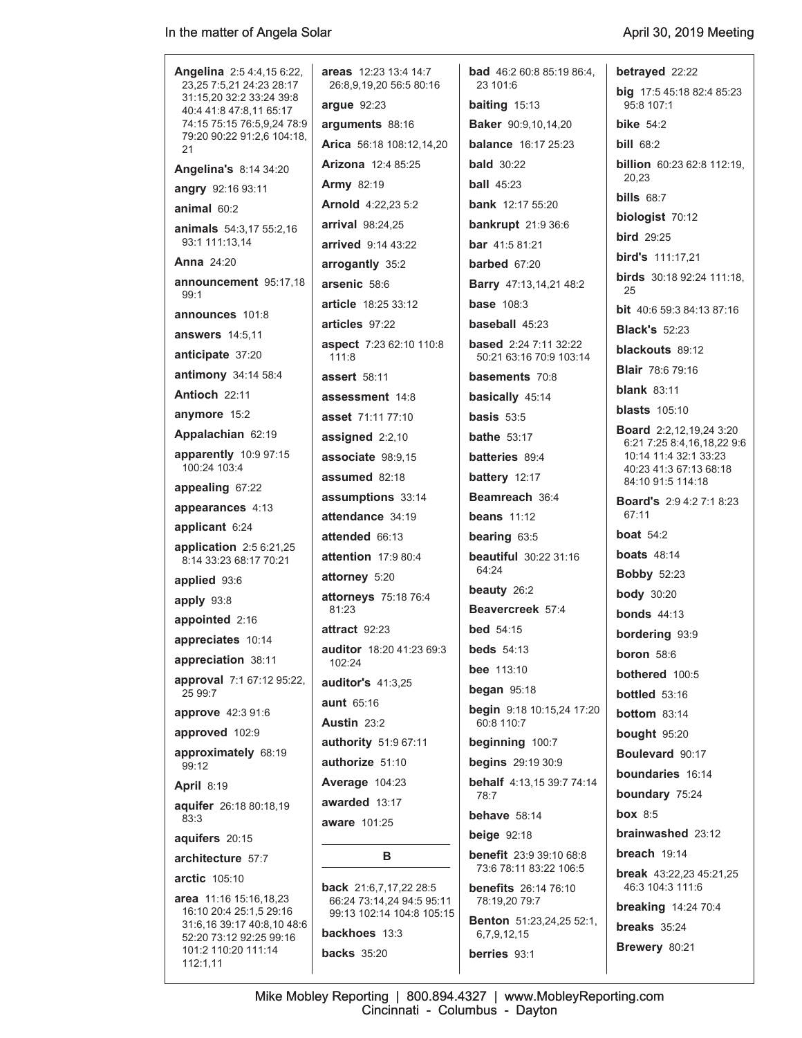**Angelina** 2:5 4:4,15 6:22, 23,25 7:5,21 24:23 28:17 31:15,20 32:2 33:24 39:8 40:4 41:8 47:8,11 65:17 74:15 75:15 76:5,9,24 78:9 79:20 90:22 91:2,6 104:18, 21

**Angelina's** 8:14 34:20

**angry** 92:16 93:11

**animal** 60:2

**animals** 54:3,17 55:2,16 93:1 111:13,14

**Anna** 24:20

**announcement** 95:17,18 99:1

**announces** 101:8

**answers** 14:5,11

**anticipate** 37:20

**antimony** 34:14 58:4

**Antioch** 22:11

**anymore** 15:2

**Appalachian** 62:19

**apparently** 10:9 97:15 100:24 103:4

**appealing** 67:22

**appearances** 4:13

**applicant** 6:24

**application** 2:5 6:21,25 8:14 33:23 68:17 70:21

**applied** 93:6

**apply** 93:8

**appointed** 2:16

**appreciates** 10:14

**appreciation** 38:11

**approval** 7:1 67:12 95:22, 25 99:7

**approve** 42:3 91:6

**approved** 102:9

**approximately** 68:19 99:12

**April** 8:19

**aquifer** 26:18 80:18,19 83:3

**aquifers** 20:15

**architecture** 57:7

**arctic** 105:10

**area** 11:16 15:16,18,23 16:10 20:4 25:1,5 29:16 31:6,16 39:17 40:8,10 48:6 52:20 73:12 92:25 99:16 101:2 110:20 111:14 112:1,11

**areas** 12:23 13:4 14:7 26:8,9,19,20 56:5 80:16

**argue** 92:23

**arguments** 88:16

**Arica** 56:18 108:12,14,20

**Arizona** 12:4 85:25

**Army** 82:19

**Arnold** 4:22,23 5:2

**arrival** 98:24,25

**arrived** 9:14 43:22

**arrogantly** 35:2

**arsenic** 58:6

**article** 18:25 33:12

**articles** 97:22

**aspect** 7:23 62:10 110:8 111:8

**assert** 58:11

**assessment** 14:8

**asset** 71:11 77:10

**assigned** 2:2,10

**associate** 98:9,15

**assumed** 82:18

**assumptions** 33:14

**attendance** 34:19

**attended** 66:13

**attention** 17:9 80:4

**attorney** 5:20

**attorneys** 75:18 76:4 81:23

**attract** 92:23

**auditor** 18:20 41:23 69:3 102:24

**auditor's** 41:3,25

**aunt** 65:16

**Austin** 23:2

**authority** 51:9 67:11

**authorize** 51:10

**Average** 104:23

**awarded** 13:17

**aware** 101:25

## B

**back** 21:6,7,17,22 28:5 66:24 73:14,24 94:5 95:11 99:13 102:14 104:8 105:15

**backhoes** 13:3

**backs** 35:20

**bad** 46:2 60:8 85:19 86:4, 23 101:6

**baiting** 15:13

**Baker** 90:9,10,14,20

**balance** 16:17 25:23

**bald** 30:22

**ball** 45:23

**bank** 12:17 55:20

**bankrupt** 21:9 36:6

**bar** 41:5 81:21

**barbed** 67:20

**Barry** 47:13,14,21 48:2

**base** 108:3

**baseball** 45:23

**based** 2:24 7:11 32:22 50:21 63:16 70:9 103:14

**basements** 70:8

**basically** 45:14

**basis** 53:5

**bathe** 53:17

**batteries** 89:4

**battery** 12:17

**Beamreach** 36:4

**beans** 11:12

**bearing** 63:5

**beautiful** 30:22 31:16 64:24

**beauty** 26:2

**Beavercreek** 57:4

**bed** 54:15

**beds** 54:13

**bee** 113:10

**began** 95:18

**begin** 9:18 10:15,24 17:20 60:8 110:7

**beginning** 100:7

**begins** 29:19 30:9

**behalf** 4:13,15 39:7 74:14 78:7

**behave** 58:14

**beige** 92:18

**benefit** 23:9 39:10 68:8 73:6 78:11 83:22 106:5

**benefits** 26:14 76:10 78:19,20 79:7

**Benton** 51:23,24,25 52:1, 6,7,9,12,15

**berries** 93:1

**betrayed** 22:22

**big** 17:5 45:18 82:4 85:23 95:8 107:1

**bike** 54:2

**bill** 68:2

**billion** 60:23 62:8 112:19, 20,23

**bills** 68:7

**biologist** 70:12

**bird** 29:25

**bird's** 111:17,21

**birds** 30:18 92:24 111:18, 25

**bit** 40:6 59:3 84:13 87:16

**Black's** 52:23

**blackouts** 89:12

**Blair** 78:6 79:16

**blank** 83:11

**blasts** 105:10

**Board** 2:2,12,19,24 3:20 6:21 7:25 8:4,16,18,22 9:6 10:14 11:4 32:1 33:23 40:23 41:3 67:13 68:18 84:10 91:5 114:18

**Board's** 2:9 4:2 7:1 8:23 67:11

**boat** 54:2

**boats** 48:14

**Bobby** 52:23

**body** 30:20

**bonds** 44:13

**bordering** 93:9

**boron** 58:6

**bothered** 100:5

**bottled** 53:16

**bottom** 83:14

**bought** 95:20

**Boulevard** 90:17

**boundaries** 16:14

**boundary** 75:24

**box** 8:5

**brainwashed** 23:12

**breach** 19:14

**break** 43:22,23 45:21,25 46:3 104:3 111:6

**breaking** 14:24 70:4

**breaks** 35:24

**Brewery** 80:21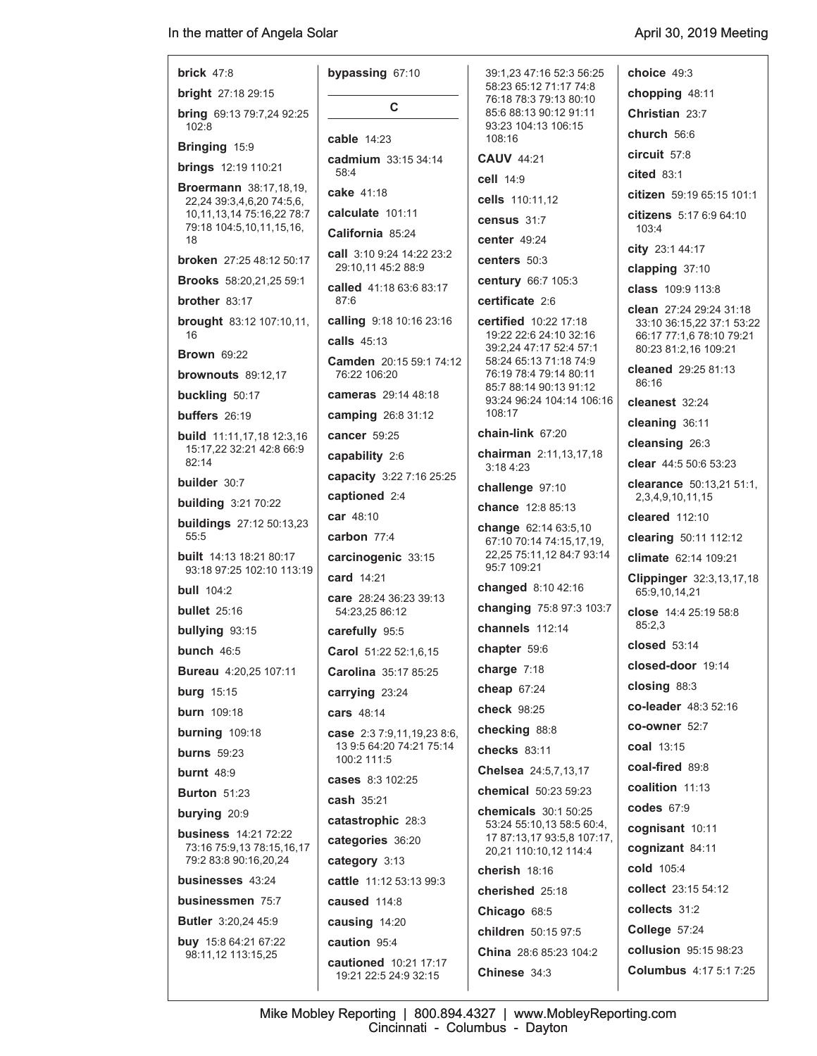**brick** 47:8

**bright** 27:18 29:15

**bring** 69:13 79:7,24 92:25 102:8

**Bringing** 15:9

**brings** 12:19 110:21

**Broermann** 38:17,18,19, 22,24 39:3,4,6,20 74:5,6, 10,11,13,14 75:16,22 78:7 79:18 104:5,10,11,15,16, 18

**broken** 27:25 48:12 50:17

**Brooks** 58:20,21,25 59:1

**brother** 83:17

**brought** 83:12 107:10,11, 16

**Brown** 69:22

**brownouts** 89:12,17

**buckling** 50:17

**buffers** 26:19

**build** 11:11,17,18 12:3,16 15:17,22 32:21 42:8 66:9 82:14

**builder** 30:7

**building** 3:21 70:22

**buildings** 27:12 50:13,23 55:5

**built** 14:13 18:21 80:17 93:18 97:25 102:10 113:19

**bull** 104:2

**bullet** 25:16

**bullying** 93:15

**bunch** 46:5

**Bureau** 4:20,25 107:11

**burg** 15:15

**burn** 109:18

**burning** 109:18

**burns** 59:23

**burnt** 48:9

**Burton** 51:23

**burying** 20:9

**business** 14:21 72:22 73:16 75:9,13 78:15,16,17 79:2 83:8 90:16,20,24

**businesses** 43:24

**businessmen** 75:7

**Butler** 3:20,24 45:9

**buy** 15:8 64:21 67:22 98:11,12 113:15,25

**bypassing** 67:10

## C

**cable** 14:23

**cadmium** 33:15 34:14 58:4

**cake** 41:18

**calculate** 101:11

**California** 85:24

**call** 3:10 9:24 14:22 23:2 29:10,11 45:2 88:9

**called** 41:18 63:6 83:17 87:6

**calling** 9:18 10:16 23:16

**calls** 45:13

**Camden** 20:15 59:1 74:12 76:22 106:20

**cameras** 29:14 48:18

**camping** 26:8 31:12

**cancer** 59:25

**capability** 2:6

**capacity** 3:22 7:16 25:25

**captioned** 2:4

**car** 48:10

**carbon** 77:4

**carcinogenic** 33:15

**card** 14:21

**care** 28:24 36:23 39:13 54:23,25 86:12

**carefully** 95:5

**Carol** 51:22 52:1,6,15

**Carolina** 35:17 85:25

**carrying** 23:24

**cars** 48:14

**case** 2:3 7:9,11,19,23 8:6, 13 9:5 64:20 74:21 75:14 100:2 111:5

**cases** 8:3 102:25

**cash** 35:21

**catastrophic** 28:3

**categories** 36:20

**category** 3:13

**cattle** 11:12 53:13 99:3

**caused** 114:8

**causing** 14:20

**caution** 95:4

**cautioned** 10:21 17:17 19:21 22:5 24:9 32:15 39:1,23 47:16 52:3 56:25 58:23 65:12 71:17 74:8 76:18 78:3 79:13 80:10 85:6 88:13 90:12 91:11 93:23 104:13 106:15 108:16

**CAUV** 44:21

**cell** 14:9

**cells** 110:11,12

**census** 31:7

**center** 49:24

**centers** 50:3

**century** 66:7 105:3

**certificate** 2:6

**certified** 10:22 17:18 19:22 22:6 24:10 32:16 39:2,24 47:17 52:4 57:1 58:24 65:13 71:18 74:9 76:19 78:4 79:14 80:11 85:7 88:14 90:13 91:12 93:24 96:24 104:14 106:16 108:17

**chain-link** 67:20

**chairman** 2:11,13,17,18 3:18 4:23

**challenge** 97:10

**chance** 12:8 85:13

**change** 62:14 63:5,10 67:10 70:14 74:15,17,19, 22,25 75:11,12 84:7 93:14 95:7 109:21

**changed** 8:10 42:16

**changing** 75:8 97:3 103:7

**channels** 112:14

**chapter** 59:6

**charge** 7:18

**cheap** 67:24

**check** 98:25

**checking** 88:8

**checks** 83:11

**Chelsea** 24:5,7,13,17

**chemical** 50:23 59:23

**chemicals** 30:1 50:25 53:24 55:10,13 58:5 60:4, 17 87:13,17 93:5,8 107:17, 20,21 110:10,12 114:4

**cherish** 18:16

**cherished** 25:18

**Chicago** 68:5

**children** 50:15 97:5

**China** 28:6 85:23 104:2

**Chinese** 34:3

**choice** 49:3

**chopping** 48:11

**Christian** 23:7

**church** 56:6

**circuit** 57:8

**cited** 83:1

**citizen** 59:19 65:15 101:1

**citizens** 5:17 6:9 64:10 103:4

**city** 23:1 44:17

**clapping** 37:10

**class** 109:9 113:8

**clean** 27:24 29:24 31:18 33:10 36:15,22 37:1 53:22 66:17 77:1,6 78:10 79:21 80:23 81:2,16 109:21

**cleaned** 29:25 81:13 86:16

**cleanest** 32:24

**cleaning** 36:11

**cleansing** 26:3

**clear** 44:5 50:6 53:23

**clearance** 50:13,21 51:1, 2,3,4,9,10,11,15

**cleared** 112:10

**clearing** 50:11 112:12

**climate** 62:14 109:21

**Clippinger** 32:3,13,17,18 65:9,10,14,21

**close** 14:4 25:19 58:8 85:2,3

**closed** 53:14

**closed-door** 19:14

**closing** 88:3

**co-leader** 48:3 52:16

**co-owner** 52:7

**coal** 13:15

**coal-fired** 89:8

**coalition** 11:13

**codes** 67:9

**cognisant** 10:11

**cognizant** 84:11

**cold** 105:4

**collect** 23:15 54:12

**collects** 31:2

**College** 57:24

**collusion** 95:15 98:23

**Columbus** 4:17 5:1 7:25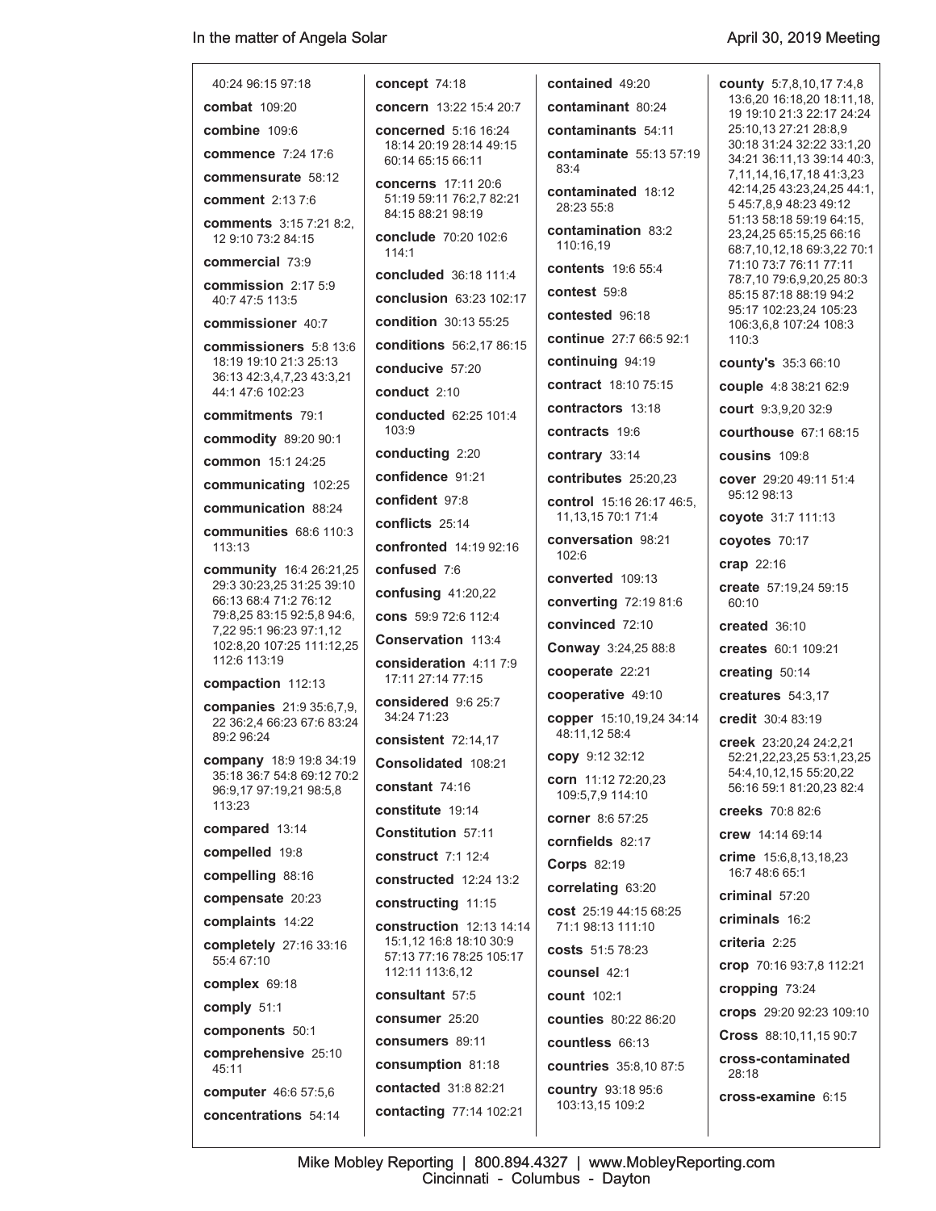40:24 96:15 97:18

**combat** 109:20

**combine** 109:6

**commence** 7:24 17:6

**commensurate** 58:12

**comment** 2:13 7:6

**comments** 3:15 7:21 8:2, 12 9:10 73:2 84:15

**commercial** 73:9

**commission** 2:17 5:9 40:7 47:5 113:5

**commissioner** 40:7

**commissioners** 5:8 13:6 18:19 19:10 21:3 25:13 36:13 42:3,4,7,23 43:3,21 44:1 47:6 102:23

**commitments** 79:1

**commodity** 89:20 90:1

**common** 15:1 24:25

**communicating** 102:25

**communication** 88:24

**communities** 68:6 110:3 113:13

**community** 16:4 26:21,25 29:3 30:23,25 31:25 39:10 66:13 68:4 71:2 76:12 79:8,25 83:15 92:5,8 94:6, 7,22 95:1 96:23 97:1,12 102:8,20 107:25 111:12,25 112:6 113:19

**compaction** 112:13

**companies** 21:9 35:6,7,9, 22 36:2,4 66:23 67:6 83:24 89:2 96:24

**company** 18:9 19:8 34:19 35:18 36:7 54:8 69:12 70:2 96:9,17 97:19,21 98:5,8 113:23

**compared** 13:14

**compelled** 19:8

**compelling** 88:16

**compensate** 20:23

**complaints** 14:22

**completely** 27:16 33:16 55:4 67:10

**complex** 69:18

**comply** 51:1

**components** 50:1

**comprehensive** 25:10 45:11

**computer** 46:6 57:5,6

**concentrations** 54:14

**concept** 74:18

**concern** 13:22 15:4 20:7

**concerned** 5:16 16:24 18:14 20:19 28:14 49:15 60:14 65:15 66:11

**concerns** 17:11 20:6 51:19 59:11 76:2,7 82:21 84:15 88:21 98:19

**conclude** 70:20 102:6 114:1

**concluded** 36:18 111:4

**conclusion** 63:23 102:17

**condition** 30:13 55:25

**conditions** 56:2,17 86:15

**conducive** 57:20

**conduct** 2:10

**conducted** 62:25 101:4 103:9

**conducting** 2:20

**confidence** 91:21

**confident** 97:8

**conflicts** 25:14

**confronted** 14:19 92:16

**confused** 7:6

**confusing** 41:20,22

**cons** 59:9 72:6 112:4

**Conservation** 113:4

**consideration** 4:11 7:9 17:11 27:14 77:15

**considered** 9:6 25:7 34:24 71:23

**consistent** 72:14,17

**Consolidated** 108:21

**constant** 74:16

**constitute** 19:14

**Constitution** 57:11

**construct** 7:1 12:4

**constructed** 12:24 13:2

**constructing** 11:15

**construction** 12:13 14:14 15:1,12 16:8 18:10 30:9 57:13 77:16 78:25 105:17 112:11 113:6,12

**consultant** 57:5

**consumer** 25:20

**consumers** 89:11

**consumption** 81:18

**contacted** 31:8 82:21

**contacting** 77:14 102:21

**contained** 49:20

**contaminant** 80:24

**contaminants** 54:11

**contaminate** 55:13 57:19 83:4

**contaminated** 18:12 28:23 55:8

**contamination** 83:2 110:16,19

**contents** 19:6 55:4

**contest** 59:8

**contested** 96:18

**continue** 27:7 66:5 92:1

**continuing** 94:19

**contract** 18:10 75:15

**contractors** 13:18

**contracts** 19:6

**contrary** 33:14

**contributes** 25:20,23

**control** 15:16 26:17 46:5, 11,13,15 70:1 71:4

**conversation** 98:21 102:6

**converted** 109:13

**converting** 72:19 81:6

**convinced** 72:10

**Conway** 3:24,25 88:8

**cooperate** 22:21

**cooperative** 49:10

**copper** 15:10,19,24 34:14 48:11,12 58:4

**copy** 9:12 32:12

**corn** 11:12 72:20,23 109:5,7,9 114:10

**corner** 8:6 57:25

**cornfields** 82:17

**Corps** 82:19

**correlating** 63:20

**cost** 25:19 44:15 68:25 71:1 98:13 111:10

**costs** 51:5 78:23

**counsel** 42:1

**count** 102:1

**counties** 80:22 86:20

**countless** 66:13

**countries** 35:8,10 87:5

**country** 93:18 95:6 103:13,15 109:2

**county** 5:7,8,10,17 7:4,8 13:6,20 16:18,20 18:11,18, 19 19:10 21:3 22:17 24:24 25:10,13 27:21 28:8,9 30:18 31:24 32:22 33:1,20 34:21 36:11,13 39:14 40:3, 7,11,14,16,17,18 41:3,23 42:14,25 43:23,24,25 44:1, 5 45:7,8,9 48:23 49:12 51:13 58:18 59:19 64:15, 23,24,25 65:15,25 66:16 68:7,10,12,18 69:3,22 70:1 71:10 73:7 76:11 77:11 78:7,10 79:6,9,20,25 80:3 85:15 87:18 88:19 94:2 95:17 102:23,24 105:23 106:3,6,8 107:24 108:3 110:3

**county's** 35:3 66:10

**couple** 4:8 38:21 62:9

**court** 9:3,9,20 32:9

**courthouse** 67:1 68:15

**cousins** 109:8

**cover** 29:20 49:11 51:4 95:12 98:13

**coyote** 31:7 111:13

**coyotes** 70:17

**crap** 22:16

**create** 57:19,24 59:15 60:10

**created** 36:10

**creates** 60:1 109:21

**creating** 50:14

**creatures** 54:3,17

**credit** 30:4 83:19

**creek** 23:20,24 24:2,21 52:21,22,23,25 53:1,23,25 54:4,10,12,15 55:20,22 56:16 59:1 81:20,23 82:4

**creeks** 70:8 82:6

**crew** 14:14 69:14

**crime** 15:6,8,13,18,23 16:7 48:6 65:1

**criminal** 57:20

**criminals** 16:2

**criteria** 2:25

**crop** 70:16 93:7,8 112:21

**cropping** 73:24

**crops** 29:20 92:23 109:10

**Cross** 88:10,11,15 90:7

**cross-contaminated** 28:18

**cross-examine** 6:15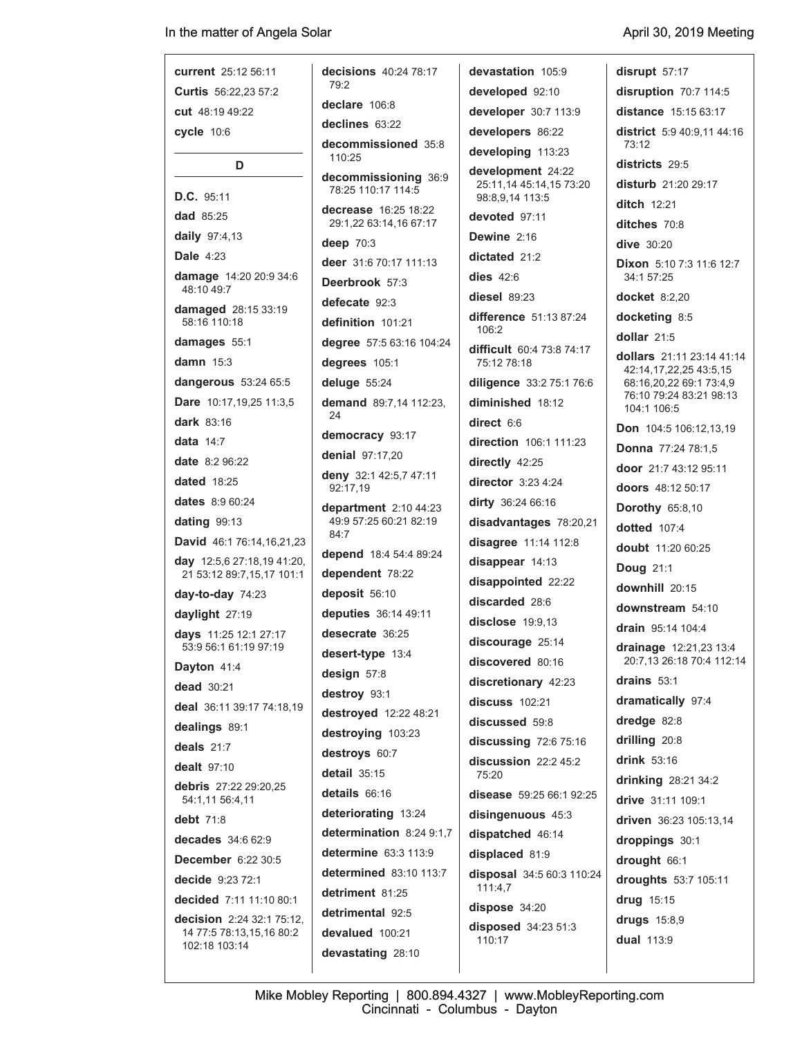**current** 25:12 56:11

**Curtis** 56:22,23 57:2

**cut** 48:19 49:22

**cycle** 10:6

## D

**D.C.** 95:11

**dad** 85:25

**daily** 97:4,13

**Dale** 4:23

**damage** 14:20 20:9 34:6 48:10 49:7

**damaged** 28:15 33:19 58:16 110:18

**damages** 55:1

**damn** 15:3

**dangerous** 53:24 65:5

**Dare** 10:17,19,25 11:3,5

**dark** 83:16

**data** 14:7

**date** 8:2 96:22

**dated** 18:25

**dates** 8:9 60:24

**dating** 99:13

**David** 46:1 76:14,16,21,23

**day** 12:5,6 27:18,19 41:20, 21 53:12 89:7,15,17 101:1

**day-to-day** 74:23

**daylight** 27:19

**days** 11:25 12:1 27:17 53:9 56:1 61:19 97:19

**Dayton** 41:4

**dead** 30:21

**deal** 36:11 39:17 74:18,19

**dealings** 89:1

**deals** 21:7

**dealt** 97:10

**debris** 27:22 29:20,25 54:1,11 56:4,11

**debt** 71:8

**decades** 34:6 62:9

**December** 6:22 30:5

**decide** 9:23 72:1

**decided** 7:11 11:10 80:1

**decision** 2:24 32:1 75:12, 14 77:5 78:13,15,16 80:2 102:18 103:14

**decisions** 40:24 78:17 79:2

**declare** 106:8

**declines** 63:22

**decommissioned** 35:8 110:25

**decommissioning** 36:9 78:25 110:17 114:5

**decrease** 16:25 18:22 29:1,22 63:14,16 67:17

**deep** 70:3

**deer** 31:6 70:17 111:13

**Deerbrook** 57:3

**defecate** 92:3

**definition** 101:21

**degree** 57:5 63:16 104:24

**degrees** 105:1

**deluge** 55:24

**demand** 89:7,14 112:23, 24

**democracy** 93:17

**denial** 97:17,20

**deny** 32:1 42:5,7 47:11 92:17,19

**department** 2:10 44:23 49:9 57:25 60:21 82:19 84:7

**depend** 18:4 54:4 89:24

**dependent** 78:22

**deposit** 56:10

**deputies** 36:14 49:11

**desecrate** 36:25

**desert-type** 13:4

**design** 57:8

**destroy** 93:1

**destroyed** 12:22 48:21

**destroying** 103:23

**destroys** 60:7

**detail** 35:15

**details** 66:16

**deteriorating** 13:24

**determination** 8:24 9:1,7

**determine** 63:3 113:9

**determined** 83:10 113:7

**detriment** 81:25

**detrimental** 92:5

**devalued** 100:21

**devastating** 28:10

**devastation** 105:9

**developed** 92:10

**developer** 30:7 113:9

**developers** 86:22

**developing** 113:23

**development** 24:22 25:11,14 45:14,15 73:20 98:8,9,14 113:5

**devoted** 97:11

**Dewine** 2:16

**dictated** 21:2

**dies** 42:6

**diesel** 89:23

**difference** 51:13 87:24 106:2

**difficult** 60:4 73:8 74:17 75:12 78:18

**diligence** 33:2 75:1 76:6

**diminished** 18:12

**direct** 6:6

**direction** 106:1 111:23

**directly** 42:25

**director** 3:23 4:24

**dirty** 36:24 66:16

**disadvantages** 78:20,21

**disagree** 11:14 112:8

**disappear** 14:13

**disappointed** 22:22

**discarded** 28:6

**disclose** 19:9,13

**discourage** 25:14

**discovered** 80:16

**discretionary** 42:23

**discuss** 102:21

**discussed** 59:8

**discussing** 72:6 75:16

**discussion** 22:2 45:2 75:20

**disease** 59:25 66:1 92:25

**disingenuous** 45:3

**dispatched** 46:14

**displaced** 81:9

**disposal** 34:5 60:3 110:24 111:4,7

**dispose** 34:20

**disposed** 34:23 51:3 110:17

**disrupt** 57:17

**disruption** 70:7 114:5

**distance** 15:15 63:17

**district** 5:9 40:9,11 44:16 73:12

**districts** 29:5

**disturb** 21:20 29:17

**ditch** 12:21

**ditches** 70:8

**dive** 30:20

**Dixon** 5:10 7:3 11:6 12:7 34:1 57:25

**docket** 8:2,20

**docketing** 8:5

**dollar** 21:5

**dollars** 21:11 23:14 41:14 42:14,17,22,25 43:5,15 68:16,20,22 69:1 73:4,9 76:10 79:24 83:21 98:13 104:1 106:5

**Don** 104:5 106:12,13,19

**Donna** 77:24 78:1,5

**door** 21:7 43:12 95:11

**doors** 48:12 50:17

**Dorothy** 65:8,10

**dotted** 107:4

**doubt** 11:20 60:25

**Doug** 21:1

**downhill** 20:15

**downstream** 54:10

**drain** 95:14 104:4

**drainage** 12:21,23 13:4 20:7,13 26:18 70:4 112:14

**drains** 53:1

**dramatically** 97:4

**dredge** 82:8

**drilling** 20:8

**drink** 53:16

**drinking** 28:21 34:2

**drive** 31:11 109:1

**driven** 36:23 105:13,14

**droppings** 30:1

**drought** 66:1

**droughts** 53:7 105:11

**drug** 15:15

**drugs** 15:8,9

**dual** 113:9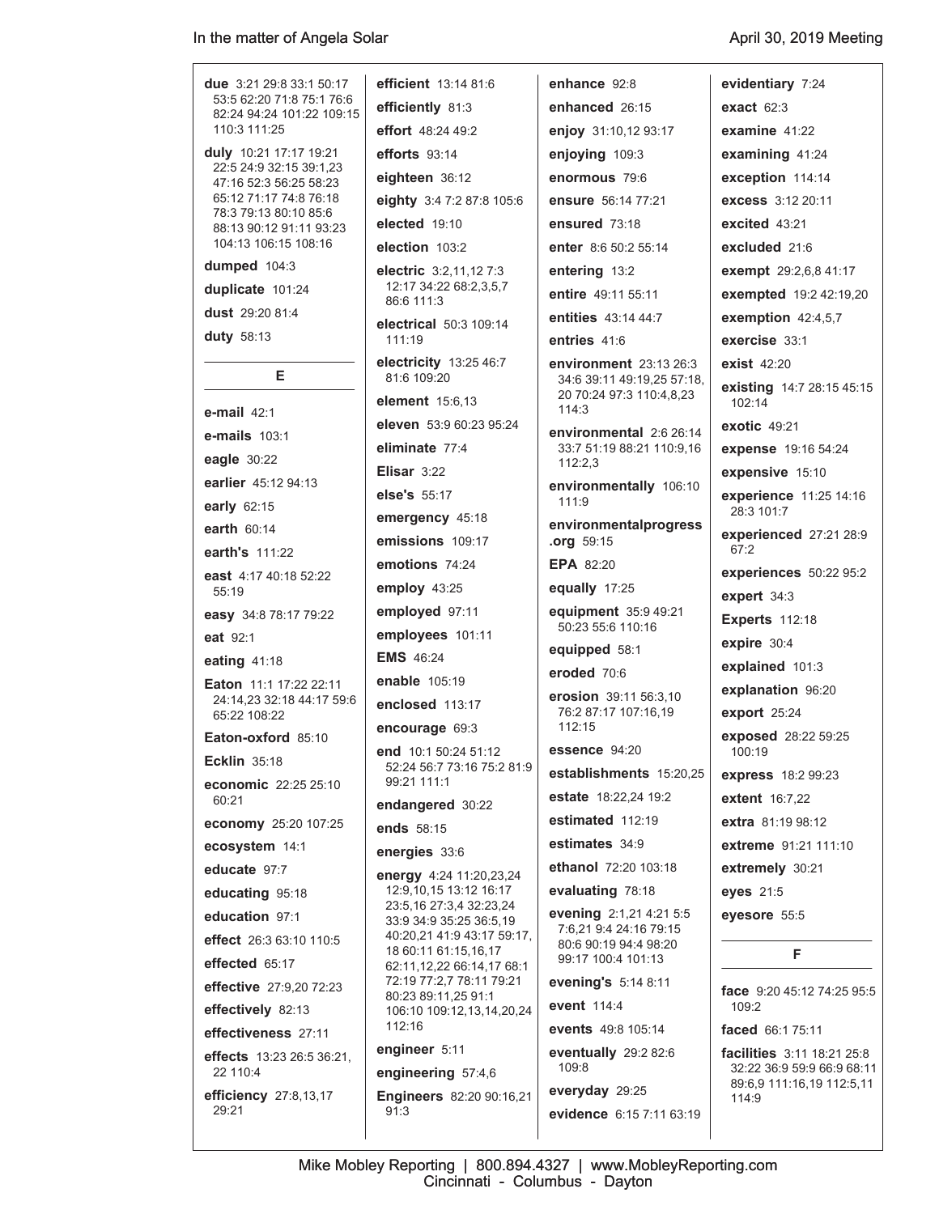**due** 3:21 29:8 33:1 50:17 53:5 62:20 71:8 75:1 76:6 82:24 94:24 101:22 109:15 110:3 111:25

**duly** 10:21 17:17 19:21 22:5 24:9 32:15 39:1,23 47:16 52:3 56:25 58:23 65:12 71:17 74:8 76:18 78:3 79:13 80:10 85:6 88:13 90:12 91:11 93:23 104:13 106:15 108:16

**dumped** 104:3

**duplicate** 101:24

**dust** 29:20 81:4

**duty** 58:13

## E

**e-mail** 42:1

**e-mails** 103:1

**eagle** 30:22

**earlier** 45:12 94:13

**early** 62:15

**earth** 60:14

**earth's** 111:22

**east** 4:17 40:18 52:22 55:19

**easy** 34:8 78:17 79:22

**eat** 92:1

**eating** 41:18

**Eaton** 11:1 17:22 22:11 24:14,23 32:18 44:17 59:6 65:22 108:22

**Eaton-oxford** 85:10

**Ecklin** 35:18

**economic** 22:25 25:10 60:21

**economy** 25:20 107:25

**ecosystem** 14:1

**educate** 97:7

**educating** 95:18

**education** 97:1

**effect** 26:3 63:10 110:5

**effected** 65:17

**effective** 27:9,20 72:23

**effectively** 82:13

**effectiveness** 27:11

**effects** 13:23 26:5 36:21,22 110:4

**efficiency** 27:8,13,17 29:21

**efficient** 13:14 81:6

**efficiently** 81:3

**effort** 48:24 49:2

**efforts** 93:14

**eighteen** 36:12

**eighty** 3:4 7:2 87:8 105:6

**elected** 19:10

**election** 103:2

**electric** 3:2,11,12 7:3 12:17 34:22 68:2,3,5,7 86:6 111:3

**electrical** 50:3 109:14 111:19

**electricity** 13:25 46:7 81:6 109:20

**element** 15:6,13

**eleven** 53:9 60:23 95:24

**eliminate** 77:4

**Elisar** 3:22

**else's** 55:17

**emergency** 45:18

**emissions** 109:17

**emotions** 74:24

**employ** 43:25

**employed** 97:11

**employees** 101:11

**EMS** 46:24

**enable** 105:19

**enclosed** 113:17

**encourage** 69:3

**end** 10:1 50:24 51:12 52:24 56:7 73:16 75:2 81:9 99:21 111:1

**endangered** 30:22

**ends** 58:15

**energies** 33:6

**energy** 4:24 11:20,23,24 12:9,10,15 13:12 16:17 23:5,16 27:3,4 32:23,24 33:9 34:9 35:25 36:5,19 40:20,21 41:9 43:17 59:17,18 60:11 61:15,16,17 62:11,12,22 66:14,17 68:1 72:19 77:2,7 78:11 79:21 80:23 89:11,25 91:1 106:10 109:12,13,14,20,24 112:16

**engineer** 5:11

**engineering** 57:4,6

**Engineers** 82:20 90:16,21 91:3

**enhance** 92:8

**enhanced** 26:15

**enjoy** 31:10,12 93:17

**enjoying** 109:3

**enormous** 79:6

**ensure** 56:14 77:21

**ensured** 73:18

**enter** 8:6 50:2 55:14

**entering** 13:2

**entire** 49:11 55:11

**entities** 43:14 44:7

**entries** 41:6

**environment** 23:13 26:3 34:6 39:11 49:19,25 57:18,20 70:24 97:3 110:4,8,23 114:3

**environmental** 2:6 26:14 33:7 51:19 88:21 110:9,16 112:2,3

**environmentally** 106:10 111:9

**environmentalprogress.org** 59:15

**EPA** 82:20

**equally** 17:25

**equipment** 35:9 49:21 50:23 55:6 110:16

**equipped** 58:1

**eroded** 70:6

**erosion** 39:11 56:3,10 76:2 87:17 107:16,19 112:15

**essence** 94:20

**establishments** 15:20,25

**estate** 18:22,24 19:2

**estimated** 112:19

**estimates** 34:9

**ethanol** 72:20 103:18

**evaluating** 78:18

**evening** 2:1,21 4:21 5:5 7:6,21 9:4 24:16 79:15 80:6 90:19 94:4 98:20 99:17 100:4 101:13

**evening's** 5:14 8:11

**event** 114:4

**events** 49:8 105:14

**eventually** 29:2 82:6 109:8

**everyday** 29:25

**evidence** 6:15 7:11 63:19

**evidentiary** 7:24

**exact** 62:3

**examine** 41:22

**examining** 41:24

**exception** 114:14

**excess** 3:12 20:11

**excited** 43:21

**excluded** 21:6

**exempt** 29:2,6,8 41:17

**exempted** 19:2 42:19,20

**exemption** 42:4,5,7

**exercise** 33:1

**exist** 42:20

**existing** 14:7 28:15 45:15 102:14

**exotic** 49:21

**expense** 19:16 54:24

**expensive** 15:10

**experience** 11:25 14:16 28:3 101:7

**experienced** 27:21 28:9 67:2

**experiences** 50:22 95:2

**expert** 34:3

**Experts** 112:18

**expire** 30:4

**explained** 101:3

**explanation** 96:20

**export** 25:24

**exposed** 28:22 59:25 100:19

**express** 18:2 99:23

**extent** 16:7,22

**extra** 81:19 98:12

**extreme** 91:21 111:10

**extremely** 30:21

**eyes** 21:5

**eyesore** 55:5

## F

**face** 9:20 45:12 74:25 95:5 109:2

**faced** 66:1 75:11

**facilities** 3:11 18:21 25:8 32:22 36:9 59:9 66:9 68:11 89:6,9 111:16,19 112:5,11 114:9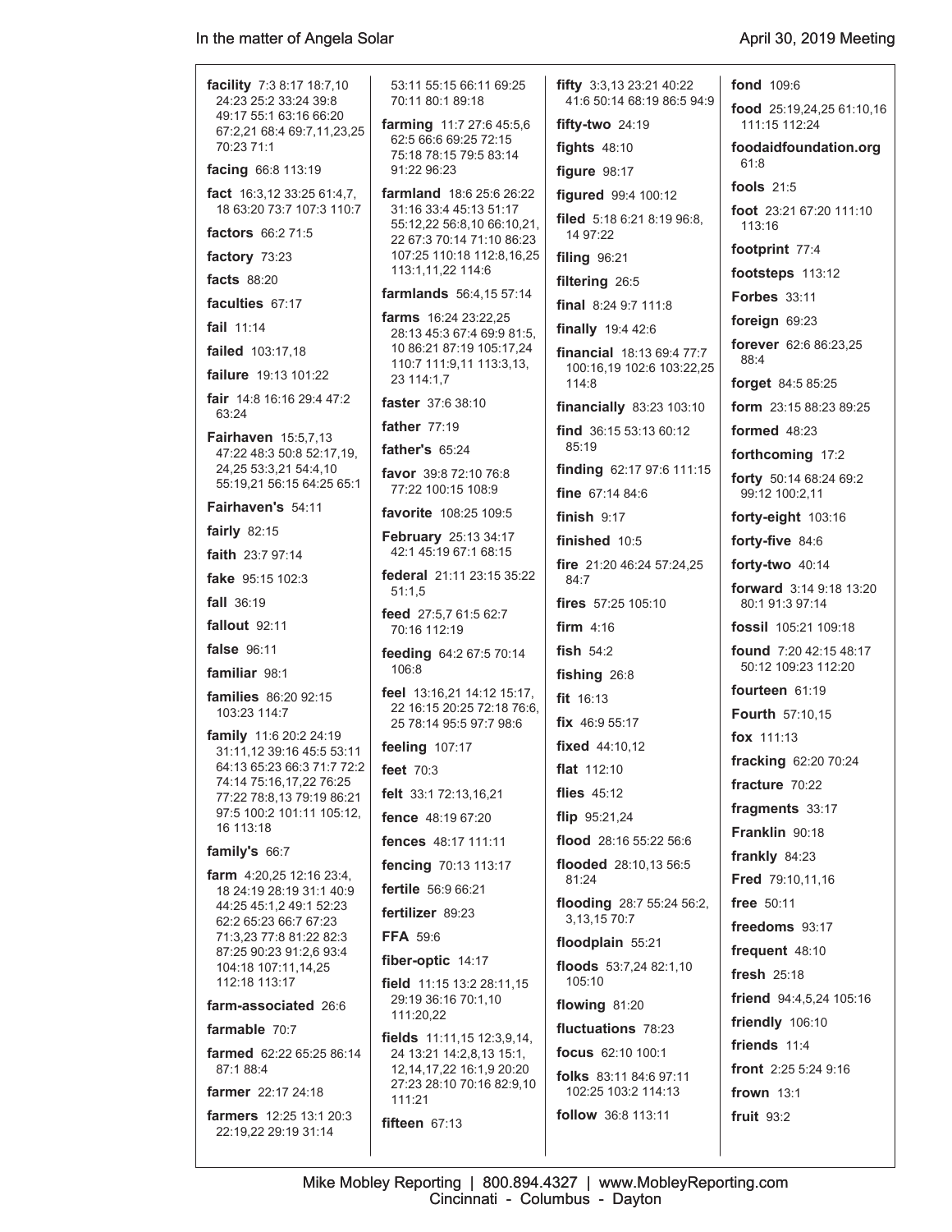**facility** 7:3 8:17 18:7,10 24:23 25:2 33:24 39:8 49:17 55:1 63:16 66:20 67:2,21 68:4 69:7,11,23,25 70:23 71:1

**facing** 66:8 113:19

**fact** 16:3,12 33:25 61:4,7, 18 63:20 73:7 107:3 110:7

**factors** 66:2 71:5

**factory** 73:23

**facts** 88:20

**faculties** 67:17

**fail** 11:14

**failed** 103:17,18

**failure** 19:13 101:22

**fair** 14:8 16:16 29:4 47:2 63:24

**Fairhaven** 15:5,7,13 47:22 48:3 50:8 52:17,19, 24,25 53:3,21 54:4,10 55:19,21 56:15 64:25 65:1

**Fairhaven's** 54:11

**fairly** 82:15

**faith** 23:7 97:14

**fake** 95:15 102:3

**fall** 36:19

**fallout** 92:11

**false** 96:11

**familiar** 98:1

**families** 86:20 92:15 103:23 114:7

**family** 11:6 20:2 24:19 31:11,12 39:16 45:5 53:11 64:13 65:23 66:3 71:7 72:2 74:14 75:16,17,22 76:25 77:22 78:8,13 79:19 86:21 97:5 100:2 101:11 105:12, 16 113:18

**family's** 66:7

**farm** 4:20,25 12:16 23:4, 18 24:19 28:19 31:1 40:9 44:25 45:1,2 49:1 52:23 62:2 65:23 66:7 67:23 71:3,23 77:8 81:22 82:3 87:25 90:23 91:2,6 93:4 104:18 107:11,14,25 112:18 113:17

**farm-associated** 26:6

**farmable** 70:7

**farmed** 62:22 65:25 86:14 87:1 88:4

**farmer** 22:17 24:18

**farmers** 12:25 13:1 20:3 22:19,22 29:19 31:14 53:11 55:15 66:11 69:25 70:11 80:1 89:18

**farming** 11:7 27:6 45:5,6 62:5 66:6 69:25 72:15 75:18 78:15 79:5 83:14 91:22 96:23

**farmland** 18:6 25:6 26:22 31:16 33:4 45:13 51:17 55:12,22 56:8,10 66:10,21, 22 67:3 70:14 71:10 86:23 107:25 110:18 112:8,16,25 113:1,11,22 114:6

**farmlands** 56:4,15 57:14

**farms** 16:24 23:22,25 28:13 45:3 67:4 69:9 81:5, 10 86:21 87:19 105:17,24 110:7 111:9,11 113:3,13, 23 114:1,7

**faster** 37:6 38:10

**father** 77:19

**father's** 65:24

**favor** 39:8 72:10 76:8 77:22 100:15 108:9

**favorite** 108:25 109:5

**February** 25:13 34:17 42:1 45:19 67:1 68:15

**federal** 21:11 23:15 35:22 51:1,5

**feed** 27:5,7 61:5 62:7 70:16 112:19

**feeding** 64:2 67:5 70:14 106:8

**feel** 13:16,21 14:12 15:17, 22 16:15 20:25 72:18 76:6, 25 78:14 95:5 97:7 98:6

**feeling** 107:17

**feet** 70:3

**felt** 33:1 72:13,16,21

**fence** 48:19 67:20

**fences** 48:17 111:11

**fencing** 70:13 113:17

**fertile** 56:9 66:21

**fertilizer** 89:23

**FFA** 59:6

**fiber-optic** 14:17

**field** 11:15 13:2 28:11,15 29:19 36:16 70:1,10 111:20,22

**fields** 11:11,15 12:3,9,14, 24 13:21 14:2,8,13 15:1, 12,14,17,22 16:1,9 20:20 27:23 28:10 70:16 82:9,10 111:21

**fifteen** 67:13

**fifty** 3:3,13 23:21 40:22 41:6 50:14 68:19 86:5 94:9

**fifty-two** 24:19

**fights** 48:10

**figure** 98:17

**figured** 99:4 100:12

**filed** 5:18 6:21 8:19 96:8, 14 97:22

**filing** 96:21

**filtering** 26:5

**final** 8:24 9:7 111:8

**finally** 19:4 42:6

**financial** 18:13 69:4 77:7 100:16,19 102:6 103:22,25 114:8

**financially** 83:23 103:10

**find** 36:15 53:13 60:12 85:19

**finding** 62:17 97:6 111:15

**fine** 67:14 84:6

**finish** 9:17

**finished** 10:5

**fire** 21:20 46:24 57:24,25 84:7

**fires** 57:25 105:10

**firm** 4:16

**fish** 54:2

**fishing** 26:8

**fit** 16:13

**fix** 46:9 55:17

**fixed** 44:10,12

**flat** 112:10

**flies** 45:12

**flip** 95:21,24

**flood** 28:16 55:22 56:6

**flooded** 28:10,13 56:5 81:24

**flooding** 28:7 55:24 56:2, 3,13,15 70:7

**floodplain** 55:21

**floods** 53:7,24 82:1,10 105:10

**flowing** 81:20

**fluctuations** 78:23

**focus** 62:10 100:1

**folks** 83:11 84:6 97:11 102:25 103:2 114:13

**follow** 36:8 113:11

**fond** 109:6

**food** 25:19,24,25 61:10,16 111:15 112:24

**foodaidfoundation.org** 61:8

**fools** 21:5

**foot** 23:21 67:20 111:10 113:16

**footprint** 77:4

**footsteps** 113:12

**Forbes** 33:11

**foreign** 69:23

**forever** 62:6 86:23,25 88:4

**forget** 84:5 85:25

**form** 23:15 88:23 89:25

**formed** 48:23

**forthcoming** 17:2

**forty** 50:14 68:24 69:2 99:12 100:2,11

**forty-eight** 103:16

**forty-five** 84:6

**forty-two** 40:14

**forward** 3:14 9:18 13:20 80:1 91:3 97:14

**fossil** 105:21 109:18

**found** 7:20 42:15 48:17 50:12 109:23 112:20

**fourteen** 61:19

**Fourth** 57:10,15

**fox** 111:13

**fracking** 62:20 70:24

**fracture** 70:22

**fragments** 33:17

**Franklin** 90:18

**frankly** 84:23

**Fred** 79:10,11,16

**free** 50:11

**freedoms** 93:17

**frequent** 48:10

**fresh** 25:18

**friend** 94:4,5,24 105:16

**friendly** 106:10

**friends** 11:4

**front** 2:25 5:24 9:16

**frown** 13:1

**fruit** 93:2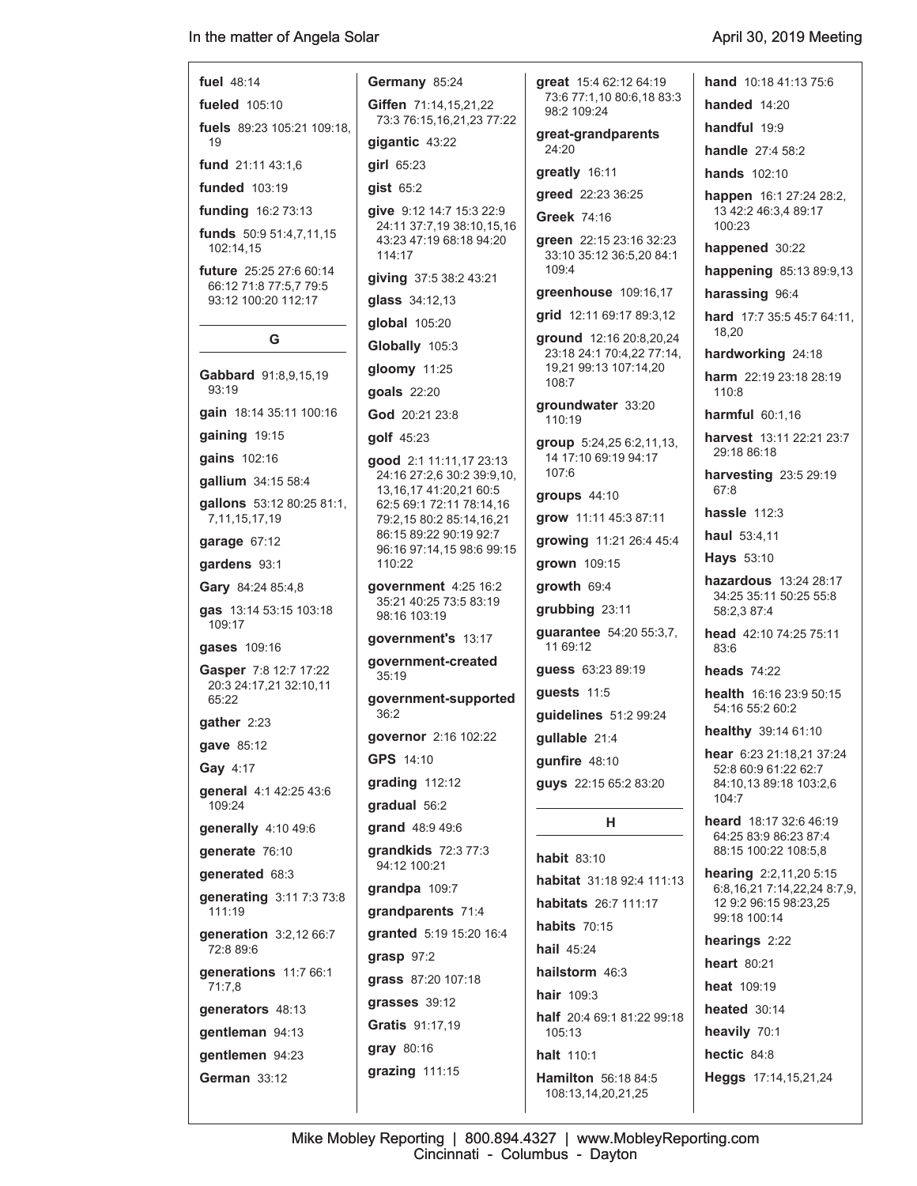**fuel** 48:14

**fueled** 105:10

**fuels** 89:23 105:21 109:18, 19

**fund** 21:11 43:1,6

**funded** 103:19

**funding** 16:2 73:13

**funds** 50:9 51:4,7,11,15 102:14,15

**future** 25:25 27:6 60:14 66:12 71:8 77:5,7 79:5 93:12 100:20 112:17

## G

**Gabbard** 91:8,9,15,19 93:19

**gain** 18:14 35:11 100:16

**gaining** 19:15

**gains** 102:16

**gallium** 34:15 58:4

**gallons** 53:12 80:25 81:1, 7,11,15,17,19

**garage** 67:12

**gardens** 93:1

**Gary** 84:24 85:4,8

**gas** 13:14 53:15 103:18 109:17

**gases** 109:16

**Gasper** 7:8 12:7 17:22 20:3 24:17,21 32:10,11 65:22

**gather** 2:23

**gave** 85:12

**Gay** 4:17

**general** 4:1 42:25 43:6 109:24

**generally** 4:10 49:6

**generate** 76:10

**generated** 68:3

**generating** 3:11 7:3 73:8 111:19

**generation** 3:2,12 66:7 72:8 89:6

**generations** 11:7 66:1 71:7,8

**generators** 48:13

**gentleman** 94:13

**gentlemen** 94:23

**German** 33:12

**Germany** 85:24

**Giffen** 71:14,15,21,22 73:3 76:15,16,21,23 77:22

**gigantic** 43:22

**girl** 65:23

**gist** 65:2

**give** 9:12 14:7 15:3 22:9 24:11 37:7,19 38:10,15,16 43:23 47:19 68:18 94:20 114:17

**giving** 37:5 38:2 43:21

**glass** 34:12,13

**global** 105:20

**Globally** 105:3

**gloomy** 11:25

**goals** 22:20

**God** 20:21 23:8

**golf** 45:23

**good** 2:1 11:11,17 23:13 24:16 27:2,6 30:2 39:9,10, 13,16,17 41:20,21 60:5 62:5 69:1 72:11 78:14,16 79:2,15 80:2 85:14,16,21 86:15 89:22 90:19 92:7 96:16 97:14,15 98:6 99:15 110:22

**government** 4:25 16:2 35:21 40:25 73:5 83:19 98:16 103:19

**government's** 13:17

**government-created** 35:19

**government-supported** 36:2

**governor** 2:16 102:22

**GPS** 14:10

**grading** 112:12

**gradual** 56:2

**grand** 48:9 49:6

**grandkids** 72:3 77:3 94:12 100:21

**grandpa** 109:7

**grandparents** 71:4

**granted** 5:19 15:20 16:4

**grasp** 97:2

**grass** 87:20 107:18

**grasses** 39:12

**Gratis** 91:17,19

**gray** 80:16

**grazing** 111:15

**great** 15:4 62:12 64:19 73:6 77:1,10 80:6,18 83:3 98:2 109:24

**great-grandparents** 24:20

**greatly** 16:11

**greed** 22:23 36:25

**Greek** 74:16

**green** 22:15 23:16 32:23 33:10 35:12 36:5,20 84:1 109:4

**greenhouse** 109:16,17

**grid** 12:11 69:17 89:3,12

**ground** 12:16 20:8,20,24 23:18 24:1 70:4,22 77:14, 19,21 99:13 107:14,20 108:7

**groundwater** 33:20 110:19

**group** 5:24,25 6:2,11,13, 14 17:10 69:19 94:17 107:6

**groups** 44:10

**grow** 11:11 45:3 87:11

**growing** 11:21 26:4 45:4

**grown** 109:15

**growth** 69:4

**grubbing** 23:11

**guarantee** 54:20 55:3,7, 11 69:12

**guess** 63:23 89:19

**guests** 11:5

**guidelines** 51:2 99:24

**gullable** 21:4

**gunfire** 48:10

**guys** 22:15 65:2 83:20

## H

**habit** 83:10

**habitat** 31:18 92:4 111:13

**habitats** 26:7 111:17

**habits** 70:15

**hail** 45:24

**hailstorm** 46:3

**hair** 109:3

**half** 20:4 69:1 81:22 99:18 105:13

**halt** 110:1

**Hamilton** 56:18 84:5 108:13,14,20,21,25

**hand** 10:18 41:13 75:6

**handed** 14:20

**handful** 19:9

**handle** 27:4 58:2

**hands** 102:10

**happen** 16:1 27:24 28:2, 13 42:2 46:3,4 89:17 100:23

**happened** 30:22

**happening** 85:13 89:9,13

**harassing** 96:4

**hard** 17:7 35:5 45:7 64:11, 18,20

**hardworking** 24:18

**harm** 22:19 23:18 28:19 110:8

**harmful** 60:1,16

**harvest** 13:11 22:21 23:7 29:18 86:18

**harvesting** 23:5 29:19 67:8

**hassle** 112:3

**haul** 53:4,11

**Hays** 53:10

**hazardous** 13:24 28:17 34:25 35:11 50:25 55:8 58:2,3 87:4

**head** 42:10 74:25 75:11 83:6

**heads** 74:22

**health** 16:16 23:9 50:15 54:16 55:2 60:2

**healthy** 39:14 61:10

**hear** 6:23 21:18,21 37:24 52:8 60:9 61:22 62:7 84:10,13 89:18 103:2,6 104:7

**heard** 18:17 32:6 46:19 64:25 83:9 86:23 87:4 88:15 100:22 108:5,8

**hearing** 2:2,11,20 5:15 6:8,16,21 7:14,22,24 8:7,9, 12 9:2 96:15 98:23,25 99:18 100:14

**hearings** 2:22

**heart** 80:21

**heat** 109:19

**heated** 30:14

**heavily** 70:1

**hectic** 84:8

**Heggs** 17:14,15,21,24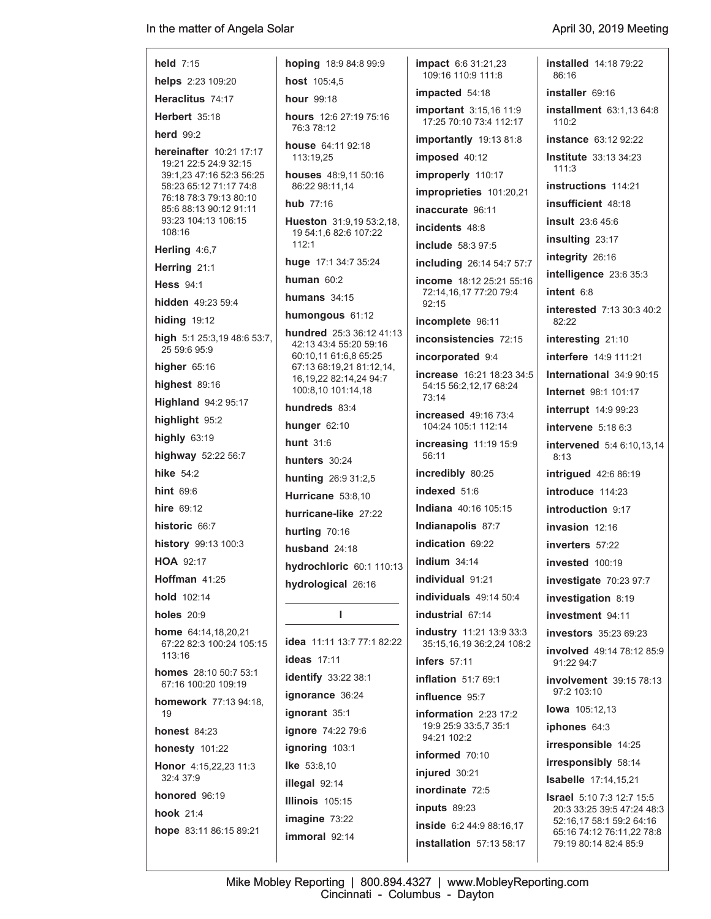**held** 7:15

**helps** 2:23 109:20

**Heraclitus** 74:17

**Herbert** 35:18

**herd** 99:2

**hereinafter** 10:21 17:17 19:21 22:5 24:9 32:15 39:1,23 47:16 52:3 56:25 58:23 65:12 71:17 74:8 76:18 78:3 79:13 80:10 85:6 88:13 90:12 91:11 93:23 104:13 106:15 108:16

**Herling** 4:6,7

**Herring** 21:1

**Hess** 94:1

**hidden** 49:23 59:4

**hiding** 19:12

**high** 5:1 25:3,19 48:6 53:7, 25 59:6 95:9

**higher** 65:16

**highest** 89:16

**Highland** 94:2 95:17

**highlight** 95:2

**highly** 63:19

**highway** 52:22 56:7

**hike** 54:2

**hint** 69:6

**hire** 69:12

**historic** 66:7

**history** 99:13 100:3

**HOA** 92:17

**Hoffman** 41:25

**hold** 102:14

**holes** 20:9

**home** 64:14,18,20,21 67:22 82:3 100:24 105:15 113:16

**homes** 28:10 50:7 53:1 67:16 100:20 109:19

**homework** 77:13 94:18, 19

**honest** 84:23

**honesty** 101:22

**Honor** 4:15,22,23 11:3 32:4 37:9

**honored** 96:19

**hook** 21:4

**hope** 83:11 86:15 89:21

**hoping** 18:9 84:8 99:9

**host** 105:4,5

**hour** 99:18

**hours** 12:6 27:19 75:16 76:3 78:12

**house** 64:11 92:18 113:19,25

**houses** 48:9,11 50:16 86:22 98:11,14

**hub** 77:16

**Hueston** 31:9,19 53:2,18, 19 54:1,6 82:6 107:22 112:1

**huge** 17:1 34:7 35:24

**human** 60:2

**humans** 34:15

**humongous** 61:12

**hundred** 25:3 36:12 41:13 42:13 43:4 55:20 59:16 60:10,11 61:6,8 65:25 67:13 68:19,21 81:12,14, 16,19,22 82:14,24 94:7 100:8,10 101:14,18

**hundreds** 83:4

**hunger** 62:10

**hunt** 31:6

**hunters** 30:24

**hunting** 26:9 31:2,5

**Hurricane** 53:8,10

**hurricane-like** 27:22

**hurting** 70:16

**husband** 24:18

**hydrochloric** 60:1 110:13

**hydrological** 26:16

## I

**idea** 11:11 13:7 77:1 82:22

**ideas** 17:11

**identify** 33:22 38:1

**ignorance** 36:24

**ignorant** 35:1

**ignore** 74:22 79:6

**ignoring** 103:1

**Ike** 53:8,10

**illegal** 92:14

**Illinois** 105:15

**imagine** 73:22

**immoral** 92:14

**impact** 6:6 31:21,23 109:16 110:9 111:8

**impacted** 54:18

**important** 3:15,16 11:9 17:25 70:10 73:4 112:17

**importantly** 19:13 81:8

**imposed** 40:12

**improperly** 110:17

**improprieties** 101:20,21

**inaccurate** 96:11

**incidents** 48:8

**include** 58:3 97:5

**including** 26:14 54:7 57:7

**income** 18:12 25:21 55:16 72:14,16,17 77:20 79:4 92:15

**incomplete** 96:11

**inconsistencies** 72:15

**incorporated** 9:4

**increase** 16:21 18:23 34:5 54:15 56:2,12,17 68:24 73:14

**increased** 49:16 73:4 104:24 105:1 112:14

**increasing** 11:19 15:9 56:11

**incredibly** 80:25

**indexed** 51:6

**Indiana** 40:16 105:15

**Indianapolis** 87:7

**indication** 69:22

**indium** 34:14

**individual** 91:21

**individuals** 49:14 50:4

**industrial** 67:14

**industry** 11:21 13:9 33:3 35:15,16,19 36:2,24 108:2

**infers** 57:11

**inflation** 51:7 69:1

**influence** 95:7

**information** 2:23 17:2 19:9 25:9 33:5,7 35:1 94:21 102:2

**informed** 70:10

**injured** 30:21

**inordinate** 72:5

**inputs** 89:23

**inside** 6:2 44:9 88:16,17

**installation** 57:13 58:17

**installed** 14:18 79:22 86:16

**installer** 69:16

**installment** 63:1,13 64:8 110:2

**instance** 63:12 92:22

**Institute** 33:13 34:23 111:3

**instructions** 114:21

**insufficient** 48:18

**insult** 23:6 45:6

**insulting** 23:17

**integrity** 26:16

**intelligence** 23:6 35:3

**intent** 6:8

**interested** 7:13 30:3 40:2 82:22

**interesting** 21:10

**interfere** 14:9 111:21

**International** 34:9 90:15

**Internet** 98:1 101:17

**interrupt** 14:9 99:23

**intervene** 5:18 6:3

**intervened** 5:4 6:10,13,14 8:13

**intrigued** 42:6 86:19

**introduce** 114:23

**introduction** 9:17

**invasion** 12:16

**inverters** 57:22

**invested** 100:19

**investigate** 70:23 97:7

**investigation** 8:19

**investment** 94:11

**investors** 35:23 69:23

**involved** 49:14 78:12 85:9 91:22 94:7

**involvement** 39:15 78:13 97:2 103:10

**Iowa** 105:12,13

**iphones** 64:3

**irresponsible** 14:25

**irresponsibly** 58:14

**Isabelle** 17:14,15,21

**Israel** 5:10 7:3 12:7 15:5 20:3 33:25 39:5 47:24 48:3 52:16,17 58:1 59:2 64:16 65:16 74:12 76:11,22 78:8 79:19 80:14 82:4 85:9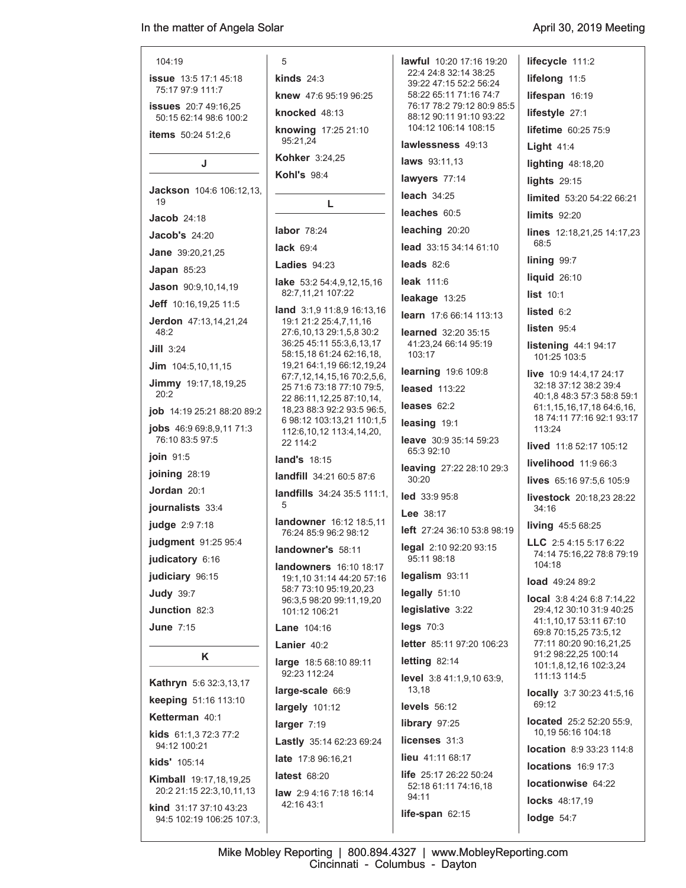104:19

**issue** 13:5 17:1 45:18 75:17 97:9 111:7

**issues** 20:7 49:16,25 50:15 62:14 98:6 100:2

**items** 50:24 51:2,6

## J

**Jackson** 104:6 106:12,13, 19

**Jacob** 24:18

**Jacob's** 24:20

**Jane** 39:20,21,25

**Japan** 85:23

**Jason** 90:9,10,14,19

**Jeff** 10:16,19,25 11:5

**Jerdon** 47:13,14,21,24 48:2

**Jill** 3:24

**Jim** 104:5,10,11,15

**Jimmy** 19:17,18,19,25 20:2

**job** 14:19 25:21 88:20 89:2

**jobs** 46:9 69:8,9,11 71:3 76:10 83:5 97:5

**join** 91:5

**joining** 28:19

**Jordan** 20:1

**journalists** 33:4

**judge** 2:9 7:18

**judgment** 91:25 95:4

**judicatory** 6:16

**judiciary** 96:15

**Judy** 39:7

**Junction** 82:3

**June** 7:15

## K

**Kathryn** 5:6 32:3,13,17

**keeping** 51:16 113:10

**Ketterman** 40:1

**kids** 61:1,3 72:3 77:2 94:12 100:21

**kids'** 105:14

**Kimball** 19:17,18,19,25 20:2 21:15 22:3,10,11,13

**kind** 31:17 37:10 43:23 94:5 102:19 106:25 107:3, 5

**kinds** 24:3

**knew** 47:6 95:19 96:25

**knocked** 48:13

**knowing** 17:25 21:10 95:21,24

**Kohker** 3:24,25

**Kohl's** 98:4

## L

**labor** 78:24

**lack** 69:4

**Ladies** 94:23

**lake** 53:2 54:4,9,12,15,16 82:7,11,21 107:22

**land** 3:1,9 11:8,9 16:13,16 19:1 21:2 25:4,7,11,16 27:6,10,13 29:1,5,8 30:2 36:25 45:11 55:3,6,13,17 58:15,18 61:24 62:16,18, 19,21 64:1,19 66:12,19,24 67:7,12,14,15,16 70:2,5,6, 25 71:6 73:18 77:10 79:5, 22 86:11,12,25 87:10,14, 18,23 88:3 92:2 93:5 96:5, 6 98:12 103:13,21 110:1,5 112:6,10,12 113:4,14,20, 22 114:2

**land's** 18:15

**landfill** 34:21 60:5 87:6

**landfills** 34:24 35:5 111:1, 5

**landowner** 16:12 18:5,11 76:24 85:9 96:2 98:12

**landowner's** 58:11

**landowners** 16:10 18:17 19:1,10 31:14 44:20 57:16 58:7 73:10 95:19,20,23 96:3,5 98:20 99:11,19,20 101:12 106:21

**Lane** 104:16

**Lanier** 40:2

**large** 18:5 68:10 89:11 92:23 112:24

**large-scale** 66:9

**largely** 101:12

**larger** 7:19

**Lastly** 35:14 62:23 69:24

**late** 17:8 96:16,21

**latest** 68:20

**law** 2:9 4:16 7:18 16:14 42:16 43:1

**lawful** 10:20 17:16 19:20 22:4 24:8 32:14 38:25 39:22 47:15 52:2 56:24 58:22 65:11 71:16 74:7 76:17 78:2 79:12 80:9 85:5 88:12 90:11 91:10 93:22 104:12 106:14 108:15

**lawlessness** 49:13

**laws** 93:11,13

**lawyers** 77:14

**leach** 34:25

**leaches** 60:5

**leaching** 20:20

**lead** 33:15 34:14 61:10

**leads** 82:6

**leak** 111:6

**leakage** 13:25

**learn** 17:6 66:14 113:13

**learned** 32:20 35:15 41:23,24 66:14 95:19 103:17

**learning** 19:6 109:8

**leased** 113:22

**leases** 62:2

**leasing** 19:1

**leave** 30:9 35:14 59:23 65:3 92:10

**leaving** 27:22 28:10 29:3 30:20

**led** 33:9 95:8

**Lee** 38:17

**left** 27:24 36:10 53:8 98:19

**legal** 2:10 92:20 93:15 95:11 98:18

**legalism** 93:11

**legally** 51:10

**legislative** 3:22

**legs** 70:3

**letter** 85:11 97:20 106:23

**letting** 82:14

**level** 3:8 41:1,9,10 63:9, 13,18

**levels** 56:12

**library** 97:25

**licenses** 31:3

**lieu** 41:11 68:17

**life** 25:17 26:22 50:24 52:18 61:11 74:16,18 94:11

**life-span** 62:15

**lifecycle** 111:2

**lifelong** 11:5

**lifespan** 16:19

**lifestyle** 27:1

**lifetime** 60:25 75:9

**Light** 41:4

**lighting** 48:18,20

**lights** 29:15

**limited** 53:20 54:22 66:21

**limits** 92:20

**lines** 12:18,21,25 14:17,23 68:5

**lining** 99:7

**liquid** 26:10

**list** 10:1

**listed** 6:2

**listen** 95:4

**listening** 44:1 94:17 101:25 103:5

**live** 10:9 14:4,17 24:17 32:18 37:12 38:2 39:4 40:1,8 48:3 57:3 58:8 59:1 61:1,15,16,17,18 64:6,16, 18 74:11 77:16 92:1 93:17 113:24

**lived** 11:8 52:17 105:12

**livelihood** 11:9 66:3

**lives** 65:16 97:5,6 105:9

**livestock** 20:18,23 28:22 34:16

**living** 45:5 68:25

**LLC** 2:5 4:15 5:17 6:22 74:14 75:16,22 78:8 79:19 104:18

**load** 49:24 89:2

**local** 3:8 4:24 6:8 7:14,22 29:4,12 30:10 31:9 40:25 41:1,10,17 53:11 67:10 69:8 70:15,25 73:5,12 77:11 80:20 90:16,21,25 91:2 98:22,25 100:14 101:1,8,12,16 102:3,24 111:13 114:5

**locally** 3:7 30:23 41:5,16 69:12

**located** 25:2 52:20 55:9, 10,19 56:16 104:18

**location** 8:9 33:23 114:8

**locations** 16:9 17:3

**locationwise** 64:22

**locks** 48:17,19

**lodge** 54:7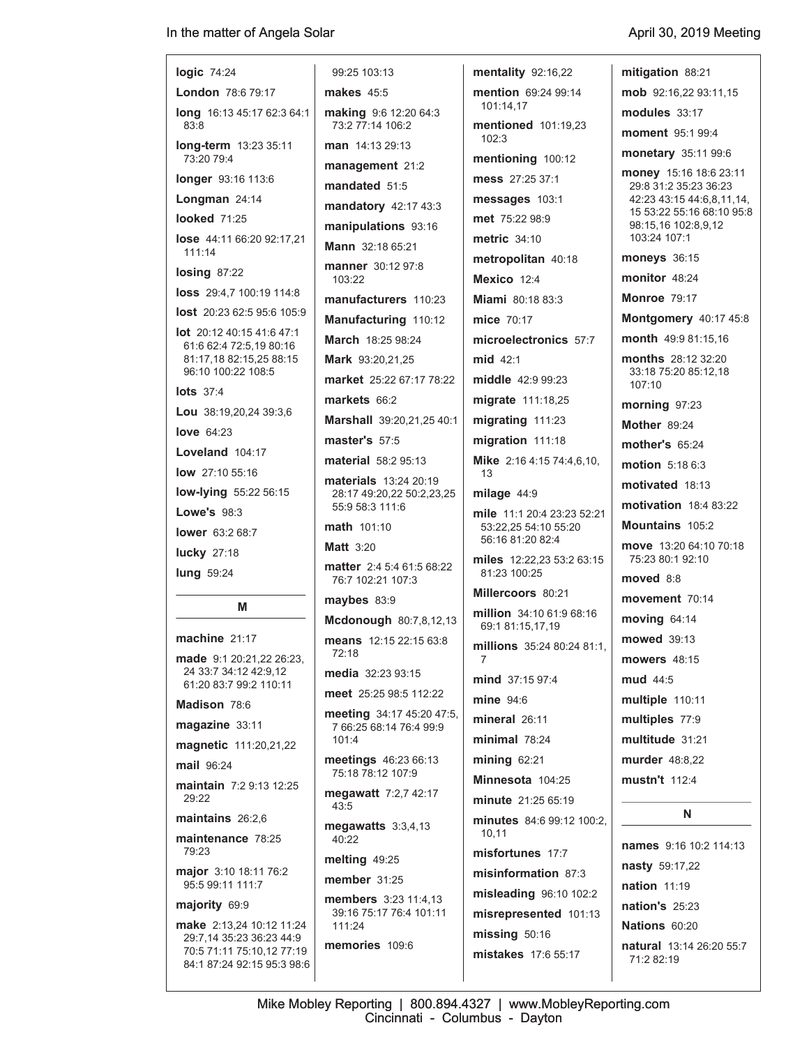**logic** 74:24

**London** 78:6 79:17

**long** 16:13 45:17 62:3 64:1 83:8

**long-term** 13:23 35:11 73:20 79:4

**longer** 93:16 113:6

**Longman** 24:14

**looked** 71:25

**lose** 44:11 66:20 92:17,21 111:14

**losing** 87:22

**loss** 29:4,7 100:19 114:8

**lost** 20:23 62:5 95:6 105:9

**lot** 20:12 40:15 41:6 47:1 61:6 62:4 72:5,19 80:16 81:17,18 82:15,25 88:15 96:10 100:22 108:5

**lots** 37:4

**Lou** 38:19,20,24 39:3,6

**love** 64:23

**Loveland** 104:17

**low** 27:10 55:16

**low-lying** 55:22 56:15

**Lowe's** 98:3

**lower** 63:2 68:7

**lucky** 27:18

**lung** 59:24

## M

**machine** 21:17

**made** 9:1 20:21,22 26:23, 24 33:7 34:12 42:9,12 61:20 83:7 99:2 110:11

**Madison** 78:6

**magazine** 33:11

**magnetic** 111:20,21,22

**mail** 96:24

**maintain** 7:2 9:13 12:25 29:22

**maintains** 26:2,6

**maintenance** 78:25 79:23

**major** 3:10 18:11 76:2 95:5 99:11 111:7

**majority** 69:9

**make** 2:13,24 10:12 11:24 29:7,14 35:23 36:23 44:9 70:5 71:11 75:10,12 77:19 84:1 87:24 92:15 95:3 98:6 99:25 103:13

**makes** 45:5

**making** 9:6 12:20 64:3 73:2 77:14 106:2

**man** 14:13 29:13

**management** 21:2

**mandated** 51:5

**mandatory** 42:17 43:3

**manipulations** 93:16

**Mann** 32:18 65:21

**manner** 30:12 97:8 103:22

**manufacturers** 110:23

**Manufacturing** 110:12

**March** 18:25 98:24

**Mark** 93:20,21,25

**market** 25:22 67:17 78:22

**markets** 66:2

**Marshall** 39:20,21,25 40:1

**master's** 57:5

**material** 58:2 95:13

**materials** 13:24 20:19 28:17 49:20,22 50:2,23,25 55:9 58:3 111:6

**math** 101:10

**Matt** 3:20

**matter** 2:4 5:4 61:5 68:22 76:7 102:21 107:3

**maybes** 83:9

**Mcdonough** 80:7,8,12,13

**means** 12:15 22:15 63:8 72:18

**media** 32:23 93:15

**meet** 25:25 98:5 112:22

**meeting** 34:17 45:20 47:5, 7 66:25 68:14 76:4 99:9 101:4

**meetings** 46:23 66:13 75:18 78:12 107:9

**megawatt** 7:2,7 42:17 43:5

**megawatts** 3:3,4,13 40:22

**melting** 49:25

**member** 31:25

**members** 3:23 11:4,13 39:16 75:17 76:4 101:11 111:24

**memories** 109:6

**mentality** 92:16,22

**mention** 69:24 99:14 101:14,17

**mentioned** 101:19,23 102:3

**mentioning** 100:12

**mess** 27:25 37:1

**messages** 103:1

**met** 75:22 98:9

**metric** 34:10

**metropolitan** 40:18

**Mexico** 12:4

**Miami** 80:18 83:3

**mice** 70:17

**microelectronics** 57:7

**mid** 42:1

**middle** 42:9 99:23

**migrate** 111:18,25

**migrating** 111:23

**migration** 111:18

**Mike** 2:16 4:15 74:4,6,10, 13

**milage** 44:9

**mile** 11:1 20:4 23:23 52:21 53:22,25 54:10 55:20 56:16 81:20 82:4

**miles** 12:22,23 53:2 63:15 81:23 100:25

**Millercoors** 80:21

**million** 34:10 61:9 68:16 69:1 81:15,17,19

**millions** 35:24 80:24 81:1, 7

**mind** 37:15 97:4

**mine** 94:6

**mineral** 26:11

**minimal** 78:24

**mining** 62:21

**Minnesota** 104:25

**minute** 21:25 65:19

**minutes** 84:6 99:12 100:2, 10,11

**misfortunes** 17:7

**misinformation** 87:3

**misleading** 96:10 102:2

**misrepresented** 101:13

**missing** 50:16

**mistakes** 17:6 55:17

**mitigation** 88:21

**mob** 92:16,22 93:11,15

**modules** 33:17

**moment** 95:1 99:4

**monetary** 35:11 99:6

**money** 15:16 18:6 23:11 29:8 31:2 35:23 36:23 42:23 43:15 44:6,8,11,14, 15 53:22 55:16 68:10 95:8 98:15,16 102:8,9,12 103:24 107:1

**moneys** 36:15

**monitor** 48:24

**Monroe** 79:17

**Montgomery** 40:17 45:8

**month** 49:9 81:15,16

**months** 28:12 32:20 33:18 75:20 85:12,18 107:10

**morning** 97:23

**Mother** 89:24

**mother's** 65:24

**motion** 5:18 6:3

**motivated** 18:13

**motivation** 18:4 83:22

**Mountains** 105:2

**move** 13:20 64:10 70:18 75:23 80:1 92:10

**moved** 8:8

**movement** 70:14

**moving** 64:14

**mowed** 39:13

**mowers** 48:15

**mud** 44:5

**multiple** 110:11

**multiples** 77:9

**multitude** 31:21

**murder** 48:8,22

**mustn't** 112:4

## N

**names** 9:16 10:2 114:13

**nasty** 59:17,22

**nation** 11:19

**nation's** 25:23

**Nations** 60:20

**natural** 13:14 26:20 55:7 71:2 82:19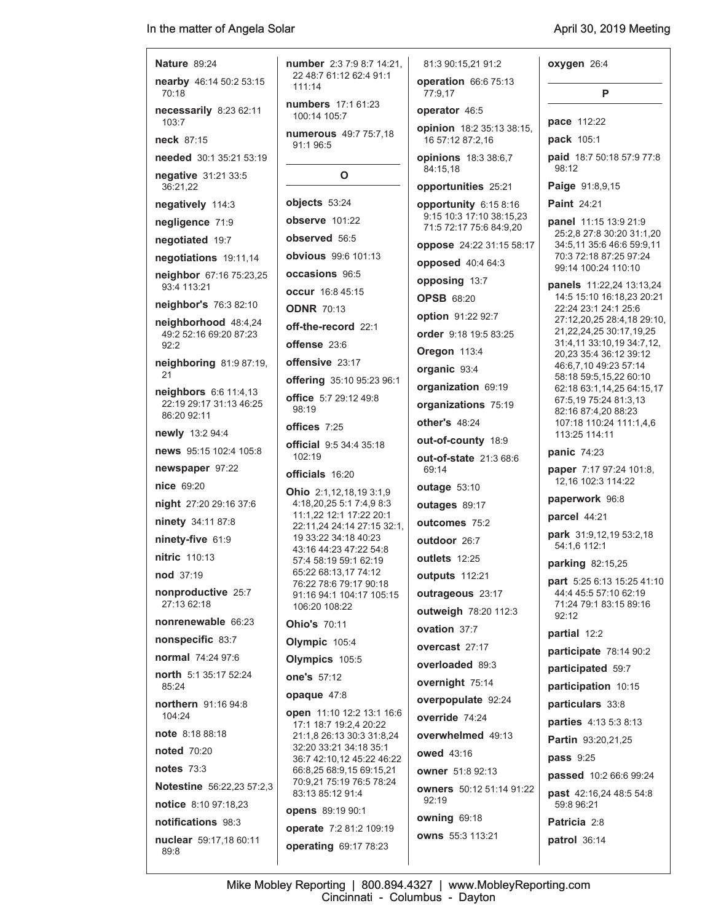**Nature** 89:24

**nearby** 46:14 50:2 53:15 70:18

**necessarily** 8:23 62:11 103:7

**neck** 87:15

**needed** 30:1 35:21 53:19

**negative** 31:21 33:5 36:21,22

**negatively** 114:3

**negligence** 71:9

**negotiated** 19:7

**negotiations** 19:11,14

**neighbor** 67:16 75:23,25 93:4 113:21

**neighbor's** 76:3 82:10

**neighborhood** 48:4,24 49:2 52:16 69:20 87:23 92:2

**neighboring** 81:9 87:19, 21

**neighbors** 6:6 11:4,13 22:19 29:17 31:13 46:25 86:20 92:11

**newly** 13:2 94:4

**news** 95:15 102:4 105:8

**newspaper** 97:22

**nice** 69:20

**night** 27:20 29:16 37:6

**ninety** 34:11 87:8

**ninety-five** 61:9

**nitric** 110:13

**nod** 37:19

**nonproductive** 25:7 27:13 62:18

**nonrenewable** 66:23

**nonspecific** 83:7

**normal** 74:24 97:6

**north** 5:1 35:17 52:24 85:24

**northern** 91:16 94:8 104:24

**note** 8:18 88:18

**noted** 70:20

**notes** 73:3

**Notestine** 56:22,23 57:2,3

**notice** 8:10 97:18,23

**notifications** 98:3

**nuclear** 59:17,18 60:11 89:8

**number** 2:3 7:9 8:7 14:21, 22 48:7 61:12 62:4 91:1 111:14

**numbers** 17:1 61:23 100:14 105:7

**numerous** 49:7 75:7,18 91:1 96:5

## O

**objects** 53:24

**observe** 101:22

**observed** 56:5

**obvious** 99:6 101:13

**occasions** 96:5

**occur** 16:8 45:15

**ODNR** 70:13

**off-the-record** 22:1

**offense** 23:6

**offensive** 23:17

**offering** 35:10 95:23 96:1

**office** 5:7 29:12 49:8 98:19

**offices** 7:25

**official** 9:5 34:4 35:18 102:19

**officials** 16:20

**Ohio** 2:1,12,18,19 3:1,9 4:18,20,25 5:1 7:4,9 8:3 11:1,22 12:1 17:22 20:1 22:11,24 24:14 27:15 32:1, 19 33:22 34:18 40:23 43:16 44:23 47:22 54:8 57:4 58:19 59:1 62:19 65:22 68:13,17 74:12 76:22 78:6 79:17 90:18 91:16 94:1 104:17 105:15 106:20 108:22

**Ohio's** 70:11

**Olympic** 105:4

**Olympics** 105:5

**one's** 57:12

**opaque** 47:8

**open** 11:10 12:2 13:1 16:6 17:1 18:7 19:2,4 20:22 21:1,8 26:13 30:3 31:8,24 32:20 33:21 34:18 35:1 36:7 42:10,12 45:22 46:22 66:8,25 68:9,15 69:15,21 70:9,21 75:19 76:5 78:24 83:13 85:12 91:4

**opens** 89:19 90:1

**operate** 7:2 81:2 109:19

**operating** 69:17 78:23

81:3 90:15,21 91:2

**operation** 66:6 75:13 77:9,17

**operator** 46:5

**opinion** 18:2 35:13 38:15, 16 57:12,16 87:2,16

**opinions** 18:3 38:6,7 84:15,18

**opportunities** 25:21

**opportunity** 6:15 8:16 9:15 10:3 17:10 38:15,23 71:5 72:17 75:6 84:9,20

**oppose** 24:22 31:15 58:17

**opposed** 40:4 64:3

**opposing** 13:7

**OPSB** 68:20

**option** 91:22 92:7

**order** 9:18 19:5 83:25

**Oregon** 113:4

**organic** 93:4

**organization** 69:19

**organizations** 75:19

**other's** 48:24

**out-of-county** 18:9

**out-of-state** 21:3 68:6 69:14

**outage** 53:10

**outages** 89:17

**outcomes** 75:2

**outdoor** 26:7

**outlets** 12:25

**outputs** 112:21

**outrageous** 23:17

**outweigh** 78:20 112:3

**ovation** 37:7

**overcast** 27:17

**overloaded** 89:3

**overnight** 75:14

**overpopulate** 92:24

**override** 74:24

**overwhelmed** 49:13

**owed** 43:16

**owner** 51:8 92:13

**owners** 50:12 51:14 91:22 92:19

**owning** 69:18

**owns** 55:3 113:21

**oxygen** 26:4

## P

**pace** 112:22

**pack** 105:1

**paid** 18:7 50:18 57:9 77:8 98:12

**Paige** 91:8,9,15

**Paint** 24:21

**panel** 11:15 13:9 21:9 25:2,8 27:8 30:20 31:1,20 34:5,11 35:6 46:6 59:9,11 70:3 72:18 87:25 97:24 99:14 100:24 110:10

**panels** 11:22,24 13:13,24 14:5 15:10 16:18,23 20:21 22:24 23:1 24:1 25:6 27:12,20,25 28:4,18 29:10, 21,22,24,25 30:17,19,25 31:4,11 33:10,19 34:7,12, 20,23 35:4 36:12 39:12 46:6,7,10 49:23 57:14 58:18 59:5,15,22 60:10 62:18 63:1,14,25 64:15,17 67:5,19 75:24 81:3,13 82:16 87:4,20 88:23 107:18 110:24 111:1,4,6 113:25 114:11

**panic** 74:23

**paper** 7:17 97:24 101:8, 12,16 102:3 114:22

**paperwork** 96:8

**parcel** 44:21

**park** 31:9,12,19 53:2,18 54:1,6 112:1

**parking** 82:15,25

**part** 5:25 6:13 15:25 41:10 44:4 45:5 57:10 62:19 71:24 79:1 83:15 89:16 92:12

**partial** 12:2

**participate** 78:14 90:2

**participated** 59:7

**participation** 10:15

**particulars** 33:8

**parties** 4:13 5:3 8:13

**Partin** 93:20,21,25

**pass** 9:25

**passed** 10:2 66:6 99:24

**past** 42:16,24 48:5 54:8 59:8 96:21

**Patricia** 2:8

**patrol** 36:14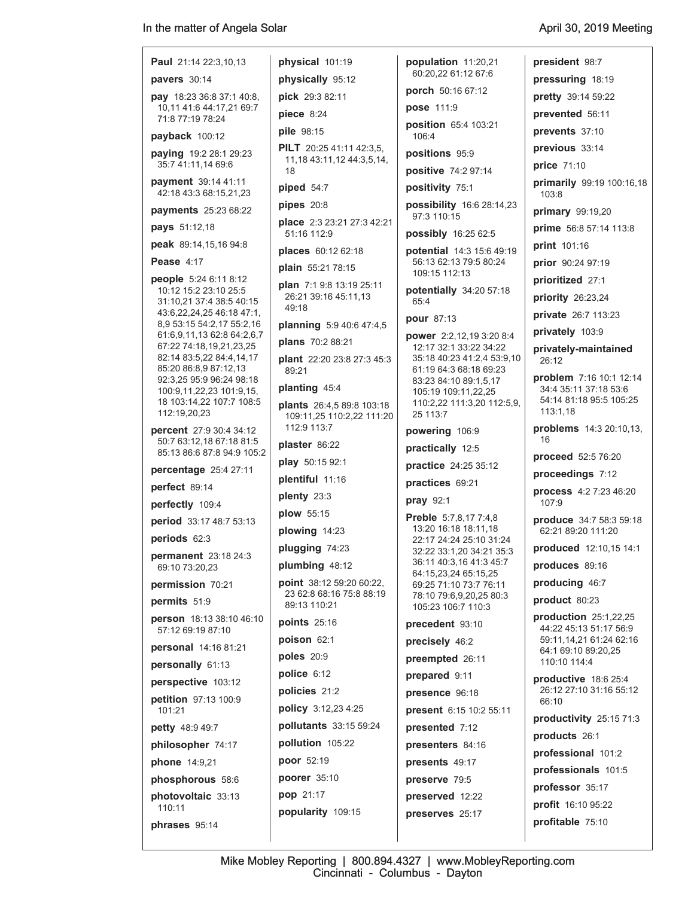**Paul** 21:14 22:3,10,13

**pavers** 30:14

**pay** 18:23 36:8 37:1 40:8, 10,11 41:6 44:17,21 69:7 71:8 77:19 78:24

**payback** 100:12

**paying** 19:2 28:1 29:23 35:7 41:11,14 69:6

**payment** 39:14 41:11 42:18 43:3 68:15,21,23

**payments** 25:23 68:22

**pays** 51:12,18

**peak** 89:14,15,16 94:8

**Pease** 4:17

**people** 5:24 6:11 8:12 10:12 15:2 23:10 25:5 31:10,21 37:4 38:5 40:15 43:6,22,24,25 46:18 47:1, 8,9 53:15 54:2,17 55:2,16 61:6,9,11,13 62:8 64:2,6,7 67:22 74:18,19,21,23,25 82:14 83:5,22 84:4,14,17 85:20 86:8,9 87:12,13 92:3,25 95:9 96:24 98:18 100:9,11,22,23 101:9,15, 18 103:14,22 107:7 108:5 112:19,20,23

**percent** 27:9 30:4 34:12 50:7 63:12,18 67:18 81:5 85:13 86:6 87:8 94:9 105:2

**percentage** 25:4 27:11

**perfect** 89:14

**perfectly** 109:4

**period** 33:17 48:7 53:13

**periods** 62:3

**permanent** 23:18 24:3 69:10 73:20,23

**permission** 70:21

**permits** 51:9

**person** 18:13 38:10 46:10 57:12 69:19 87:10

**personal** 14:16 81:21

**personally** 61:13

**perspective** 103:12

**petition** 97:13 100:9 101:21

**petty** 48:9 49:7

**philosopher** 74:17

**phone** 14:9,21

**phosphorous** 58:6

**photovoltaic** 33:13 110:11

**phrases** 95:14

**physical** 101:19

**physically** 95:12

**pick** 29:3 82:11

**piece** 8:24

**pile** 98:15

**PILT** 20:25 41:11 42:3,5, 11,18 43:11,12 44:3,5,14, 18

**piped** 54:7

**pipes** 20:8

**place** 2:3 23:21 27:3 42:21 51:16 112:9

**places** 60:12 62:18

**plain** 55:21 78:15

**plan** 7:1 9:8 13:19 25:11 26:21 39:16 45:11,13 49:18

**planning** 5:9 40:6 47:4,5

**plans** 70:2 88:21

**plant** 22:20 23:8 27:3 45:3 89:21

**planting** 45:4

**plants** 26:4,5 89:8 103:18 109:11,25 110:2,22 111:20 112:9 113:7

**plaster** 86:22

**play** 50:15 92:1

**plentiful** 11:16

**plenty** 23:3

**plow** 55:15

**plowing** 14:23

**plugging** 74:23

**plumbing** 48:12

**point** 38:12 59:20 60:22, 23 62:8 68:16 75:8 88:19 89:13 110:21

**points** 25:16

**poison** 62:1

**poles** 20:9

**police** 6:12

**policies** 21:2

**policy** 3:12,23 4:25

**pollutants** 33:15 59:24

**pollution** 105:22

**poor** 52:19

**poorer** 35:10

**pop** 21:17

**popularity** 109:15

**population** 11:20,21 60:20,22 61:12 67:6

**porch** 50:16 67:12

**pose** 111:9

**position** 65:4 103:21 106:4

**positions** 95:9

**positive** 74:2 97:14

**positivity** 75:1

**possibility** 16:6 28:14,23 97:3 110:15

**possibly** 16:25 62:5

**potential** 14:3 15:6 49:19 56:13 62:13 79:5 80:24 109:15 112:13

**potentially** 34:20 57:18 65:4

**pour** 87:13

**power** 2:2,12,19 3:20 8:4 12:17 32:1 33:22 34:22 35:18 40:23 41:2,4 53:9,10 61:19 64:3 68:18 69:23 83:23 84:10 89:1,5,17 105:19 109:11,22,25 110:2,22 111:3,20 112:5,9, 25 113:7

**powering** 106:9

**practically** 12:5

**practice** 24:25 35:12

**practices** 69:21

**pray** 92:1

**Preble** 5:7,8,17 7:4,8 13:20 16:18 18:11,18 22:17 24:24 25:10 31:24 32:22 33:1,20 34:21 35:3 36:11 40:3,16 41:3 45:7 64:15,23,24 65:15,25 69:25 71:10 73:7 76:11 78:10 79:6,9,20,25 80:3 105:23 106:7 110:3

**precedent** 93:10

**precisely** 46:2

**preempted** 26:11

**prepared** 9:11

**presence** 96:18

**present** 6:15 10:2 55:11

**presented** 7:12

**presenters** 84:16

**presents** 49:17

**preserve** 79:5

**preserved** 12:22

**preserves** 25:17

**president** 98:7

**pressuring** 18:19

**pretty** 39:14 59:22

**prevented** 56:11

**prevents** 37:10

**previous** 33:14

**price** 71:10

**primarily** 99:19 100:16,18 103:8

**primary** 99:19,20

**prime** 56:8 57:14 113:8

**print** 101:16

**prior** 90:24 97:19

**prioritized** 27:1

**priority** 26:23,24

**private** 26:7 113:23

**privately** 103:9

**privately-maintained** 26:12

**problem** 7:16 10:1 12:14 34:4 35:11 37:18 53:6 54:14 81:18 95:5 105:25 113:1,18

**problems** 14:3 20:10,13, 16

**proceed** 52:5 76:20

**proceedings** 7:12

**process** 4:2 7:23 46:20 107:9

**produce** 34:7 58:3 59:18 62:21 89:20 111:20

**produced** 12:10,15 14:1

**produces** 89:16

**producing** 46:7

**product** 80:23

**production** 25:1,22,25 44:22 45:13 51:17 56:9 59:11,14,21 61:24 62:16 64:1 69:10 89:20,25 110:10 114:4

**productive** 18:6 25:4 26:12 27:10 31:16 55:12 66:10

**productivity** 25:15 71:3

**products** 26:1

**professional** 101:2

**professionals** 101:5

**professor** 35:17

**profit** 16:10 95:22

**profitable** 75:10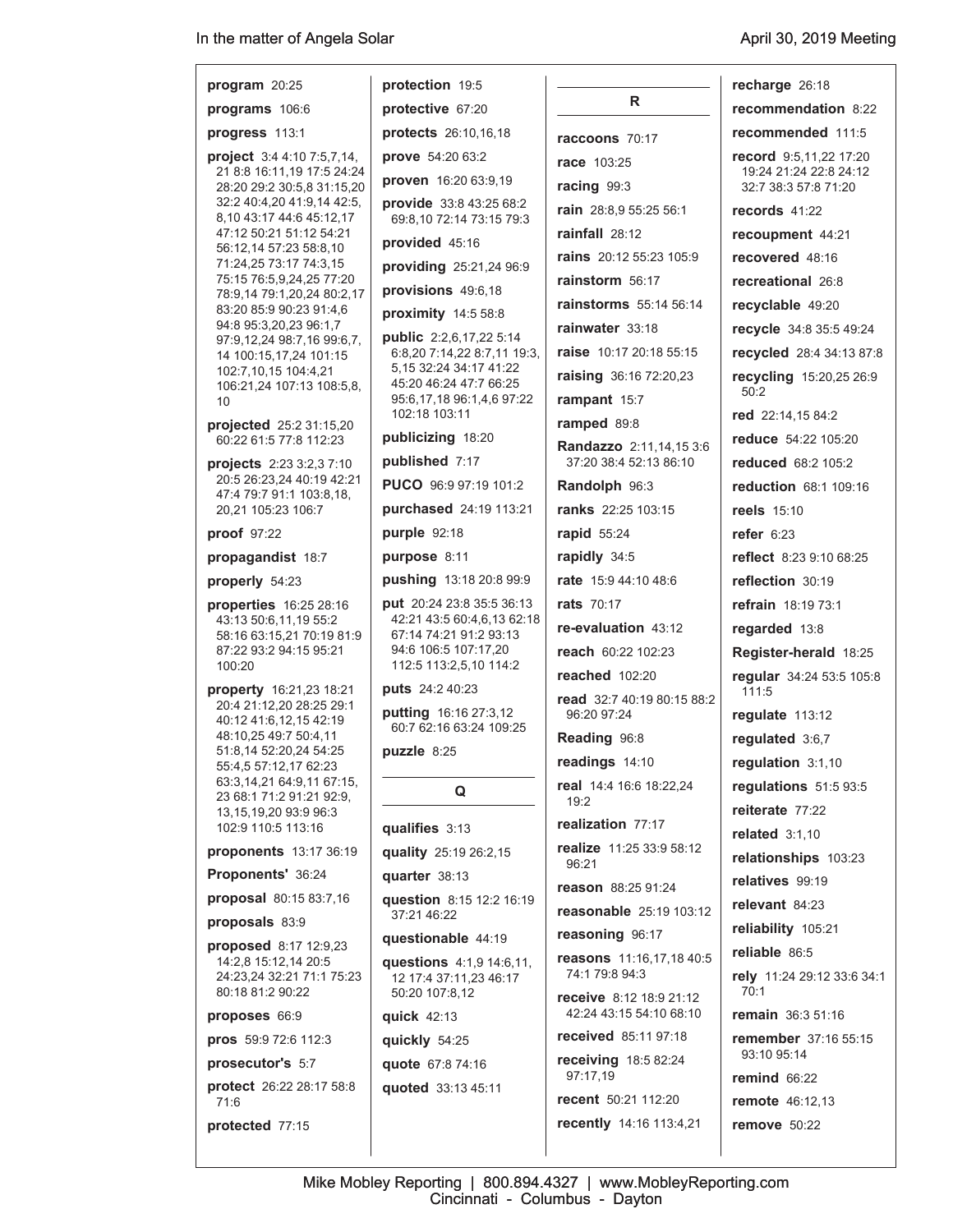**program** 20:25

**programs** 106:6

**progress** 113:1

**project** 3:4 4:10 7:5,7,14, 21 8:8 16:11,19 17:5 24:24 28:20 29:2 30:5,8 31:15,20 32:2 40:4,20 41:9,14 42:5, 8,10 43:17 44:6 45:12,17 47:12 50:21 51:12 54:21 56:12,14 57:23 58:8,10 71:24,25 73:17 74:3,15 75:15 76:5,9,24,25 77:20 78:9,14 79:1,20,24 80:2,17 83:20 85:9 90:23 91:4,6 94:8 95:3,20,23 96:1,7 97:9,12,24 98:7,16 99:6,7, 14 100:15,17,24 101:15 102:7,10,15 104:4,21 106:21,24 107:13 108:5,8, 10

**projected** 25:2 31:15,20 60:22 61:5 77:8 112:23

**projects** 2:23 3:2,3 7:10 20:5 26:23,24 40:19 42:21 47:4 79:7 91:1 103:8,18, 20,21 105:23 106:7

**proof** 97:22

**propagandist** 18:7

**properly** 54:23

**properties** 16:25 28:16 43:13 50:6,11,19 55:2 58:16 63:15,21 70:19 81:9 87:22 93:2 94:15 95:21 100:20

**property** 16:21,23 18:21 20:4 21:12,20 28:25 29:1 40:12 41:6,12,15 42:19 48:10,25 49:7 50:4,11 51:8,14 52:20,24 54:25 55:4,5 57:12,17 62:23 63:3,14,21 64:9,11 67:15, 23 68:1 71:2 91:21 92:9, 13,15,19,20 93:9 96:3 102:9 110:5 113:16

**proponents** 13:17 36:19

**Proponents'** 36:24

**proposal** 80:15 83:7,16

**proposals** 83:9

**proposed** 8:17 12:9,23 14:2,8 15:12,14 20:5 24:23,24 32:21 71:1 75:23 80:18 81:2 90:22

**proposes** 66:9

**pros** 59:9 72:6 112:3

**prosecutor's** 5:7

**protect** 26:22 28:17 58:8 71:6

**protected** 77:15

**protection** 19:5

**protective** 67:20

**protects** 26:10,16,18

**prove** 54:20 63:2

**proven** 16:20 63:9,19

**provide** 33:8 43:25 68:2 69:8,10 72:14 73:15 79:3

**provided** 45:16

**providing** 25:21,24 96:9

**provisions** 49:6,18

**proximity** 14:5 58:8

**public** 2:2,6,17,22 5:14 6:8,20 7:14,22 8:7,11 19:3, 5,15 32:24 34:17 41:22 45:20 46:24 47:7 66:25 95:6,17,18 96:1,4,6 97:22 102:18 103:11

**publicizing** 18:20

**published** 7:17

**PUCO** 96:9 97:19 101:2

**purchased** 24:19 113:21

**purple** 92:18

**purpose** 8:11

**pushing** 13:18 20:8 99:9

**put** 20:24 23:8 35:5 36:13 42:21 43:5 60:4,6,13 62:18 67:14 74:21 91:2 93:13 94:6 106:5 107:17,20 112:5 113:2,5,10 114:2

**puts** 24:2 40:23

**putting** 16:16 27:3,12 60:7 62:16 63:24 109:25

**puzzle** 8:25

## Q

**qualifies** 3:13

**quality** 25:19 26:2,15

**quarter** 38:13

**question** 8:15 12:2 16:19 37:21 46:22

**questionable** 44:19

**questions** 4:1,9 14:6,11, 12 17:4 37:11,23 46:17 50:20 107:8,12

**quick** 42:13

**quickly** 54:25

**quote** 67:8 74:16

**quoted** 33:13 45:11

## R

**raccoons** 70:17

**race** 103:25

**racing** 99:3

**rain** 28:8,9 55:25 56:1

**rainfall** 28:12

**rains** 20:12 55:23 105:9

**rainstorm** 56:17

**rainstorms** 55:14 56:14

**rainwater** 33:18

**raise** 10:17 20:18 55:15

**raising** 36:16 72:20,23

**rampant** 15:7

**ramped** 89:8

**Randazzo** 2:11,14,15 3:6 37:20 38:4 52:13 86:10

**Randolph** 96:3

**ranks** 22:25 103:15

**rapid** 55:24

**rapidly** 34:5

**rate** 15:9 44:10 48:6

**rats** 70:17

**re-evaluation** 43:12

**reach** 60:22 102:23

**reached** 102:20

**read** 32:7 40:19 80:15 88:2 96:20 97:24

**Reading** 96:8

**readings** 14:10

**real** 14:4 16:6 18:22,24 19:2

**realization** 77:17

**realize** 11:25 33:9 58:12 96:21

**reason** 88:25 91:24

**reasonable** 25:19 103:12

**reasoning** 96:17

**reasons** 11:16,17,18 40:5 74:1 79:8 94:3

**receive** 8:12 18:9 21:12 42:24 43:15 54:10 68:10

**received** 85:11 97:18

**receiving** 18:5 82:24 97:17,19

**recent** 50:21 112:20

**recently** 14:16 113:4,21

**recharge** 26:18

**recommendation** 8:22

**recommended** 111:5

**record** 9:5,11,22 17:20 19:24 21:24 22:8 24:12 32:7 38:3 57:8 71:20

**records** 41:22

**recoupment** 44:21

**recovered** 48:16

**recreational** 26:8

**recyclable** 49:20

**recycle** 34:8 35:5 49:24

**recycled** 28:4 34:13 87:8

**recycling** 15:20,25 26:9 50:2

**red** 22:14,15 84:2

**reduce** 54:22 105:20

**reduced** 68:2 105:2

**reduction** 68:1 109:16

**reels** 15:10

**refer** 6:23

**reflect** 8:23 9:10 68:25

**reflection** 30:19

**refrain** 18:19 73:1

**regarded** 13:8

**Register-herald** 18:25

**regular** 34:24 53:5 105:8 111:5

**regulate** 113:12

**regulated** 3:6,7

**regulation** 3:1,10

**regulations** 51:5 93:5

**reiterate** 77:22

**related** 3:1,10

**relationships** 103:23

**relatives** 99:19

**relevant** 84:23

**reliability** 105:21

**reliable** 86:5

**rely** 11:24 29:12 33:6 34:1 70:1

**remain** 36:3 51:16

**remember** 37:16 55:15 93:10 95:14

**remind** 66:22

**remote** 46:12,13

**remove** 50:22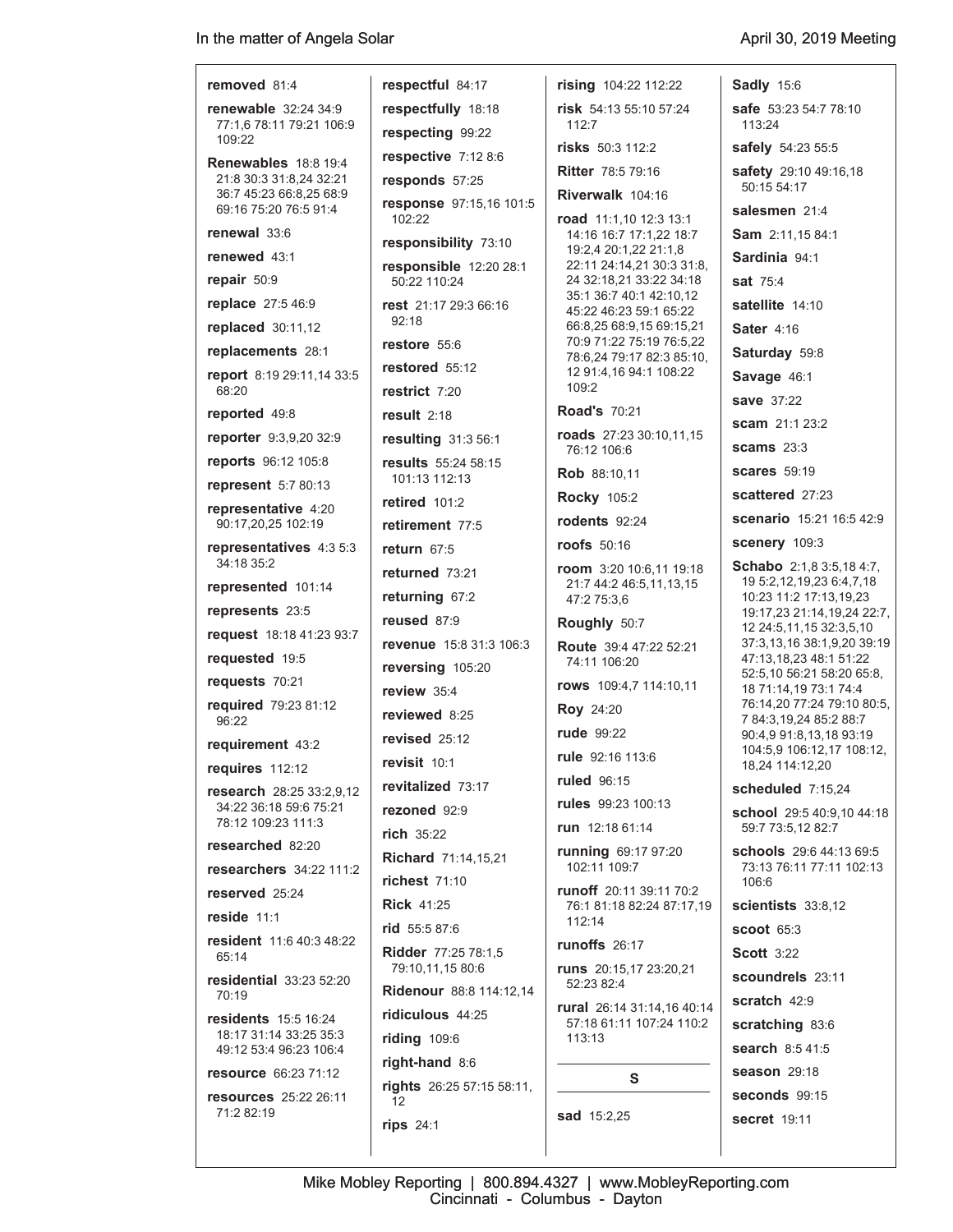**removed** 81:4

**renewable** 32:24 34:9 77:1,6 78:11 79:21 106:9 109:22

**Renewables** 18:8 19:4 21:8 30:3 31:8,24 32:21 36:7 45:23 66:8,25 68:9 69:16 75:20 76:5 91:4

**renewal** 33:6

**renewed** 43:1

**repair** 50:9

**replace** 27:5 46:9

**replaced** 30:11,12

**replacements** 28:1

**report** 8:19 29:11,14 33:5 68:20

**reported** 49:8

**reporter** 9:3,9,20 32:9

**reports** 96:12 105:8

**represent** 5:7 80:13

**representative** 4:20 90:17,20,25 102:19

**representatives** 4:3 5:3 34:18 35:2

**represented** 101:14

**represents** 23:5

**request** 18:18 41:23 93:7

**requested** 19:5

**requests** 70:21

**required** 79:23 81:12 96:22

**requirement** 43:2

**requires** 112:12

**research** 28:25 33:2,9,12 34:22 36:18 59:6 75:21 78:12 109:23 111:3

**researched** 82:20

**researchers** 34:22 111:2

**reserved** 25:24

**reside** 11:1

**resident** 11:6 40:3 48:22 65:14

**residential** 33:23 52:20 70:19

**residents** 15:5 16:24 18:17 31:14 33:25 35:3 49:12 53:4 96:23 106:4

**resource** 66:23 71:12

**resources** 25:22 26:11 71:2 82:19

**respectful** 84:17

**respectfully** 18:18

**respecting** 99:22

**respective** 7:12 8:6

**responds** 57:25

**response** 97:15,16 101:5 102:22

**responsibility** 73:10

**responsible** 12:20 28:1 50:22 110:24

**rest** 21:17 29:3 66:16 92:18

**restore** 55:6

**restored** 55:12

**restrict** 7:20

**result** 2:18

**resulting** 31:3 56:1

**results** 55:24 58:15 101:13 112:13

**retired** 101:2

**retirement** 77:5

**return** 67:5

**returned** 73:21

**returning** 67:2

**reused** 87:9

**revenue** 15:8 31:3 106:3

**reversing** 105:20

**review** 35:4

**reviewed** 8:25

**revised** 25:12

**revisit** 10:1

**revitalized** 73:17

**rezoned** 92:9

**rich** 35:22

**Richard** 71:14,15,21

**richest** 71:10

**Rick** 41:25

**rid** 55:5 87:6

**Ridder** 77:25 78:1,5 79:10,11,15 80:6

**Ridenour** 88:8 114:12,14

**ridiculous** 44:25

**riding** 109:6

**right-hand** 8:6

**rights** 26:25 57:15 58:11, 12

**rips** 24:1

**rising** 104:22 112:22

**risk** 54:13 55:10 57:24 112:7

**risks** 50:3 112:2

**Ritter** 78:5 79:16

**Riverwalk** 104:16

**road** 11:1,10 12:3 13:1 14:16 16:7 17:1,22 18:7 19:2,4 20:1,22 21:1,8 22:11 24:14,21 30:3 31:8, 24 32:18,21 33:22 34:18 35:1 36:7 40:1 42:10,12 45:22 46:23 59:1 65:22 66:8,25 68:9,15 69:15,21 70:9 71:22 75:19 76:5,22 78:6,24 79:17 82:3 85:10, 12 91:4,16 94:1 108:22 109:2

**Road's** 70:21

**roads** 27:23 30:10,11,15 76:12 106:6

**Rob** 88:10,11

**Rocky** 105:2

**rodents** 92:24

**roofs** 50:16

**room** 3:20 10:6,11 19:18 21:7 44:2 46:5,11,13,15 47:2 75:3,6

**Roughly** 50:7

**Route** 39:4 47:22 52:21 74:11 106:20

**rows** 109:4,7 114:10,11

**Roy** 24:20

**rude** 99:22

**rule** 92:16 113:6

**ruled** 96:15

**rules** 99:23 100:13

**run** 12:18 61:14

**running** 69:17 97:20 102:11 109:7

**runoff** 20:11 39:11 70:2 76:1 81:18 82:24 87:17,19 112:14

**runoffs** 26:17

**runs** 20:15,17 23:20,21 52:23 82:4

**rural** 26:14 31:14,16 40:14 57:18 61:11 107:24 110:2 113:13

## S

**sad** 15:2,25

**Sadly** 15:6

**safe** 53:23 54:7 78:10 113:24

**safely** 54:23 55:5

**safety** 29:10 49:16,18 50:15 54:17

**salesmen** 21:4

**Sam** 2:11,15 84:1

**Sardinia** 94:1

**sat** 75:4

**satellite** 14:10

**Sater** 4:16

**Saturday** 59:8

**Savage** 46:1

**save** 37:22

**scam** 21:1 23:2

**scams** 23:3

**scares** 59:19

**scattered** 27:23

**scenario** 15:21 16:5 42:9

**scenery** 109:3

**Schabo** 2:1,8 3:5,18 4:7, 19 5:2,12,19,23 6:4,7,18 10:23 11:2 17:13,19,23 19:17,23 21:14,19,24 22:7, 12 24:5,11,15 32:3,5,10 37:3,13,16 38:1,9,20 39:19 47:13,18,23 48:1 51:22 52:5,10 56:21 58:20 65:8, 18 71:14,19 73:1 74:4 76:14,20 77:24 79:10 80:5, 7 84:3,19,24 85:2 88:7 90:4,9 91:8,13,18 93:19 104:5,9 106:12,17 108:12, 18,24 114:12,20

**scheduled** 7:15,24

**school** 29:5 40:9,10 44:18 59:7 73:5,12 82:7

**schools** 29:6 44:13 69:5 73:13 76:11 77:11 102:13 106:6

**scientists** 33:8,12

**scoot** 65:3

**Scott** 3:22

**scoundrels** 23:11

**scratch** 42:9

**scratching** 83:6

**search** 8:5 41:5

**season** 29:18

**seconds** 99:15

**secret** 19:11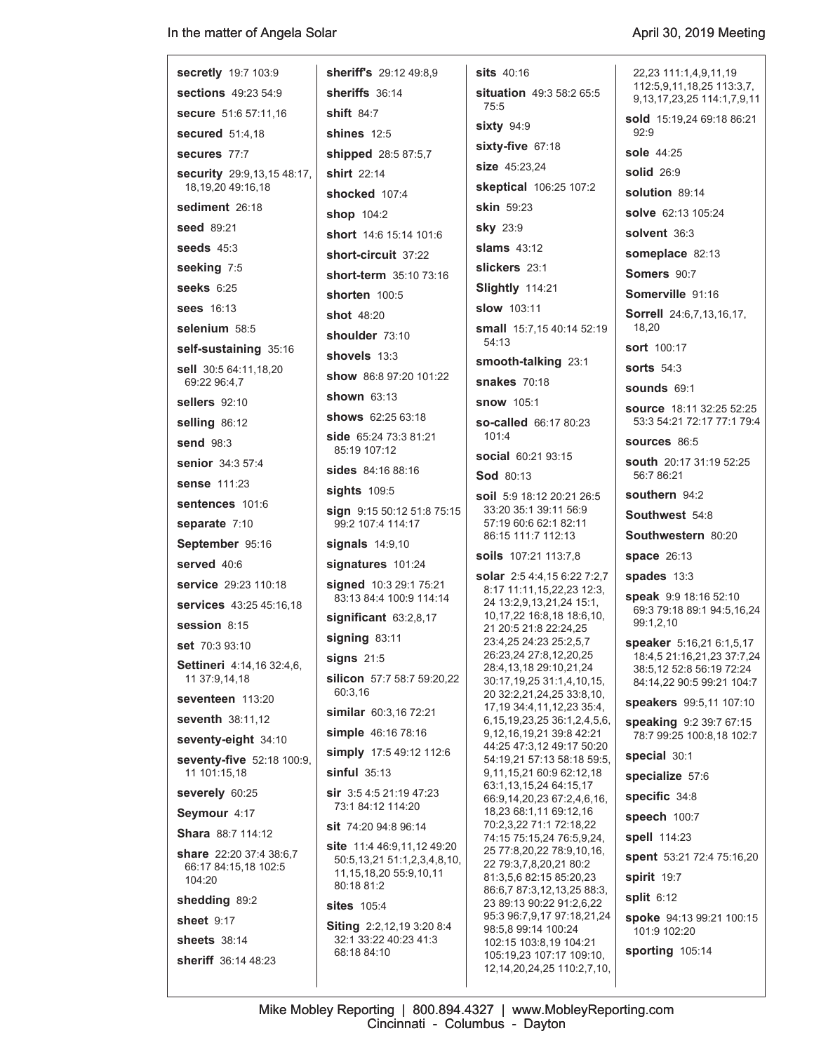**secretly** 19:7 103:9
**sections** 49:23 54:9
**secure** 51:6 57:11,16
**secured** 51:4,18
**secures** 77:7
**security** 29:9,13,15 48:17, 18,19,20 49:16,18
**sediment** 26:18
**seed** 89:21
**seeds** 45:3
**seeking** 7:5
**seeks** 6:25
**sees** 16:13
**selenium** 58:5
**self-sustaining** 35:16
**sell** 30:5 64:11,18,20 69:22 96:4,7
**sellers** 92:10
**selling** 86:12
**send** 98:3
**senior** 34:3 57:4
**sense** 111:23
**sentences** 101:6
**separate** 7:10
**September** 95:16
**served** 40:6
**service** 29:23 110:18
**services** 43:25 45:16,18
**session** 8:15
**set** 70:3 93:10
**Settineri** 4:14,16 32:4,6, 11 37:9,14,18
**seventeen** 113:20
**seventh** 38:11,12
**seventy-eight** 34:10
**seventy-five** 52:18 100:9, 11 101:15,18
**severely** 60:25
**Seymour** 4:17
**Shara** 88:7 114:12
**share** 22:20 37:4 38:6,7 66:17 84:15,18 102:5 104:20
**shedding** 89:2
**sheet** 9:17
**sheets** 38:14
**sheriff** 36:14 48:23
**sheriff's** 29:12 49:8,9
**sheriffs** 36:14
**shift** 84:7
**shines** 12:5
**shipped** 28:5 87:5,7
**shirt** 22:14
**shocked** 107:4
**shop** 104:2
**short** 14:6 15:14 101:6
**short-circuit** 37:22
**short-term** 35:10 73:16
**shorten** 100:5
**shot** 48:20
**shoulder** 73:10
**shovels** 13:3
**show** 86:8 97:20 101:22
**shown** 63:13
**shows** 62:25 63:18
**side** 65:24 73:3 81:21 85:19 107:12
**sides** 84:16 88:16
**sights** 109:5
**sign** 9:15 50:12 51:8 75:15 99:2 107:4 114:17
**signals** 14:9,10
**signatures** 101:24
**signed** 10:3 29:1 75:21 83:13 84:4 100:9 114:14
**significant** 63:2,8,17
**signing** 83:11
**signs** 21:5
**silicon** 57:7 58:7 59:20,22 60:3,16
**similar** 60:3,16 72:21
**simple** 46:16 78:16
**simply** 17:5 49:12 112:6
**sinful** 35:13
**sir** 3:5 4:5 21:19 47:23 73:1 84:12 114:20
**sit** 74:20 94:8 96:14
**site** 11:4 46:9,11,12 49:20 50:5,13,21 51:1,2,3,4,8,10, 11,15,18,20 55:9,10,11 80:18 81:2
**sites** 105:4
**Siting** 2:2,12,19 3:20 8:4 32:1 33:22 40:23 41:3 68:18 84:10
**sits** 40:16
**situation** 49:3 58:2 65:5 75:5
**sixty** 94:9
**sixty-five** 67:18
**size** 45:23,24
**skeptical** 106:25 107:2
**skin** 59:23
**sky** 23:9
**slams** 43:12
**slickers** 23:1
**Slightly** 114:21
**slow** 103:11
**small** 15:7,15 40:14 52:19 54:13
**smooth-talking** 23:1
**snakes** 70:18
**snow** 105:1
**so-called** 66:17 80:23 101:4
**social** 60:21 93:15
**Sod** 80:13
**soil** 5:9 18:12 20:21 26:5 33:20 35:1 39:11 56:9 57:19 60:6 62:1 82:11 86:15 111:7 112:13
**soils** 107:21 113:7,8
**solar** 2:5 4:4,15 6:22 7:2,7 8:17 11:11,15,22,23 12:3, 24 13:2,9,13,21,24 15:1, 10,17,22 16:8,18 18:6,10, 21 20:5 21:8 22:24,25 23:4,25 24:23 25:2,5,7 26:23,24 27:8,12,20,25 28:4,13,18 29:10,21,24 30:17,19,25 31:1,4,10,15, 20 32:2,21,24,25 33:8,10, 17,19 34:4,11,12,23 35:4, 6,15,19,23,25 36:1,2,4,5,6, 9,12,16,19,21 39:8 42:21 44:25 47:3,12 49:17 50:20 54:19,21 57:13 58:18 59:5, 9,11,15,21 60:9 62:12,18 63:1,13,15,24 64:15,17 66:9,14,20,23 67:2,4,6,16, 18,23 68:1,11 69:12,16 70:2,3,22 71:1 72:18,22 74:15 75:15,24 76:5,9,24, 25 77:8,20,22 78:9,10,16, 22 79:3,7,8,20,21 80:2 81:3,5,6 82:15 85:20,23 86:6,7 87:3,12,13,25 88:3, 23 89:13 90:22 91:2,6,22 95:3 96:7,9,17 97:18,21,24 98:5,8 99:14 100:24 102:15 103:8,19 104:21 105:19,23 107:17 109:10, 12,14,20,24,25 110:2,7,10, 22,23 111:1,4,9,11,19 112:5,9,11,18,25 113:3,7, 9,13,17,23,25 114:1,7,9,11
**sold** 15:19,24 69:18 86:21 92:9
**sole** 44:25
**solid** 26:9
**solution** 89:14
**solve** 62:13 105:24
**solvent** 36:3
**someplace** 82:13
**Somers** 90:7
**Somerville** 91:16
**Sorrell** 24:6,7,13,16,17, 18,20
**sort** 100:17
**sorts** 54:3
**sounds** 69:1
**source** 18:11 32:25 52:25 53:3 54:21 72:17 77:1 79:4
**sources** 86:5
**south** 20:17 31:19 52:25 56:7 86:21
**southern** 94:2
**Southwest** 54:8
**Southwestern** 80:20
**space** 26:13
**spades** 13:3
**speak** 9:9 18:16 52:10 69:3 79:18 89:1 94:5,16,24 99:1,2,10
**speaker** 5:16,21 6:1,5,17 18:4,5 21:16,21,23 37:7,24 38:5,12 52:8 56:19 72:24 84:14,22 90:5 99:21 104:7
**speakers** 99:5,11 107:10
**speaking** 9:2 39:7 67:15 78:7 99:25 100:8,18 102:7
**special** 30:1
**specialize** 57:6
**specific** 34:8
**speech** 100:7
**spell** 114:23
**spent** 53:21 72:4 75:16,20
**spirit** 19:7
**split** 6:12
**spoke** 94:13 99:21 100:15 101:9 102:20
**sporting** 105:14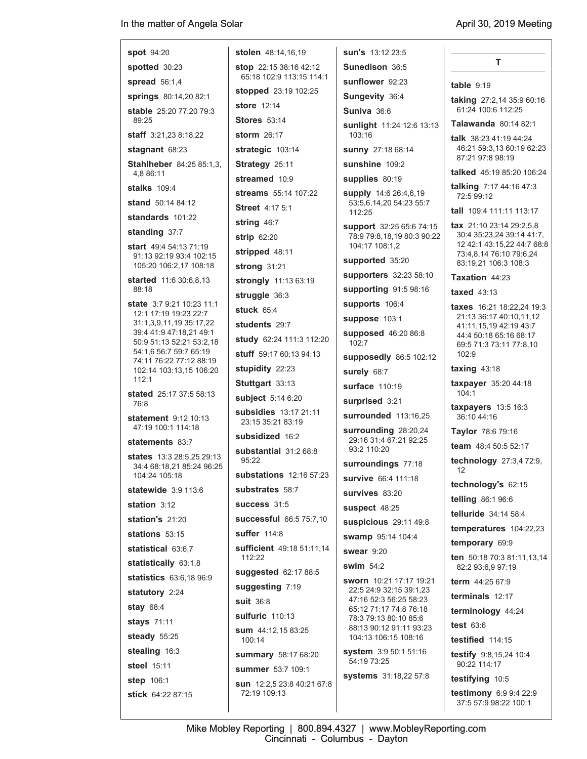**spot** 94:20

**spotted** 30:23

**spread** 56:1,4

**springs** 80:14,20 82:1

**stable** 25:20 77:20 79:3 89:25

**staff** 3:21,23 8:18,22

**stagnant** 68:23

**Stahlheber** 84:25 85:1,3, 4,8 86:11

**stalks** 109:4

**stand** 50:14 84:12

**standards** 101:22

**standing** 37:7

**start** 49:4 54:13 71:19 91:13 92:19 93:4 102:15 105:20 106:2,17 108:18

**started** 11:6 30:6,8,13 88:18

**state** 3:7 9:21 10:23 11:1 12:1 17:19 19:23 22:7 31:1,3,9,11,19 35:17,22 39:4 41:9 47:18,21 49:1 50:9 51:13 52:21 53:2,18 54:1,6 56:7 59:7 65:19 74:11 76:22 77:12 88:19 102:14 103:13,15 106:20 112:1

**stated** 25:17 37:5 58:13 76:8

**statement** 9:12 10:13 47:19 100:1 114:18

**statements** 83:7

**states** 13:3 28:5,25 29:13 34:4 68:18,21 85:24 96:25 104:24 105:18

**statewide** 3:9 113:6

**station** 3:12

**station's** 21:20

**stations** 53:15

**statistical** 63:6,7

**statistically** 63:1,8

**statistics** 63:6,18 96:9

**statutory** 2:24

**stay** 68:4

**stays** 71:11

**steady** 55:25

**stealing** 16:3

**steel** 15:11

**step** 106:1

**stick** 64:22 87:15

**stolen** 48:14,16,19

**stop** 22:15 38:16 42:12 65:18 102:9 113:15 114:1

**stopped** 23:19 102:25

**store** 12:14

**Stores** 53:14

**storm** 26:17

**strategic** 103:14

**Strategy** 25:11

**streamed** 10:9

**streams** 55:14 107:22

**Street** 4:17 5:1

**string** 46:7

**strip** 62:20

**stripped** 48:11

**strong** 31:21

**strongly** 11:13 63:19

**struggle** 36:3

**stuck** 65:4

**students** 29:7

**study** 62:24 111:3 112:20

**stuff** 59:17 60:13 94:13

**stupidity** 22:23

**Stuttgart** 33:13

**subject** 5:14 6:20

**subsidies** 13:17 21:11 23:15 35:21 83:19

**subsidized** 16:2

**substantial** 31:2 68:8 95:22

**substations** 12:16 57:23

**substrates** 58:7

**success** 31:5

**successful** 66:5 75:7,10

**suffer** 114:8

**sufficient** 49:18 51:11,14 112:22

**suggested** 62:17 88:5

**suggesting** 7:19

**suit** 36:8

**sulfuric** 110:13

**sum** 44:12,15 83:25 100:14

**summary** 58:17 68:20

**summer** 53:7 109:1

**sun** 12:2,5 23:8 40:21 67:8 72:19 109:13

**sun's** 13:12 23:5

**Sunedison** 36:5

**sunflower** 92:23

**Sungevity** 36:4

**Suniva** 36:6

**sunlight** 11:24 12:6 13:13 103:16

**sunny** 27:18 68:14

**sunshine** 109:2

**supplies** 80:19

**supply** 14:6 26:4,6,19 53:5,6,14,20 54:23 55:7 112:25

**support** 32:25 65:6 74:15 78:9 79:8,18,19 80:3 90:22 104:17 108:1,2

**supported** 35:20

**supporters** 32:23 58:10

**supporting** 91:5 98:16

**supports** 106:4

**suppose** 103:1

**supposed** 46:20 86:8 102:7

**supposedly** 86:5 102:12

**surely** 68:7

**surface** 110:19

**surprised** 3:21

**surrounded** 113:16,25

**surrounding** 28:20,24 29:16 31:4 67:21 92:25 93:2 110:20

**surroundings** 77:18

**survive** 66:4 111:18

**survives** 83:20

**suspect** 48:25

**suspicious** 29:11 49:8

**swamp** 95:14 104:4

**swear** 9:20

**swim** 54:2

**sworn** 10:21 17:17 19:21 22:5 24:9 32:15 39:1,23 47:16 52:3 56:25 58:23 65:12 71:17 74:8 76:18 78:3 79:13 80:10 85:6 88:13 90:12 91:11 93:23 104:13 106:15 108:16

**system** 3:9 50:1 51:16 54:19 73:25

**systems** 31:18,22 57:8

## T

**table** 9:19

**taking** 27:2,14 35:9 60:16 61:24 100:6 112:25

**Talawanda** 80:14 82:1

**talk** 38:23 41:19 44:24 46:21 59:3,13 60:19 62:23 87:21 97:8 98:19

**talked** 45:19 85:20 106:24

**talking** 7:17 44:16 47:3 72:5 99:12

**tall** 109:4 111:11 113:17

**tax** 21:10 23:14 29:2,5,8 30:4 35:23,24 39:14 41:7, 12 42:1 43:15,22 44:7 68:8 73:4,8,14 76:10 79:6,24 83:19,21 106:3 108:3

**Taxation** 44:23

**taxed** 43:13

**taxes** 16:21 18:22,24 19:3 21:13 36:17 40:10,11,12 41:11,15,19 42:19 43:7 44:4 50:18 65:16 68:17 69:5 71:3 73:11 77:8,10 102:9

**taxing** 43:18

**taxpayer** 35:20 44:18 104:1

**taxpayers** 13:5 16:3 36:10 44:16

**Taylor** 78:6 79:16

**team** 48:4 50:5 52:17

**technology** 27:3,4 72:9, 12

**technology's** 62:15

**telling** 86:1 96:6

**telluride** 34:14 58:4

**temperatures** 104:22,23

**temporary** 69:9

**ten** 50:18 70:3 81:11,13,14 82:2 93:6,9 97:19

**term** 44:25 67:9

**terminals** 12:17

**terminology** 44:24

**test** 63:6

**testified** 114:15

**testify** 9:8,15,24 10:4 90:22 114:17

**testifying** 10:5

**testimony** 6:9 9:4 22:9 37:5 57:9 98:22 100:1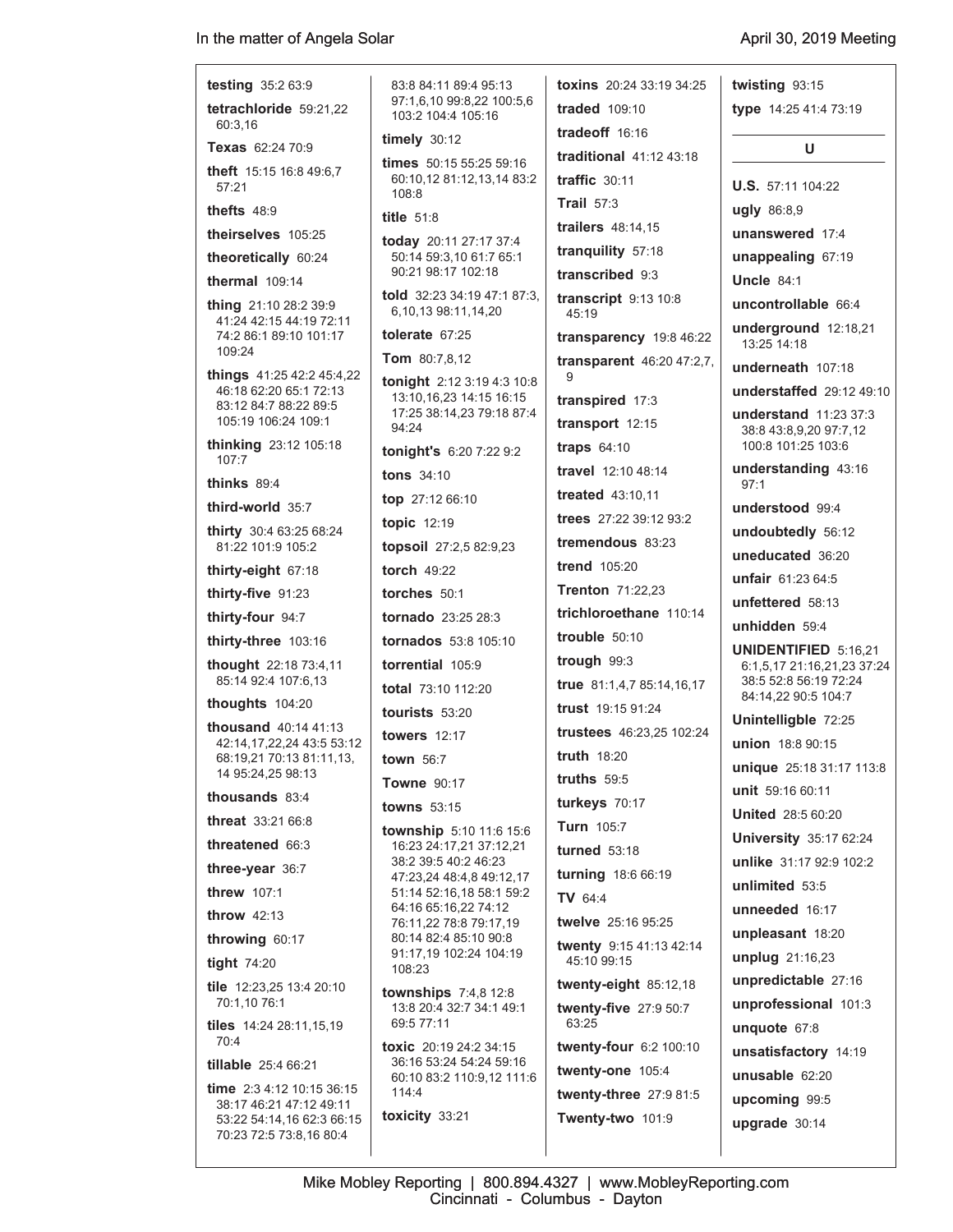**testing** 35:2 63:9

**tetrachloride** 59:21,22 60:3,16

**Texas** 62:24 70:9

**theft** 15:15 16:8 49:6,7 57:21

**thefts** 48:9

**theirselves** 105:25

**theoretically** 60:24

**thermal** 109:14

**thing** 21:10 28:2 39:9 41:24 42:15 44:19 72:11 74:2 86:1 89:10 101:17 109:24

**things** 41:25 42:2 45:4,22 46:18 62:20 65:1 72:13 83:12 84:7 88:22 89:5 105:19 106:24 109:1

**thinking** 23:12 105:18 107:7

**thinks** 89:4

**third-world** 35:7

**thirty** 30:4 63:25 68:24 81:22 101:9 105:2

**thirty-eight** 67:18

**thirty-five** 91:23

**thirty-four** 94:7

**thirty-three** 103:16

**thought** 22:18 73:4,11 85:14 92:4 107:6,13

**thoughts** 104:20

**thousand** 40:14 41:13 42:14,17,22,24 43:5 53:12 68:19,21 70:13 81:11,13, 14 95:24,25 98:13

**thousands** 83:4

**threat** 33:21 66:8

**threatened** 66:3

**three-year** 36:7

**threw** 107:1

**throw** 42:13

**throwing** 60:17

**tight** 74:20

**tile** 12:23,25 13:4 20:10 70:1,10 76:1

**tiles** 14:24 28:11,15,19 70:4

**tillable** 25:4 66:21

**time** 2:3 4:12 10:15 36:15 38:17 46:21 47:12 49:11 53:22 54:14,16 62:3 66:15 70:23 72:5 73:8,16 80:4 83:8 84:11 89:4 95:13 97:1,6,10 99:8,22 100:5,6 103:2 104:4 105:16

**timely** 30:12

**times** 50:15 55:25 59:16 60:10,12 81:12,13,14 83:2 108:8

**title** 51:8

**today** 20:11 27:17 37:4 50:14 59:3,10 61:7 65:1 90:21 98:17 102:18

**told** 32:23 34:19 47:1 87:3, 6,10,13 98:11,14,20

**tolerate** 67:25

**Tom** 80:7,8,12

**tonight** 2:12 3:19 4:3 10:8 13:10,16,23 14:15 16:15 17:25 38:14,23 79:18 87:4 94:24

**tonight's** 6:20 7:22 9:2

**tons** 34:10

**top** 27:12 66:10

**topic** 12:19

**topsoil** 27:2,5 82:9,23

**torch** 49:22

**torches** 50:1

**tornado** 23:25 28:3

**tornados** 53:8 105:10

**torrential** 105:9

**total** 73:10 112:20

**tourists** 53:20

**towers** 12:17

**town** 56:7

**Towne** 90:17

**towns** 53:15

**township** 5:10 11:6 15:6 16:23 24:17,21 37:12,21 38:2 39:5 40:2 46:23 47:23,24 48:4,8 49:12,17 51:14 52:16,18 58:1 59:2 64:16 65:16,22 74:12 76:11,22 78:8 79:17,19 80:14 82:4 85:10 90:8 91:17,19 102:24 104:19 108:23

**townships** 7:4,8 12:8 13:8 20:4 32:7 34:1 49:1 69:5 77:11

**toxic** 20:19 24:2 34:15 36:16 53:24 54:24 59:16 60:10 83:2 110:9,12 111:6 114:4

**toxicity** 33:21

**toxins** 20:24 33:19 34:25

**traded** 109:10

**tradeoff** 16:16

**traditional** 41:12 43:18

**traffic** 30:11

**Trail** 57:3

**trailers** 48:14,15

**tranquility** 57:18

**transcribed** 9:3

**transcript** 9:13 10:8 45:19

**transparency** 19:8 46:22

**transparent** 46:20 47:2,7, 9

**transpired** 17:3

**transport** 12:15

**traps** 64:10

**travel** 12:10 48:14

**treated** 43:10,11

**trees** 27:22 39:12 93:2

**tremendous** 83:23

**trend** 105:20

**Trenton** 71:22,23

**trichloroethane** 110:14

**trouble** 50:10

**trough** 99:3

**true** 81:1,4,7 85:14,16,17

**trust** 19:15 91:24

**trustees** 46:23,25 102:24

**truth** 18:20

**truths** 59:5

**turkeys** 70:17

**Turn** 105:7

**turned** 53:18

**turning** 18:6 66:19

**TV** 64:4

**twelve** 25:16 95:25

**twenty** 9:15 41:13 42:14 45:10 99:15

**twenty-eight** 85:12,18

**twenty-five** 27:9 50:7 63:25

**twenty-four** 6:2 100:10

**twenty-one** 105:4

**twenty-three** 27:9 81:5

**Twenty-two** 101:9

**twisting** 93:15

**type** 14:25 41:4 73:19

## U

**U.S.** 57:11 104:22

**ugly** 86:8,9

**unanswered** 17:4

**unappealing** 67:19

**Uncle** 84:1

**uncontrollable** 66:4

**underground** 12:18,21 13:25 14:18

**underneath** 107:18

**understaffed** 29:12 49:10

**understand** 11:23 37:3 38:8 43:8,9,20 97:7,12 100:8 101:25 103:6

**understanding** 43:16 97:1

**understood** 99:4

**undoubtedly** 56:12

**uneducated** 36:20

**unfair** 61:23 64:5

**unfettered** 58:13

**unhidden** 59:4

**UNIDENTIFIED** 5:16,21 6:1,5,17 21:16,21,23 37:24 38:5 52:8 56:19 72:24 84:14,22 90:5 104:7

**Unintelligble** 72:25

**union** 18:8 90:15

**unique** 25:18 31:17 113:8

**unit** 59:16 60:11

**United** 28:5 60:20

**University** 35:17 62:24

**unlike** 31:17 92:9 102:2

**unlimited** 53:5

**unneeded** 16:17

**unpleasant** 18:20

**unplug** 21:16,23

**unpredictable** 27:16

**unprofessional** 101:3

**unquote** 67:8

**unsatisfactory** 14:19

**unusable** 62:20

**upcoming** 99:5

**upgrade** 30:14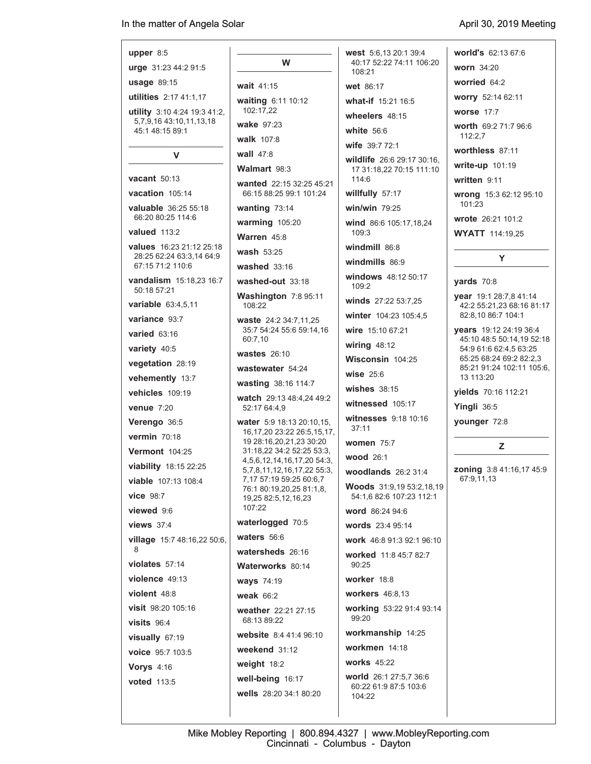**upper** 8:5

**urge** 31:23 44:2 91:5

**usage** 89:15

**utilities** 2:17 41:1,17

**utility** 3:10 4:24 19:3 41:2, 5,7,9,16 43:10,11,13,18 45:1 48:15 89:1

## V

**vacant** 50:13

**vacation** 105:14

**valuable** 36:25 55:18 66:20 80:25 114:6

**valued** 113:2

**values** 16:23 21:12 25:18 28:25 62:24 63:3,14 64:9 67:15 71:2 110:6

**vandalism** 15:18,23 16:7 50:18 57:21

**variable** 63:4,5,11

**variance** 93:7

**varied** 63:16

**variety** 40:5

**vegetation** 28:19

**vehemently** 13:7

**vehicles** 109:19

**venue** 7:20

**Verengo** 36:5

**vermin** 70:18

**Vermont** 104:25

**viability** 18:15 22:25

**viable** 107:13 108:4

**vice** 98:7

**viewed** 9:6

**views** 37:4

**village** 15:7 48:16,22 50:6, 8

**violates** 57:14

**violence** 49:13

**violent** 48:8

**visit** 98:20 105:16

**visits** 96:4

**visually** 67:19

**voice** 95:7 103:5

**Vorys** 4:16

**voted** 113:5

## W

**wait** 41:15

**waiting** 6:11 10:12 102:17,22

**wake** 97:23

**walk** 107:8

**wall** 47:8

**Walmart** 98:3

**wanted** 22:15 32:25 45:21 66:15 88:25 99:1 101:24

**wanting** 73:14

**warming** 105:20

**Warren** 45:8

**wash** 53:25

**washed** 33:16

**washed-out** 33:18

**Washington** 7:8 95:11 108:22

**waste** 24:2 34:7,11,25 35:7 54:24 55:6 59:14,16 60:7,10

**wastes** 26:10

**wastewater** 54:24

**wasting** 38:16 114:7

**watch** 29:13 48:4,24 49:2 52:17 64:4,9

**water** 5:9 18:13 20:10,15, 16,17,20 23:22 26:5,15,17, 19 28:16,20,21,23 30:20 31:18,22 34:2 52:25 53:3, 4,5,6,12,14,16,17,20 54:3, 5,7,8,11,12,16,17,22 55:3, 7,17 57:19 59:25 60:6,7 76:1 80:19,20,25 81:1,8, 19,25 82:5,12,16,23 107:22

**waterlogged** 70:5

**waters** 56:6

**watersheds** 26:16

**Waterworks** 80:14

**ways** 74:19

**weak** 66:2

**weather** 22:21 27:15 68:13 89:22

**website** 8:4 41:4 96:10

**weekend** 31:12

**weight** 18:2

**well-being** 16:17

**wells** 28:20 34:1 80:20

**west** 5:6,13 20:1 39:4 40:17 52:22 74:11 106:20 108:21

**wet** 86:17

**what-if** 15:21 16:5

**wheelers** 48:15

**white** 56:6

**wife** 39:7 72:1

**wildlife** 26:6 29:17 30:16, 17 31:18,22 70:15 111:10 114:6

**willfully** 57:17

**win/win** 79:25

**wind** 86:6 105:17,18,24 109:3

**windmill** 86:8

**windmills** 86:9

**windows** 48:12 50:17 109:2

**winds** 27:22 53:7,25

**winter** 104:23 105:4,5

**wire** 15:10 67:21

**wiring** 48:12

**Wisconsin** 104:25

**wise** 25:6

**wishes** 38:15

**witnessed** 105:17

**witnesses** 9:18 10:16 37:11

**women** 75:7

**wood** 26:1

**woodlands** 26:2 31:4

**Woods** 31:9,19 53:2,18,19 54:1,6 82:6 107:23 112:1

**word** 86:24 94:6

**words** 23:4 95:14

**work** 46:8 91:3 92:1 96:10

**worked** 11:8 45:7 82:7 90:25

**worker** 18:8

**workers** 46:8,13

**working** 53:22 91:4 93:14 99:20

**workmanship** 14:25

**workmen** 14:18

**works** 45:22

**world** 26:1 27:5,7 36:6 60:22 61:9 87:5 103:6 104:22

**world's** 62:13 67:6

**worn** 34:20

**worried** 64:2

**worry** 52:14 62:11

**worse** 17:7

**worth** 69:2 71:7 96:6 112:2,7

**worthless** 87:11

**write-up** 101:19

**written** 9:11

**wrong** 15:3 62:12 95:10 101:23

**wrote** 26:21 101:2

**WYATT** 114:19,25

## Y

**yards** 70:8

**year** 19:1 28:7,8 41:14 42:2 55:21,23 68:16 81:17 82:8,10 86:7 104:1

**years** 19:12 24:19 36:4 45:10 48:5 50:14,19 52:18 54:9 61:6 62:4,5 63:25 65:25 68:24 69:2 82:2,3 85:21 91:24 102:11 105:6, 13 113:20

**yields** 70:16 112:21

**Yingli** 36:5

**younger** 72:8

## Z

**zoning** 3:8 41:16,17 45:9 67:9,11,13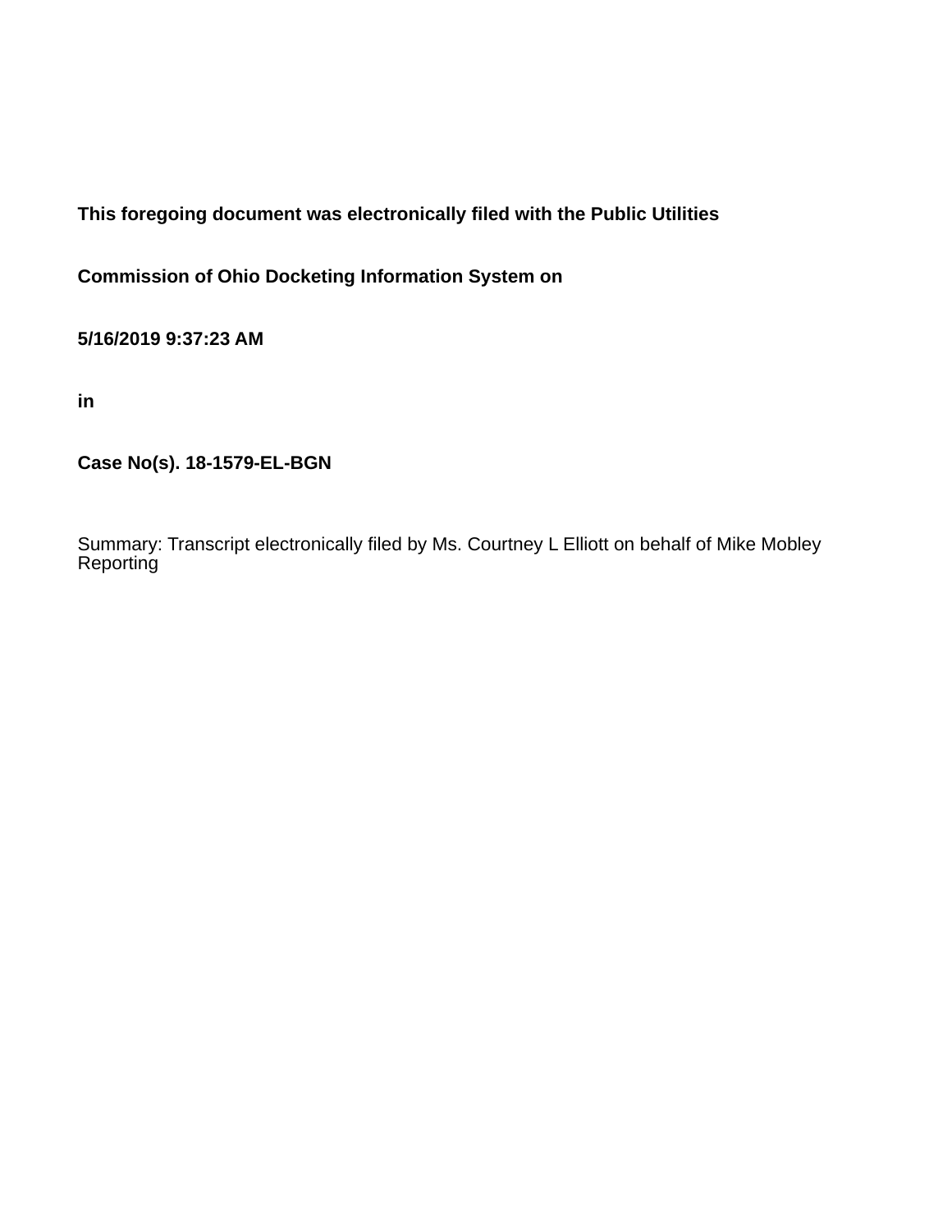**This foregoing document was electronically filed with the Public Utilities**

**Commission of Ohio Docketing Information System on**

**5/16/2019 9:37:23 AM**

**in**

**Case No(s). 18-1579-EL-BGN**

Summary: Transcript electronically filed by Ms. Courtney L Elliott on behalf of Mike Mobley Reporting